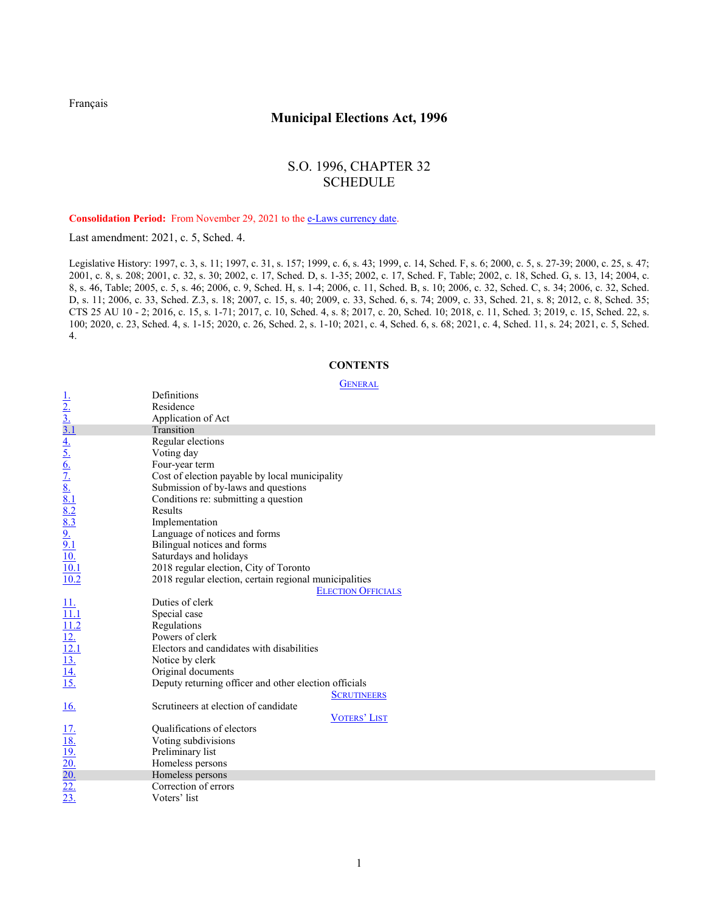Français

# Municipal Elections Act, 1996

## S.O. 1996, CHAPTER 32
## SCHEDULE

**Consolidation Period:** From November 29, 2021 to the e-Laws currency date.

Last amendment: 2021, c. 5, Sched. 4.

Legislative History: 1997, c. 3, s. 11; 1997, c. 31, s. 157; 1999, c. 6, s. 43; 1999, c. 14, Sched. F, s. 6; 2000, c. 5, s. 27-39; 2000, c. 25, s. 47; 2001, c. 8, s. 208; 2001, c. 32, s. 30; 2002, c. 17, Sched. D, s. 1-35; 2002, c. 17, Sched. F, Table; 2002, c. 18, Sched. G, s. 13, 14; 2004, c. 8, s. 46, Table; 2005, c. 5, s. 46; 2006, c. 9, Sched. H, s. 1-4; 2006, c. 11, Sched. B, s. 10; 2006, c. 32, Sched. C, s. 34; 2006, c. 32, Sched. D, s. 11; 2006, c. 33, Sched. Z.3, s. 18; 2007, c. 15, s. 40; 2009, c. 33, Sched. 6, s. 74; 2009, c. 33, Sched. 21, s. 8; 2012, c. 8, Sched. 35; CTS 25 AU 10 - 2; 2016, c. 15, s. 1-71; 2017, c. 10, Sched. 4, s. 8; 2017, c. 20, Sched. 10; 2018, c. 11, Sched. 3; 2019, c. 15, Sched. 22, s. 100; 2020, c. 23, Sched. 4, s. 1-15; 2020, c. 26, Sched. 2, s. 1-10; 2021, c. 4, Sched. 6, s. 68; 2021, c. 4, Sched. 11, s. 24; 2021, c. 5, Sched. 4.

### CONTENTS

**GENERAL**

| | |
|---|---|
| 1. | Definitions |
| 2. | Residence |
| 3. | Application of Act |
| 3.1 | Transition |
| 4. | Regular elections |
| 5. | Voting day |
| 6. | Four-year term |
| 7. | Cost of election payable by local municipality |
| 8. | Submission of by-laws and questions |
| 8.1 | Conditions re: submitting a question |
| 8.2 | Results |
| 8.3 | Implementation |
| 9. | Language of notices and forms |
| 9.1 | Bilingual notices and forms |
| 10. | Saturdays and holidays |
| 10.1 | 2018 regular election, City of Toronto |
| 10.2 | 2018 regular election, certain regional municipalities |

**ELECTION OFFICIALS**

| | |
|---|---|
| 11. | Duties of clerk |
| 11.1 | Special case |
| 11.2 | Regulations |
| 12. | Powers of clerk |
| 12.1 | Electors and candidates with disabilities |
| 13. | Notice by clerk |
| 14. | Original documents |
| 15. | Deputy returning officer and other election officials |

**SCRUTINEERS**

| | |
|---|---|
| 16. | Scrutineers at election of candidate |

**VOTERS' LIST**

| | |
|---|---|
| 17. | Qualifications of electors |
| 18. | Voting subdivisions |
| 19. | Preliminary list |
| 20. | Homeless persons |
| 20. | Homeless persons |
| 22. | Correction of errors |
| 23. | Voters' list |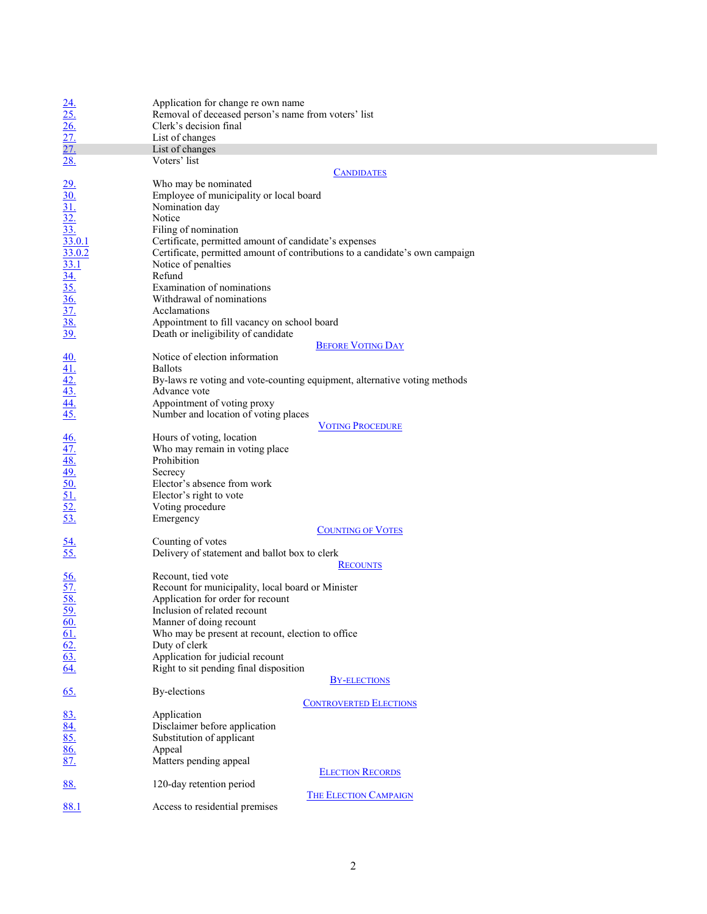| | |
|---|---|
| 24. | Application for change re own name |
| 25. | Removal of deceased person's name from voters' list |
| 26. | Clerk's decision final |
| 27. | List of changes |
| 27. | List of changes |
| 28. | Voters' list |

CANDIDATES

| | |
|---|---|
| 29. | Who may be nominated |
| 30. | Employee of municipality or local board |
| 31. | Nomination day |
| 32. | Notice |
| 33. | Filing of nomination |
| 33.0.1 | Certificate, permitted amount of candidate's expenses |
| 33.0.2 | Certificate, permitted amount of contributions to a candidate's own campaign |
| 33.1 | Notice of penalties |
| 34. | Refund |
| 35. | Examination of nominations |
| 36. | Withdrawal of nominations |
| 37. | Acclamations |
| 38. | Appointment to fill vacancy on school board |
| 39. | Death or ineligibility of candidate |

BEFORE VOTING DAY

| | |
|---|---|
| 40. | Notice of election information |
| 41. | Ballots |
| 42. | By-laws re voting and vote-counting equipment, alternative voting methods |
| 43. | Advance vote |
| 44. | Appointment of voting proxy |
| 45. | Number and location of voting places |

VOTING PROCEDURE

| | |
|---|---|
| 46. | Hours of voting, location |
| 47. | Who may remain in voting place |
| 48. | Prohibition |
| 49. | Secrecy |
| 50. | Elector's absence from work |
| 51. | Elector's right to vote |
| 52. | Voting procedure |
| 53. | Emergency |

COUNTING OF VOTES

| | |
|---|---|
| 54. | Counting of votes |
| 55. | Delivery of statement and ballot box to clerk |

RECOUNTS

| | |
|---|---|
| 56. | Recount, tied vote |
| 57. | Recount for municipality, local board or Minister |
| 58. | Application for order for recount |
| 59. | Inclusion of related recount |
| 60. | Manner of doing recount |
| 61. | Who may be present at recount, election to office |
| 62. | Duty of clerk |
| 63. | Application for judicial recount |
| 64. | Right to sit pending final disposition |

BY-ELECTIONS

| | |
|---|---|
| 65. | By-elections |

CONTROVERTED ELECTIONS

| | |
|---|---|
| 83. | Application |
| 84. | Disclaimer before application |
| 85. | Substitution of applicant |
| 86. | Appeal |
| 87. | Matters pending appeal |

ELECTION RECORDS

| | |
|---|---|
| 88. | 120-day retention period |

THE ELECTION CAMPAIGN

| | |
|---|---|
| 88.1 | Access to residential premises |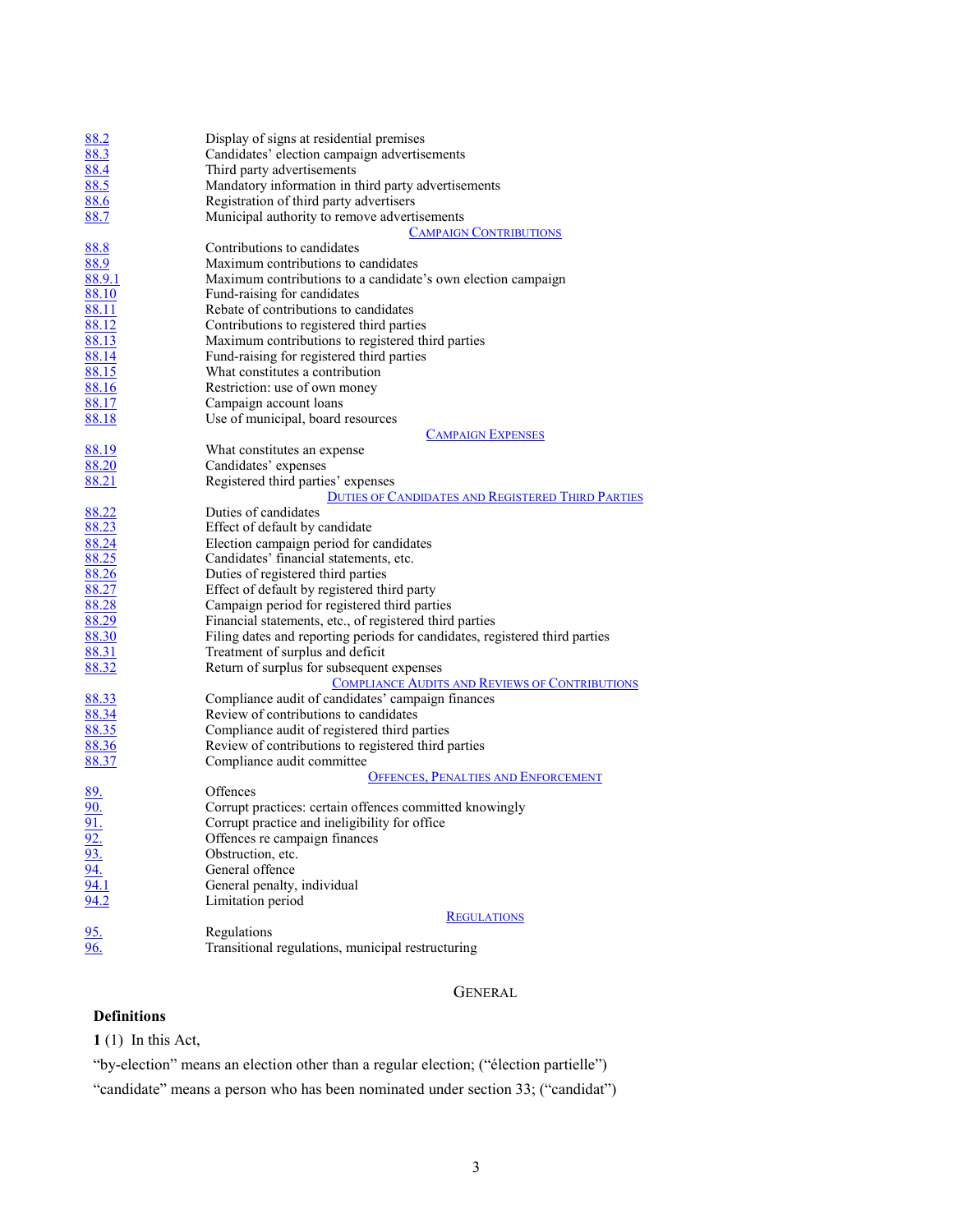| | |
|---|---|
| 88.2 | Display of signs at residential premises |
| 88.3 | Candidates' election campaign advertisements |
| 88.4 | Third party advertisements |
| 88.5 | Mandatory information in third party advertisements |
| 88.6 | Registration of third party advertisers |
| 88.7 | Municipal authority to remove advertisements |
| | CAMPAIGN CONTRIBUTIONS |
| 88.8 | Contributions to candidates |
| 88.9 | Maximum contributions to candidates |
| 88.9.1 | Maximum contributions to a candidate's own election campaign |
| 88.10 | Fund-raising for candidates |
| 88.11 | Rebate of contributions to candidates |
| 88.12 | Contributions to registered third parties |
| 88.13 | Maximum contributions to registered third parties |
| 88.14 | Fund-raising for registered third parties |
| 88.15 | What constitutes a contribution |
| 88.16 | Restriction: use of own money |
| 88.17 | Campaign account loans |
| 88.18 | Use of municipal, board resources |
| | CAMPAIGN EXPENSES |
| 88.19 | What constitutes an expense |
| 88.20 | Candidates' expenses |
| 88.21 | Registered third parties' expenses |
| | DUTIES OF CANDIDATES AND REGISTERED THIRD PARTIES |
| 88.22 | Duties of candidates |
| 88.23 | Effect of default by candidate |
| 88.24 | Election campaign period for candidates |
| 88.25 | Candidates' financial statements, etc. |
| 88.26 | Duties of registered third parties |
| 88.27 | Effect of default by registered third party |
| 88.28 | Campaign period for registered third parties |
| 88.29 | Financial statements, etc., of registered third parties |
| 88.30 | Filing dates and reporting periods for candidates, registered third parties |
| 88.31 | Treatment of surplus and deficit |
| 88.32 | Return of surplus for subsequent expenses |
| | COMPLIANCE AUDITS AND REVIEWS OF CONTRIBUTIONS |
| 88.33 | Compliance audit of candidates' campaign finances |
| 88.34 | Review of contributions to candidates |
| 88.35 | Compliance audit of registered third parties |
| 88.36 | Review of contributions to registered third parties |
| 88.37 | Compliance audit committee |
| | OFFENCES, PENALTIES AND ENFORCEMENT |
| 89. | Offences |
| 90. | Corrupt practices: certain offences committed knowingly |
| 91. | Corrupt practice and ineligibility for office |
| 92. | Offences re campaign finances |
| 93. | Obstruction, etc. |
| 94. | General offence |
| 94.1 | General penalty, individual |
| 94.2 | Limitation period |
| | REGULATIONS |
| 95. | Regulations |
| 96. | Transitional regulations, municipal restructuring |

## GENERAL

**Definitions**

**1** (1) In this Act,

"by-election" means an election other than a regular election; ("élection partielle")

"candidate" means a person who has been nominated under section 33; ("candidat")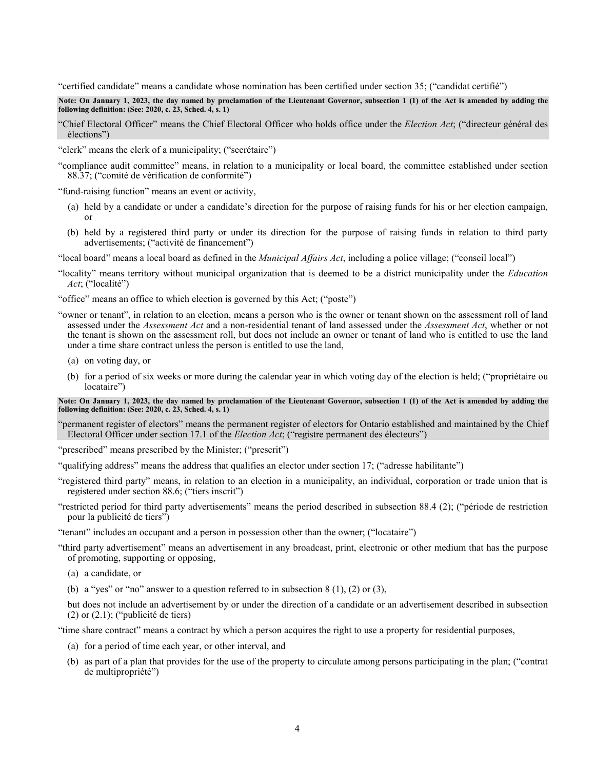"certified candidate" means a candidate whose nomination has been certified under section 35; ("candidat certifié")

**Note: On January 1, 2023, the day named by proclamation of the Lieutenant Governor, subsection 1 (1) of the Act is amended by adding the following definition: (See: 2020, c. 23, Sched. 4, s. 1)**

"Chief Electoral Officer" means the Chief Electoral Officer who holds office under the *Election Act*; ("directeur général des élections")

"clerk" means the clerk of a municipality; ("secrétaire")

"compliance audit committee" means, in relation to a municipality or local board, the committee established under section 88.37; ("comité de vérification de conformité")

"fund-raising function" means an event or activity,

(a) held by a candidate or under a candidate's direction for the purpose of raising funds for his or her election campaign, or

(b) held by a registered third party or under its direction for the purpose of raising funds in relation to third party advertisements; ("activité de financement")

"local board" means a local board as defined in the *Municipal Affairs Act*, including a police village; ("conseil local")

"locality" means territory without municipal organization that is deemed to be a district municipality under the *Education Act*; ("localité")

"office" means an office to which election is governed by this Act; ("poste")

"owner or tenant", in relation to an election, means a person who is the owner or tenant shown on the assessment roll of land assessed under the *Assessment Act* and a non-residential tenant of land assessed under the *Assessment Act*, whether or not the tenant is shown on the assessment roll, but does not include an owner or tenant of land who is entitled to use the land under a time share contract unless the person is entitled to use the land,

(a) on voting day, or

(b) for a period of six weeks or more during the calendar year in which voting day of the election is held; ("propriétaire ou locataire")

**Note: On January 1, 2023, the day named by proclamation of the Lieutenant Governor, subsection 1 (1) of the Act is amended by adding the following definition: (See: 2020, c. 23, Sched. 4, s. 1)**

"permanent register of electors" means the permanent register of electors for Ontario established and maintained by the Chief Electoral Officer under section 17.1 of the *Election Act*; ("registre permanent des électeurs")

"prescribed" means prescribed by the Minister; ("prescrit")

"qualifying address" means the address that qualifies an elector under section 17; ("adresse habilitante")

"registered third party" means, in relation to an election in a municipality, an individual, corporation or trade union that is registered under section 88.6; ("tiers inscrit")

"restricted period for third party advertisements" means the period described in subsection 88.4 (2); ("période de restriction pour la publicité de tiers")

"tenant" includes an occupant and a person in possession other than the owner; ("locataire")

"third party advertisement" means an advertisement in any broadcast, print, electronic or other medium that has the purpose of promoting, supporting or opposing,

(a) a candidate, or

(b) a "yes" or "no" answer to a question referred to in subsection 8 (1), (2) or (3),

but does not include an advertisement by or under the direction of a candidate or an advertisement described in subsection (2) or (2.1); ("publicité de tiers)

"time share contract" means a contract by which a person acquires the right to use a property for residential purposes,

(a) for a period of time each year, or other interval, and

(b) as part of a plan that provides for the use of the property to circulate among persons participating in the plan; ("contrat de multipropriété")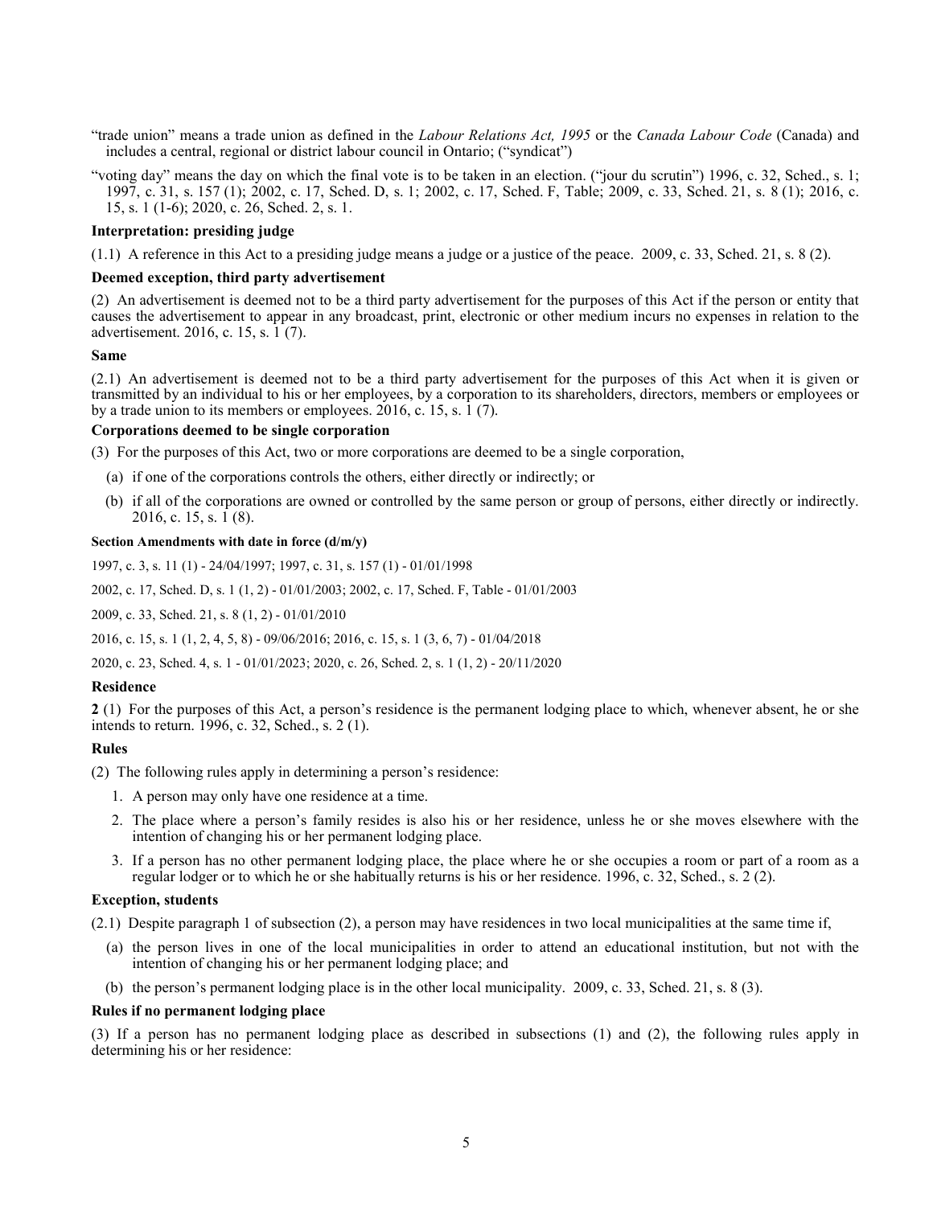"trade union" means a trade union as defined in the *Labour Relations Act, 1995* or the *Canada Labour Code* (Canada) and includes a central, regional or district labour council in Ontario; ("syndicat")

"voting day" means the day on which the final vote is to be taken in an election. ("jour du scrutin") 1996, c. 32, Sched., s. 1; 1997, c. 31, s. 157 (1); 2002, c. 17, Sched. D, s. 1; 2002, c. 17, Sched. F, Table; 2009, c. 33, Sched. 21, s. 8 (1); 2016, c. 15, s. 1 (1-6); 2020, c. 26, Sched. 2, s. 1.

#### Interpretation: presiding judge

(1.1) A reference in this Act to a presiding judge means a judge or a justice of the peace. 2009, c. 33, Sched. 21, s. 8 (2).

#### Deemed exception, third party advertisement

(2) An advertisement is deemed not to be a third party advertisement for the purposes of this Act if the person or entity that causes the advertisement to appear in any broadcast, print, electronic or other medium incurs no expenses in relation to the advertisement. 2016, c. 15, s. 1 (7).

#### Same

(2.1) An advertisement is deemed not to be a third party advertisement for the purposes of this Act when it is given or transmitted by an individual to his or her employees, by a corporation to its shareholders, directors, members or employees or by a trade union to its members or employees. 2016, c. 15, s. 1 (7).

#### Corporations deemed to be single corporation

(3) For the purposes of this Act, two or more corporations are deemed to be a single corporation,

(a) if one of the corporations controls the others, either directly or indirectly; or

(b) if all of the corporations are owned or controlled by the same person or group of persons, either directly or indirectly. 2016, c. 15, s. 1 (8).

##### Section Amendments with date in force (d/m/y)

1997, c. 3, s. 11 (1) - 24/04/1997; 1997, c. 31, s. 157 (1) - 01/01/1998

2002, c. 17, Sched. D, s. 1 (1, 2) - 01/01/2003; 2002, c. 17, Sched. F, Table - 01/01/2003

2009, c. 33, Sched. 21, s. 8 (1, 2) - 01/01/2010

2016, c. 15, s. 1 (1, 2, 4, 5, 8) - 09/06/2016; 2016, c. 15, s. 1 (3, 6, 7) - 01/04/2018

2020, c. 23, Sched. 4, s. 1 - 01/01/2023; 2020, c. 26, Sched. 2, s. 1 (1, 2) - 20/11/2020

#### Residence

**2** (1) For the purposes of this Act, a person's residence is the permanent lodging place to which, whenever absent, he or she intends to return. 1996, c. 32, Sched., s. 2 (1).

#### Rules

(2) The following rules apply in determining a person's residence:

1. A person may only have one residence at a time.
2. The place where a person's family resides is also his or her residence, unless he or she moves elsewhere with the intention of changing his or her permanent lodging place.
3. If a person has no other permanent lodging place, the place where he or she occupies a room or part of a room as a regular lodger or to which he or she habitually returns is his or her residence. 1996, c. 32, Sched., s. 2 (2).

#### Exception, students

(2.1) Despite paragraph 1 of subsection (2), a person may have residences in two local municipalities at the same time if,

(a) the person lives in one of the local municipalities in order to attend an educational institution, but not with the intention of changing his or her permanent lodging place; and

(b) the person's permanent lodging place is in the other local municipality. 2009, c. 33, Sched. 21, s. 8 (3).

#### Rules if no permanent lodging place

(3) If a person has no permanent lodging place as described in subsections (1) and (2), the following rules apply in determining his or her residence: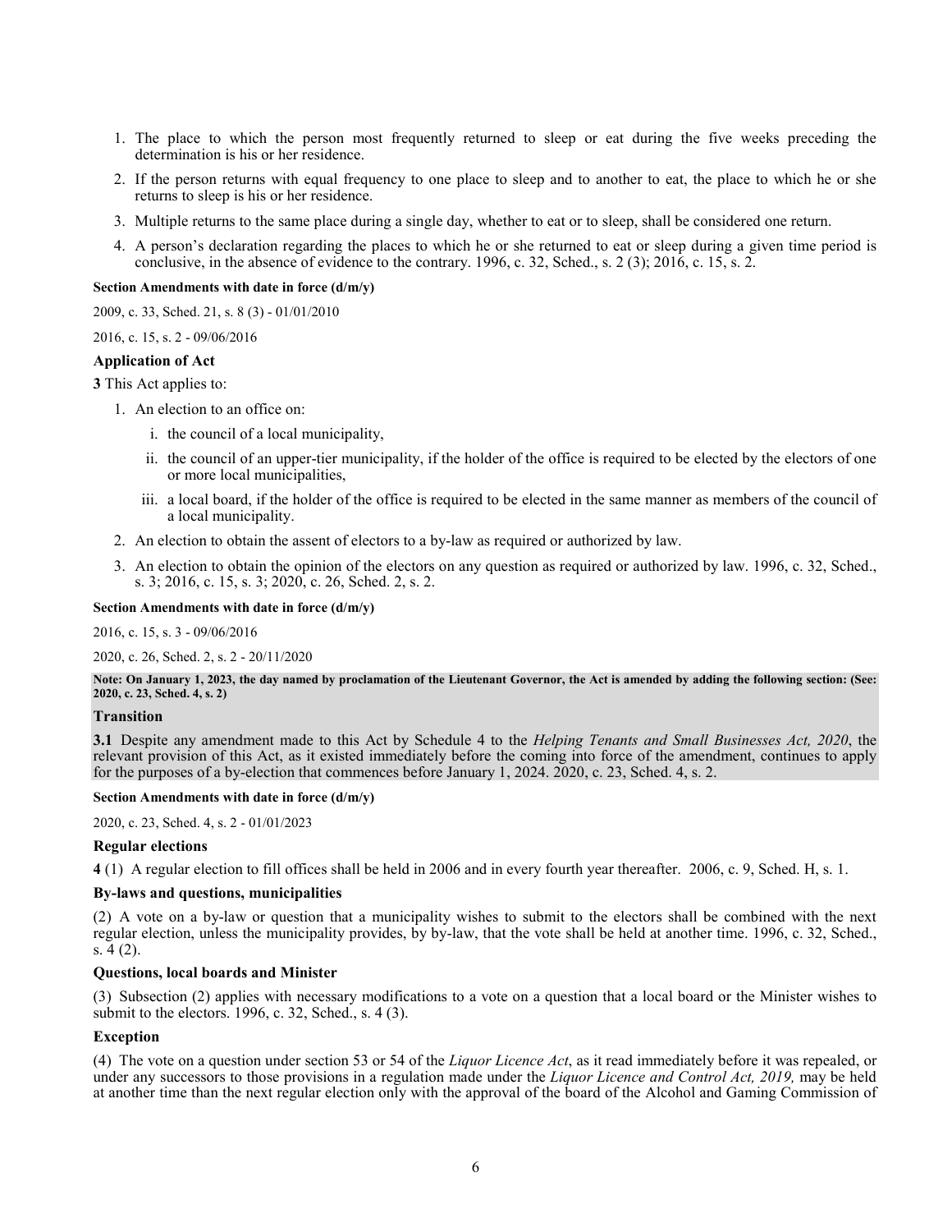1. The place to which the person most frequently returned to sleep or eat during the five weeks preceding the determination is his or her residence.
2. If the person returns with equal frequency to one place to sleep and to another to eat, the place to which he or she returns to sleep is his or her residence.
3. Multiple returns to the same place during a single day, whether to eat or to sleep, shall be considered one return.
4. A person's declaration regarding the places to which he or she returned to eat or sleep during a given time period is conclusive, in the absence of evidence to the contrary. 1996, c. 32, Sched., s. 2 (3); 2016, c. 15, s. 2.

**Section Amendments with date in force (d/m/y)**

2009, c. 33, Sched. 21, s. 8 (3) - 01/01/2010

2016, c. 15, s. 2 - 09/06/2016

**Application of Act**

**3** This Act applies to:

1. An election to an office on:
   i. the council of a local municipality,
   ii. the council of an upper-tier municipality, if the holder of the office is required to be elected by the electors of one or more local municipalities,
   iii. a local board, if the holder of the office is required to be elected in the same manner as members of the council of a local municipality.
2. An election to obtain the assent of electors to a by-law as required or authorized by law.
3. An election to obtain the opinion of the electors on any question as required or authorized by law. 1996, c. 32, Sched., s. 3; 2016, c. 15, s. 3; 2020, c. 26, Sched. 2, s. 2.

**Section Amendments with date in force (d/m/y)**

2016, c. 15, s. 3 - 09/06/2016

2020, c. 26, Sched. 2, s. 2 - 20/11/2020

**Note: On January 1, 2023, the day named by proclamation of the Lieutenant Governor, the Act is amended by adding the following section: (See: 2020, c. 23, Sched. 4, s. 2)**

**Transition**

**3.1** Despite any amendment made to this Act by Schedule 4 to the *Helping Tenants and Small Businesses Act, 2020*, the relevant provision of this Act, as it existed immediately before the coming into force of the amendment, continues to apply for the purposes of a by-election that commences before January 1, 2024. 2020, c. 23, Sched. 4, s. 2.

**Section Amendments with date in force (d/m/y)**

2020, c. 23, Sched. 4, s. 2 - 01/01/2023

**Regular elections**

**4** (1) A regular election to fill offices shall be held in 2006 and in every fourth year thereafter. 2006, c. 9, Sched. H, s. 1.

**By-laws and questions, municipalities**

(2) A vote on a by-law or question that a municipality wishes to submit to the electors shall be combined with the next regular election, unless the municipality provides, by by-law, that the vote shall be held at another time. 1996, c. 32, Sched., s. 4 (2).

**Questions, local boards and Minister**

(3) Subsection (2) applies with necessary modifications to a vote on a question that a local board or the Minister wishes to submit to the electors. 1996, c. 32, Sched., s. 4 (3).

**Exception**

(4) The vote on a question under section 53 or 54 of the *Liquor Licence Act*, as it read immediately before it was repealed, or under any successors to those provisions in a regulation made under the *Liquor Licence and Control Act, 2019,* may be held at another time than the next regular election only with the approval of the board of the Alcohol and Gaming Commission of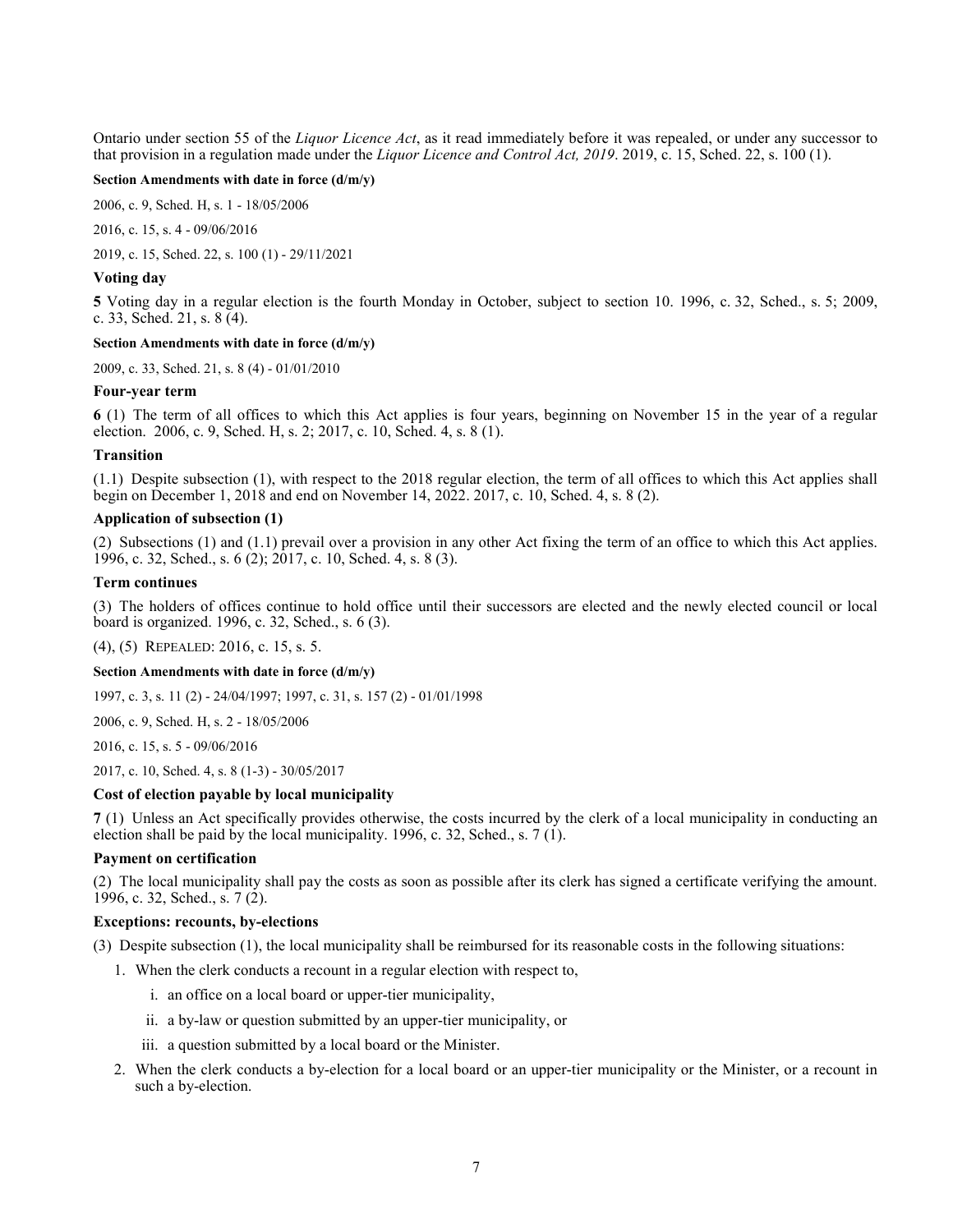Ontario under section 55 of the *Liquor Licence Act*, as it read immediately before it was repealed, or under any successor to that provision in a regulation made under the *Liquor Licence and Control Act, 2019*. 2019, c. 15, Sched. 22, s. 100 (1).

**Section Amendments with date in force (d/m/y)**

2006, c. 9, Sched. H, s. 1 - 18/05/2006

2016, c. 15, s. 4 - 09/06/2016

2019, c. 15, Sched. 22, s. 100 (1) - 29/11/2021

### Voting day

**5** Voting day in a regular election is the fourth Monday in October, subject to section 10. 1996, c. 32, Sched., s. 5; 2009, c. 33, Sched. 21, s. 8 (4).

**Section Amendments with date in force (d/m/y)**

2009, c. 33, Sched. 21, s. 8 (4) - 01/01/2010

### Four-year term

**6** (1) The term of all offices to which this Act applies is four years, beginning on November 15 in the year of a regular election. 2006, c. 9, Sched. H, s. 2; 2017, c. 10, Sched. 4, s. 8 (1).

### Transition

(1.1) Despite subsection (1), with respect to the 2018 regular election, the term of all offices to which this Act applies shall begin on December 1, 2018 and end on November 14, 2022. 2017, c. 10, Sched. 4, s. 8 (2).

### Application of subsection (1)

(2) Subsections (1) and (1.1) prevail over a provision in any other Act fixing the term of an office to which this Act applies. 1996, c. 32, Sched., s. 6 (2); 2017, c. 10, Sched. 4, s. 8 (3).

### Term continues

(3) The holders of offices continue to hold office until their successors are elected and the newly elected council or local board is organized. 1996, c. 32, Sched., s. 6 (3).

(4), (5) REPEALED: 2016, c. 15, s. 5.

**Section Amendments with date in force (d/m/y)**

1997, c. 3, s. 11 (2) - 24/04/1997; 1997, c. 31, s. 157 (2) - 01/01/1998

2006, c. 9, Sched. H, s. 2 - 18/05/2006

2016, c. 15, s. 5 - 09/06/2016

2017, c. 10, Sched. 4, s. 8 (1-3) - 30/05/2017

### Cost of election payable by local municipality

**7** (1) Unless an Act specifically provides otherwise, the costs incurred by the clerk of a local municipality in conducting an election shall be paid by the local municipality. 1996, c. 32, Sched., s. 7 (1).

### Payment on certification

(2) The local municipality shall pay the costs as soon as possible after its clerk has signed a certificate verifying the amount. 1996, c. 32, Sched., s. 7 (2).

### Exceptions: recounts, by-elections

(3) Despite subsection (1), the local municipality shall be reimbursed for its reasonable costs in the following situations:

1. When the clerk conducts a recount in a regular election with respect to,
   i. an office on a local board or upper-tier municipality,
   ii. a by-law or question submitted by an upper-tier municipality, or
   iii. a question submitted by a local board or the Minister.
2. When the clerk conducts a by-election for a local board or an upper-tier municipality or the Minister, or a recount in such a by-election.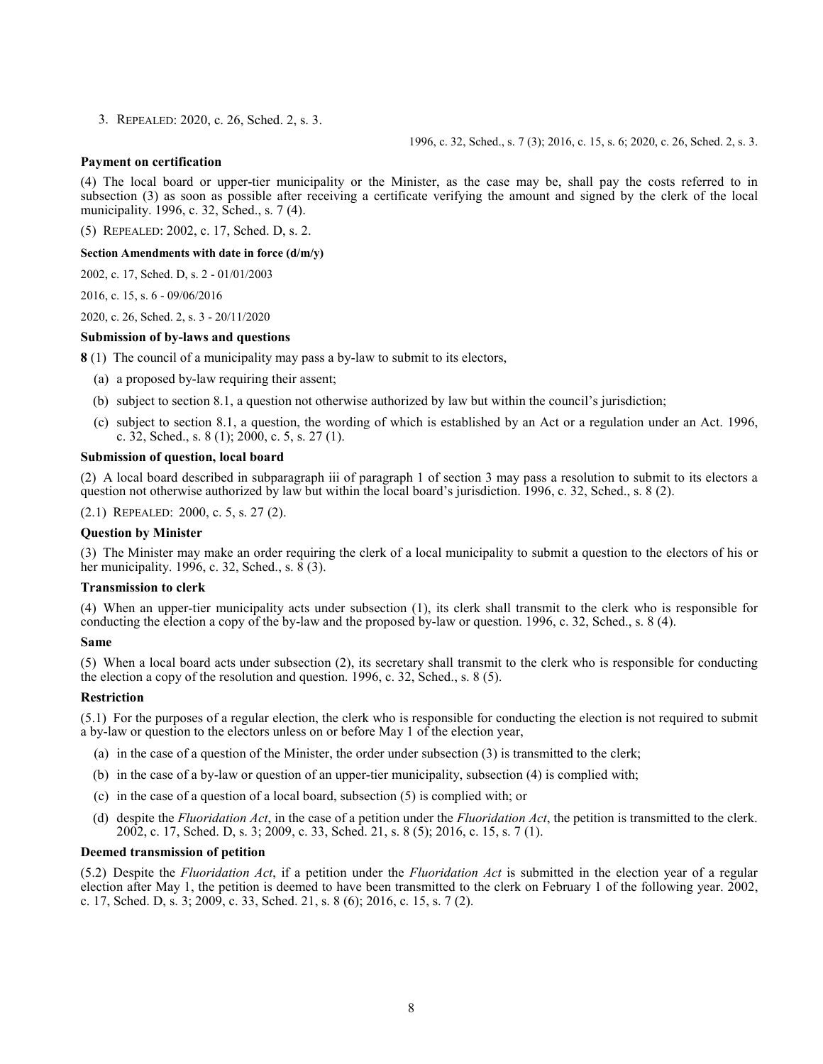3. REPEALED: 2020, c. 26, Sched. 2, s. 3.

1996, c. 32, Sched., s. 7 (3); 2016, c. 15, s. 6; 2020, c. 26, Sched. 2, s. 3.

**Payment on certification**

(4) The local board or upper-tier municipality or the Minister, as the case may be, shall pay the costs referred to in subsection (3) as soon as possible after receiving a certificate verifying the amount and signed by the clerk of the local municipality. 1996, c. 32, Sched., s. 7 (4).

(5) REPEALED: 2002, c. 17, Sched. D, s. 2.

**Section Amendments with date in force (d/m/y)**

2002, c. 17, Sched. D, s. 2 - 01/01/2003

2016, c. 15, s. 6 - 09/06/2016

2020, c. 26, Sched. 2, s. 3 - 20/11/2020

**Submission of by-laws and questions**

**8** (1) The council of a municipality may pass a by-law to submit to its electors,

(a) a proposed by-law requiring their assent;

(b) subject to section 8.1, a question not otherwise authorized by law but within the council's jurisdiction;

(c) subject to section 8.1, a question, the wording of which is established by an Act or a regulation under an Act. 1996, c. 32, Sched., s. 8 (1); 2000, c. 5, s. 27 (1).

**Submission of question, local board**

(2) A local board described in subparagraph iii of paragraph 1 of section 3 may pass a resolution to submit to its electors a question not otherwise authorized by law but within the local board's jurisdiction. 1996, c. 32, Sched., s. 8 (2).

(2.1) REPEALED: 2000, c. 5, s. 27 (2).

**Question by Minister**

(3) The Minister may make an order requiring the clerk of a local municipality to submit a question to the electors of his or her municipality. 1996, c. 32, Sched., s. 8 (3).

**Transmission to clerk**

(4) When an upper-tier municipality acts under subsection (1), its clerk shall transmit to the clerk who is responsible for conducting the election a copy of the by-law and the proposed by-law or question. 1996, c. 32, Sched., s. 8 (4).

**Same**

(5) When a local board acts under subsection (2), its secretary shall transmit to the clerk who is responsible for conducting the election a copy of the resolution and question. 1996, c. 32, Sched., s. 8 (5).

**Restriction**

(5.1) For the purposes of a regular election, the clerk who is responsible for conducting the election is not required to submit a by-law or question to the electors unless on or before May 1 of the election year,

(a) in the case of a question of the Minister, the order under subsection (3) is transmitted to the clerk;

(b) in the case of a by-law or question of an upper-tier municipality, subsection (4) is complied with;

(c) in the case of a question of a local board, subsection (5) is complied with; or

(d) despite the *Fluoridation Act*, in the case of a petition under the *Fluoridation Act*, the petition is transmitted to the clerk. 2002, c. 17, Sched. D, s. 3; 2009, c. 33, Sched. 21, s. 8 (5); 2016, c. 15, s. 7 (1).

**Deemed transmission of petition**

(5.2) Despite the *Fluoridation Act*, if a petition under the *Fluoridation Act* is submitted in the election year of a regular election after May 1, the petition is deemed to have been transmitted to the clerk on February 1 of the following year. 2002, c. 17, Sched. D, s. 3; 2009, c. 33, Sched. 21, s. 8 (6); 2016, c. 15, s. 7 (2).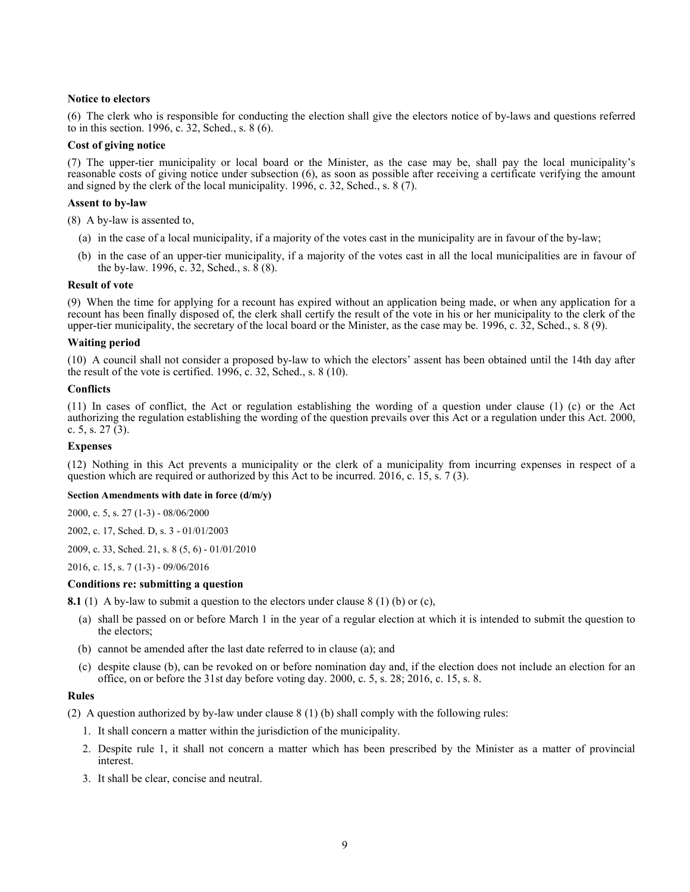**Notice to electors**

(6) The clerk who is responsible for conducting the election shall give the electors notice of by-laws and questions referred to in this section. 1996, c. 32, Sched., s. 8 (6).

**Cost of giving notice**

(7) The upper-tier municipality or local board or the Minister, as the case may be, shall pay the local municipality's reasonable costs of giving notice under subsection (6), as soon as possible after receiving a certificate verifying the amount and signed by the clerk of the local municipality. 1996, c. 32, Sched., s. 8 (7).

**Assent to by-law**

(8) A by-law is assented to,

- (a) in the case of a local municipality, if a majority of the votes cast in the municipality are in favour of the by-law;
- (b) in the case of an upper-tier municipality, if a majority of the votes cast in all the local municipalities are in favour of the by-law. 1996, c. 32, Sched., s. 8 (8).

**Result of vote**

(9) When the time for applying for a recount has expired without an application being made, or when any application for a recount has been finally disposed of, the clerk shall certify the result of the vote in his or her municipality to the clerk of the upper-tier municipality, the secretary of the local board or the Minister, as the case may be. 1996, c. 32, Sched., s. 8 (9).

**Waiting period**

(10) A council shall not consider a proposed by-law to which the electors' assent has been obtained until the 14th day after the result of the vote is certified. 1996, c. 32, Sched., s. 8 (10).

**Conflicts**

(11) In cases of conflict, the Act or regulation establishing the wording of a question under clause (1) (c) or the Act authorizing the regulation establishing the wording of the question prevails over this Act or a regulation under this Act. 2000, c. 5, s. 27 (3).

**Expenses**

(12) Nothing in this Act prevents a municipality or the clerk of a municipality from incurring expenses in respect of a question which are required or authorized by this Act to be incurred. 2016, c. 15, s. 7 (3).

**Section Amendments with date in force (d/m/y)**

2000, c. 5, s. 27 (1-3) - 08/06/2000

2002, c. 17, Sched. D, s. 3 - 01/01/2003

2009, c. 33, Sched. 21, s. 8 (5, 6) - 01/01/2010

2016, c. 15, s. 7 (1-3) - 09/06/2016

**Conditions re: submitting a question**

**8.1** (1) A by-law to submit a question to the electors under clause 8 (1) (b) or (c),

- (a) shall be passed on or before March 1 in the year of a regular election at which it is intended to submit the question to the electors;
- (b) cannot be amended after the last date referred to in clause (a); and
- (c) despite clause (b), can be revoked on or before nomination day and, if the election does not include an election for an office, on or before the 31st day before voting day. 2000, c. 5, s. 28; 2016, c. 15, s. 8.

**Rules**

(2) A question authorized by by-law under clause 8 (1) (b) shall comply with the following rules:

1. It shall concern a matter within the jurisdiction of the municipality.
2. Despite rule 1, it shall not concern a matter which has been prescribed by the Minister as a matter of provincial interest.
3. It shall be clear, concise and neutral.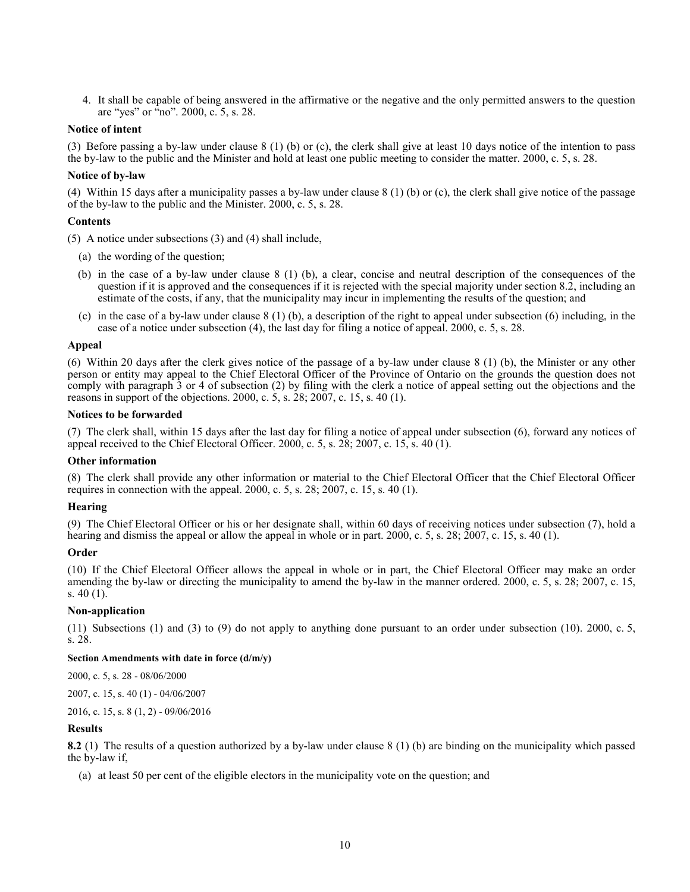4. It shall be capable of being answered in the affirmative or the negative and the only permitted answers to the question are "yes" or "no". 2000, c. 5, s. 28.

**Notice of intent**

(3) Before passing a by-law under clause 8 (1) (b) or (c), the clerk shall give at least 10 days notice of the intention to pass the by-law to the public and the Minister and hold at least one public meeting to consider the matter. 2000, c. 5, s. 28.

**Notice of by-law**

(4) Within 15 days after a municipality passes a by-law under clause 8 (1) (b) or (c), the clerk shall give notice of the passage of the by-law to the public and the Minister. 2000, c. 5, s. 28.

**Contents**

(5) A notice under subsections (3) and (4) shall include,

(a) the wording of the question;

(b) in the case of a by-law under clause 8 (1) (b), a clear, concise and neutral description of the consequences of the question if it is approved and the consequences if it is rejected with the special majority under section 8.2, including an estimate of the costs, if any, that the municipality may incur in implementing the results of the question; and

(c) in the case of a by-law under clause 8 (1) (b), a description of the right to appeal under subsection (6) including, in the case of a notice under subsection (4), the last day for filing a notice of appeal. 2000, c. 5, s. 28.

**Appeal**

(6) Within 20 days after the clerk gives notice of the passage of a by-law under clause 8 (1) (b), the Minister or any other person or entity may appeal to the Chief Electoral Officer of the Province of Ontario on the grounds the question does not comply with paragraph 3 or 4 of subsection (2) by filing with the clerk a notice of appeal setting out the objections and the reasons in support of the objections. 2000, c. 5, s. 28; 2007, c. 15, s. 40 (1).

**Notices to be forwarded**

(7) The clerk shall, within 15 days after the last day for filing a notice of appeal under subsection (6), forward any notices of appeal received to the Chief Electoral Officer. 2000, c. 5, s. 28; 2007, c. 15, s. 40 (1).

**Other information**

(8) The clerk shall provide any other information or material to the Chief Electoral Officer that the Chief Electoral Officer requires in connection with the appeal. 2000, c. 5, s. 28; 2007, c. 15, s. 40 (1).

**Hearing**

(9) The Chief Electoral Officer or his or her designate shall, within 60 days of receiving notices under subsection (7), hold a hearing and dismiss the appeal or allow the appeal in whole or in part. 2000, c. 5, s. 28; 2007, c. 15, s. 40 (1).

**Order**

(10) If the Chief Electoral Officer allows the appeal in whole or in part, the Chief Electoral Officer may make an order amending the by-law or directing the municipality to amend the by-law in the manner ordered. 2000, c. 5, s. 28; 2007, c. 15, s. 40 (1).

**Non-application**

(11) Subsections (1) and (3) to (9) do not apply to anything done pursuant to an order under subsection (10). 2000, c. 5, s. 28.

**Section Amendments with date in force (d/m/y)**

2000, c. 5, s. 28 - 08/06/2000

2007, c. 15, s. 40 (1) - 04/06/2007

2016, c. 15, s. 8 (1, 2) - 09/06/2016

**Results**

**8.2** (1) The results of a question authorized by a by-law under clause 8 (1) (b) are binding on the municipality which passed the by-law if,

(a) at least 50 per cent of the eligible electors in the municipality vote on the question; and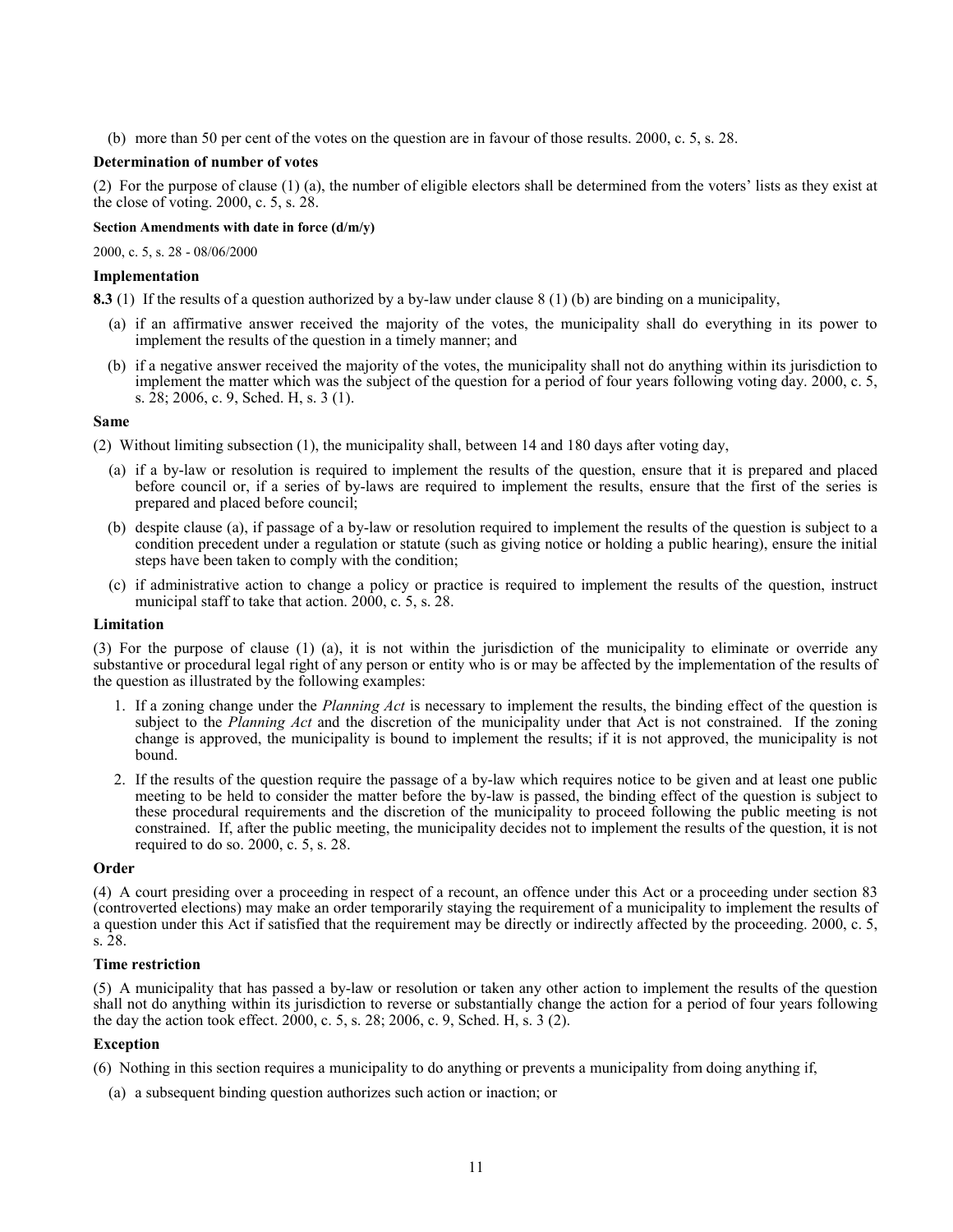(b) more than 50 per cent of the votes on the question are in favour of those results. 2000, c. 5, s. 28.

**Determination of number of votes**

(2) For the purpose of clause (1) (a), the number of eligible electors shall be determined from the voters' lists as they exist at the close of voting. 2000, c. 5, s. 28.

**Section Amendments with date in force (d/m/y)**

2000, c. 5, s. 28 - 08/06/2000

**Implementation**

**8.3** (1) If the results of a question authorized by a by-law under clause 8 (1) (b) are binding on a municipality,

(a) if an affirmative answer received the majority of the votes, the municipality shall do everything in its power to implement the results of the question in a timely manner; and

(b) if a negative answer received the majority of the votes, the municipality shall not do anything within its jurisdiction to implement the matter which was the subject of the question for a period of four years following voting day. 2000, c. 5, s. 28; 2006, c. 9, Sched. H, s. 3 (1).

**Same**

(2) Without limiting subsection (1), the municipality shall, between 14 and 180 days after voting day,

(a) if a by-law or resolution is required to implement the results of the question, ensure that it is prepared and placed before council or, if a series of by-laws are required to implement the results, ensure that the first of the series is prepared and placed before council;

(b) despite clause (a), if passage of a by-law or resolution required to implement the results of the question is subject to a condition precedent under a regulation or statute (such as giving notice or holding a public hearing), ensure the initial steps have been taken to comply with the condition;

(c) if administrative action to change a policy or practice is required to implement the results of the question, instruct municipal staff to take that action. 2000, c. 5, s. 28.

**Limitation**

(3) For the purpose of clause (1) (a), it is not within the jurisdiction of the municipality to eliminate or override any substantive or procedural legal right of any person or entity who is or may be affected by the implementation of the results of the question as illustrated by the following examples:

1. If a zoning change under the *Planning Act* is necessary to implement the results, the binding effect of the question is subject to the *Planning Act* and the discretion of the municipality under that Act is not constrained. If the zoning change is approved, the municipality is bound to implement the results; if it is not approved, the municipality is not bound.
2. If the results of the question require the passage of a by-law which requires notice to be given and at least one public meeting to be held to consider the matter before the by-law is passed, the binding effect of the question is subject to these procedural requirements and the discretion of the municipality to proceed following the public meeting is not constrained. If, after the public meeting, the municipality decides not to implement the results of the question, it is not required to do so. 2000, c. 5, s. 28.

**Order**

(4) A court presiding over a proceeding in respect of a recount, an offence under this Act or a proceeding under section 83 (controverted elections) may make an order temporarily staying the requirement of a municipality to implement the results of a question under this Act if satisfied that the requirement may be directly or indirectly affected by the proceeding. 2000, c. 5, s. 28.

**Time restriction**

(5) A municipality that has passed a by-law or resolution or taken any other action to implement the results of the question shall not do anything within its jurisdiction to reverse or substantially change the action for a period of four years following the day the action took effect. 2000, c. 5, s. 28; 2006, c. 9, Sched. H, s. 3 (2).

**Exception**

(6) Nothing in this section requires a municipality to do anything or prevents a municipality from doing anything if,

(a) a subsequent binding question authorizes such action or inaction; or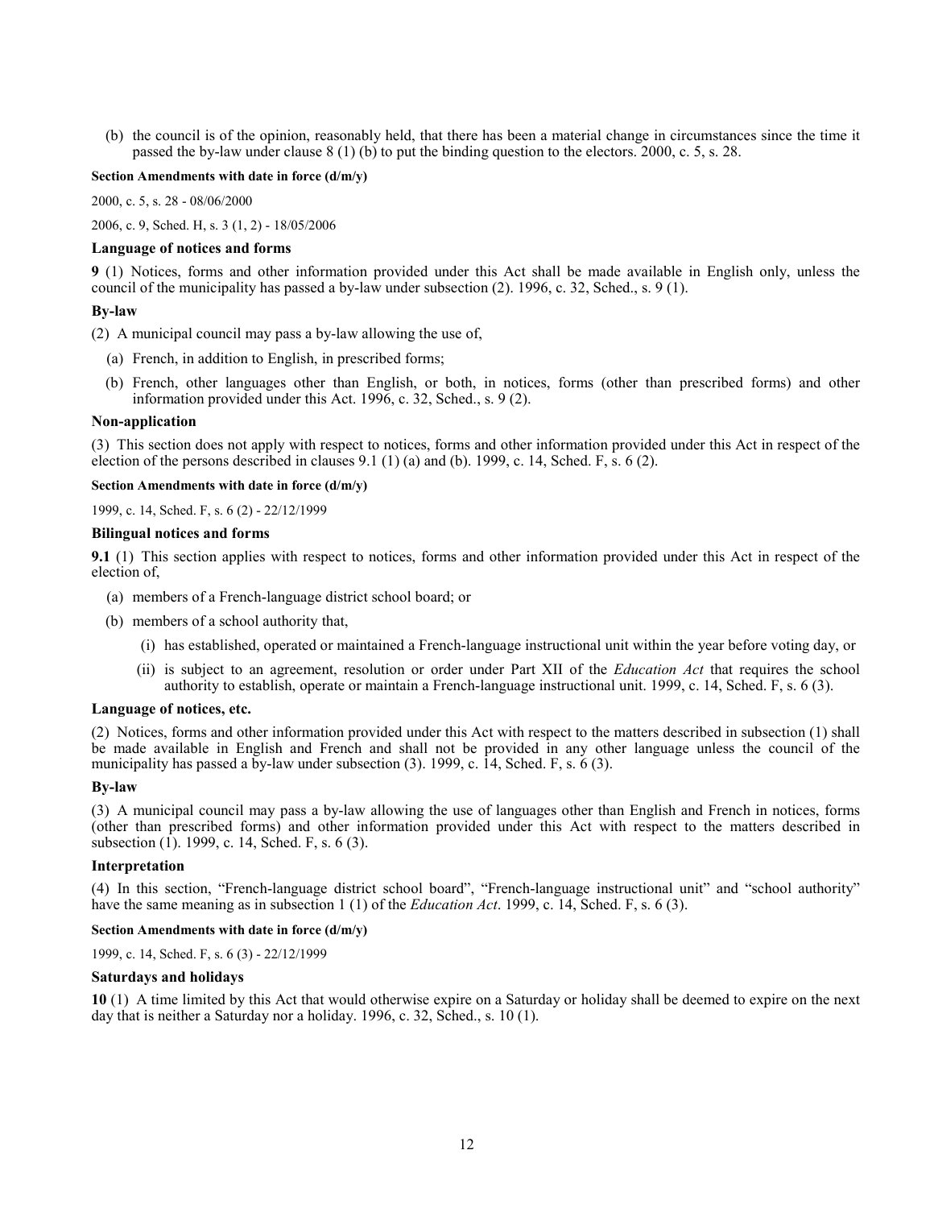(b) the council is of the opinion, reasonably held, that there has been a material change in circumstances since the time it passed the by-law under clause 8 (1) (b) to put the binding question to the electors. 2000, c. 5, s. 28.

**Section Amendments with date in force (d/m/y)**

2000, c. 5, s. 28 - 08/06/2000

2006, c. 9, Sched. H, s. 3 (1, 2) - 18/05/2006

**Language of notices and forms**

**9** (1) Notices, forms and other information provided under this Act shall be made available in English only, unless the council of the municipality has passed a by-law under subsection (2). 1996, c. 32, Sched., s. 9 (1).

**By-law**

(2) A municipal council may pass a by-law allowing the use of,

(a) French, in addition to English, in prescribed forms;

(b) French, other languages other than English, or both, in notices, forms (other than prescribed forms) and other information provided under this Act. 1996, c. 32, Sched., s. 9 (2).

**Non-application**

(3) This section does not apply with respect to notices, forms and other information provided under this Act in respect of the election of the persons described in clauses 9.1 (1) (a) and (b). 1999, c. 14, Sched. F, s. 6 (2).

**Section Amendments with date in force (d/m/y)**

1999, c. 14, Sched. F, s. 6 (2) - 22/12/1999

**Bilingual notices and forms**

**9.1** (1) This section applies with respect to notices, forms and other information provided under this Act in respect of the election of,

(a) members of a French-language district school board; or

(b) members of a school authority that,

(i) has established, operated or maintained a French-language instructional unit within the year before voting day, or

(ii) is subject to an agreement, resolution or order under Part XII of the *Education Act* that requires the school authority to establish, operate or maintain a French-language instructional unit. 1999, c. 14, Sched. F, s. 6 (3).

**Language of notices, etc.**

(2) Notices, forms and other information provided under this Act with respect to the matters described in subsection (1) shall be made available in English and French and shall not be provided in any other language unless the council of the municipality has passed a by-law under subsection (3). 1999, c. 14, Sched. F, s. 6 (3).

**By-law**

(3) A municipal council may pass a by-law allowing the use of languages other than English and French in notices, forms (other than prescribed forms) and other information provided under this Act with respect to the matters described in subsection (1). 1999, c. 14, Sched. F, s. 6 (3).

**Interpretation**

(4) In this section, "French-language district school board", "French-language instructional unit" and "school authority" have the same meaning as in subsection 1 (1) of the *Education Act*. 1999, c. 14, Sched. F, s. 6 (3).

**Section Amendments with date in force (d/m/y)**

1999, c. 14, Sched. F, s. 6 (3) - 22/12/1999

**Saturdays and holidays**

**10** (1) A time limited by this Act that would otherwise expire on a Saturday or holiday shall be deemed to expire on the next day that is neither a Saturday nor a holiday. 1996, c. 32, Sched., s. 10 (1).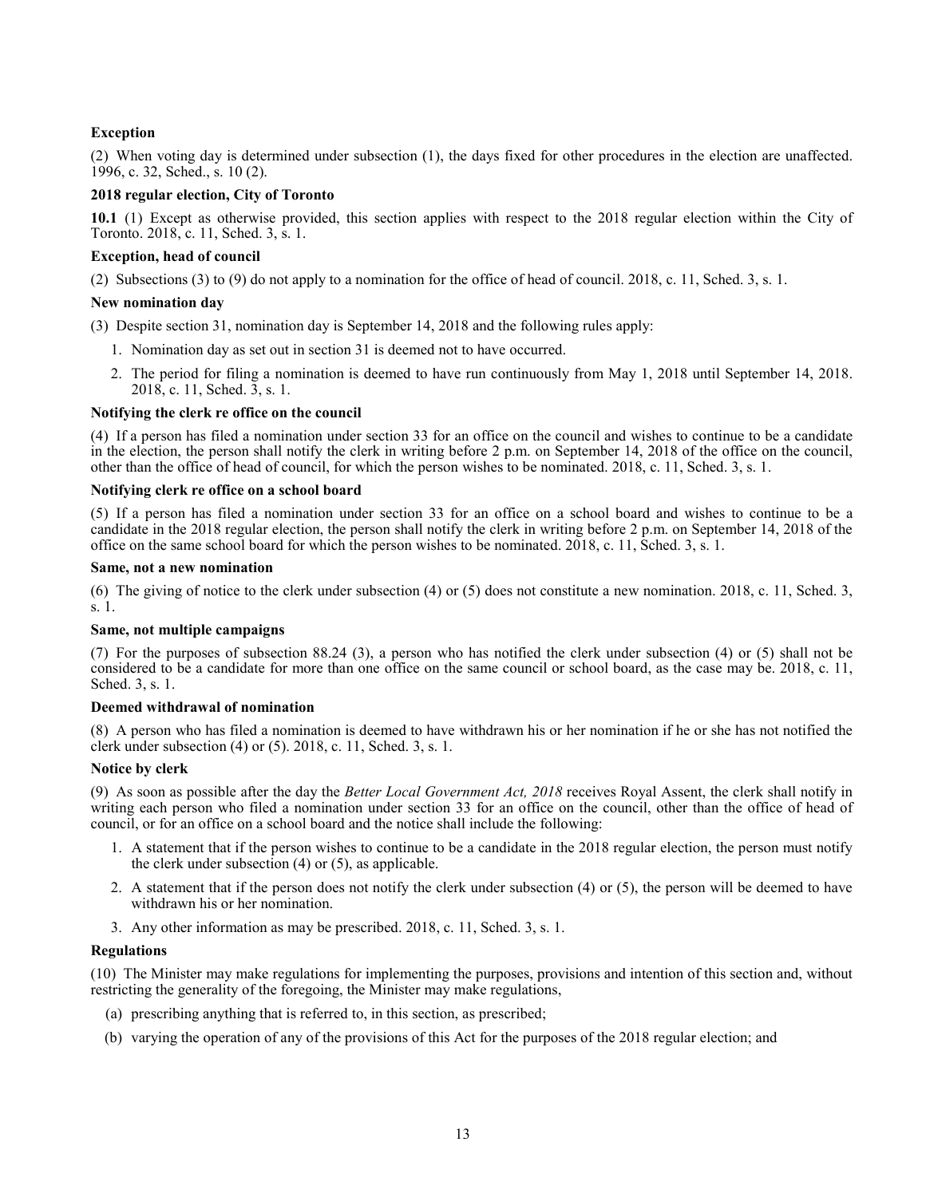**Exception**

(2) When voting day is determined under subsection (1), the days fixed for other procedures in the election are unaffected. 1996, c. 32, Sched., s. 10 (2).

**2018 regular election, City of Toronto**

**10.1** (1) Except as otherwise provided, this section applies with respect to the 2018 regular election within the City of Toronto. 2018, c. 11, Sched. 3, s. 1.

**Exception, head of council**

(2) Subsections (3) to (9) do not apply to a nomination for the office of head of council. 2018, c. 11, Sched. 3, s. 1.

**New nomination day**

(3) Despite section 31, nomination day is September 14, 2018 and the following rules apply:

1. Nomination day as set out in section 31 is deemed not to have occurred.
2. The period for filing a nomination is deemed to have run continuously from May 1, 2018 until September 14, 2018. 2018, c. 11, Sched. 3, s. 1.

**Notifying the clerk re office on the council**

(4) If a person has filed a nomination under section 33 for an office on the council and wishes to continue to be a candidate in the election, the person shall notify the clerk in writing before 2 p.m. on September 14, 2018 of the office on the council, other than the office of head of council, for which the person wishes to be nominated. 2018, c. 11, Sched. 3, s. 1.

**Notifying clerk re office on a school board**

(5) If a person has filed a nomination under section 33 for an office on a school board and wishes to continue to be a candidate in the 2018 regular election, the person shall notify the clerk in writing before 2 p.m. on September 14, 2018 of the office on the same school board for which the person wishes to be nominated. 2018, c. 11, Sched. 3, s. 1.

**Same, not a new nomination**

(6) The giving of notice to the clerk under subsection (4) or (5) does not constitute a new nomination. 2018, c. 11, Sched. 3, s. 1.

**Same, not multiple campaigns**

(7) For the purposes of subsection 88.24 (3), a person who has notified the clerk under subsection (4) or (5) shall not be considered to be a candidate for more than one office on the same council or school board, as the case may be. 2018, c. 11, Sched. 3, s. 1.

**Deemed withdrawal of nomination**

(8) A person who has filed a nomination is deemed to have withdrawn his or her nomination if he or she has not notified the clerk under subsection (4) or (5). 2018, c. 11, Sched. 3, s. 1.

**Notice by clerk**

(9) As soon as possible after the day the *Better Local Government Act, 2018* receives Royal Assent, the clerk shall notify in writing each person who filed a nomination under section 33 for an office on the council, other than the office of head of council, or for an office on a school board and the notice shall include the following:

1. A statement that if the person wishes to continue to be a candidate in the 2018 regular election, the person must notify the clerk under subsection (4) or (5), as applicable.
2. A statement that if the person does not notify the clerk under subsection (4) or (5), the person will be deemed to have withdrawn his or her nomination.
3. Any other information as may be prescribed. 2018, c. 11, Sched. 3, s. 1.

**Regulations**

(10) The Minister may make regulations for implementing the purposes, provisions and intention of this section and, without restricting the generality of the foregoing, the Minister may make regulations,

(a) prescribing anything that is referred to, in this section, as prescribed;

(b) varying the operation of any of the provisions of this Act for the purposes of the 2018 regular election; and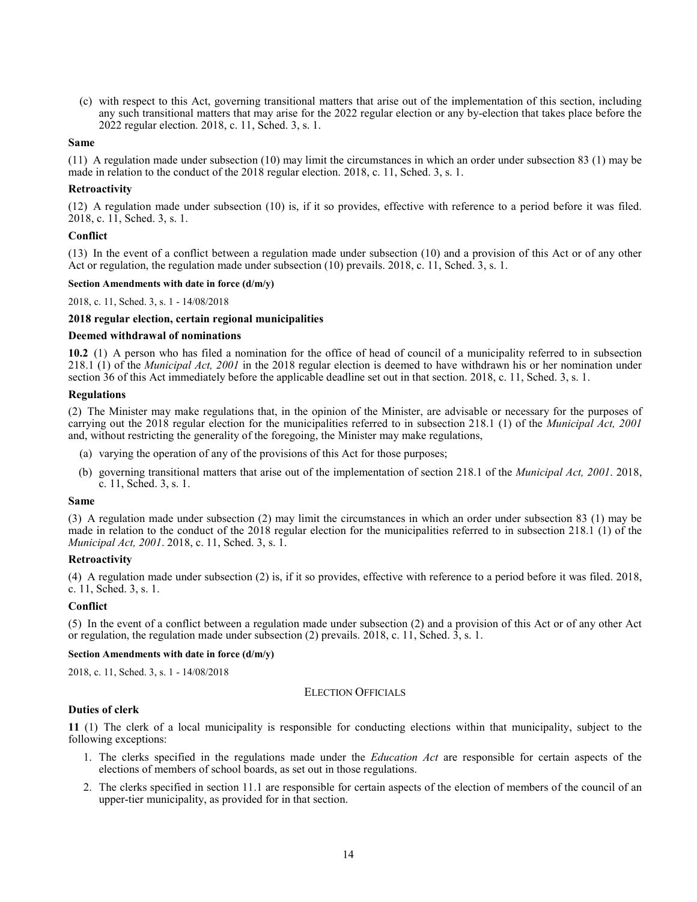(c) with respect to this Act, governing transitional matters that arise out of the implementation of this section, including any such transitional matters that may arise for the 2022 regular election or any by-election that takes place before the 2022 regular election. 2018, c. 11, Sched. 3, s. 1.

**Same**

(11) A regulation made under subsection (10) may limit the circumstances in which an order under subsection 83 (1) may be made in relation to the conduct of the 2018 regular election. 2018, c. 11, Sched. 3, s. 1.

**Retroactivity**

(12) A regulation made under subsection (10) is, if it so provides, effective with reference to a period before it was filed. 2018, c. 11, Sched. 3, s. 1.

**Conflict**

(13) In the event of a conflict between a regulation made under subsection (10) and a provision of this Act or of any other Act or regulation, the regulation made under subsection (10) prevails. 2018, c. 11, Sched. 3, s. 1.

**Section Amendments with date in force (d/m/y)**

2018, c. 11, Sched. 3, s. 1 - 14/08/2018

**2018 regular election, certain regional municipalities**

**Deemed withdrawal of nominations**

**10.2** (1) A person who has filed a nomination for the office of head of council of a municipality referred to in subsection 218.1 (1) of the *Municipal Act, 2001* in the 2018 regular election is deemed to have withdrawn his or her nomination under section 36 of this Act immediately before the applicable deadline set out in that section. 2018, c. 11, Sched. 3, s. 1.

**Regulations**

(2) The Minister may make regulations that, in the opinion of the Minister, are advisable or necessary for the purposes of carrying out the 2018 regular election for the municipalities referred to in subsection 218.1 (1) of the *Municipal Act, 2001* and, without restricting the generality of the foregoing, the Minister may make regulations,

(a) varying the operation of any of the provisions of this Act for those purposes;

(b) governing transitional matters that arise out of the implementation of section 218.1 of the *Municipal Act, 2001*. 2018, c. 11, Sched. 3, s. 1.

**Same**

(3) A regulation made under subsection (2) may limit the circumstances in which an order under subsection 83 (1) may be made in relation to the conduct of the 2018 regular election for the municipalities referred to in subsection 218.1 (1) of the *Municipal Act, 2001*. 2018, c. 11, Sched. 3, s. 1.

**Retroactivity**

(4) A regulation made under subsection (2) is, if it so provides, effective with reference to a period before it was filed. 2018, c. 11, Sched. 3, s. 1.

**Conflict**

(5) In the event of a conflict between a regulation made under subsection (2) and a provision of this Act or of any other Act or regulation, the regulation made under subsection (2) prevails. 2018, c. 11, Sched. 3, s. 1.

**Section Amendments with date in force (d/m/y)**

2018, c. 11, Sched. 3, s. 1 - 14/08/2018

ELECTION OFFICIALS

**Duties of clerk**

**11** (1) The clerk of a local municipality is responsible for conducting elections within that municipality, subject to the following exceptions:

1. The clerks specified in the regulations made under the *Education Act* are responsible for certain aspects of the elections of members of school boards, as set out in those regulations.
2. The clerks specified in section 11.1 are responsible for certain aspects of the election of members of the council of an upper-tier municipality, as provided for in that section.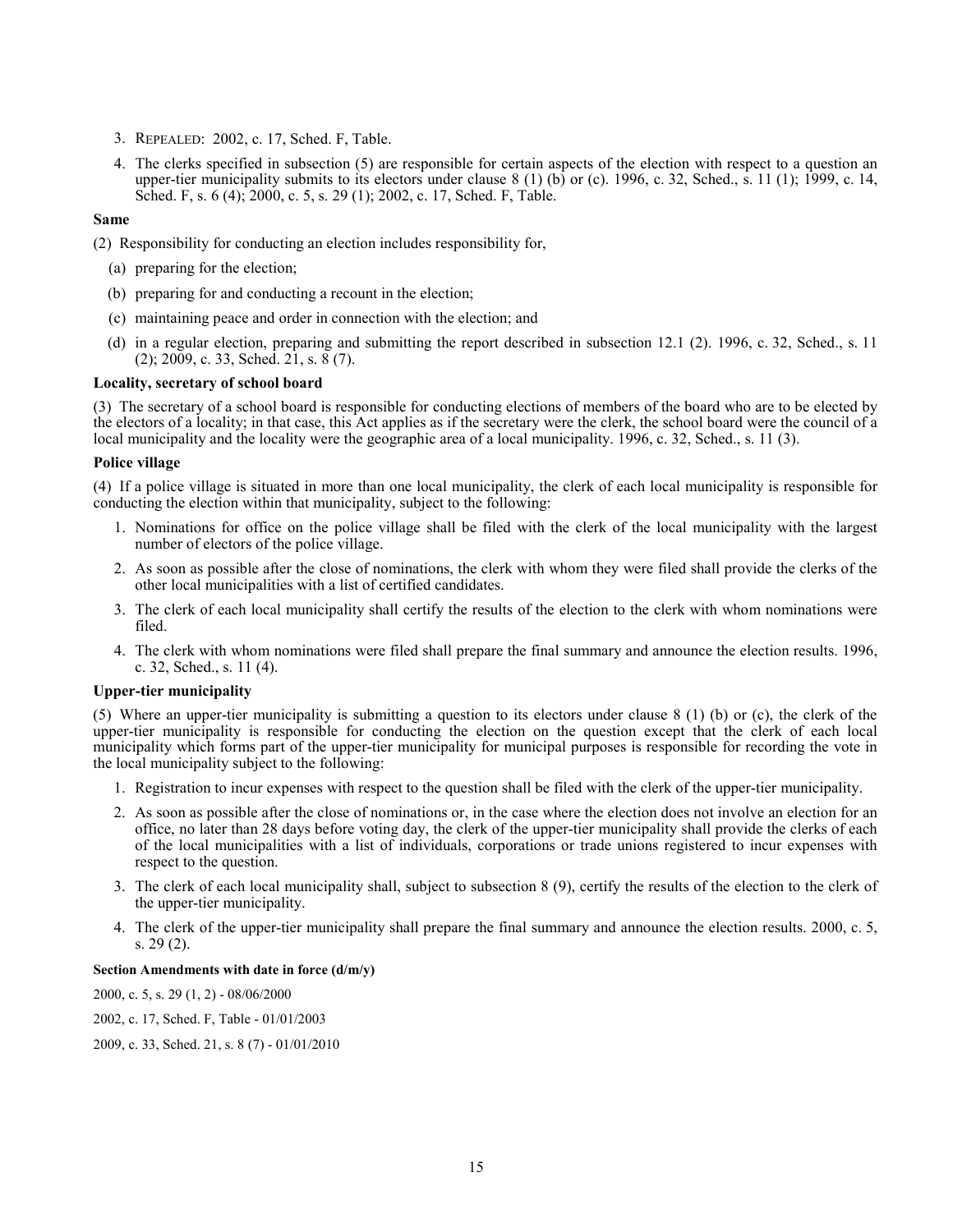3. REPEALED: 2002, c. 17, Sched. F, Table.
4. The clerks specified in subsection (5) are responsible for certain aspects of the election with respect to a question an upper-tier municipality submits to its electors under clause 8 (1) (b) or (c). 1996, c. 32, Sched., s. 11 (1); 1999, c. 14, Sched. F, s. 6 (4); 2000, c. 5, s. 29 (1); 2002, c. 17, Sched. F, Table.

**Same**

(2) Responsibility for conducting an election includes responsibility for,

(a) preparing for the election;

(b) preparing for and conducting a recount in the election;

(c) maintaining peace and order in connection with the election; and

(d) in a regular election, preparing and submitting the report described in subsection 12.1 (2). 1996, c. 32, Sched., s. 11 (2); 2009, c. 33, Sched. 21, s. 8 (7).

**Locality, secretary of school board**

(3) The secretary of a school board is responsible for conducting elections of members of the board who are to be elected by the electors of a locality; in that case, this Act applies as if the secretary were the clerk, the school board were the council of a local municipality and the locality were the geographic area of a local municipality. 1996, c. 32, Sched., s. 11 (3).

**Police village**

(4) If a police village is situated in more than one local municipality, the clerk of each local municipality is responsible for conducting the election within that municipality, subject to the following:

1. Nominations for office on the police village shall be filed with the clerk of the local municipality with the largest number of electors of the police village.
2. As soon as possible after the close of nominations, the clerk with whom they were filed shall provide the clerks of the other local municipalities with a list of certified candidates.
3. The clerk of each local municipality shall certify the results of the election to the clerk with whom nominations were filed.
4. The clerk with whom nominations were filed shall prepare the final summary and announce the election results. 1996, c. 32, Sched., s. 11 (4).

**Upper-tier municipality**

(5) Where an upper-tier municipality is submitting a question to its electors under clause 8 (1) (b) or (c), the clerk of the upper-tier municipality is responsible for conducting the election on the question except that the clerk of each local municipality which forms part of the upper-tier municipality for municipal purposes is responsible for recording the vote in the local municipality subject to the following:

1. Registration to incur expenses with respect to the question shall be filed with the clerk of the upper-tier municipality.
2. As soon as possible after the close of nominations or, in the case where the election does not involve an election for an office, no later than 28 days before voting day, the clerk of the upper-tier municipality shall provide the clerks of each of the local municipalities with a list of individuals, corporations or trade unions registered to incur expenses with respect to the question.
3. The clerk of each local municipality shall, subject to subsection 8 (9), certify the results of the election to the clerk of the upper-tier municipality.
4. The clerk of the upper-tier municipality shall prepare the final summary and announce the election results. 2000, c. 5, s. 29 (2).

**Section Amendments with date in force (d/m/y)**

2000, c. 5, s. 29 (1, 2) - 08/06/2000

2002, c. 17, Sched. F, Table - 01/01/2003

2009, c. 33, Sched. 21, s. 8 (7) - 01/01/2010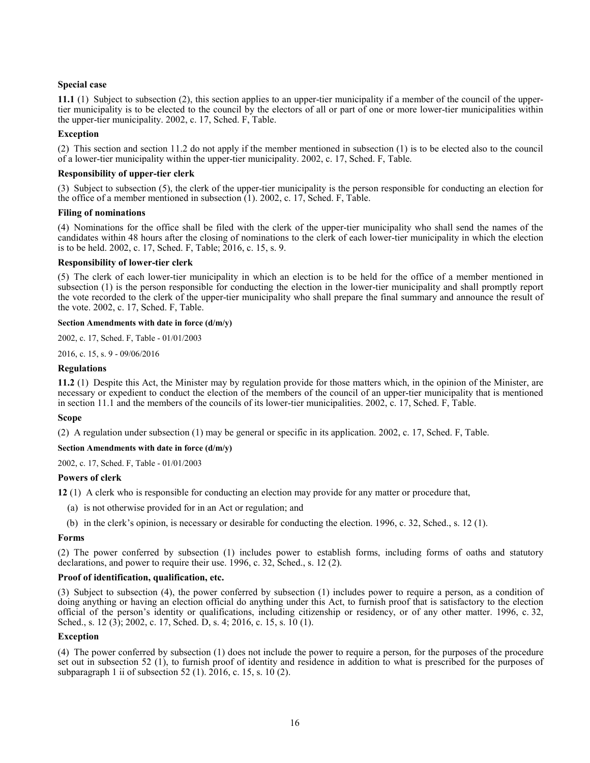**Special case**

**11.1** (1) Subject to subsection (2), this section applies to an upper-tier municipality if a member of the council of the upper-tier municipality is to be elected to the council by the electors of all or part of one or more lower-tier municipalities within the upper-tier municipality. 2002, c. 17, Sched. F, Table.

**Exception**

(2) This section and section 11.2 do not apply if the member mentioned in subsection (1) is to be elected also to the council of a lower-tier municipality within the upper-tier municipality. 2002, c. 17, Sched. F, Table.

**Responsibility of upper-tier clerk**

(3) Subject to subsection (5), the clerk of the upper-tier municipality is the person responsible for conducting an election for the office of a member mentioned in subsection (1). 2002, c. 17, Sched. F, Table.

**Filing of nominations**

(4) Nominations for the office shall be filed with the clerk of the upper-tier municipality who shall send the names of the candidates within 48 hours after the closing of nominations to the clerk of each lower-tier municipality in which the election is to be held. 2002, c. 17, Sched. F, Table; 2016, c. 15, s. 9.

**Responsibility of lower-tier clerk**

(5) The clerk of each lower-tier municipality in which an election is to be held for the office of a member mentioned in subsection (1) is the person responsible for conducting the election in the lower-tier municipality and shall promptly report the vote recorded to the clerk of the upper-tier municipality who shall prepare the final summary and announce the result of the vote. 2002, c. 17, Sched. F, Table.

**Section Amendments with date in force (d/m/y)**

2002, c. 17, Sched. F, Table - 01/01/2003

2016, c. 15, s. 9 - 09/06/2016

**Regulations**

**11.2** (1) Despite this Act, the Minister may by regulation provide for those matters which, in the opinion of the Minister, are necessary or expedient to conduct the election of the members of the council of an upper-tier municipality that is mentioned in section 11.1 and the members of the councils of its lower-tier municipalities. 2002, c. 17, Sched. F, Table.

**Scope**

(2) A regulation under subsection (1) may be general or specific in its application. 2002, c. 17, Sched. F, Table.

**Section Amendments with date in force (d/m/y)**

2002, c. 17, Sched. F, Table - 01/01/2003

**Powers of clerk**

**12** (1) A clerk who is responsible for conducting an election may provide for any matter or procedure that,

(a) is not otherwise provided for in an Act or regulation; and

(b) in the clerk's opinion, is necessary or desirable for conducting the election. 1996, c. 32, Sched., s. 12 (1).

**Forms**

(2) The power conferred by subsection (1) includes power to establish forms, including forms of oaths and statutory declarations, and power to require their use. 1996, c. 32, Sched., s. 12 (2).

**Proof of identification, qualification, etc.**

(3) Subject to subsection (4), the power conferred by subsection (1) includes power to require a person, as a condition of doing anything or having an election official do anything under this Act, to furnish proof that is satisfactory to the election official of the person's identity or qualifications, including citizenship or residency, or of any other matter. 1996, c. 32, Sched., s. 12 (3); 2002, c. 17, Sched. D, s. 4; 2016, c. 15, s. 10 (1).

**Exception**

(4) The power conferred by subsection (1) does not include the power to require a person, for the purposes of the procedure set out in subsection 52 (1), to furnish proof of identity and residence in addition to what is prescribed for the purposes of subparagraph 1 ii of subsection 52 (1). 2016, c. 15, s. 10 (2).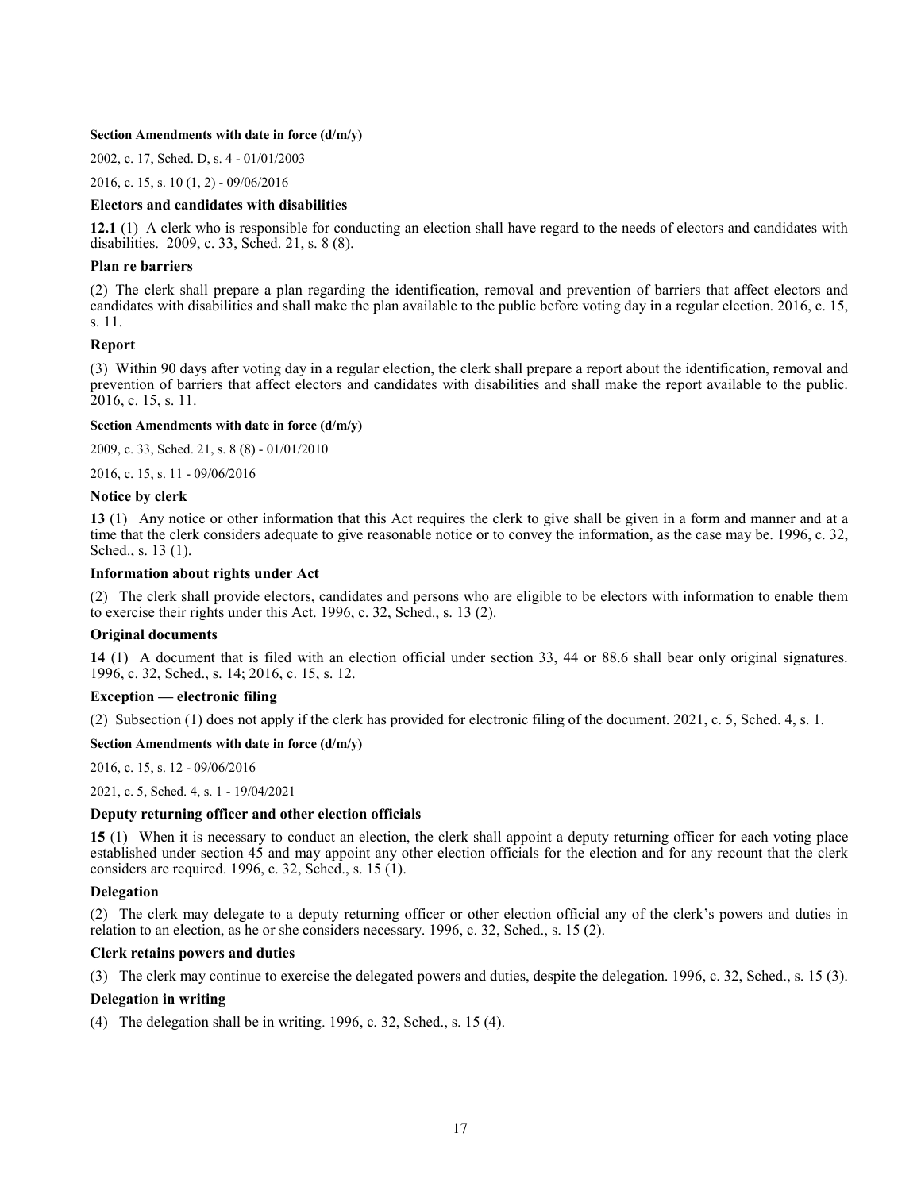**Section Amendments with date in force (d/m/y)**

2002, c. 17, Sched. D, s. 4 - 01/01/2003

2016, c. 15, s. 10 (1, 2) - 09/06/2016

### Electors and candidates with disabilities

**12.1** (1) A clerk who is responsible for conducting an election shall have regard to the needs of electors and candidates with disabilities. 2009, c. 33, Sched. 21, s. 8 (8).

### Plan re barriers

(2) The clerk shall prepare a plan regarding the identification, removal and prevention of barriers that affect electors and candidates with disabilities and shall make the plan available to the public before voting day in a regular election. 2016, c. 15, s. 11.

### Report

(3) Within 90 days after voting day in a regular election, the clerk shall prepare a report about the identification, removal and prevention of barriers that affect electors and candidates with disabilities and shall make the report available to the public. 2016, c. 15, s. 11.

**Section Amendments with date in force (d/m/y)**

2009, c. 33, Sched. 21, s. 8 (8) - 01/01/2010

2016, c. 15, s. 11 - 09/06/2016

### Notice by clerk

**13** (1) Any notice or other information that this Act requires the clerk to give shall be given in a form and manner and at a time that the clerk considers adequate to give reasonable notice or to convey the information, as the case may be. 1996, c. 32, Sched., s. 13 (1).

### Information about rights under Act

(2) The clerk shall provide electors, candidates and persons who are eligible to be electors with information to enable them to exercise their rights under this Act. 1996, c. 32, Sched., s. 13 (2).

### Original documents

**14** (1) A document that is filed with an election official under section 33, 44 or 88.6 shall bear only original signatures. 1996, c. 32, Sched., s. 14; 2016, c. 15, s. 12.

### Exception — electronic filing

(2) Subsection (1) does not apply if the clerk has provided for electronic filing of the document. 2021, c. 5, Sched. 4, s. 1.

**Section Amendments with date in force (d/m/y)**

2016, c. 15, s. 12 - 09/06/2016

2021, c. 5, Sched. 4, s. 1 - 19/04/2021

### Deputy returning officer and other election officials

**15** (1) When it is necessary to conduct an election, the clerk shall appoint a deputy returning officer for each voting place established under section 45 and may appoint any other election officials for the election and for any recount that the clerk considers are required. 1996, c. 32, Sched., s. 15 (1).

### Delegation

(2) The clerk may delegate to a deputy returning officer or other election official any of the clerk's powers and duties in relation to an election, as he or she considers necessary. 1996, c. 32, Sched., s. 15 (2).

### Clerk retains powers and duties

(3) The clerk may continue to exercise the delegated powers and duties, despite the delegation. 1996, c. 32, Sched., s. 15 (3).

### Delegation in writing

(4) The delegation shall be in writing. 1996, c. 32, Sched., s. 15 (4).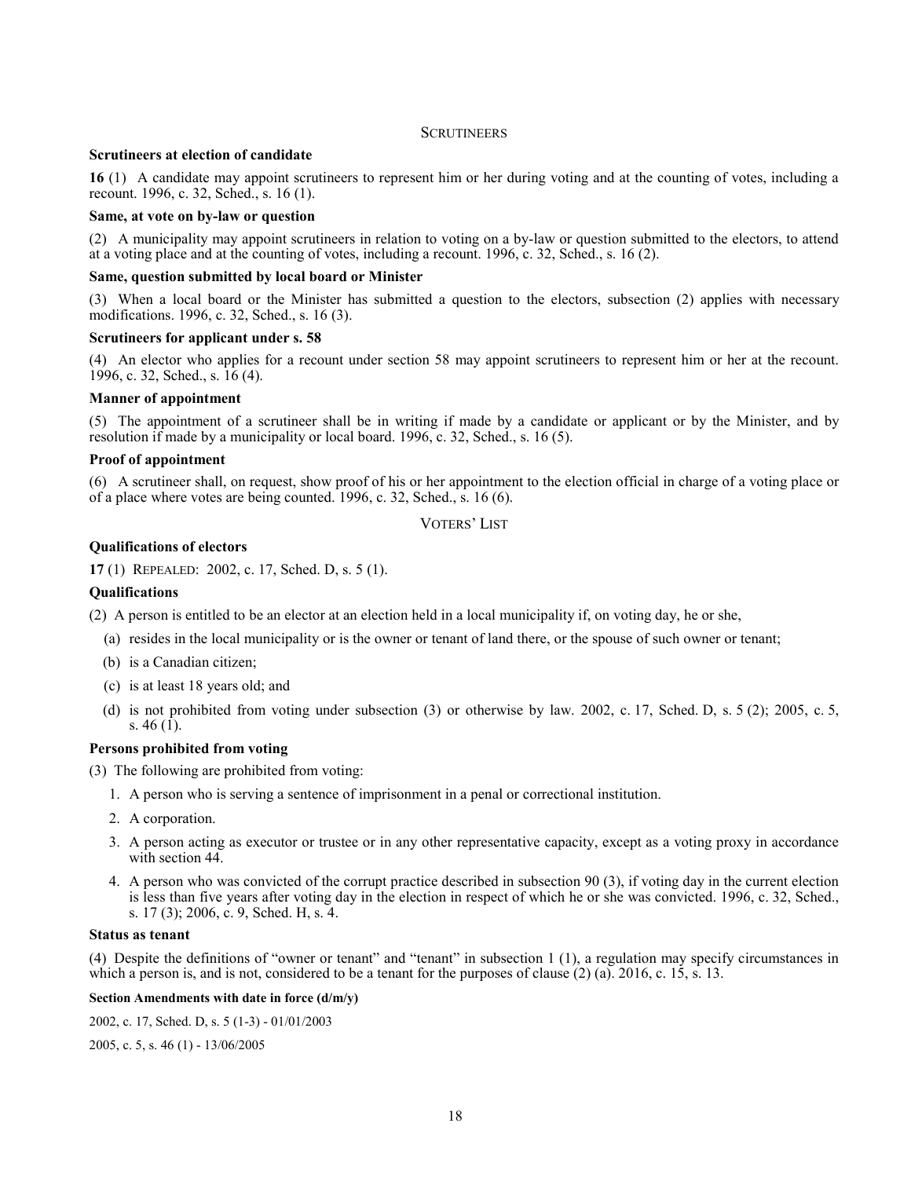## SCRUTINEERS

### Scrutineers at election of candidate

**16** (1) A candidate may appoint scrutineers to represent him or her during voting and at the counting of votes, including a recount. 1996, c. 32, Sched., s. 16 (1).

### Same, at vote on by-law or question

(2) A municipality may appoint scrutineers in relation to voting on a by-law or question submitted to the electors, to attend at a voting place and at the counting of votes, including a recount. 1996, c. 32, Sched., s. 16 (2).

### Same, question submitted by local board or Minister

(3) When a local board or the Minister has submitted a question to the electors, subsection (2) applies with necessary modifications. 1996, c. 32, Sched., s. 16 (3).

### Scrutineers for applicant under s. 58

(4) An elector who applies for a recount under section 58 may appoint scrutineers to represent him or her at the recount. 1996, c. 32, Sched., s. 16 (4).

### Manner of appointment

(5) The appointment of a scrutineer shall be in writing if made by a candidate or applicant or by the Minister, and by resolution if made by a municipality or local board. 1996, c. 32, Sched., s. 16 (5).

### Proof of appointment

(6) A scrutineer shall, on request, show proof of his or her appointment to the election official in charge of a voting place or of a place where votes are being counted. 1996, c. 32, Sched., s. 16 (6).

## VOTERS' LIST

### Qualifications of electors

**17** (1) REPEALED: 2002, c. 17, Sched. D, s. 5 (1).

### Qualifications

(2) A person is entitled to be an elector at an election held in a local municipality if, on voting day, he or she,

(a) resides in the local municipality or is the owner or tenant of land there, or the spouse of such owner or tenant;

(b) is a Canadian citizen;

(c) is at least 18 years old; and

(d) is not prohibited from voting under subsection (3) or otherwise by law. 2002, c. 17, Sched. D, s. 5 (2); 2005, c. 5, s. 46 (1).

### Persons prohibited from voting

(3) The following are prohibited from voting:

1. A person who is serving a sentence of imprisonment in a penal or correctional institution.
2. A corporation.
3. A person acting as executor or trustee or in any other representative capacity, except as a voting proxy in accordance with section 44.
4. A person who was convicted of the corrupt practice described in subsection 90 (3), if voting day in the current election is less than five years after voting day in the election in respect of which he or she was convicted. 1996, c. 32, Sched., s. 17 (3); 2006, c. 9, Sched. H, s. 4.

### Status as tenant

(4) Despite the definitions of "owner or tenant" and "tenant" in subsection 1 (1), a regulation may specify circumstances in which a person is, and is not, considered to be a tenant for the purposes of clause (2) (a). 2016, c. 15, s. 13.

#### Section Amendments with date in force (d/m/y)

2002, c. 17, Sched. D, s. 5 (1-3) - 01/01/2003

2005, c. 5, s. 46 (1) - 13/06/2005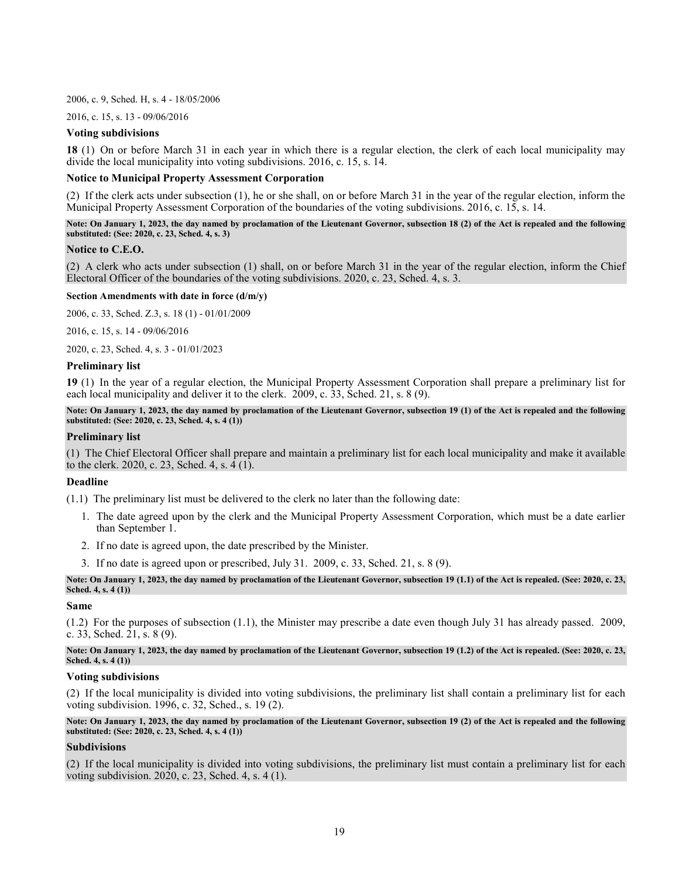2006, c. 9, Sched. H, s. 4 - 18/05/2006

2016, c. 15, s. 13 - 09/06/2016

### Voting subdivisions

**18** (1) On or before March 31 in each year in which there is a regular election, the clerk of each local municipality may divide the local municipality into voting subdivisions. 2016, c. 15, s. 14.

### Notice to Municipal Property Assessment Corporation

(2) If the clerk acts under subsection (1), he or she shall, on or before March 31 in the year of the regular election, inform the Municipal Property Assessment Corporation of the boundaries of the voting subdivisions. 2016, c. 15, s. 14.

**Note: On January 1, 2023, the day named by proclamation of the Lieutenant Governor, subsection 18 (2) of the Act is repealed and the following substituted: (See: 2020, c. 23, Sched. 4, s. 3)**

### Notice to C.E.O.

(2) A clerk who acts under subsection (1) shall, on or before March 31 in the year of the regular election, inform the Chief Electoral Officer of the boundaries of the voting subdivisions. 2020, c. 23, Sched. 4, s. 3.

**Section Amendments with date in force (d/m/y)**

2006, c. 33, Sched. Z.3, s. 18 (1) - 01/01/2009

2016, c. 15, s. 14 - 09/06/2016

2020, c. 23, Sched. 4, s. 3 - 01/01/2023

### Preliminary list

**19** (1) In the year of a regular election, the Municipal Property Assessment Corporation shall prepare a preliminary list for each local municipality and deliver it to the clerk. 2009, c. 33, Sched. 21, s. 8 (9).

**Note: On January 1, 2023, the day named by proclamation of the Lieutenant Governor, subsection 19 (1) of the Act is repealed and the following substituted: (See: 2020, c. 23, Sched. 4, s. 4 (1))**

### Preliminary list

(1) The Chief Electoral Officer shall prepare and maintain a preliminary list for each local municipality and make it available to the clerk. 2020, c. 23, Sched. 4, s. 4 (1).

### Deadline

(1.1) The preliminary list must be delivered to the clerk no later than the following date:

1. The date agreed upon by the clerk and the Municipal Property Assessment Corporation, which must be a date earlier than September 1.
2. If no date is agreed upon, the date prescribed by the Minister.
3. If no date is agreed upon or prescribed, July 31. 2009, c. 33, Sched. 21, s. 8 (9).

**Note: On January 1, 2023, the day named by proclamation of the Lieutenant Governor, subsection 19 (1.1) of the Act is repealed. (See: 2020, c. 23, Sched. 4, s. 4 (1))**

### Same

(1.2) For the purposes of subsection (1.1), the Minister may prescribe a date even though July 31 has already passed. 2009, c. 33, Sched. 21, s. 8 (9).

**Note: On January 1, 2023, the day named by proclamation of the Lieutenant Governor, subsection 19 (1.2) of the Act is repealed. (See: 2020, c. 23, Sched. 4, s. 4 (1))**

### Voting subdivisions

(2) If the local municipality is divided into voting subdivisions, the preliminary list shall contain a preliminary list for each voting subdivision. 1996, c. 32, Sched., s. 19 (2).

**Note: On January 1, 2023, the day named by proclamation of the Lieutenant Governor, subsection 19 (2) of the Act is repealed and the following substituted: (See: 2020, c. 23, Sched. 4, s. 4 (1))**

### Subdivisions

(2) If the local municipality is divided into voting subdivisions, the preliminary list must contain a preliminary list for each voting subdivision. 2020, c. 23, Sched. 4, s. 4 (1).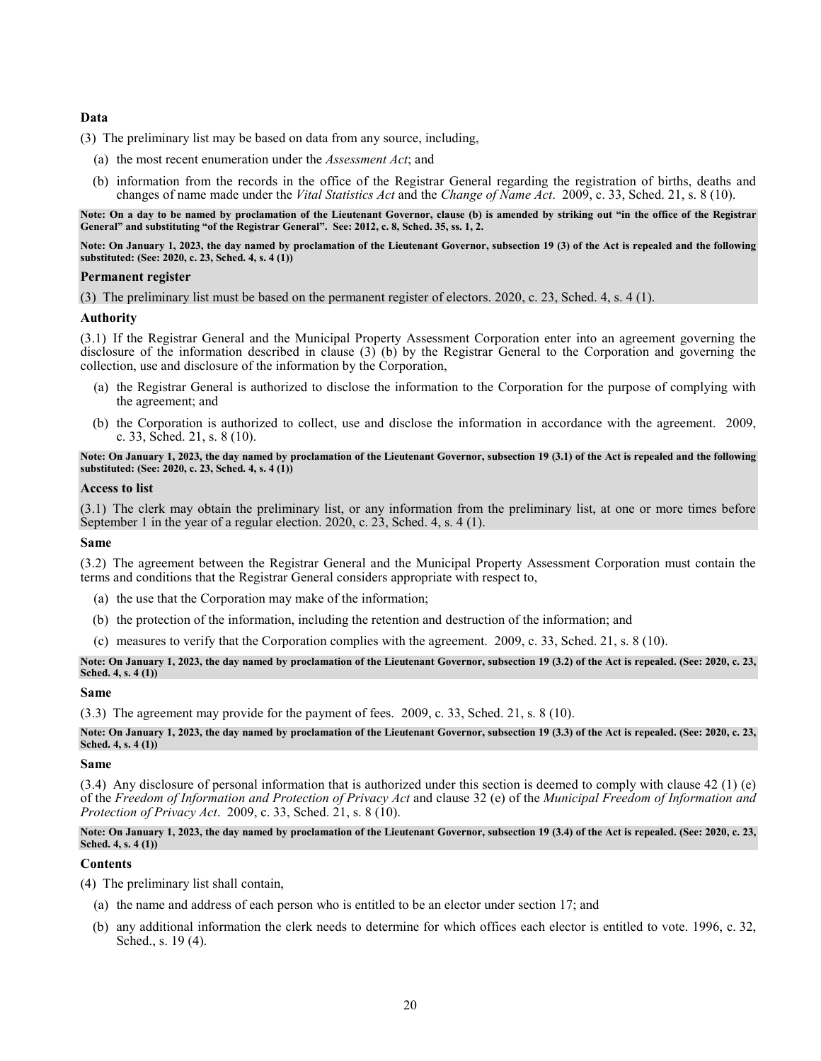**Data**

(3) The preliminary list may be based on data from any source, including,

(a) the most recent enumeration under the *Assessment Act*; and

(b) information from the records in the office of the Registrar General regarding the registration of births, deaths and changes of name made under the *Vital Statistics Act* and the *Change of Name Act*. 2009, c. 33, Sched. 21, s. 8 (10).

**Note: On a day to be named by proclamation of the Lieutenant Governor, clause (b) is amended by striking out "in the office of the Registrar General" and substituting "of the Registrar General". See: 2012, c. 8, Sched. 35, ss. 1, 2.**

**Note: On January 1, 2023, the day named by proclamation of the Lieutenant Governor, subsection 19 (3) of the Act is repealed and the following substituted: (See: 2020, c. 23, Sched. 4, s. 4 (1))**

**Permanent register**

(3) The preliminary list must be based on the permanent register of electors. 2020, c. 23, Sched. 4, s. 4 (1).

**Authority**

(3.1) If the Registrar General and the Municipal Property Assessment Corporation enter into an agreement governing the disclosure of the information described in clause (3) (b) by the Registrar General to the Corporation and governing the collection, use and disclosure of the information by the Corporation,

(a) the Registrar General is authorized to disclose the information to the Corporation for the purpose of complying with the agreement; and

(b) the Corporation is authorized to collect, use and disclose the information in accordance with the agreement. 2009, c. 33, Sched. 21, s. 8 (10).

**Note: On January 1, 2023, the day named by proclamation of the Lieutenant Governor, subsection 19 (3.1) of the Act is repealed and the following substituted: (See: 2020, c. 23, Sched. 4, s. 4 (1))**

**Access to list**

(3.1) The clerk may obtain the preliminary list, or any information from the preliminary list, at one or more times before September 1 in the year of a regular election. 2020, c. 23, Sched. 4, s. 4 (1).

**Same**

(3.2) The agreement between the Registrar General and the Municipal Property Assessment Corporation must contain the terms and conditions that the Registrar General considers appropriate with respect to,

(a) the use that the Corporation may make of the information;

(b) the protection of the information, including the retention and destruction of the information; and

(c) measures to verify that the Corporation complies with the agreement. 2009, c. 33, Sched. 21, s. 8 (10).

**Note: On January 1, 2023, the day named by proclamation of the Lieutenant Governor, subsection 19 (3.2) of the Act is repealed. (See: 2020, c. 23, Sched. 4, s. 4 (1))**

**Same**

(3.3) The agreement may provide for the payment of fees. 2009, c. 33, Sched. 21, s. 8 (10).

**Note: On January 1, 2023, the day named by proclamation of the Lieutenant Governor, subsection 19 (3.3) of the Act is repealed. (See: 2020, c. 23, Sched. 4, s. 4 (1))**

**Same**

(3.4) Any disclosure of personal information that is authorized under this section is deemed to comply with clause 42 (1) (e) of the *Freedom of Information and Protection of Privacy Act* and clause 32 (e) of the *Municipal Freedom of Information and Protection of Privacy Act*. 2009, c. 33, Sched. 21, s. 8 (10).

**Note: On January 1, 2023, the day named by proclamation of the Lieutenant Governor, subsection 19 (3.4) of the Act is repealed. (See: 2020, c. 23, Sched. 4, s. 4 (1))**

**Contents**

(4) The preliminary list shall contain,

(a) the name and address of each person who is entitled to be an elector under section 17; and

(b) any additional information the clerk needs to determine for which offices each elector is entitled to vote. 1996, c. 32, Sched., s. 19 (4).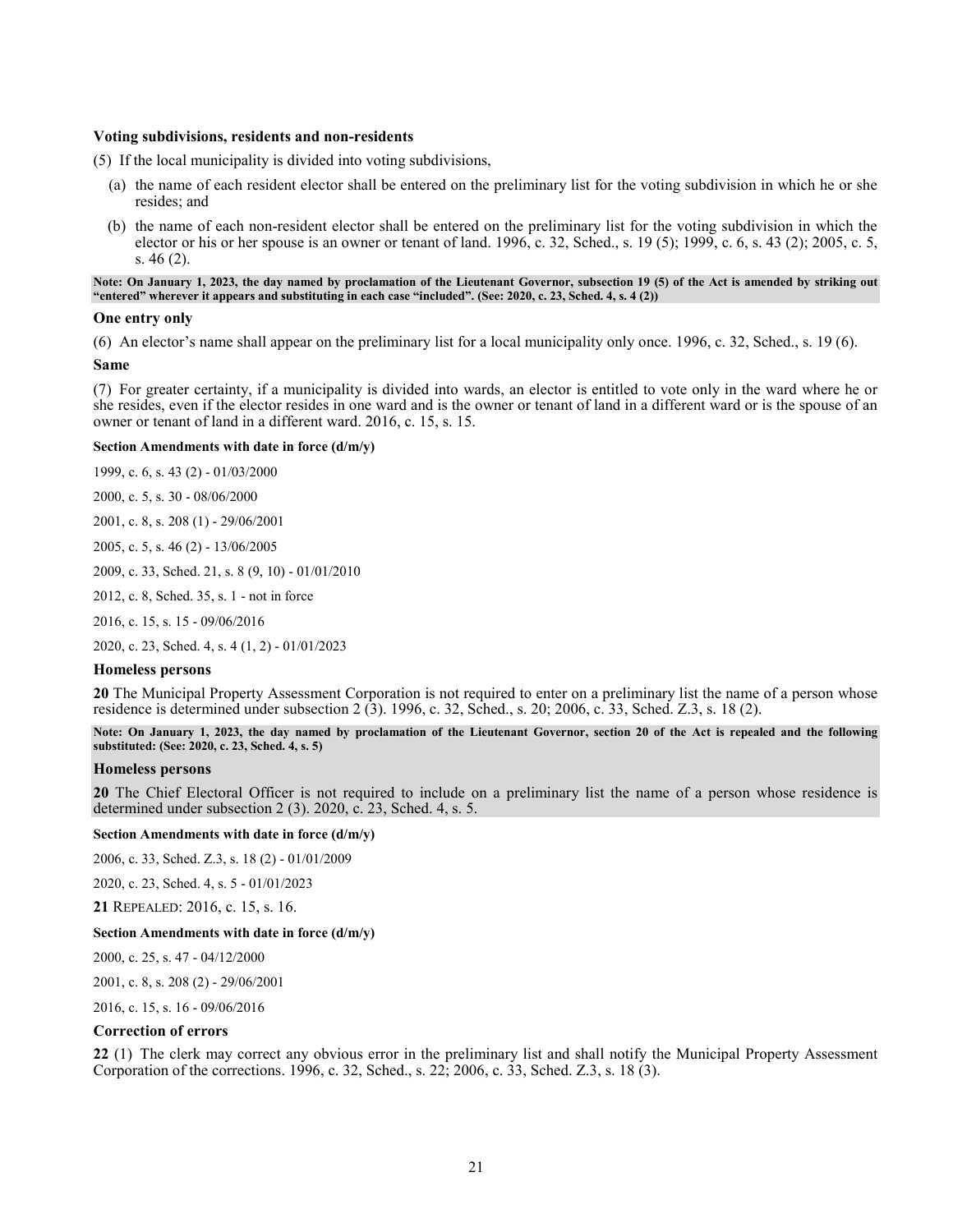**Voting subdivisions, residents and non-residents**

(5) If the local municipality is divided into voting subdivisions,

- (a) the name of each resident elector shall be entered on the preliminary list for the voting subdivision in which he or she resides; and
- (b) the name of each non-resident elector shall be entered on the preliminary list for the voting subdivision in which the elector or his or her spouse is an owner or tenant of land. 1996, c. 32, Sched., s. 19 (5); 1999, c. 6, s. 43 (2); 2005, c. 5, s. 46 (2).

**Note: On January 1, 2023, the day named by proclamation of the Lieutenant Governor, subsection 19 (5) of the Act is amended by striking out "entered" wherever it appears and substituting in each case "included". (See: 2020, c. 23, Sched. 4, s. 4 (2))**

**One entry only**

(6) An elector's name shall appear on the preliminary list for a local municipality only once. 1996, c. 32, Sched., s. 19 (6).

**Same**

(7) For greater certainty, if a municipality is divided into wards, an elector is entitled to vote only in the ward where he or she resides, even if the elector resides in one ward and is the owner or tenant of land in a different ward or is the spouse of an owner or tenant of land in a different ward. 2016, c. 15, s. 15.

**Section Amendments with date in force (d/m/y)**

1999, c. 6, s. 43 (2) - 01/03/2000

2000, c. 5, s. 30 - 08/06/2000

2001, c. 8, s. 208 (1) - 29/06/2001

2005, c. 5, s. 46 (2) - 13/06/2005

2009, c. 33, Sched. 21, s. 8 (9, 10) - 01/01/2010

2012, c. 8, Sched. 35, s. 1 - not in force

2016, c. 15, s. 15 - 09/06/2016

2020, c. 23, Sched. 4, s. 4 (1, 2) - 01/01/2023

**Homeless persons**

**20** The Municipal Property Assessment Corporation is not required to enter on a preliminary list the name of a person whose residence is determined under subsection 2 (3). 1996, c. 32, Sched., s. 20; 2006, c. 33, Sched. Z.3, s. 18 (2).

**Note: On January 1, 2023, the day named by proclamation of the Lieutenant Governor, section 20 of the Act is repealed and the following substituted: (See: 2020, c. 23, Sched. 4, s. 5)**

**Homeless persons**

**20** The Chief Electoral Officer is not required to include on a preliminary list the name of a person whose residence is determined under subsection 2 (3). 2020, c. 23, Sched. 4, s. 5.

**Section Amendments with date in force (d/m/y)**

2006, c. 33, Sched. Z.3, s. 18 (2) - 01/01/2009

2020, c. 23, Sched. 4, s. 5 - 01/01/2023

**21** REPEALED: 2016, c. 15, s. 16.

**Section Amendments with date in force (d/m/y)**

2000, c. 25, s. 47 - 04/12/2000

2001, c. 8, s. 208 (2) - 29/06/2001

2016, c. 15, s. 16 - 09/06/2016

**Correction of errors**

**22** (1) The clerk may correct any obvious error in the preliminary list and shall notify the Municipal Property Assessment Corporation of the corrections. 1996, c. 32, Sched., s. 22; 2006, c. 33, Sched. Z.3, s. 18 (3).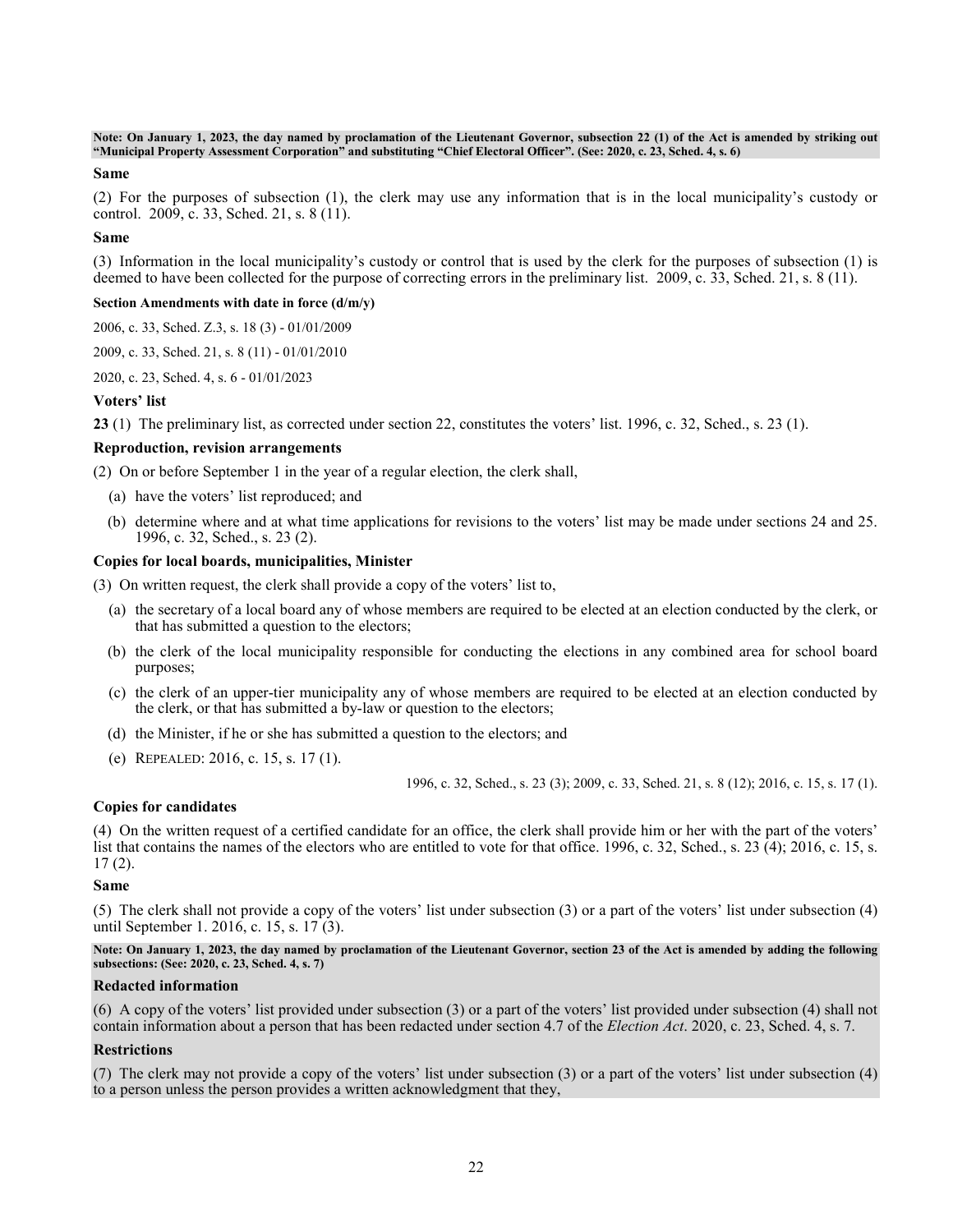**Note: On January 1, 2023, the day named by proclamation of the Lieutenant Governor, subsection 22 (1) of the Act is amended by striking out "Municipal Property Assessment Corporation" and substituting "Chief Electoral Officer". (See: 2020, c. 23, Sched. 4, s. 6)**

**Same**

(2) For the purposes of subsection (1), the clerk may use any information that is in the local municipality's custody or control. 2009, c. 33, Sched. 21, s. 8 (11).

**Same**

(3) Information in the local municipality's custody or control that is used by the clerk for the purposes of subsection (1) is deemed to have been collected for the purpose of correcting errors in the preliminary list. 2009, c. 33, Sched. 21, s. 8 (11).

**Section Amendments with date in force (d/m/y)**

2006, c. 33, Sched. Z.3, s. 18 (3) - 01/01/2009

2009, c. 33, Sched. 21, s. 8 (11) - 01/01/2010

2020, c. 23, Sched. 4, s. 6 - 01/01/2023

**Voters' list**

**23** (1) The preliminary list, as corrected under section 22, constitutes the voters' list. 1996, c. 32, Sched., s. 23 (1).

**Reproduction, revision arrangements**

(2) On or before September 1 in the year of a regular election, the clerk shall,

- (a) have the voters' list reproduced; and
- (b) determine where and at what time applications for revisions to the voters' list may be made under sections 24 and 25. 1996, c. 32, Sched., s. 23 (2).

**Copies for local boards, municipalities, Minister**

(3) On written request, the clerk shall provide a copy of the voters' list to,

- (a) the secretary of a local board any of whose members are required to be elected at an election conducted by the clerk, or that has submitted a question to the electors;
- (b) the clerk of the local municipality responsible for conducting the elections in any combined area for school board purposes;
- (c) the clerk of an upper-tier municipality any of whose members are required to be elected at an election conducted by the clerk, or that has submitted a by-law or question to the electors;
- (d) the Minister, if he or she has submitted a question to the electors; and
- (e) REPEALED: 2016, c. 15, s. 17 (1).

1996, c. 32, Sched., s. 23 (3); 2009, c. 33, Sched. 21, s. 8 (12); 2016, c. 15, s. 17 (1).

**Copies for candidates**

(4) On the written request of a certified candidate for an office, the clerk shall provide him or her with the part of the voters' list that contains the names of the electors who are entitled to vote for that office. 1996, c. 32, Sched., s. 23 (4); 2016, c. 15, s. 17 (2).

**Same**

(5) The clerk shall not provide a copy of the voters' list under subsection (3) or a part of the voters' list under subsection (4) until September 1. 2016, c. 15, s. 17 (3).

**Note: On January 1, 2023, the day named by proclamation of the Lieutenant Governor, section 23 of the Act is amended by adding the following subsections: (See: 2020, c. 23, Sched. 4, s. 7)**

**Redacted information**

(6) A copy of the voters' list provided under subsection (3) or a part of the voters' list provided under subsection (4) shall not contain information about a person that has been redacted under section 4.7 of the *Election Act*. 2020, c. 23, Sched. 4, s. 7.

**Restrictions**

(7) The clerk may not provide a copy of the voters' list under subsection (3) or a part of the voters' list under subsection (4) to a person unless the person provides a written acknowledgment that they,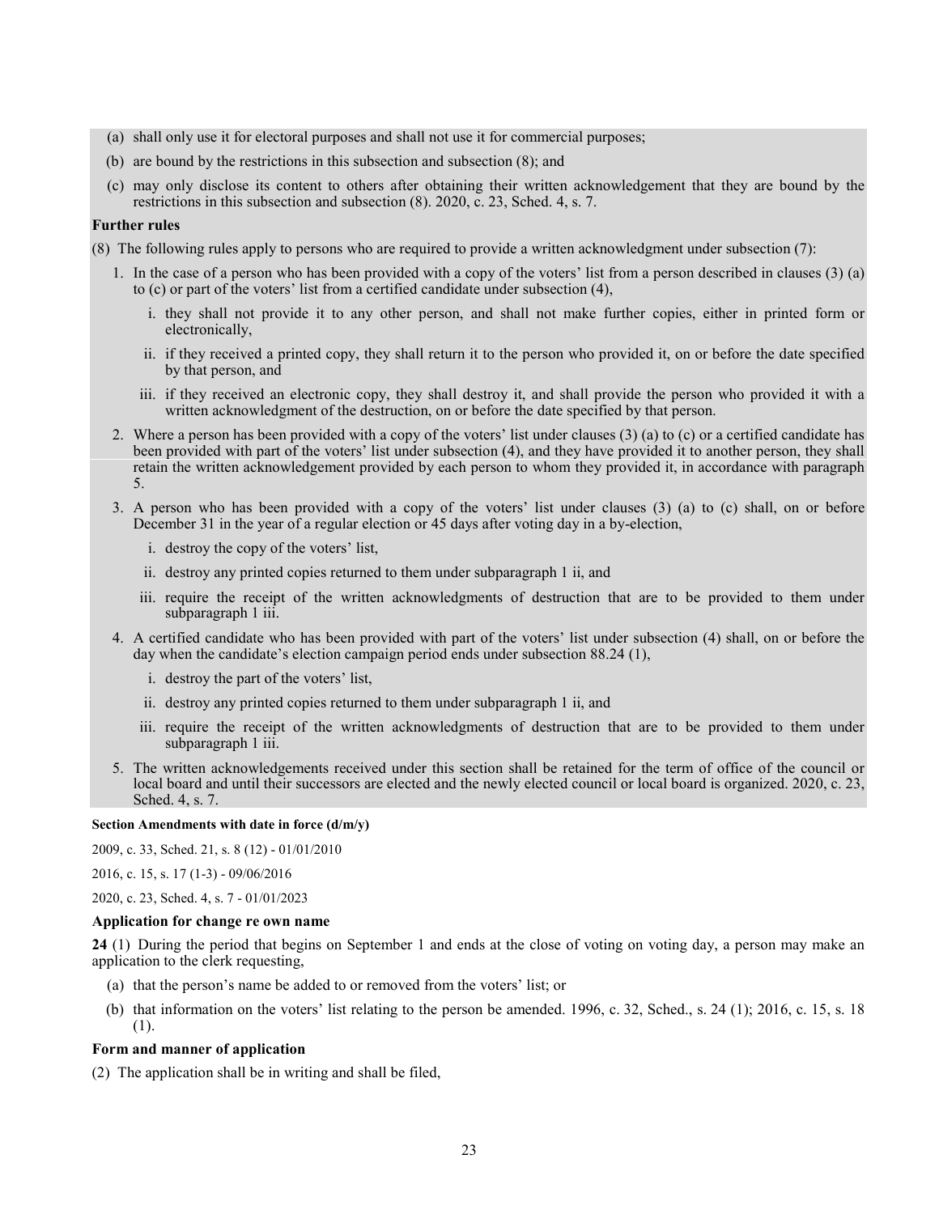(a) shall only use it for electoral purposes and shall not use it for commercial purposes;

(b) are bound by the restrictions in this subsection and subsection (8); and

(c) may only disclose its content to others after obtaining their written acknowledgement that they are bound by the restrictions in this subsection and subsection (8). 2020, c. 23, Sched. 4, s. 7.

**Further rules**

(8) The following rules apply to persons who are required to provide a written acknowledgment under subsection (7):

1. In the case of a person who has been provided with a copy of the voters' list from a person described in clauses (3) (a) to (c) or part of the voters' list from a certified candidate under subsection (4),
   i. they shall not provide it to any other person, and shall not make further copies, either in printed form or electronically,
   ii. if they received a printed copy, they shall return it to the person who provided it, on or before the date specified by that person, and
   iii. if they received an electronic copy, they shall destroy it, and shall provide the person who provided it with a written acknowledgment of the destruction, on or before the date specified by that person.
2. Where a person has been provided with a copy of the voters' list under clauses (3) (a) to (c) or a certified candidate has been provided with part of the voters' list under subsection (4), and they have provided it to another person, they shall retain the written acknowledgement provided by each person to whom they provided it, in accordance with paragraph 5.
3. A person who has been provided with a copy of the voters' list under clauses (3) (a) to (c) shall, on or before December 31 in the year of a regular election or 45 days after voting day in a by-election,
   i. destroy the copy of the voters' list,
   ii. destroy any printed copies returned to them under subparagraph 1 ii, and
   iii. require the receipt of the written acknowledgments of destruction that are to be provided to them under subparagraph 1 iii.
4. A certified candidate who has been provided with part of the voters' list under subsection (4) shall, on or before the day when the candidate's election campaign period ends under subsection 88.24 (1),
   i. destroy the part of the voters' list,
   ii. destroy any printed copies returned to them under subparagraph 1 ii, and
   iii. require the receipt of the written acknowledgments of destruction that are to be provided to them under subparagraph 1 iii.
5. The written acknowledgements received under this section shall be retained for the term of office of the council or local board and until their successors are elected and the newly elected council or local board is organized. 2020, c. 23, Sched. 4, s. 7.

**Section Amendments with date in force (d/m/y)**

2009, c. 33, Sched. 21, s. 8 (12) - 01/01/2010

2016, c. 15, s. 17 (1-3) - 09/06/2016

2020, c. 23, Sched. 4, s. 7 - 01/01/2023

**Application for change re own name**

**24** (1) During the period that begins on September 1 and ends at the close of voting on voting day, a person may make an application to the clerk requesting,

(a) that the person's name be added to or removed from the voters' list; or

(b) that information on the voters' list relating to the person be amended. 1996, c. 32, Sched., s. 24 (1); 2016, c. 15, s. 18 (1).

**Form and manner of application**

(2) The application shall be in writing and shall be filed,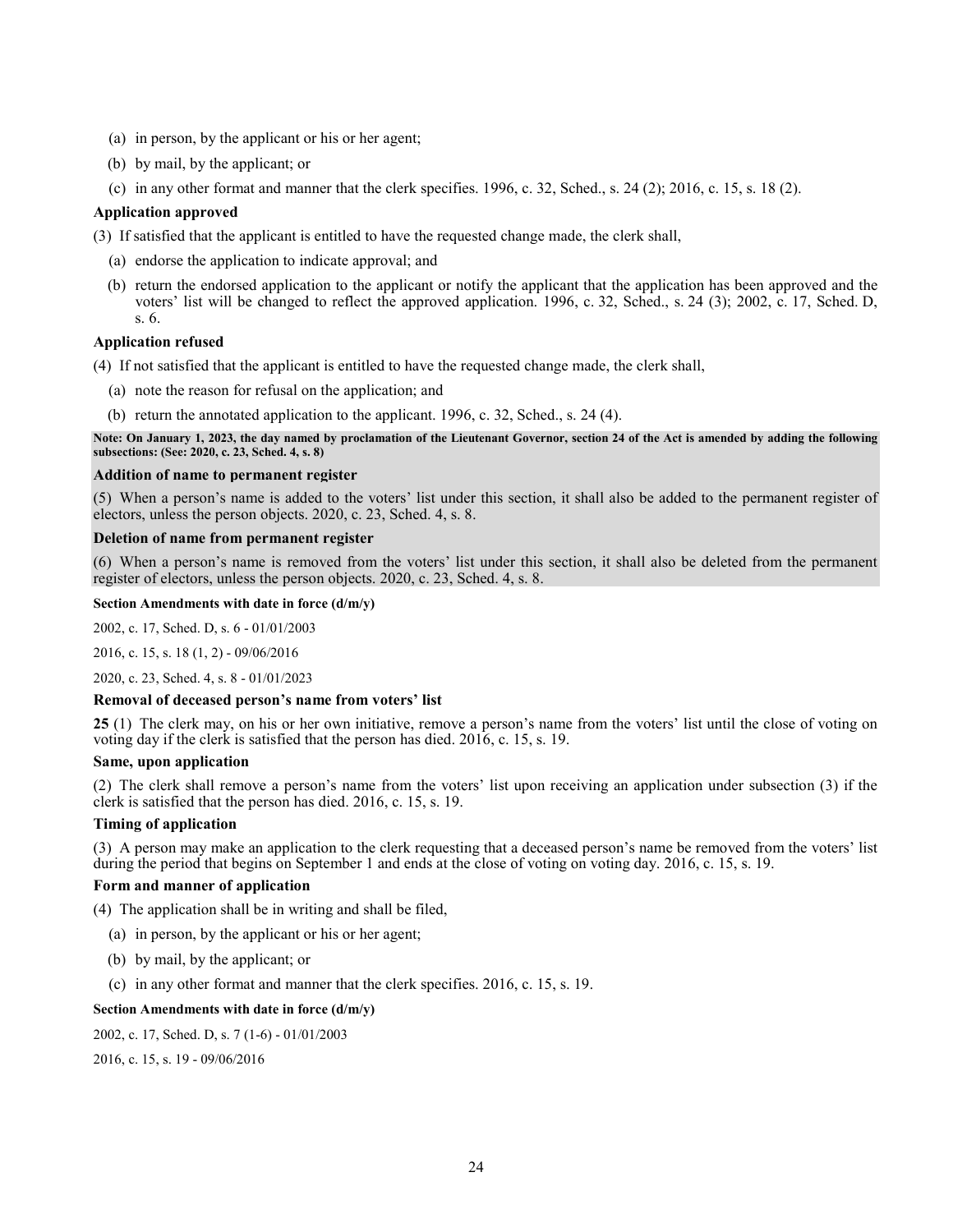(a) in person, by the applicant or his or her agent;

(b) by mail, by the applicant; or

(c) in any other format and manner that the clerk specifies. 1996, c. 32, Sched., s. 24 (2); 2016, c. 15, s. 18 (2).

**Application approved**

(3) If satisfied that the applicant is entitled to have the requested change made, the clerk shall,

(a) endorse the application to indicate approval; and

(b) return the endorsed application to the applicant or notify the applicant that the application has been approved and the voters' list will be changed to reflect the approved application. 1996, c. 32, Sched., s. 24 (3); 2002, c. 17, Sched. D, s. 6.

**Application refused**

(4) If not satisfied that the applicant is entitled to have the requested change made, the clerk shall,

(a) note the reason for refusal on the application; and

(b) return the annotated application to the applicant. 1996, c. 32, Sched., s. 24 (4).

**Note: On January 1, 2023, the day named by proclamation of the Lieutenant Governor, section 24 of the Act is amended by adding the following subsections: (See: 2020, c. 23, Sched. 4, s. 8)**

**Addition of name to permanent register**

(5) When a person's name is added to the voters' list under this section, it shall also be added to the permanent register of electors, unless the person objects. 2020, c. 23, Sched. 4, s. 8.

**Deletion of name from permanent register**

(6) When a person's name is removed from the voters' list under this section, it shall also be deleted from the permanent register of electors, unless the person objects. 2020, c. 23, Sched. 4, s. 8.

**Section Amendments with date in force (d/m/y)**

2002, c. 17, Sched. D, s. 6 - 01/01/2003

2016, c. 15, s. 18 (1, 2) - 09/06/2016

2020, c. 23, Sched. 4, s. 8 - 01/01/2023

**Removal of deceased person's name from voters' list**

**25** (1) The clerk may, on his or her own initiative, remove a person's name from the voters' list until the close of voting on voting day if the clerk is satisfied that the person has died. 2016, c. 15, s. 19.

**Same, upon application**

(2) The clerk shall remove a person's name from the voters' list upon receiving an application under subsection (3) if the clerk is satisfied that the person has died. 2016, c. 15, s. 19.

**Timing of application**

(3) A person may make an application to the clerk requesting that a deceased person's name be removed from the voters' list during the period that begins on September 1 and ends at the close of voting on voting day. 2016, c. 15, s. 19.

**Form and manner of application**

(4) The application shall be in writing and shall be filed,

(a) in person, by the applicant or his or her agent;

(b) by mail, by the applicant; or

(c) in any other format and manner that the clerk specifies. 2016, c. 15, s. 19.

**Section Amendments with date in force (d/m/y)**

2002, c. 17, Sched. D, s. 7 (1-6) - 01/01/2003

2016, c. 15, s. 19 - 09/06/2016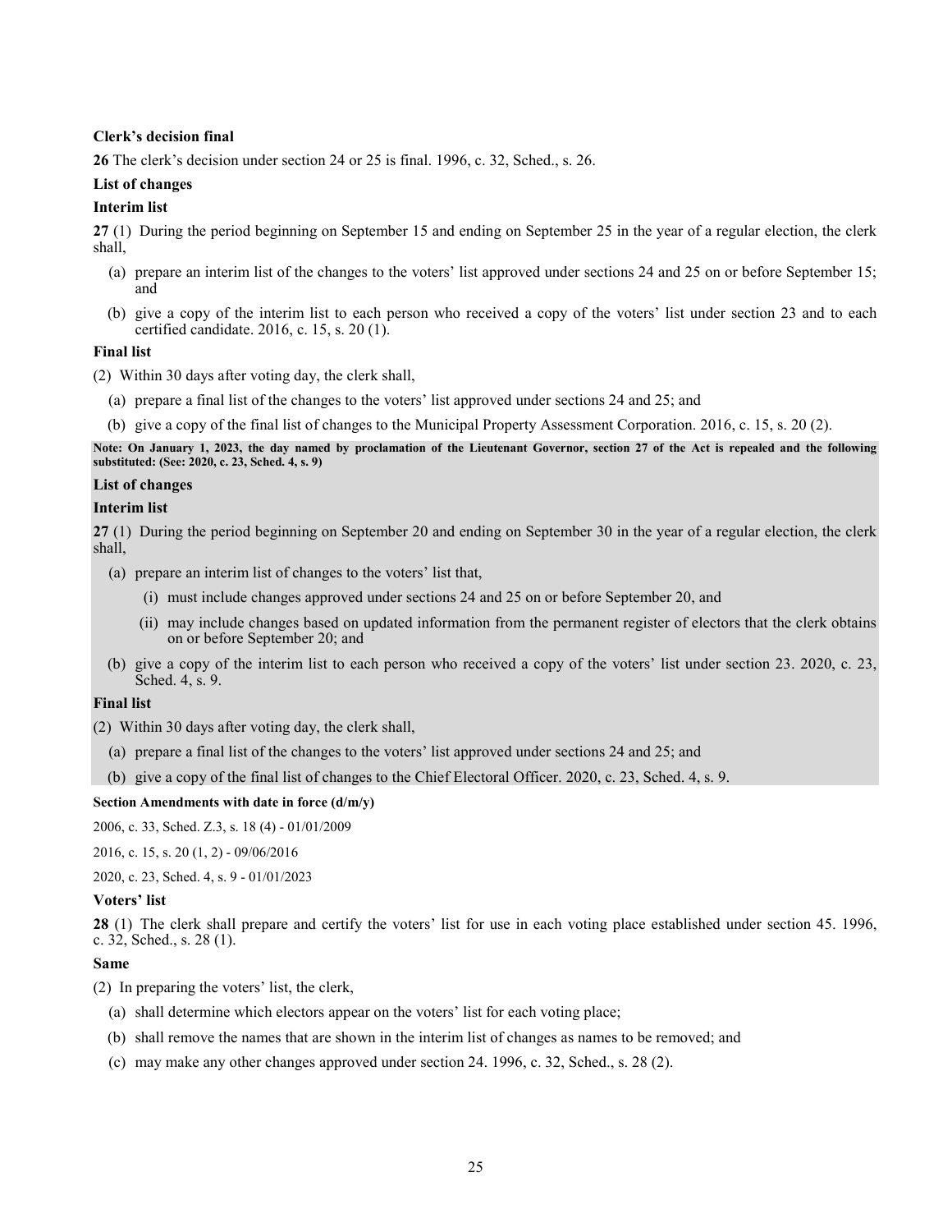**Clerk's decision final**

**26** The clerk's decision under section 24 or 25 is final. 1996, c. 32, Sched., s. 26.

**List of changes**

**Interim list**

**27** (1) During the period beginning on September 15 and ending on September 25 in the year of a regular election, the clerk shall,

(a) prepare an interim list of the changes to the voters' list approved under sections 24 and 25 on or before September 15; and

(b) give a copy of the interim list to each person who received a copy of the voters' list under section 23 and to each certified candidate. 2016, c. 15, s. 20 (1).

**Final list**

(2) Within 30 days after voting day, the clerk shall,

(a) prepare a final list of the changes to the voters' list approved under sections 24 and 25; and

(b) give a copy of the final list of changes to the Municipal Property Assessment Corporation. 2016, c. 15, s. 20 (2).

**Note: On January 1, 2023, the day named by proclamation of the Lieutenant Governor, section 27 of the Act is repealed and the following substituted: (See: 2020, c. 23, Sched. 4, s. 9)**

**List of changes**

**Interim list**

**27** (1) During the period beginning on September 20 and ending on September 30 in the year of a regular election, the clerk shall,

(a) prepare an interim list of changes to the voters' list that,

(i) must include changes approved under sections 24 and 25 on or before September 20, and

(ii) may include changes based on updated information from the permanent register of electors that the clerk obtains on or before September 20; and

(b) give a copy of the interim list to each person who received a copy of the voters' list under section 23. 2020, c. 23, Sched. 4, s. 9.

**Final list**

(2) Within 30 days after voting day, the clerk shall,

(a) prepare a final list of the changes to the voters' list approved under sections 24 and 25; and

(b) give a copy of the final list of changes to the Chief Electoral Officer. 2020, c. 23, Sched. 4, s. 9.

**Section Amendments with date in force (d/m/y)**

2006, c. 33, Sched. Z.3, s. 18 (4) - 01/01/2009

2016, c. 15, s. 20 (1, 2) - 09/06/2016

2020, c. 23, Sched. 4, s. 9 - 01/01/2023

**Voters' list**

**28** (1) The clerk shall prepare and certify the voters' list for use in each voting place established under section 45. 1996, c. 32, Sched., s. 28 (1).

**Same**

(2) In preparing the voters' list, the clerk,

(a) shall determine which electors appear on the voters' list for each voting place;

(b) shall remove the names that are shown in the interim list of changes as names to be removed; and

(c) may make any other changes approved under section 24. 1996, c. 32, Sched., s. 28 (2).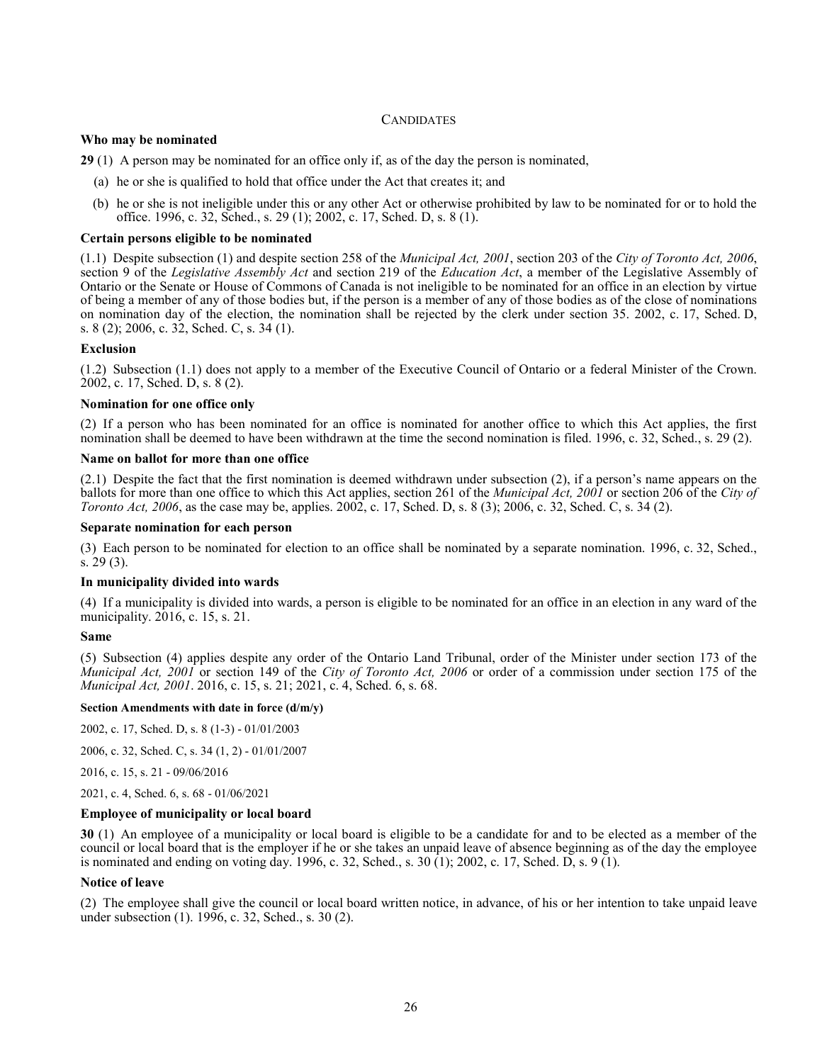## CANDIDATES

### Who may be nominated

**29** (1) A person may be nominated for an office only if, as of the day the person is nominated,

(a) he or she is qualified to hold that office under the Act that creates it; and

(b) he or she is not ineligible under this or any other Act or otherwise prohibited by law to be nominated for or to hold the office. 1996, c. 32, Sched., s. 29 (1); 2002, c. 17, Sched. D, s. 8 (1).

### Certain persons eligible to be nominated

(1.1) Despite subsection (1) and despite section 258 of the *Municipal Act, 2001*, section 203 of the *City of Toronto Act, 2006*, section 9 of the *Legislative Assembly Act* and section 219 of the *Education Act*, a member of the Legislative Assembly of Ontario or the Senate or House of Commons of Canada is not ineligible to be nominated for an office in an election by virtue of being a member of any of those bodies but, if the person is a member of any of those bodies as of the close of nominations on nomination day of the election, the nomination shall be rejected by the clerk under section 35. 2002, c. 17, Sched. D, s. 8 (2); 2006, c. 32, Sched. C, s. 34 (1).

### Exclusion

(1.2) Subsection (1.1) does not apply to a member of the Executive Council of Ontario or a federal Minister of the Crown. 2002, c. 17, Sched. D, s. 8 (2).

### Nomination for one office only

(2) If a person who has been nominated for an office is nominated for another office to which this Act applies, the first nomination shall be deemed to have been withdrawn at the time the second nomination is filed. 1996, c. 32, Sched., s. 29 (2).

### Name on ballot for more than one office

(2.1) Despite the fact that the first nomination is deemed withdrawn under subsection (2), if a person's name appears on the ballots for more than one office to which this Act applies, section 261 of the *Municipal Act, 2001* or section 206 of the *City of Toronto Act, 2006*, as the case may be, applies. 2002, c. 17, Sched. D, s. 8 (3); 2006, c. 32, Sched. C, s. 34 (2).

### Separate nomination for each person

(3) Each person to be nominated for election to an office shall be nominated by a separate nomination. 1996, c. 32, Sched., s. 29 (3).

### In municipality divided into wards

(4) If a municipality is divided into wards, a person is eligible to be nominated for an office in an election in any ward of the municipality. 2016, c. 15, s. 21.

### Same

(5) Subsection (4) applies despite any order of the Ontario Land Tribunal, order of the Minister under section 173 of the *Municipal Act, 2001* or section 149 of the *City of Toronto Act, 2006* or order of a commission under section 175 of the *Municipal Act, 2001*. 2016, c. 15, s. 21; 2021, c. 4, Sched. 6, s. 68.

#### Section Amendments with date in force (d/m/y)

2002, c. 17, Sched. D, s. 8 (1-3) - 01/01/2003

2006, c. 32, Sched. C, s. 34 (1, 2) - 01/01/2007

2016, c. 15, s. 21 - 09/06/2016

2021, c. 4, Sched. 6, s. 68 - 01/06/2021

### Employee of municipality or local board

**30** (1) An employee of a municipality or local board is eligible to be a candidate for and to be elected as a member of the council or local board that is the employer if he or she takes an unpaid leave of absence beginning as of the day the employee is nominated and ending on voting day. 1996, c. 32, Sched., s. 30 (1); 2002, c. 17, Sched. D, s. 9 (1).

### Notice of leave

(2) The employee shall give the council or local board written notice, in advance, of his or her intention to take unpaid leave under subsection (1). 1996, c. 32, Sched., s. 30 (2).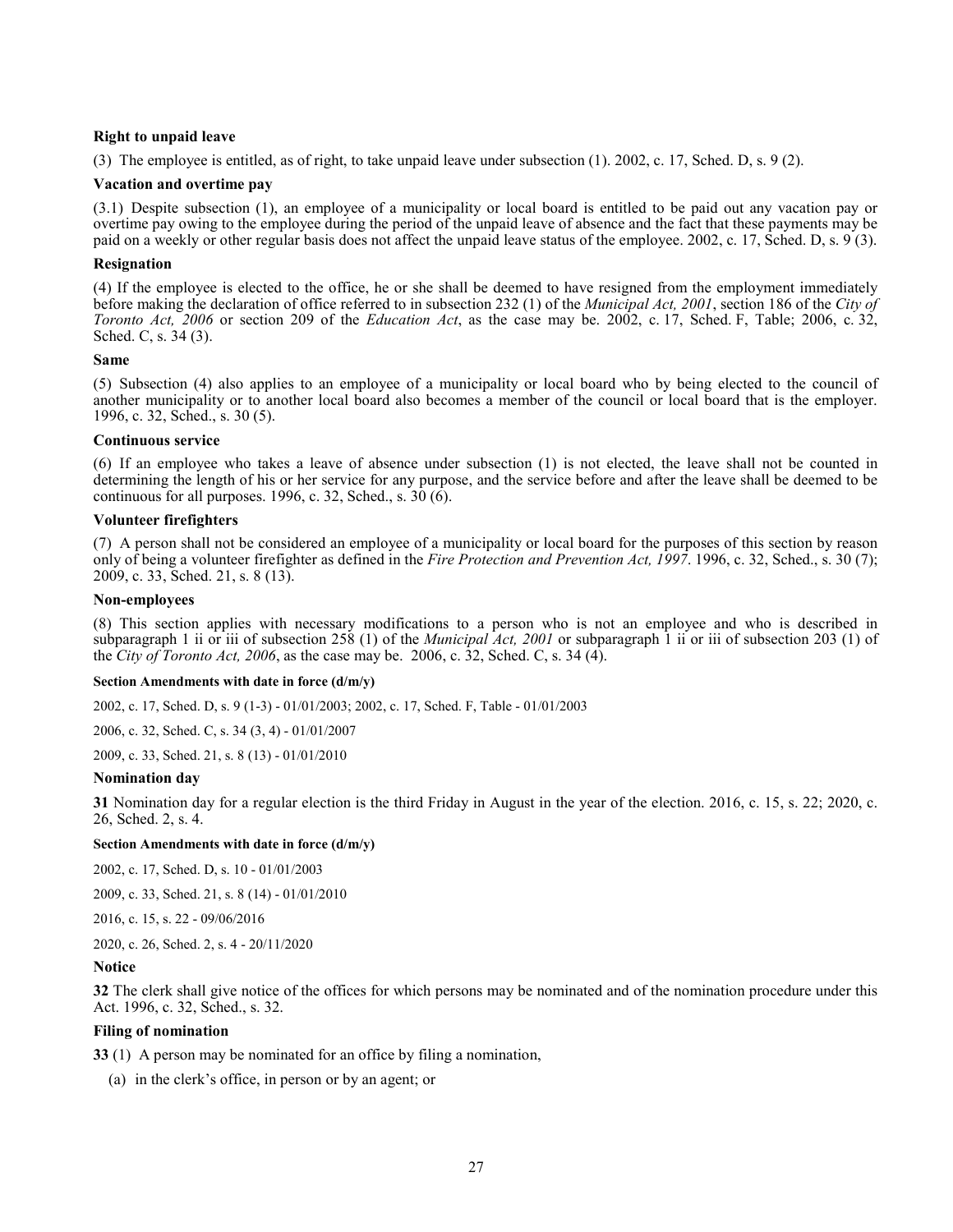**Right to unpaid leave**

(3) The employee is entitled, as of right, to take unpaid leave under subsection (1). 2002, c. 17, Sched. D, s. 9 (2).

**Vacation and overtime pay**

(3.1) Despite subsection (1), an employee of a municipality or local board is entitled to be paid out any vacation pay or overtime pay owing to the employee during the period of the unpaid leave of absence and the fact that these payments may be paid on a weekly or other regular basis does not affect the unpaid leave status of the employee. 2002, c. 17, Sched. D, s. 9 (3).

**Resignation**

(4) If the employee is elected to the office, he or she shall be deemed to have resigned from the employment immediately before making the declaration of office referred to in subsection 232 (1) of the *Municipal Act, 2001*, section 186 of the *City of Toronto Act, 2006* or section 209 of the *Education Act*, as the case may be. 2002, c. 17, Sched. F, Table; 2006, c. 32, Sched. C, s. 34 (3).

**Same**

(5) Subsection (4) also applies to an employee of a municipality or local board who by being elected to the council of another municipality or to another local board also becomes a member of the council or local board that is the employer. 1996, c. 32, Sched., s. 30 (5).

**Continuous service**

(6) If an employee who takes a leave of absence under subsection (1) is not elected, the leave shall not be counted in determining the length of his or her service for any purpose, and the service before and after the leave shall be deemed to be continuous for all purposes. 1996, c. 32, Sched., s. 30 (6).

**Volunteer firefighters**

(7) A person shall not be considered an employee of a municipality or local board for the purposes of this section by reason only of being a volunteer firefighter as defined in the *Fire Protection and Prevention Act, 1997*. 1996, c. 32, Sched., s. 30 (7); 2009, c. 33, Sched. 21, s. 8 (13).

**Non-employees**

(8) This section applies with necessary modifications to a person who is not an employee and who is described in subparagraph 1 ii or iii of subsection 258 (1) of the *Municipal Act, 2001* or subparagraph 1 ii or iii of subsection 203 (1) of the *City of Toronto Act, 2006*, as the case may be. 2006, c. 32, Sched. C, s. 34 (4).

**Section Amendments with date in force (d/m/y)**

2002, c. 17, Sched. D, s. 9 (1-3) - 01/01/2003; 2002, c. 17, Sched. F, Table - 01/01/2003

2006, c. 32, Sched. C, s. 34 (3, 4) - 01/01/2007

2009, c. 33, Sched. 21, s. 8 (13) - 01/01/2010

**Nomination day**

**31** Nomination day for a regular election is the third Friday in August in the year of the election. 2016, c. 15, s. 22; 2020, c. 26, Sched. 2, s. 4.

**Section Amendments with date in force (d/m/y)**

2002, c. 17, Sched. D, s. 10 - 01/01/2003

2009, c. 33, Sched. 21, s. 8 (14) - 01/01/2010

2016, c. 15, s. 22 - 09/06/2016

2020, c. 26, Sched. 2, s. 4 - 20/11/2020

**Notice**

**32** The clerk shall give notice of the offices for which persons may be nominated and of the nomination procedure under this Act. 1996, c. 32, Sched., s. 32.

**Filing of nomination**

**33** (1) A person may be nominated for an office by filing a nomination,

(a) in the clerk's office, in person or by an agent; or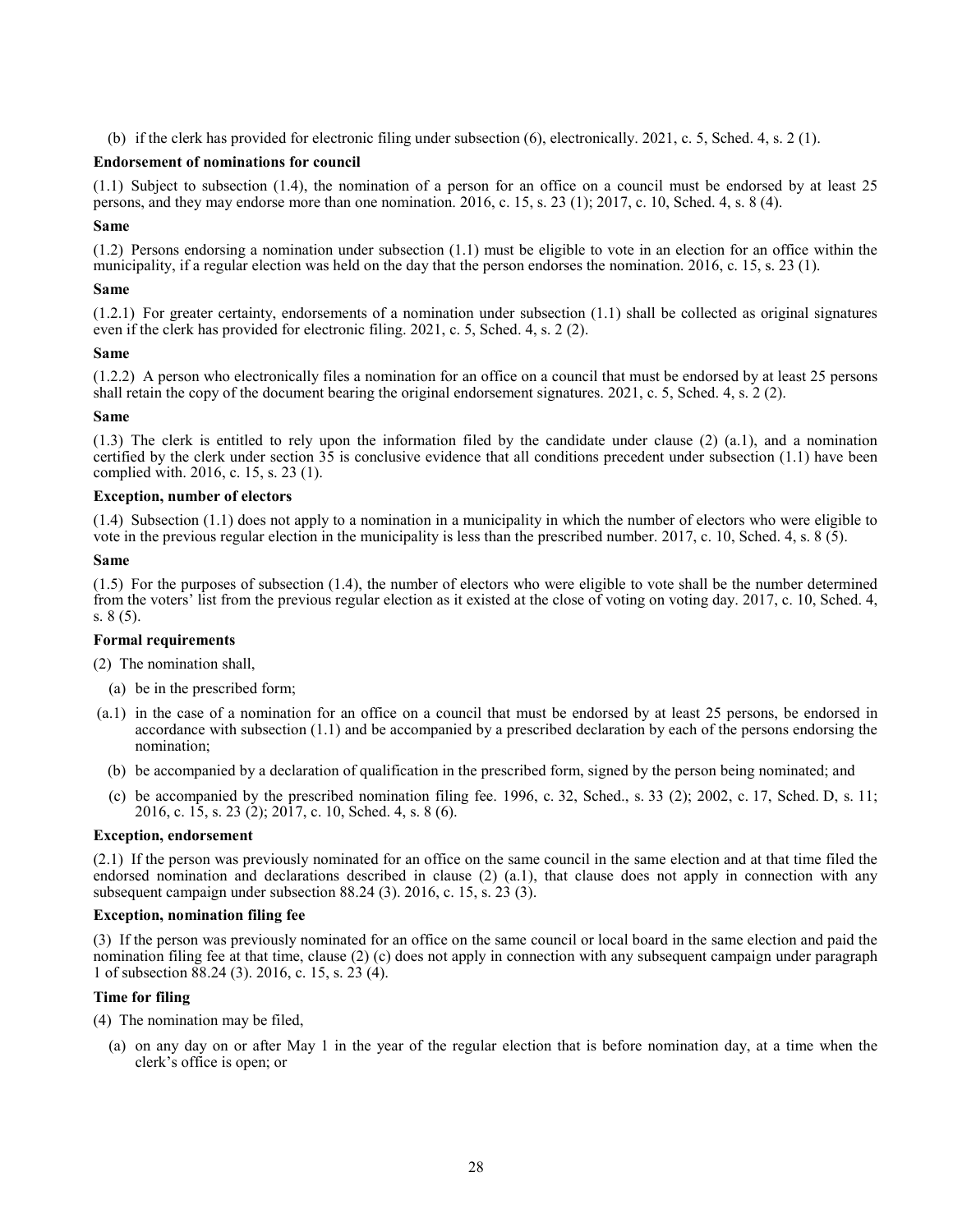(b) if the clerk has provided for electronic filing under subsection (6), electronically. 2021, c. 5, Sched. 4, s. 2 (1).

**Endorsement of nominations for council**

(1.1) Subject to subsection (1.4), the nomination of a person for an office on a council must be endorsed by at least 25 persons, and they may endorse more than one nomination. 2016, c. 15, s. 23 (1); 2017, c. 10, Sched. 4, s. 8 (4).

**Same**

(1.2) Persons endorsing a nomination under subsection (1.1) must be eligible to vote in an election for an office within the municipality, if a regular election was held on the day that the person endorses the nomination. 2016, c. 15, s. 23 (1).

**Same**

(1.2.1) For greater certainty, endorsements of a nomination under subsection (1.1) shall be collected as original signatures even if the clerk has provided for electronic filing. 2021, c. 5, Sched. 4, s. 2 (2).

**Same**

(1.2.2) A person who electronically files a nomination for an office on a council that must be endorsed by at least 25 persons shall retain the copy of the document bearing the original endorsement signatures. 2021, c. 5, Sched. 4, s. 2 (2).

**Same**

(1.3) The clerk is entitled to rely upon the information filed by the candidate under clause (2) (a.1), and a nomination certified by the clerk under section 35 is conclusive evidence that all conditions precedent under subsection (1.1) have been complied with. 2016, c. 15, s. 23 (1).

**Exception, number of electors**

(1.4) Subsection (1.1) does not apply to a nomination in a municipality in which the number of electors who were eligible to vote in the previous regular election in the municipality is less than the prescribed number. 2017, c. 10, Sched. 4, s. 8 (5).

**Same**

(1.5) For the purposes of subsection (1.4), the number of electors who were eligible to vote shall be the number determined from the voters' list from the previous regular election as it existed at the close of voting on voting day. 2017, c. 10, Sched. 4, s. 8 (5).

**Formal requirements**

(2) The nomination shall,

(a) be in the prescribed form;

(a.1) in the case of a nomination for an office on a council that must be endorsed by at least 25 persons, be endorsed in accordance with subsection (1.1) and be accompanied by a prescribed declaration by each of the persons endorsing the nomination;

(b) be accompanied by a declaration of qualification in the prescribed form, signed by the person being nominated; and

(c) be accompanied by the prescribed nomination filing fee. 1996, c. 32, Sched., s. 33 (2); 2002, c. 17, Sched. D, s. 11; 2016, c. 15, s. 23 (2); 2017, c. 10, Sched. 4, s. 8 (6).

**Exception, endorsement**

(2.1) If the person was previously nominated for an office on the same council in the same election and at that time filed the endorsed nomination and declarations described in clause (2) (a.1), that clause does not apply in connection with any subsequent campaign under subsection 88.24 (3). 2016, c. 15, s. 23 (3).

**Exception, nomination filing fee**

(3) If the person was previously nominated for an office on the same council or local board in the same election and paid the nomination filing fee at that time, clause (2) (c) does not apply in connection with any subsequent campaign under paragraph 1 of subsection 88.24 (3). 2016, c. 15, s. 23 (4).

**Time for filing**

(4) The nomination may be filed,

(a) on any day on or after May 1 in the year of the regular election that is before nomination day, at a time when the clerk's office is open; or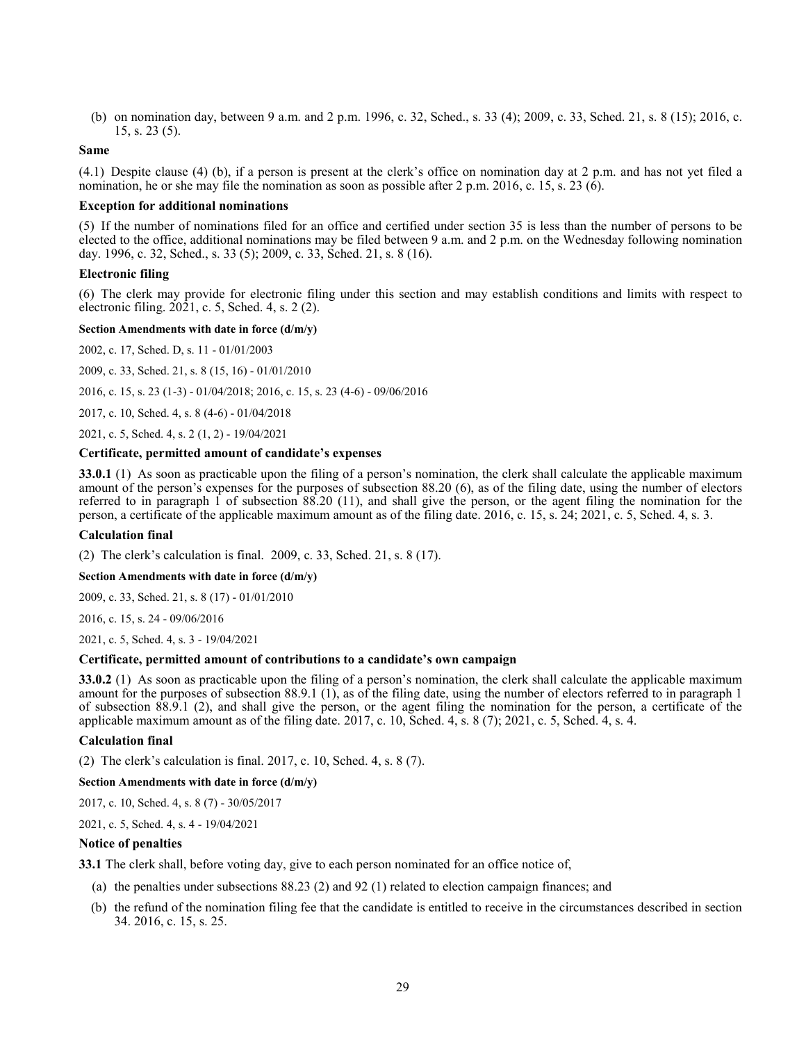(b) on nomination day, between 9 a.m. and 2 p.m. 1996, c. 32, Sched., s. 33 (4); 2009, c. 33, Sched. 21, s. 8 (15); 2016, c. 15, s. 23 (5).

**Same**

(4.1) Despite clause (4) (b), if a person is present at the clerk's office on nomination day at 2 p.m. and has not yet filed a nomination, he or she may file the nomination as soon as possible after 2 p.m. 2016, c. 15, s. 23 (6).

**Exception for additional nominations**

(5) If the number of nominations filed for an office and certified under section 35 is less than the number of persons to be elected to the office, additional nominations may be filed between 9 a.m. and 2 p.m. on the Wednesday following nomination day. 1996, c. 32, Sched., s. 33 (5); 2009, c. 33, Sched. 21, s. 8 (16).

**Electronic filing**

(6) The clerk may provide for electronic filing under this section and may establish conditions and limits with respect to electronic filing. 2021, c. 5, Sched. 4, s. 2 (2).

**Section Amendments with date in force (d/m/y)**

2002, c. 17, Sched. D, s. 11 - 01/01/2003

2009, c. 33, Sched. 21, s. 8 (15, 16) - 01/01/2010

2016, c. 15, s. 23 (1-3) - 01/04/2018; 2016, c. 15, s. 23 (4-6) - 09/06/2016

2017, c. 10, Sched. 4, s. 8 (4-6) - 01/04/2018

2021, c. 5, Sched. 4, s. 2 (1, 2) - 19/04/2021

**Certificate, permitted amount of candidate's expenses**

**33.0.1** (1) As soon as practicable upon the filing of a person's nomination, the clerk shall calculate the applicable maximum amount of the person's expenses for the purposes of subsection 88.20 (6), as of the filing date, using the number of electors referred to in paragraph 1 of subsection 88.20 (11), and shall give the person, or the agent filing the nomination for the person, a certificate of the applicable maximum amount as of the filing date. 2016, c. 15, s. 24; 2021, c. 5, Sched. 4, s. 3.

**Calculation final**

(2) The clerk's calculation is final. 2009, c. 33, Sched. 21, s. 8 (17).

**Section Amendments with date in force (d/m/y)**

2009, c. 33, Sched. 21, s. 8 (17) - 01/01/2010

2016, c. 15, s. 24 - 09/06/2016

2021, c. 5, Sched. 4, s. 3 - 19/04/2021

**Certificate, permitted amount of contributions to a candidate's own campaign**

**33.0.2** (1) As soon as practicable upon the filing of a person's nomination, the clerk shall calculate the applicable maximum amount for the purposes of subsection 88.9.1 (1), as of the filing date, using the number of electors referred to in paragraph 1 of subsection 88.9.1 (2), and shall give the person, or the agent filing the nomination for the person, a certificate of the applicable maximum amount as of the filing date. 2017, c. 10, Sched. 4, s. 8 (7); 2021, c. 5, Sched. 4, s. 4.

**Calculation final**

(2) The clerk's calculation is final. 2017, c. 10, Sched. 4, s. 8 (7).

**Section Amendments with date in force (d/m/y)**

2017, c. 10, Sched. 4, s. 8 (7) - 30/05/2017

2021, c. 5, Sched. 4, s. 4 - 19/04/2021

**Notice of penalties**

**33.1** The clerk shall, before voting day, give to each person nominated for an office notice of,

(a) the penalties under subsections 88.23 (2) and 92 (1) related to election campaign finances; and

(b) the refund of the nomination filing fee that the candidate is entitled to receive in the circumstances described in section 34. 2016, c. 15, s. 25.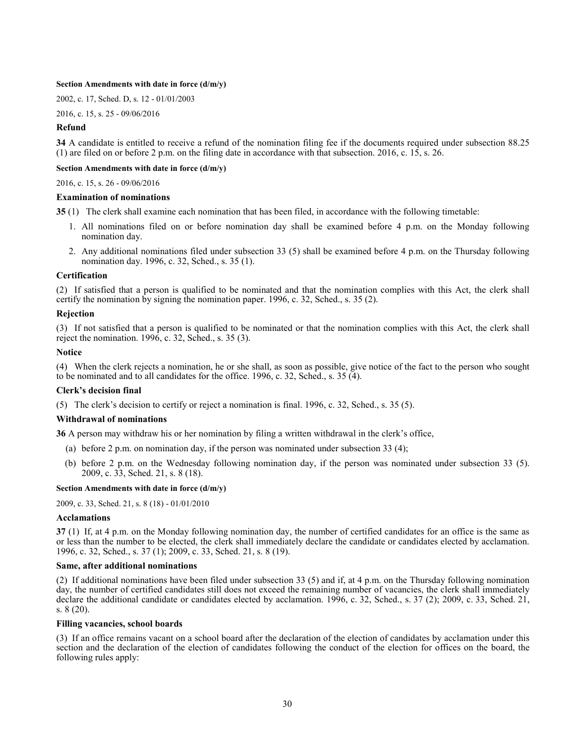**Section Amendments with date in force (d/m/y)**

2002, c. 17, Sched. D, s. 12 - 01/01/2003

2016, c. 15, s. 25 - 09/06/2016

### Refund

**34** A candidate is entitled to receive a refund of the nomination filing fee if the documents required under subsection 88.25 (1) are filed on or before 2 p.m. on the filing date in accordance with that subsection. 2016, c. 15, s. 26.

**Section Amendments with date in force (d/m/y)**

2016, c. 15, s. 26 - 09/06/2016

### Examination of nominations

**35** (1) The clerk shall examine each nomination that has been filed, in accordance with the following timetable:

1. All nominations filed on or before nomination day shall be examined before 4 p.m. on the Monday following nomination day.
2. Any additional nominations filed under subsection 33 (5) shall be examined before 4 p.m. on the Thursday following nomination day. 1996, c. 32, Sched., s. 35 (1).

### Certification

(2) If satisfied that a person is qualified to be nominated and that the nomination complies with this Act, the clerk shall certify the nomination by signing the nomination paper. 1996, c. 32, Sched., s. 35 (2).

### Rejection

(3) If not satisfied that a person is qualified to be nominated or that the nomination complies with this Act, the clerk shall reject the nomination. 1996, c. 32, Sched., s. 35 (3).

### Notice

(4) When the clerk rejects a nomination, he or she shall, as soon as possible, give notice of the fact to the person who sought to be nominated and to all candidates for the office. 1996, c. 32, Sched., s. 35 (4).

### Clerk's decision final

(5) The clerk's decision to certify or reject a nomination is final. 1996, c. 32, Sched., s. 35 (5).

### Withdrawal of nominations

**36** A person may withdraw his or her nomination by filing a written withdrawal in the clerk's office,

(a) before 2 p.m. on nomination day, if the person was nominated under subsection 33 (4);

(b) before 2 p.m. on the Wednesday following nomination day, if the person was nominated under subsection 33 (5). 2009, c. 33, Sched. 21, s. 8 (18).

**Section Amendments with date in force (d/m/y)**

2009, c. 33, Sched. 21, s. 8 (18) - 01/01/2010

### Acclamations

**37** (1) If, at 4 p.m. on the Monday following nomination day, the number of certified candidates for an office is the same as or less than the number to be elected, the clerk shall immediately declare the candidate or candidates elected by acclamation. 1996, c. 32, Sched., s. 37 (1); 2009, c. 33, Sched. 21, s. 8 (19).

### Same, after additional nominations

(2) If additional nominations have been filed under subsection 33 (5) and if, at 4 p.m. on the Thursday following nomination day, the number of certified candidates still does not exceed the remaining number of vacancies, the clerk shall immediately declare the additional candidate or candidates elected by acclamation. 1996, c. 32, Sched., s. 37 (2); 2009, c. 33, Sched. 21, s. 8 (20).

### Filling vacancies, school boards

(3) If an office remains vacant on a school board after the declaration of the election of candidates by acclamation under this section and the declaration of the election of candidates following the conduct of the election for offices on the board, the following rules apply: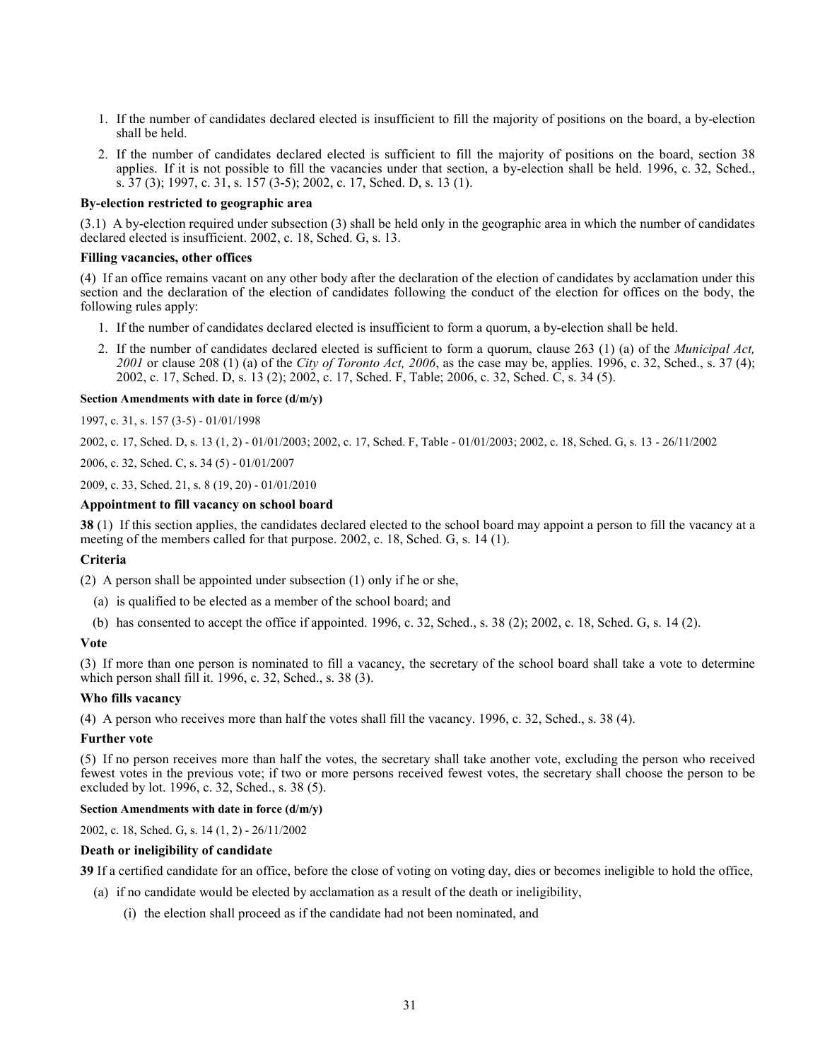1. If the number of candidates declared elected is insufficient to fill the majority of positions on the board, a by-election shall be held.
2. If the number of candidates declared elected is sufficient to fill the majority of positions on the board, section 38 applies. If it is not possible to fill the vacancies under that section, a by-election shall be held. 1996, c. 32, Sched., s. 37 (3); 1997, c. 31, s. 157 (3-5); 2002, c. 17, Sched. D, s. 13 (1).

**By-election restricted to geographic area**

(3.1) A by-election required under subsection (3) shall be held only in the geographic area in which the number of candidates declared elected is insufficient. 2002, c. 18, Sched. G, s. 13.

**Filling vacancies, other offices**

(4) If an office remains vacant on any other body after the declaration of the election of candidates by acclamation under this section and the declaration of the election of candidates following the conduct of the election for offices on the body, the following rules apply:

1. If the number of candidates declared elected is insufficient to form a quorum, a by-election shall be held.
2. If the number of candidates declared elected is sufficient to form a quorum, clause 263 (1) (a) of the *Municipal Act, 2001* or clause 208 (1) (a) of the *City of Toronto Act, 2006*, as the case may be, applies. 1996, c. 32, Sched., s. 37 (4); 2002, c. 17, Sched. D, s. 13 (2); 2002, c. 17, Sched. F, Table; 2006, c. 32, Sched. C, s. 34 (5).

**Section Amendments with date in force (d/m/y)**

1997, c. 31, s. 157 (3-5) - 01/01/1998

2002, c. 17, Sched. D, s. 13 (1, 2) - 01/01/2003; 2002, c. 17, Sched. F, Table - 01/01/2003; 2002, c. 18, Sched. G, s. 13 - 26/11/2002

2006, c. 32, Sched. C, s. 34 (5) - 01/01/2007

2009, c. 33, Sched. 21, s. 8 (19, 20) - 01/01/2010

**Appointment to fill vacancy on school board**

**38** (1) If this section applies, the candidates declared elected to the school board may appoint a person to fill the vacancy at a meeting of the members called for that purpose. 2002, c. 18, Sched. G, s. 14 (1).

**Criteria**

(2) A person shall be appointed under subsection (1) only if he or she,

(a) is qualified to be elected as a member of the school board; and

(b) has consented to accept the office if appointed. 1996, c. 32, Sched., s. 38 (2); 2002, c. 18, Sched. G, s. 14 (2).

**Vote**

(3) If more than one person is nominated to fill a vacancy, the secretary of the school board shall take a vote to determine which person shall fill it. 1996, c. 32, Sched., s. 38 (3).

**Who fills vacancy**

(4) A person who receives more than half the votes shall fill the vacancy. 1996, c. 32, Sched., s. 38 (4).

**Further vote**

(5) If no person receives more than half the votes, the secretary shall take another vote, excluding the person who received fewest votes in the previous vote; if two or more persons received fewest votes, the secretary shall choose the person to be excluded by lot. 1996, c. 32, Sched., s. 38 (5).

**Section Amendments with date in force (d/m/y)**

2002, c. 18, Sched. G, s. 14 (1, 2) - 26/11/2002

**Death or ineligibility of candidate**

**39** If a certified candidate for an office, before the close of voting on voting day, dies or becomes ineligible to hold the office,

(a) if no candidate would be elected by acclamation as a result of the death or ineligibility,

(i) the election shall proceed as if the candidate had not been nominated, and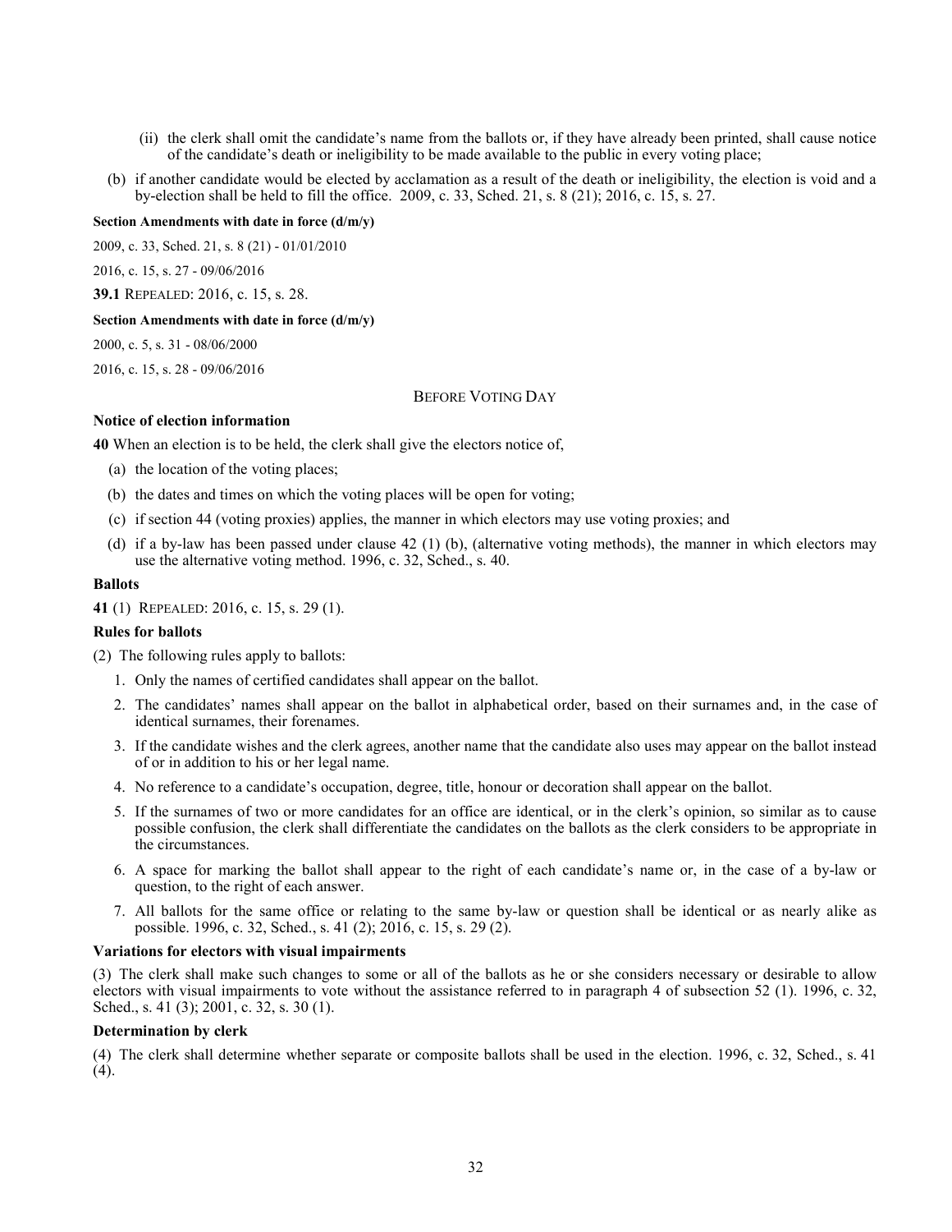(ii) the clerk shall omit the candidate's name from the ballots or, if they have already been printed, shall cause notice of the candidate's death or ineligibility to be made available to the public in every voting place;

(b) if another candidate would be elected by acclamation as a result of the death or ineligibility, the election is void and a by-election shall be held to fill the office. 2009, c. 33, Sched. 21, s. 8 (21); 2016, c. 15, s. 27.

**Section Amendments with date in force (d/m/y)**

2009, c. 33, Sched. 21, s. 8 (21) - 01/01/2010

2016, c. 15, s. 27 - 09/06/2016

**39.1** REPEALED: 2016, c. 15, s. 28.

**Section Amendments with date in force (d/m/y)**

2000, c. 5, s. 31 - 08/06/2000

2016, c. 15, s. 28 - 09/06/2016

## BEFORE VOTING DAY

**Notice of election information**

**40** When an election is to be held, the clerk shall give the electors notice of,

(a) the location of the voting places;

(b) the dates and times on which the voting places will be open for voting;

(c) if section 44 (voting proxies) applies, the manner in which electors may use voting proxies; and

(d) if a by-law has been passed under clause 42 (1) (b), (alternative voting methods), the manner in which electors may use the alternative voting method. 1996, c. 32, Sched., s. 40.

**Ballots**

**41** (1) REPEALED: 2016, c. 15, s. 29 (1).

**Rules for ballots**

(2) The following rules apply to ballots:

1. Only the names of certified candidates shall appear on the ballot.
2. The candidates' names shall appear on the ballot in alphabetical order, based on their surnames and, in the case of identical surnames, their forenames.
3. If the candidate wishes and the clerk agrees, another name that the candidate also uses may appear on the ballot instead of or in addition to his or her legal name.
4. No reference to a candidate's occupation, degree, title, honour or decoration shall appear on the ballot.
5. If the surnames of two or more candidates for an office are identical, or in the clerk's opinion, so similar as to cause possible confusion, the clerk shall differentiate the candidates on the ballots as the clerk considers to be appropriate in the circumstances.
6. A space for marking the ballot shall appear to the right of each candidate's name or, in the case of a by-law or question, to the right of each answer.
7. All ballots for the same office or relating to the same by-law or question shall be identical or as nearly alike as possible. 1996, c. 32, Sched., s. 41 (2); 2016, c. 15, s. 29 (2).

**Variations for electors with visual impairments**

(3) The clerk shall make such changes to some or all of the ballots as he or she considers necessary or desirable to allow electors with visual impairments to vote without the assistance referred to in paragraph 4 of subsection 52 (1). 1996, c. 32, Sched., s. 41 (3); 2001, c. 32, s. 30 (1).

**Determination by clerk**

(4) The clerk shall determine whether separate or composite ballots shall be used in the election. 1996, c. 32, Sched., s. 41 (4).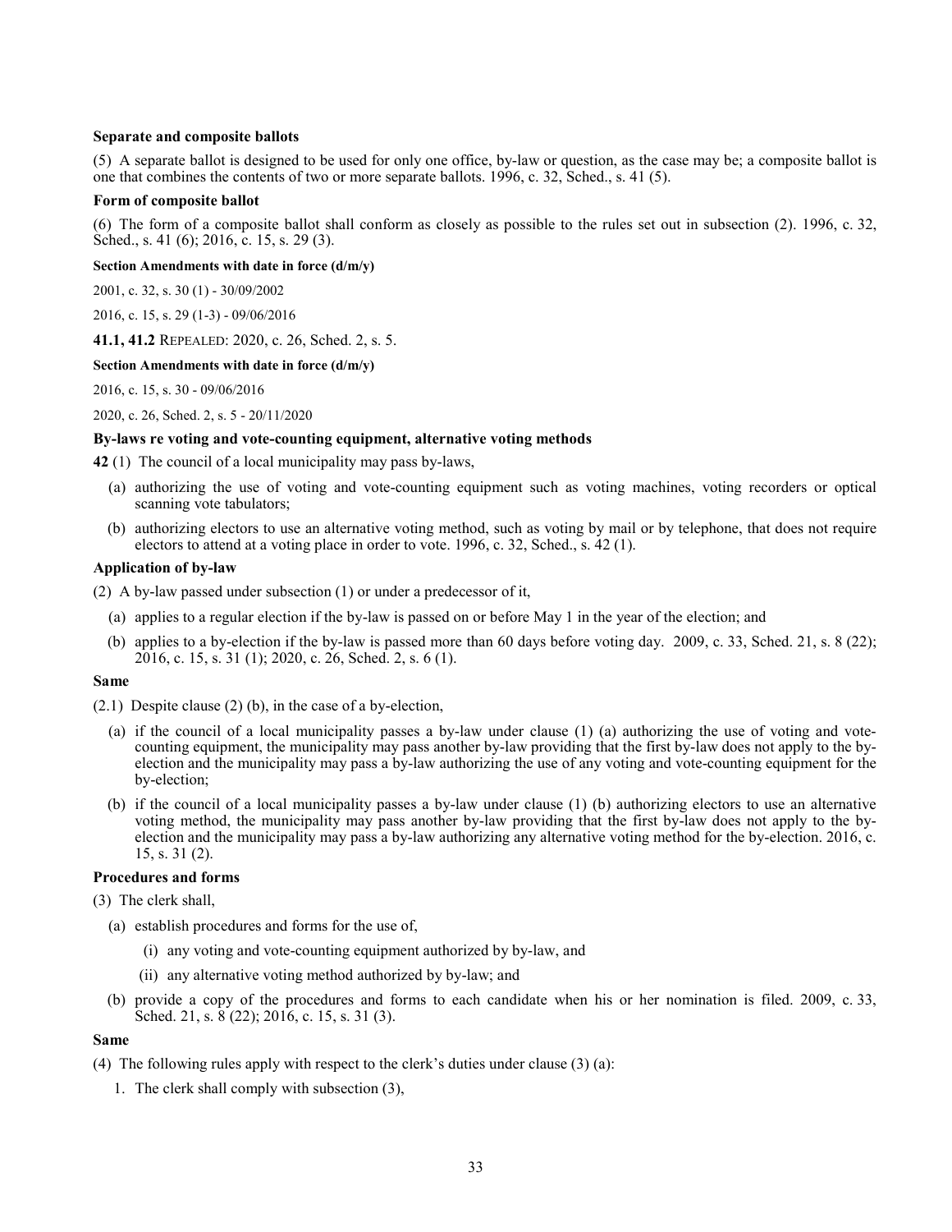**Separate and composite ballots**

(5) A separate ballot is designed to be used for only one office, by-law or question, as the case may be; a composite ballot is one that combines the contents of two or more separate ballots. 1996, c. 32, Sched., s. 41 (5).

**Form of composite ballot**

(6) The form of a composite ballot shall conform as closely as possible to the rules set out in subsection (2). 1996, c. 32, Sched., s. 41 (6); 2016, c. 15, s. 29 (3).

**Section Amendments with date in force (d/m/y)**

2001, c. 32, s. 30 (1) - 30/09/2002

2016, c. 15, s. 29 (1-3) - 09/06/2016

**41.1, 41.2** REPEALED: 2020, c. 26, Sched. 2, s. 5.

**Section Amendments with date in force (d/m/y)**

2016, c. 15, s. 30 - 09/06/2016

2020, c. 26, Sched. 2, s. 5 - 20/11/2020

**By-laws re voting and vote-counting equipment, alternative voting methods**

**42** (1) The council of a local municipality may pass by-laws,

- (a) authorizing the use of voting and vote-counting equipment such as voting machines, voting recorders or optical scanning vote tabulators;
- (b) authorizing electors to use an alternative voting method, such as voting by mail or by telephone, that does not require electors to attend at a voting place in order to vote. 1996, c. 32, Sched., s. 42 (1).

**Application of by-law**

(2) A by-law passed under subsection (1) or under a predecessor of it,

- (a) applies to a regular election if the by-law is passed on or before May 1 in the year of the election; and
- (b) applies to a by-election if the by-law is passed more than 60 days before voting day. 2009, c. 33, Sched. 21, s. 8 (22); 2016, c. 15, s. 31 (1); 2020, c. 26, Sched. 2, s. 6 (1).

**Same**

(2.1) Despite clause (2) (b), in the case of a by-election,

- (a) if the council of a local municipality passes a by-law under clause (1) (a) authorizing the use of voting and vote-counting equipment, the municipality may pass another by-law providing that the first by-law does not apply to the by-election and the municipality may pass a by-law authorizing the use of any voting and vote-counting equipment for the by-election;
- (b) if the council of a local municipality passes a by-law under clause (1) (b) authorizing electors to use an alternative voting method, the municipality may pass another by-law providing that the first by-law does not apply to the by-election and the municipality may pass a by-law authorizing any alternative voting method for the by-election. 2016, c. 15, s. 31 (2).

**Procedures and forms**

(3) The clerk shall,

- (a) establish procedures and forms for the use of,
  - (i) any voting and vote-counting equipment authorized by by-law, and
  - (ii) any alternative voting method authorized by by-law; and
- (b) provide a copy of the procedures and forms to each candidate when his or her nomination is filed. 2009, c. 33, Sched. 21, s. 8 (22); 2016, c. 15, s. 31 (3).

**Same**

(4) The following rules apply with respect to the clerk's duties under clause (3) (a):

1. The clerk shall comply with subsection (3),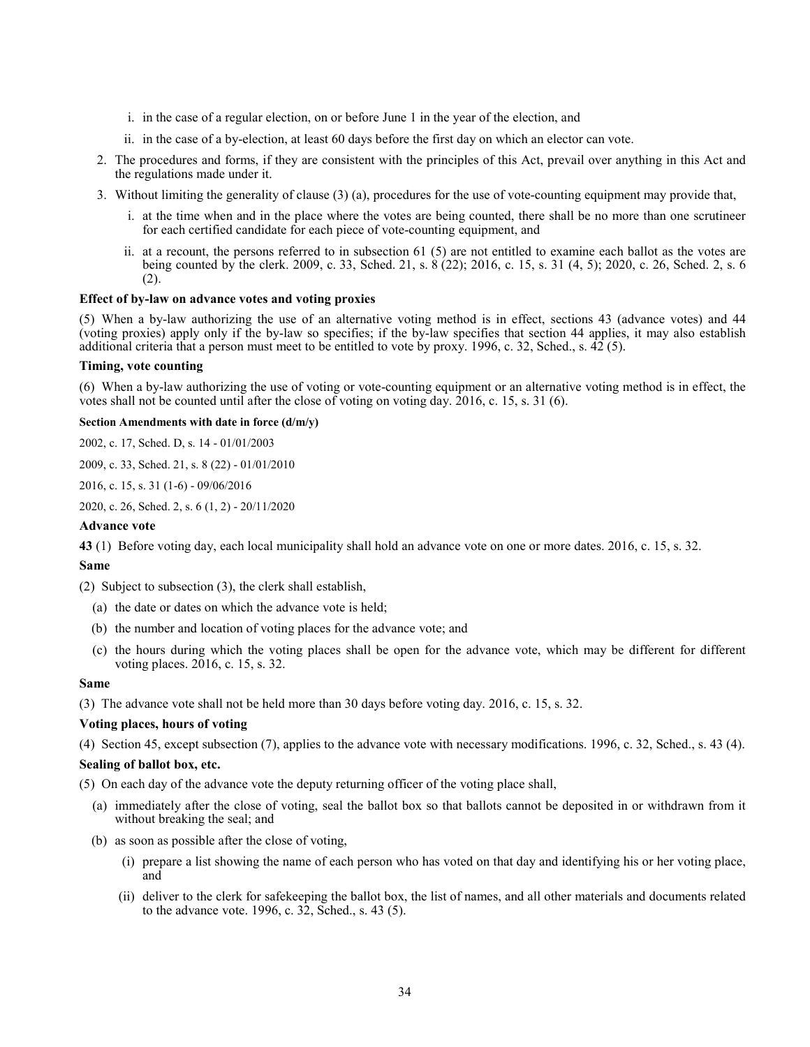i. in the case of a regular election, on or before June 1 in the year of the election, and

ii. in the case of a by-election, at least 60 days before the first day on which an elector can vote.

2. The procedures and forms, if they are consistent with the principles of this Act, prevail over anything in this Act and the regulations made under it.

3. Without limiting the generality of clause (3) (a), procedures for the use of vote-counting equipment may provide that,

   i. at the time when and in the place where the votes are being counted, there shall be no more than one scrutineer for each certified candidate for each piece of vote-counting equipment, and

   ii. at a recount, the persons referred to in subsection 61 (5) are not entitled to examine each ballot as the votes are being counted by the clerk. 2009, c. 33, Sched. 21, s. 8 (22); 2016, c. 15, s. 31 (4, 5); 2020, c. 26, Sched. 2, s. 6 (2).

**Effect of by-law on advance votes and voting proxies**

(5) When a by-law authorizing the use of an alternative voting method is in effect, sections 43 (advance votes) and 44 (voting proxies) apply only if the by-law so specifies; if the by-law specifies that section 44 applies, it may also establish additional criteria that a person must meet to be entitled to vote by proxy. 1996, c. 32, Sched., s. 42 (5).

**Timing, vote counting**

(6) When a by-law authorizing the use of voting or vote-counting equipment or an alternative voting method is in effect, the votes shall not be counted until after the close of voting on voting day. 2016, c. 15, s. 31 (6).

**Section Amendments with date in force (d/m/y)**

2002, c. 17, Sched. D, s. 14 - 01/01/2003

2009, c. 33, Sched. 21, s. 8 (22) - 01/01/2010

2016, c. 15, s. 31 (1-6) - 09/06/2016

2020, c. 26, Sched. 2, s. 6 (1, 2) - 20/11/2020

**Advance vote**

**43** (1) Before voting day, each local municipality shall hold an advance vote on one or more dates. 2016, c. 15, s. 32.

**Same**

(2) Subject to subsection (3), the clerk shall establish,

(a) the date or dates on which the advance vote is held;

(b) the number and location of voting places for the advance vote; and

(c) the hours during which the voting places shall be open for the advance vote, which may be different for different voting places. 2016, c. 15, s. 32.

**Same**

(3) The advance vote shall not be held more than 30 days before voting day. 2016, c. 15, s. 32.

**Voting places, hours of voting**

(4) Section 45, except subsection (7), applies to the advance vote with necessary modifications. 1996, c. 32, Sched., s. 43 (4).

**Sealing of ballot box, etc.**

(5) On each day of the advance vote the deputy returning officer of the voting place shall,

(a) immediately after the close of voting, seal the ballot box so that ballots cannot be deposited in or withdrawn from it without breaking the seal; and

(b) as soon as possible after the close of voting,

   (i) prepare a list showing the name of each person who has voted on that day and identifying his or her voting place, and

   (ii) deliver to the clerk for safekeeping the ballot box, the list of names, and all other materials and documents related to the advance vote. 1996, c. 32, Sched., s. 43 (5).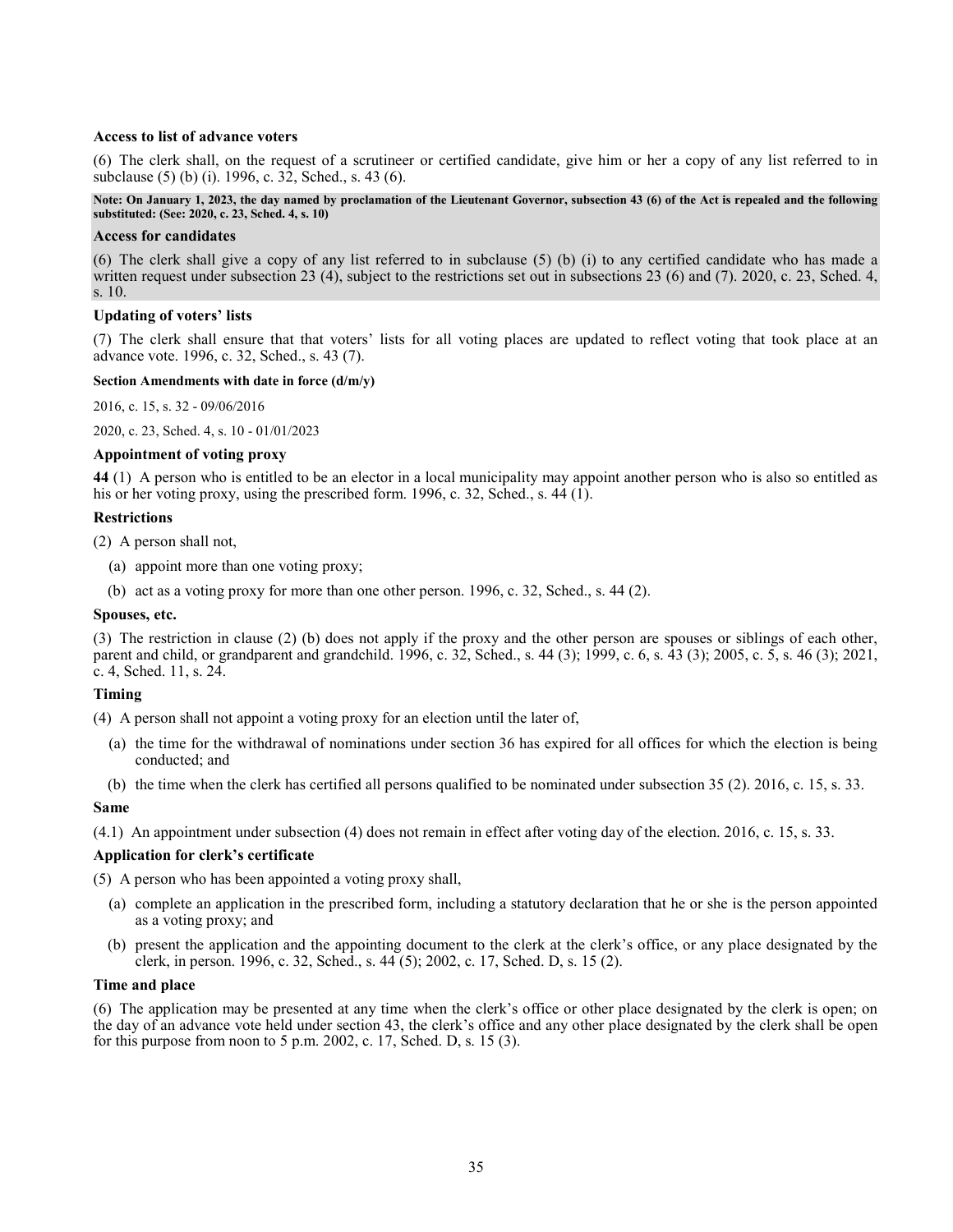**Access to list of advance voters**

(6) The clerk shall, on the request of a scrutineer or certified candidate, give him or her a copy of any list referred to in subclause (5) (b) (i). 1996, c. 32, Sched., s. 43 (6).

**Note: On January 1, 2023, the day named by proclamation of the Lieutenant Governor, subsection 43 (6) of the Act is repealed and the following substituted: (See: 2020, c. 23, Sched. 4, s. 10)**

**Access for candidates**

(6) The clerk shall give a copy of any list referred to in subclause (5) (b) (i) to any certified candidate who has made a written request under subsection 23 (4), subject to the restrictions set out in subsections 23 (6) and (7). 2020, c. 23, Sched. 4, s. 10.

**Updating of voters' lists**

(7) The clerk shall ensure that that voters' lists for all voting places are updated to reflect voting that took place at an advance vote. 1996, c. 32, Sched., s. 43 (7).

**Section Amendments with date in force (d/m/y)**

2016, c. 15, s. 32 - 09/06/2016

2020, c. 23, Sched. 4, s. 10 - 01/01/2023

**Appointment of voting proxy**

**44** (1) A person who is entitled to be an elector in a local municipality may appoint another person who is also so entitled as his or her voting proxy, using the prescribed form. 1996, c. 32, Sched., s. 44 (1).

**Restrictions**

(2) A person shall not,

(a) appoint more than one voting proxy;

(b) act as a voting proxy for more than one other person. 1996, c. 32, Sched., s. 44 (2).

**Spouses, etc.**

(3) The restriction in clause (2) (b) does not apply if the proxy and the other person are spouses or siblings of each other, parent and child, or grandparent and grandchild. 1996, c. 32, Sched., s. 44 (3); 1999, c. 6, s. 43 (3); 2005, c. 5, s. 46 (3); 2021, c. 4, Sched. 11, s. 24.

**Timing**

(4) A person shall not appoint a voting proxy for an election until the later of,

(a) the time for the withdrawal of nominations under section 36 has expired for all offices for which the election is being conducted; and

(b) the time when the clerk has certified all persons qualified to be nominated under subsection 35 (2). 2016, c. 15, s. 33.

**Same**

(4.1) An appointment under subsection (4) does not remain in effect after voting day of the election. 2016, c. 15, s. 33.

**Application for clerk's certificate**

(5) A person who has been appointed a voting proxy shall,

(a) complete an application in the prescribed form, including a statutory declaration that he or she is the person appointed as a voting proxy; and

(b) present the application and the appointing document to the clerk at the clerk's office, or any place designated by the clerk, in person. 1996, c. 32, Sched., s. 44 (5); 2002, c. 17, Sched. D, s. 15 (2).

**Time and place**

(6) The application may be presented at any time when the clerk's office or other place designated by the clerk is open; on the day of an advance vote held under section 43, the clerk's office and any other place designated by the clerk shall be open for this purpose from noon to 5 p.m. 2002, c. 17, Sched. D, s. 15 (3).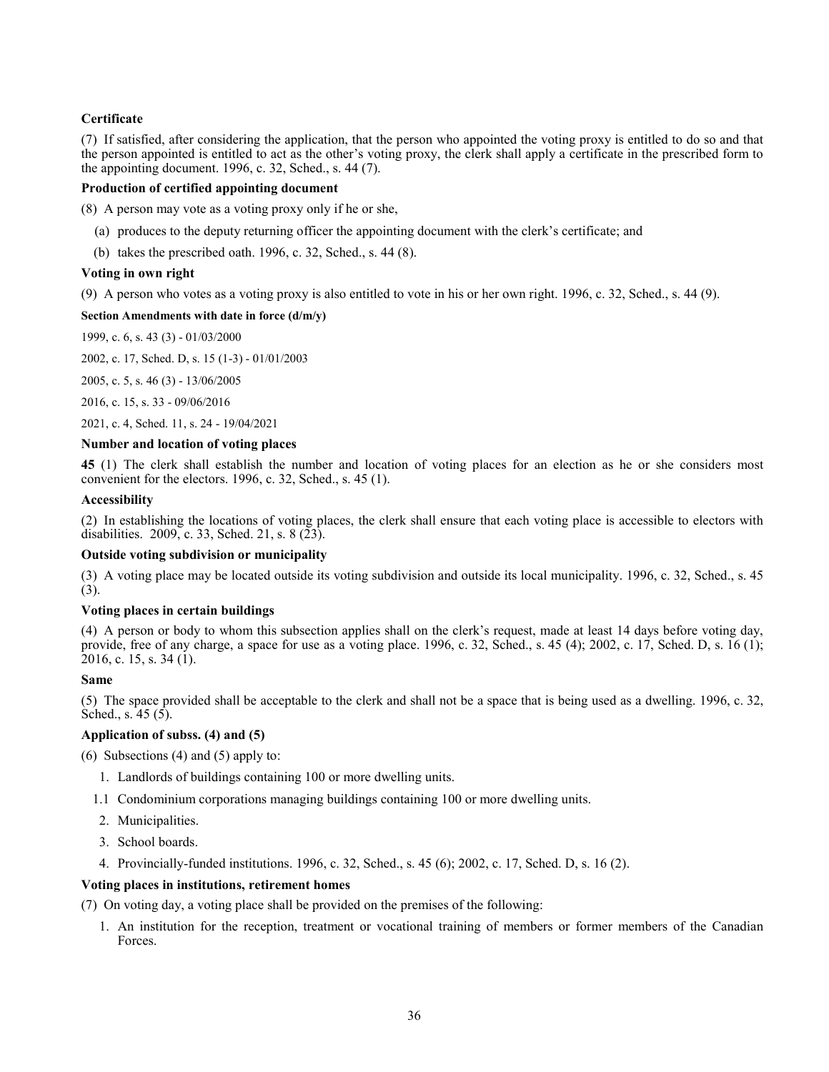**Certificate**

(7) If satisfied, after considering the application, that the person who appointed the voting proxy is entitled to do so and that the person appointed is entitled to act as the other's voting proxy, the clerk shall apply a certificate in the prescribed form to the appointing document. 1996, c. 32, Sched., s. 44 (7).

**Production of certified appointing document**

(8) A person may vote as a voting proxy only if he or she,

(a) produces to the deputy returning officer the appointing document with the clerk's certificate; and

(b) takes the prescribed oath. 1996, c. 32, Sched., s. 44 (8).

**Voting in own right**

(9) A person who votes as a voting proxy is also entitled to vote in his or her own right. 1996, c. 32, Sched., s. 44 (9).

**Section Amendments with date in force (d/m/y)**

1999, c. 6, s. 43 (3) - 01/03/2000

2002, c. 17, Sched. D, s. 15 (1-3) - 01/01/2003

2005, c. 5, s. 46 (3) - 13/06/2005

2016, c. 15, s. 33 - 09/06/2016

2021, c. 4, Sched. 11, s. 24 - 19/04/2021

**Number and location of voting places**

**45** (1) The clerk shall establish the number and location of voting places for an election as he or she considers most convenient for the electors. 1996, c. 32, Sched., s. 45 (1).

**Accessibility**

(2) In establishing the locations of voting places, the clerk shall ensure that each voting place is accessible to electors with disabilities. 2009, c. 33, Sched. 21, s. 8 (23).

**Outside voting subdivision or municipality**

(3) A voting place may be located outside its voting subdivision and outside its local municipality. 1996, c. 32, Sched., s. 45 (3).

**Voting places in certain buildings**

(4) A person or body to whom this subsection applies shall on the clerk's request, made at least 14 days before voting day, provide, free of any charge, a space for use as a voting place. 1996, c. 32, Sched., s. 45 (4); 2002, c. 17, Sched. D, s. 16 (1); 2016, c. 15, s. 34 (1).

**Same**

(5) The space provided shall be acceptable to the clerk and shall not be a space that is being used as a dwelling. 1996, c. 32, Sched., s. 45 (5).

**Application of subss. (4) and (5)**

(6) Subsections (4) and (5) apply to:

1. Landlords of buildings containing 100 or more dwelling units.

1.1 Condominium corporations managing buildings containing 100 or more dwelling units.

2. Municipalities.

3. School boards.

4. Provincially-funded institutions. 1996, c. 32, Sched., s. 45 (6); 2002, c. 17, Sched. D, s. 16 (2).

**Voting places in institutions, retirement homes**

(7) On voting day, a voting place shall be provided on the premises of the following:

1. An institution for the reception, treatment or vocational training of members or former members of the Canadian Forces.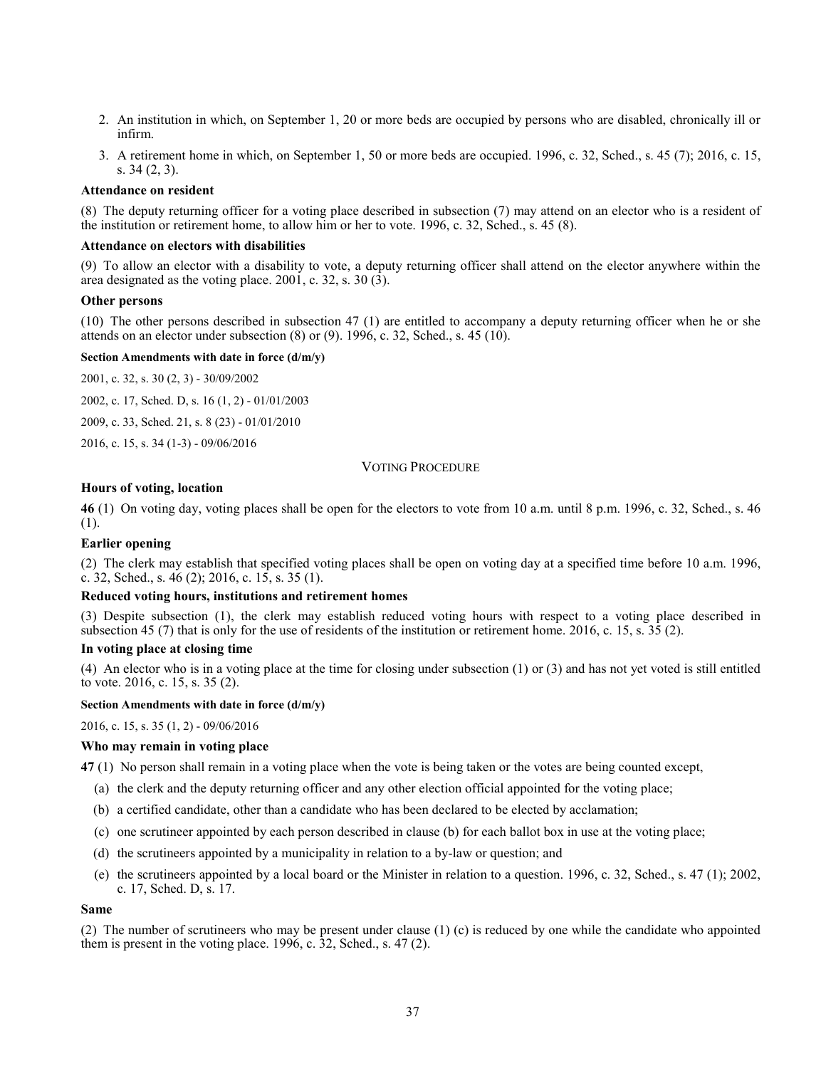2. An institution in which, on September 1, 20 or more beds are occupied by persons who are disabled, chronically ill or infirm.
3. A retirement home in which, on September 1, 50 or more beds are occupied. 1996, c. 32, Sched., s. 45 (7); 2016, c. 15, s. 34 (2, 3).

**Attendance on resident**

(8) The deputy returning officer for a voting place described in subsection (7) may attend on an elector who is a resident of the institution or retirement home, to allow him or her to vote. 1996, c. 32, Sched., s. 45 (8).

**Attendance on electors with disabilities**

(9) To allow an elector with a disability to vote, a deputy returning officer shall attend on the elector anywhere within the area designated as the voting place. 2001, c. 32, s. 30 (3).

**Other persons**

(10) The other persons described in subsection 47 (1) are entitled to accompany a deputy returning officer when he or she attends on an elector under subsection (8) or (9). 1996, c. 32, Sched., s. 45 (10).

**Section Amendments with date in force (d/m/y)**

2001, c. 32, s. 30 (2, 3) - 30/09/2002

2002, c. 17, Sched. D, s. 16 (1, 2) - 01/01/2003

2009, c. 33, Sched. 21, s. 8 (23) - 01/01/2010

2016, c. 15, s. 34 (1-3) - 09/06/2016

VOTING PROCEDURE

**Hours of voting, location**

**46** (1) On voting day, voting places shall be open for the electors to vote from 10 a.m. until 8 p.m. 1996, c. 32, Sched., s. 46 (1).

**Earlier opening**

(2) The clerk may establish that specified voting places shall be open on voting day at a specified time before 10 a.m. 1996, c. 32, Sched., s. 46 (2); 2016, c. 15, s. 35 (1).

**Reduced voting hours, institutions and retirement homes**

(3) Despite subsection (1), the clerk may establish reduced voting hours with respect to a voting place described in subsection 45 (7) that is only for the use of residents of the institution or retirement home. 2016, c. 15, s. 35 (2).

**In voting place at closing time**

(4) An elector who is in a voting place at the time for closing under subsection (1) or (3) and has not yet voted is still entitled to vote. 2016, c. 15, s. 35 (2).

**Section Amendments with date in force (d/m/y)**

2016, c. 15, s. 35 (1, 2) - 09/06/2016

**Who may remain in voting place**

**47** (1) No person shall remain in a voting place when the vote is being taken or the votes are being counted except,

(a) the clerk and the deputy returning officer and any other election official appointed for the voting place;

(b) a certified candidate, other than a candidate who has been declared to be elected by acclamation;

(c) one scrutineer appointed by each person described in clause (b) for each ballot box in use at the voting place;

(d) the scrutineers appointed by a municipality in relation to a by-law or question; and

(e) the scrutineers appointed by a local board or the Minister in relation to a question. 1996, c. 32, Sched., s. 47 (1); 2002, c. 17, Sched. D, s. 17.

**Same**

(2) The number of scrutineers who may be present under clause (1) (c) is reduced by one while the candidate who appointed them is present in the voting place. 1996, c. 32, Sched., s. 47 (2).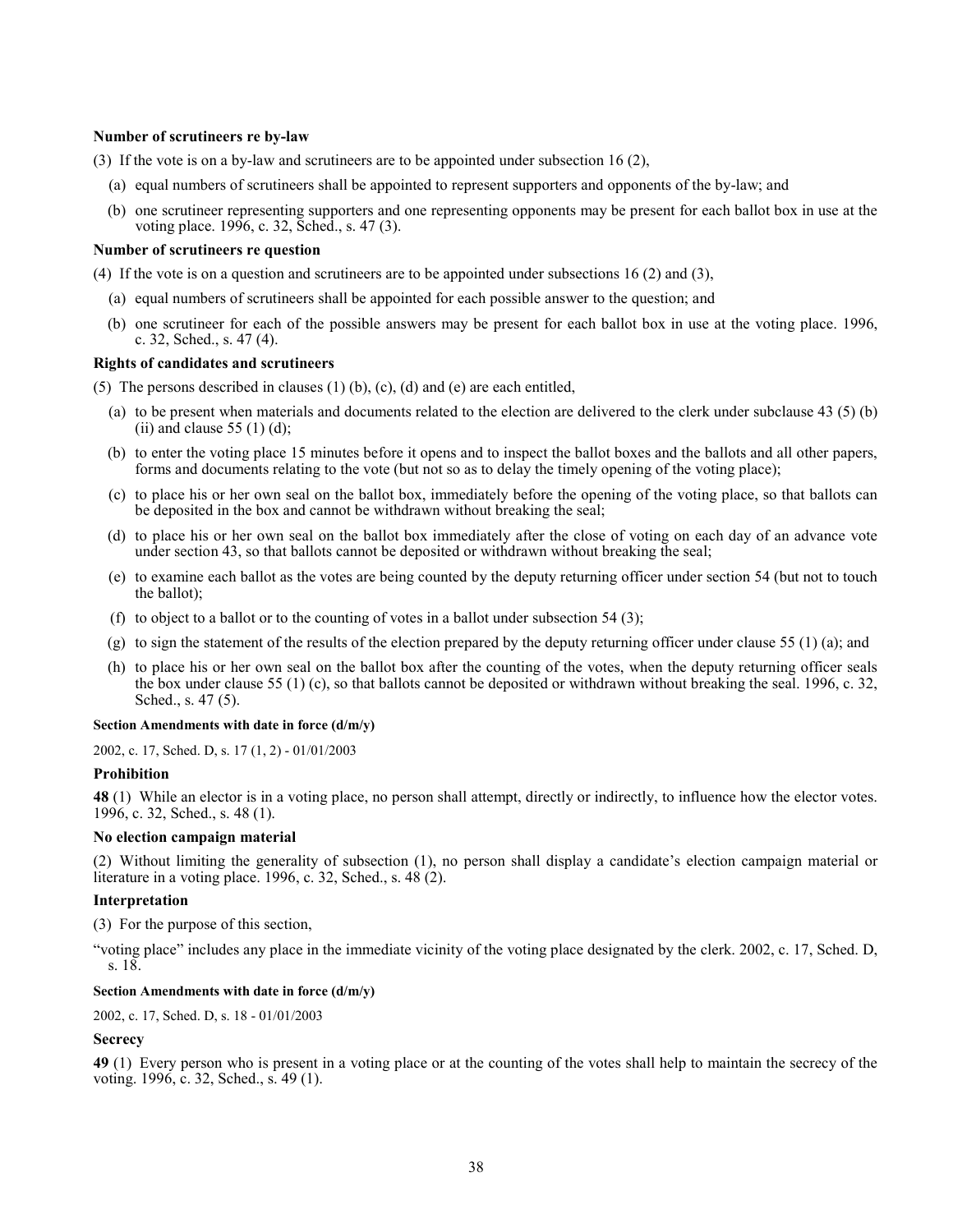**Number of scrutineers re by-law**

(3) If the vote is on a by-law and scrutineers are to be appointed under subsection 16 (2),

(a) equal numbers of scrutineers shall be appointed to represent supporters and opponents of the by-law; and

(b) one scrutineer representing supporters and one representing opponents may be present for each ballot box in use at the voting place. 1996, c. 32, Sched., s. 47 (3).

**Number of scrutineers re question**

(4) If the vote is on a question and scrutineers are to be appointed under subsections 16 (2) and (3),

(a) equal numbers of scrutineers shall be appointed for each possible answer to the question; and

(b) one scrutineer for each of the possible answers may be present for each ballot box in use at the voting place. 1996, c. 32, Sched., s. 47 (4).

**Rights of candidates and scrutineers**

(5) The persons described in clauses (1) (b), (c), (d) and (e) are each entitled,

(a) to be present when materials and documents related to the election are delivered to the clerk under subclause 43 (5) (b) (ii) and clause 55 (1) (d);

(b) to enter the voting place 15 minutes before it opens and to inspect the ballot boxes and the ballots and all other papers, forms and documents relating to the vote (but not so as to delay the timely opening of the voting place);

(c) to place his or her own seal on the ballot box, immediately before the opening of the voting place, so that ballots can be deposited in the box and cannot be withdrawn without breaking the seal;

(d) to place his or her own seal on the ballot box immediately after the close of voting on each day of an advance vote under section 43, so that ballots cannot be deposited or withdrawn without breaking the seal;

(e) to examine each ballot as the votes are being counted by the deputy returning officer under section 54 (but not to touch the ballot);

(f) to object to a ballot or to the counting of votes in a ballot under subsection 54 (3);

(g) to sign the statement of the results of the election prepared by the deputy returning officer under clause 55 (1) (a); and

(h) to place his or her own seal on the ballot box after the counting of the votes, when the deputy returning officer seals the box under clause 55 (1) (c), so that ballots cannot be deposited or withdrawn without breaking the seal. 1996, c. 32, Sched., s. 47 (5).

**Section Amendments with date in force (d/m/y)**

2002, c. 17, Sched. D, s. 17 (1, 2) - 01/01/2003

**Prohibition**

**48** (1) While an elector is in a voting place, no person shall attempt, directly or indirectly, to influence how the elector votes. 1996, c. 32, Sched., s. 48 (1).

**No election campaign material**

(2) Without limiting the generality of subsection (1), no person shall display a candidate's election campaign material or literature in a voting place. 1996, c. 32, Sched., s. 48 (2).

**Interpretation**

(3) For the purpose of this section,

"voting place" includes any place in the immediate vicinity of the voting place designated by the clerk. 2002, c. 17, Sched. D, s. 18.

**Section Amendments with date in force (d/m/y)**

2002, c. 17, Sched. D, s. 18 - 01/01/2003

**Secrecy**

**49** (1) Every person who is present in a voting place or at the counting of the votes shall help to maintain the secrecy of the voting. 1996, c. 32, Sched., s. 49 (1).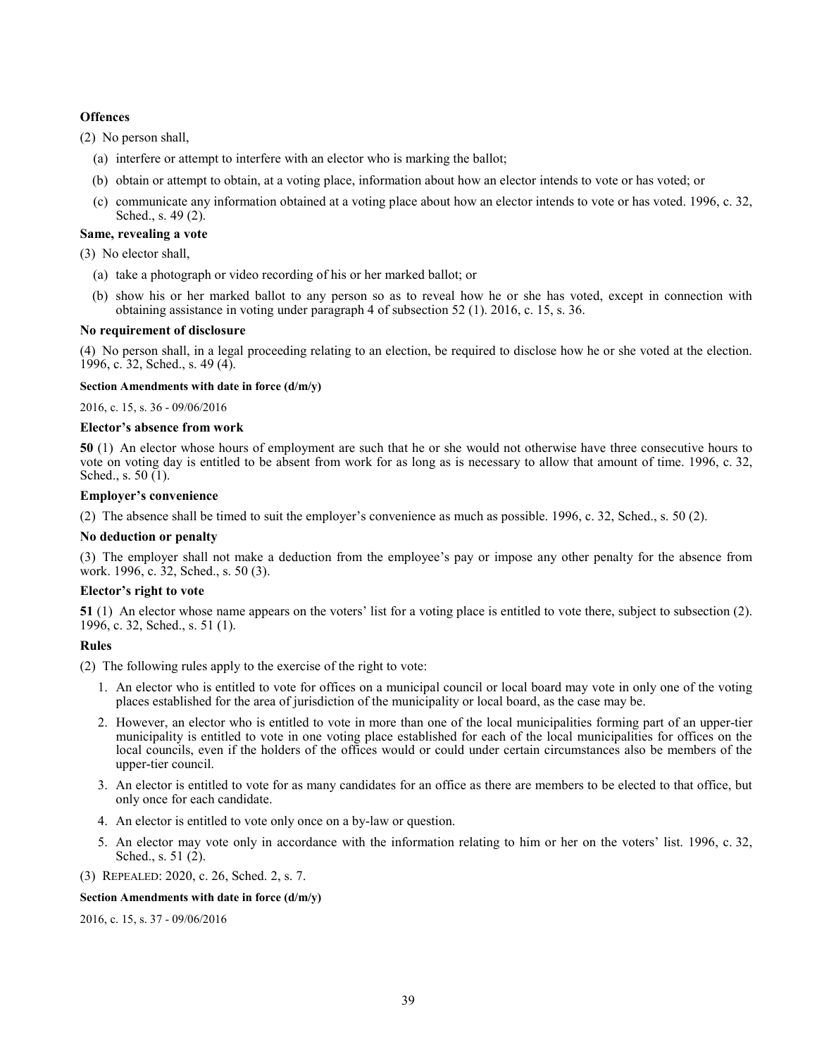**Offences**

(2) No person shall,

(a) interfere or attempt to interfere with an elector who is marking the ballot;

(b) obtain or attempt to obtain, at a voting place, information about how an elector intends to vote or has voted; or

(c) communicate any information obtained at a voting place about how an elector intends to vote or has voted. 1996, c. 32, Sched., s. 49 (2).

**Same, revealing a vote**

(3) No elector shall,

(a) take a photograph or video recording of his or her marked ballot; or

(b) show his or her marked ballot to any person so as to reveal how he or she has voted, except in connection with obtaining assistance in voting under paragraph 4 of subsection 52 (1). 2016, c. 15, s. 36.

**No requirement of disclosure**

(4) No person shall, in a legal proceeding relating to an election, be required to disclose how he or she voted at the election. 1996, c. 32, Sched., s. 49 (4).

**Section Amendments with date in force (d/m/y)**

2016, c. 15, s. 36 - 09/06/2016

**Elector's absence from work**

**50** (1) An elector whose hours of employment are such that he or she would not otherwise have three consecutive hours to vote on voting day is entitled to be absent from work for as long as is necessary to allow that amount of time. 1996, c. 32, Sched., s. 50 (1).

**Employer's convenience**

(2) The absence shall be timed to suit the employer's convenience as much as possible. 1996, c. 32, Sched., s. 50 (2).

**No deduction or penalty**

(3) The employer shall not make a deduction from the employee's pay or impose any other penalty for the absence from work. 1996, c. 32, Sched., s. 50 (3).

**Elector's right to vote**

**51** (1) An elector whose name appears on the voters' list for a voting place is entitled to vote there, subject to subsection (2). 1996, c. 32, Sched., s. 51 (1).

**Rules**

(2) The following rules apply to the exercise of the right to vote:

1. An elector who is entitled to vote for offices on a municipal council or local board may vote in only one of the voting places established for the area of jurisdiction of the municipality or local board, as the case may be.
2. However, an elector who is entitled to vote in more than one of the local municipalities forming part of an upper-tier municipality is entitled to vote in one voting place established for each of the local municipalities for offices on the local councils, even if the holders of the offices would or could under certain circumstances also be members of the upper-tier council.
3. An elector is entitled to vote for as many candidates for an office as there are members to be elected to that office, but only once for each candidate.
4. An elector is entitled to vote only once on a by-law or question.
5. An elector may vote only in accordance with the information relating to him or her on the voters' list. 1996, c. 32, Sched., s. 51 (2).

(3) REPEALED: 2020, c. 26, Sched. 2, s. 7.

**Section Amendments with date in force (d/m/y)**

2016, c. 15, s. 37 - 09/06/2016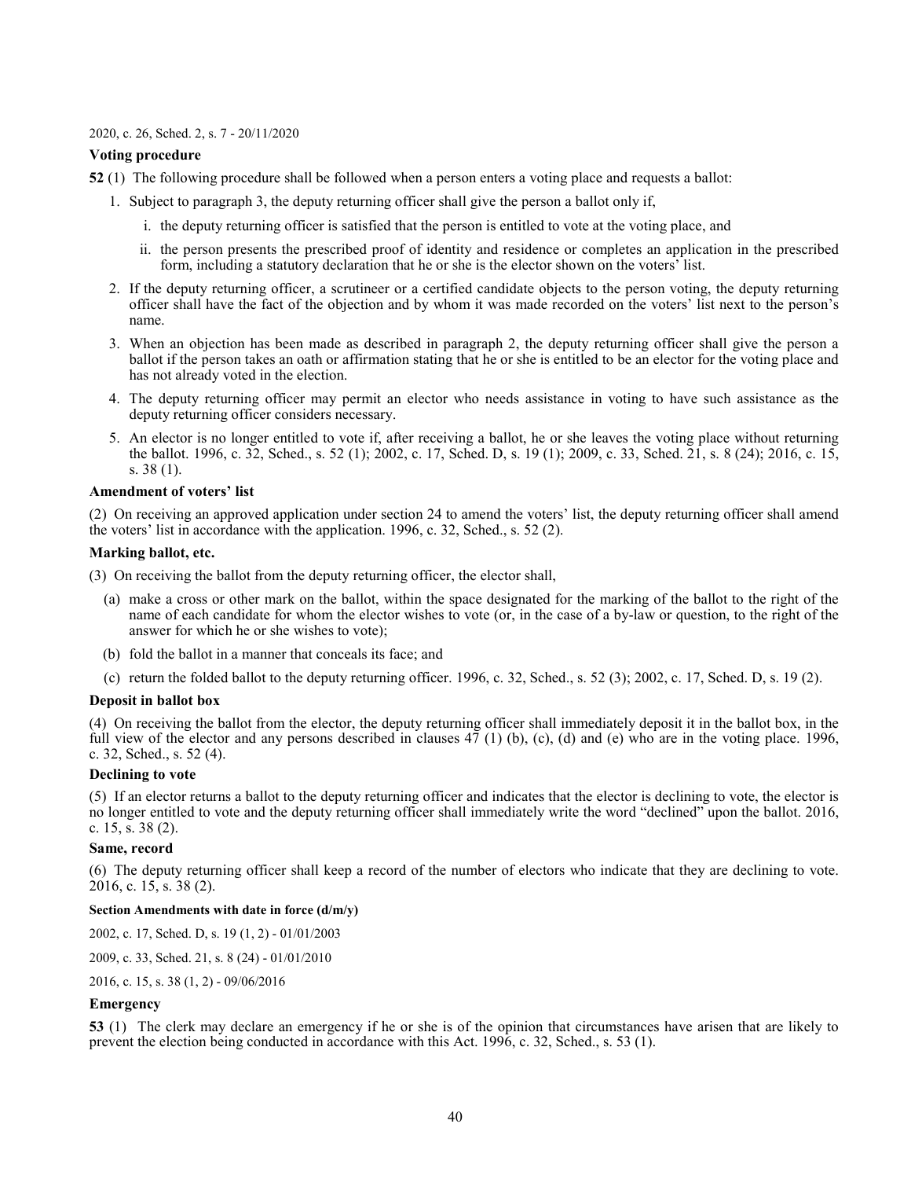2020, c. 26, Sched. 2, s. 7 - 20/11/2020

**Voting procedure**

**52** (1) The following procedure shall be followed when a person enters a voting place and requests a ballot:

1. Subject to paragraph 3, the deputy returning officer shall give the person a ballot only if,
   i. the deputy returning officer is satisfied that the person is entitled to vote at the voting place, and
   ii. the person presents the prescribed proof of identity and residence or completes an application in the prescribed form, including a statutory declaration that he or she is the elector shown on the voters' list.
2. If the deputy returning officer, a scrutineer or a certified candidate objects to the person voting, the deputy returning officer shall have the fact of the objection and by whom it was made recorded on the voters' list next to the person's name.
3. When an objection has been made as described in paragraph 2, the deputy returning officer shall give the person a ballot if the person takes an oath or affirmation stating that he or she is entitled to be an elector for the voting place and has not already voted in the election.
4. The deputy returning officer may permit an elector who needs assistance in voting to have such assistance as the deputy returning officer considers necessary.
5. An elector is no longer entitled to vote if, after receiving a ballot, he or she leaves the voting place without returning the ballot. 1996, c. 32, Sched., s. 52 (1); 2002, c. 17, Sched. D, s. 19 (1); 2009, c. 33, Sched. 21, s. 8 (24); 2016, c. 15, s. 38 (1).

**Amendment of voters' list**

(2) On receiving an approved application under section 24 to amend the voters' list, the deputy returning officer shall amend the voters' list in accordance with the application. 1996, c. 32, Sched., s. 52 (2).

**Marking ballot, etc.**

(3) On receiving the ballot from the deputy returning officer, the elector shall,

(a) make a cross or other mark on the ballot, within the space designated for the marking of the ballot to the right of the name of each candidate for whom the elector wishes to vote (or, in the case of a by-law or question, to the right of the answer for which he or she wishes to vote);

(b) fold the ballot in a manner that conceals its face; and

(c) return the folded ballot to the deputy returning officer. 1996, c. 32, Sched., s. 52 (3); 2002, c. 17, Sched. D, s. 19 (2).

**Deposit in ballot box**

(4) On receiving the ballot from the elector, the deputy returning officer shall immediately deposit it in the ballot box, in the full view of the elector and any persons described in clauses 47 (1) (b), (c), (d) and (e) who are in the voting place. 1996, c. 32, Sched., s. 52 (4).

**Declining to vote**

(5) If an elector returns a ballot to the deputy returning officer and indicates that the elector is declining to vote, the elector is no longer entitled to vote and the deputy returning officer shall immediately write the word "declined" upon the ballot. 2016, c. 15, s. 38 (2).

**Same, record**

(6) The deputy returning officer shall keep a record of the number of electors who indicate that they are declining to vote. 2016, c. 15, s. 38 (2).

**Section Amendments with date in force (d/m/y)**

2002, c. 17, Sched. D, s. 19 (1, 2) - 01/01/2003

2009, c. 33, Sched. 21, s. 8 (24) - 01/01/2010

2016, c. 15, s. 38 (1, 2) - 09/06/2016

**Emergency**

**53** (1) The clerk may declare an emergency if he or she is of the opinion that circumstances have arisen that are likely to prevent the election being conducted in accordance with this Act. 1996, c. 32, Sched., s. 53 (1).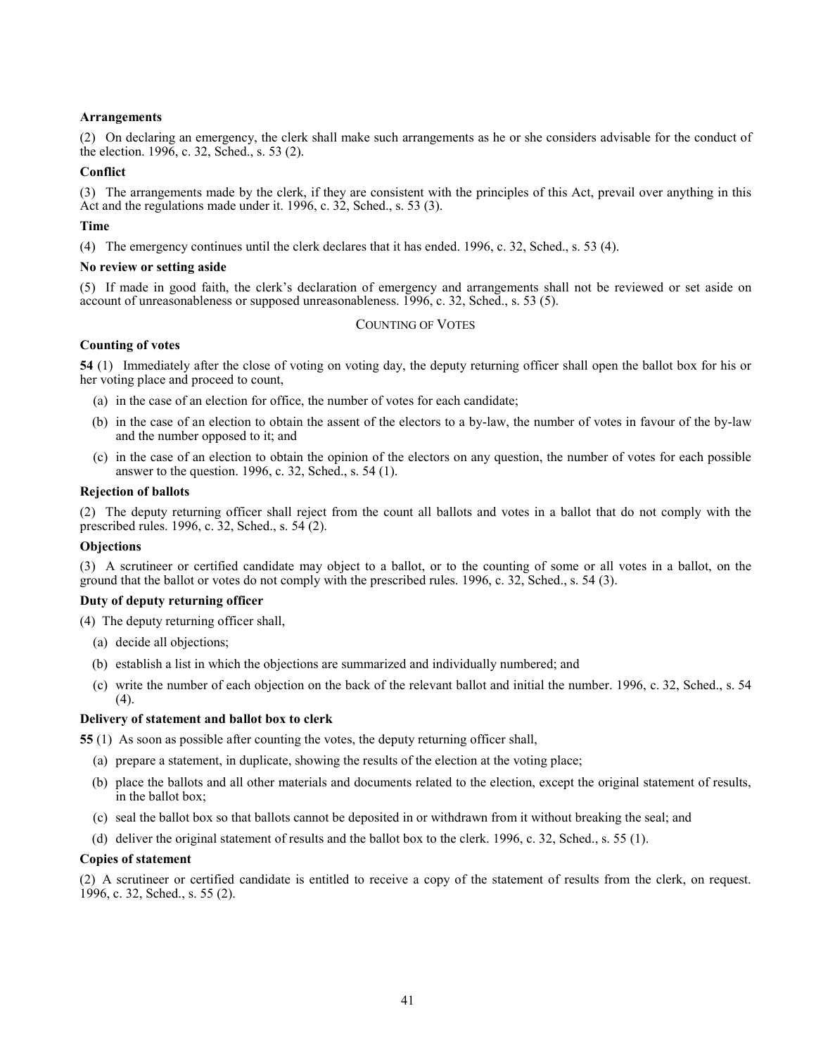**Arrangements**

(2) On declaring an emergency, the clerk shall make such arrangements as he or she considers advisable for the conduct of the election. 1996, c. 32, Sched., s. 53 (2).

**Conflict**

(3) The arrangements made by the clerk, if they are consistent with the principles of this Act, prevail over anything in this Act and the regulations made under it. 1996, c. 32, Sched., s. 53 (3).

**Time**

(4) The emergency continues until the clerk declares that it has ended. 1996, c. 32, Sched., s. 53 (4).

**No review or setting aside**

(5) If made in good faith, the clerk's declaration of emergency and arrangements shall not be reviewed or set aside on account of unreasonableness or supposed unreasonableness. 1996, c. 32, Sched., s. 53 (5).

COUNTING OF VOTES

**Counting of votes**

**54** (1) Immediately after the close of voting on voting day, the deputy returning officer shall open the ballot box for his or her voting place and proceed to count,

(a) in the case of an election for office, the number of votes for each candidate;

(b) in the case of an election to obtain the assent of the electors to a by-law, the number of votes in favour of the by-law and the number opposed to it; and

(c) in the case of an election to obtain the opinion of the electors on any question, the number of votes for each possible answer to the question. 1996, c. 32, Sched., s. 54 (1).

**Rejection of ballots**

(2) The deputy returning officer shall reject from the count all ballots and votes in a ballot that do not comply with the prescribed rules. 1996, c. 32, Sched., s. 54 (2).

**Objections**

(3) A scrutineer or certified candidate may object to a ballot, or to the counting of some or all votes in a ballot, on the ground that the ballot or votes do not comply with the prescribed rules. 1996, c. 32, Sched., s. 54 (3).

**Duty of deputy returning officer**

(4) The deputy returning officer shall,

(a) decide all objections;

(b) establish a list in which the objections are summarized and individually numbered; and

(c) write the number of each objection on the back of the relevant ballot and initial the number. 1996, c. 32, Sched., s. 54 (4).

**Delivery of statement and ballot box to clerk**

**55** (1) As soon as possible after counting the votes, the deputy returning officer shall,

(a) prepare a statement, in duplicate, showing the results of the election at the voting place;

(b) place the ballots and all other materials and documents related to the election, except the original statement of results, in the ballot box;

(c) seal the ballot box so that ballots cannot be deposited in or withdrawn from it without breaking the seal; and

(d) deliver the original statement of results and the ballot box to the clerk. 1996, c. 32, Sched., s. 55 (1).

**Copies of statement**

(2) A scrutineer or certified candidate is entitled to receive a copy of the statement of results from the clerk, on request. 1996, c. 32, Sched., s. 55 (2).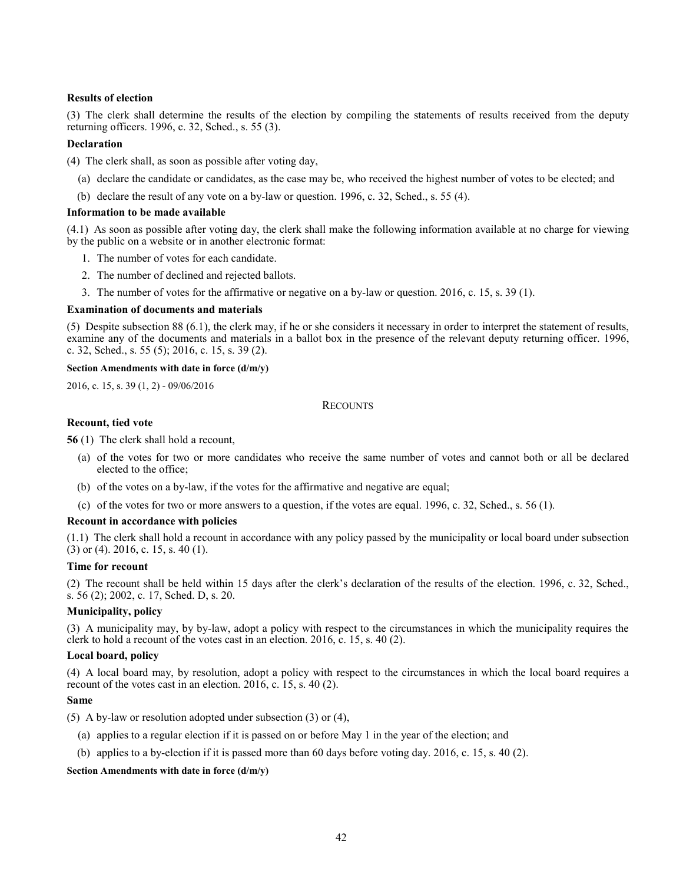**Results of election**

(3) The clerk shall determine the results of the election by compiling the statements of results received from the deputy returning officers. 1996, c. 32, Sched., s. 55 (3).

**Declaration**

(4) The clerk shall, as soon as possible after voting day,

(a) declare the candidate or candidates, as the case may be, who received the highest number of votes to be elected; and

(b) declare the result of any vote on a by-law or question. 1996, c. 32, Sched., s. 55 (4).

**Information to be made available**

(4.1) As soon as possible after voting day, the clerk shall make the following information available at no charge for viewing by the public on a website or in another electronic format:

1. The number of votes for each candidate.
2. The number of declined and rejected ballots.
3. The number of votes for the affirmative or negative on a by-law or question. 2016, c. 15, s. 39 (1).

**Examination of documents and materials**

(5) Despite subsection 88 (6.1), the clerk may, if he or she considers it necessary in order to interpret the statement of results, examine any of the documents and materials in a ballot box in the presence of the relevant deputy returning officer. 1996, c. 32, Sched., s. 55 (5); 2016, c. 15, s. 39 (2).

**Section Amendments with date in force (d/m/y)**

2016, c. 15, s. 39 (1, 2) - 09/06/2016

RECOUNTS

**Recount, tied vote**

**56** (1) The clerk shall hold a recount,

(a) of the votes for two or more candidates who receive the same number of votes and cannot both or all be declared elected to the office;

(b) of the votes on a by-law, if the votes for the affirmative and negative are equal;

(c) of the votes for two or more answers to a question, if the votes are equal. 1996, c. 32, Sched., s. 56 (1).

**Recount in accordance with policies**

(1.1) The clerk shall hold a recount in accordance with any policy passed by the municipality or local board under subsection (3) or (4). 2016, c. 15, s. 40 (1).

**Time for recount**

(2) The recount shall be held within 15 days after the clerk's declaration of the results of the election. 1996, c. 32, Sched., s. 56 (2); 2002, c. 17, Sched. D, s. 20.

**Municipality, policy**

(3) A municipality may, by by-law, adopt a policy with respect to the circumstances in which the municipality requires the clerk to hold a recount of the votes cast in an election. 2016, c. 15, s. 40 (2).

**Local board, policy**

(4) A local board may, by resolution, adopt a policy with respect to the circumstances in which the local board requires a recount of the votes cast in an election. 2016, c. 15, s. 40 (2).

**Same**

(5) A by-law or resolution adopted under subsection (3) or (4),

(a) applies to a regular election if it is passed on or before May 1 in the year of the election; and

(b) applies to a by-election if it is passed more than 60 days before voting day. 2016, c. 15, s. 40 (2).

**Section Amendments with date in force (d/m/y)**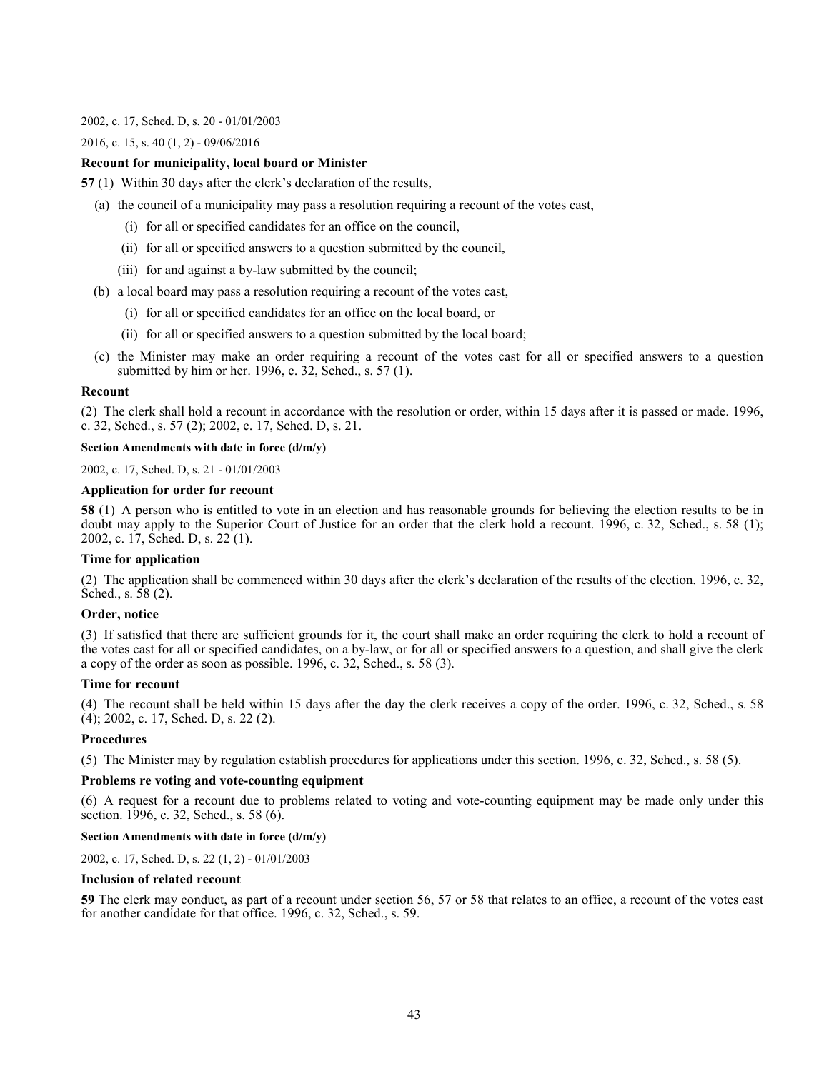2002, c. 17, Sched. D, s. 20 - 01/01/2003

2016, c. 15, s. 40 (1, 2) - 09/06/2016

**Recount for municipality, local board or Minister**

**57** (1) Within 30 days after the clerk's declaration of the results,

- (a) the council of a municipality may pass a resolution requiring a recount of the votes cast,
  - (i) for all or specified candidates for an office on the council,
  - (ii) for all or specified answers to a question submitted by the council,
  - (iii) for and against a by-law submitted by the council;
- (b) a local board may pass a resolution requiring a recount of the votes cast,
  - (i) for all or specified candidates for an office on the local board, or
  - (ii) for all or specified answers to a question submitted by the local board;
- (c) the Minister may make an order requiring a recount of the votes cast for all or specified answers to a question submitted by him or her. 1996, c. 32, Sched., s. 57 (1).

**Recount**

(2) The clerk shall hold a recount in accordance with the resolution or order, within 15 days after it is passed or made. 1996, c. 32, Sched., s. 57 (2); 2002, c. 17, Sched. D, s. 21.

**Section Amendments with date in force (d/m/y)**

2002, c. 17, Sched. D, s. 21 - 01/01/2003

**Application for order for recount**

**58** (1) A person who is entitled to vote in an election and has reasonable grounds for believing the election results to be in doubt may apply to the Superior Court of Justice for an order that the clerk hold a recount. 1996, c. 32, Sched., s. 58 (1); 2002, c. 17, Sched. D, s. 22 (1).

**Time for application**

(2) The application shall be commenced within 30 days after the clerk's declaration of the results of the election. 1996, c. 32, Sched., s. 58 (2).

**Order, notice**

(3) If satisfied that there are sufficient grounds for it, the court shall make an order requiring the clerk to hold a recount of the votes cast for all or specified candidates, on a by-law, or for all or specified answers to a question, and shall give the clerk a copy of the order as soon as possible. 1996, c. 32, Sched., s. 58 (3).

**Time for recount**

(4) The recount shall be held within 15 days after the day the clerk receives a copy of the order. 1996, c. 32, Sched., s. 58 (4); 2002, c. 17, Sched. D, s. 22 (2).

**Procedures**

(5) The Minister may by regulation establish procedures for applications under this section. 1996, c. 32, Sched., s. 58 (5).

**Problems re voting and vote-counting equipment**

(6) A request for a recount due to problems related to voting and vote-counting equipment may be made only under this section. 1996, c. 32, Sched., s. 58 (6).

**Section Amendments with date in force (d/m/y)**

2002, c. 17, Sched. D, s. 22 (1, 2) - 01/01/2003

**Inclusion of related recount**

**59** The clerk may conduct, as part of a recount under section 56, 57 or 58 that relates to an office, a recount of the votes cast for another candidate for that office. 1996, c. 32, Sched., s. 59.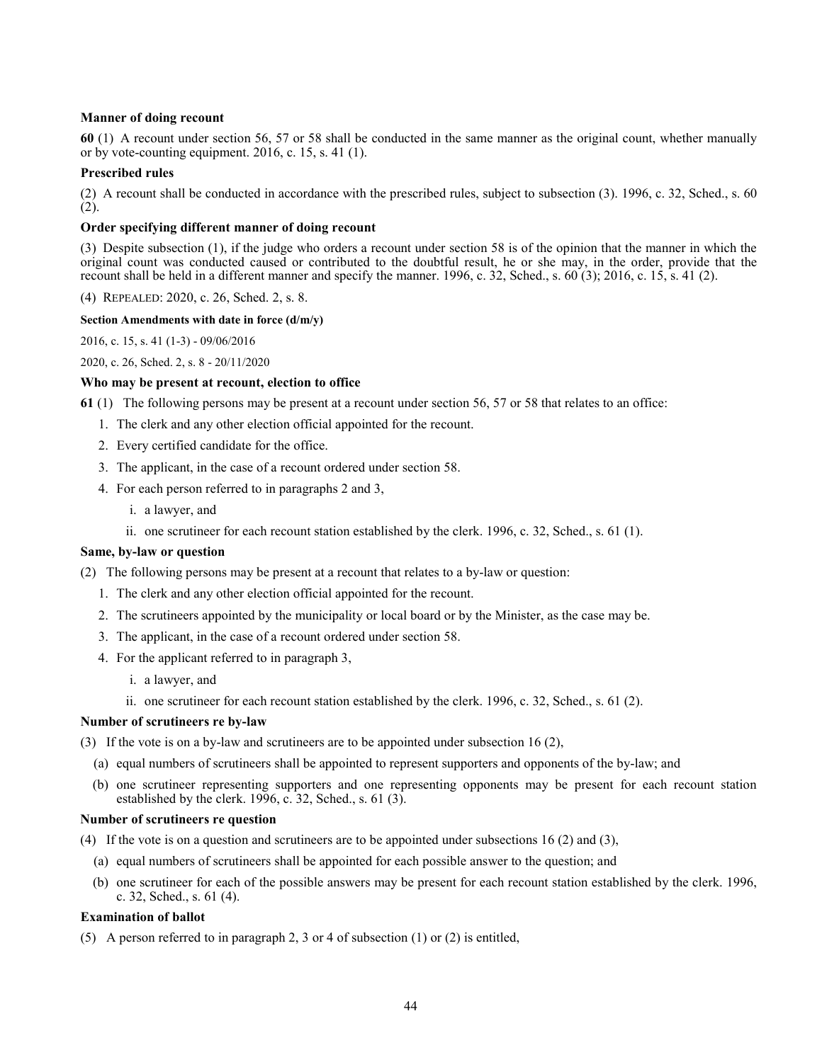**Manner of doing recount**

**60** (1) A recount under section 56, 57 or 58 shall be conducted in the same manner as the original count, whether manually or by vote-counting equipment. 2016, c. 15, s. 41 (1).

**Prescribed rules**

(2) A recount shall be conducted in accordance with the prescribed rules, subject to subsection (3). 1996, c. 32, Sched., s. 60 (2).

**Order specifying different manner of doing recount**

(3) Despite subsection (1), if the judge who orders a recount under section 58 is of the opinion that the manner in which the original count was conducted caused or contributed to the doubtful result, he or she may, in the order, provide that the recount shall be held in a different manner and specify the manner. 1996, c. 32, Sched., s. 60 (3); 2016, c. 15, s. 41 (2).

(4) REPEALED: 2020, c. 26, Sched. 2, s. 8.

**Section Amendments with date in force (d/m/y)**

2016, c. 15, s. 41 (1-3) - 09/06/2016

2020, c. 26, Sched. 2, s. 8 - 20/11/2020

**Who may be present at recount, election to office**

**61** (1) The following persons may be present at a recount under section 56, 57 or 58 that relates to an office:

1. The clerk and any other election official appointed for the recount.
2. Every certified candidate for the office.
3. The applicant, in the case of a recount ordered under section 58.
4. For each person referred to in paragraphs 2 and 3,
   i. a lawyer, and
   ii. one scrutineer for each recount station established by the clerk. 1996, c. 32, Sched., s. 61 (1).

**Same, by-law or question**

(2) The following persons may be present at a recount that relates to a by-law or question:

1. The clerk and any other election official appointed for the recount.
2. The scrutineers appointed by the municipality or local board or by the Minister, as the case may be.
3. The applicant, in the case of a recount ordered under section 58.
4. For the applicant referred to in paragraph 3,
   i. a lawyer, and
   ii. one scrutineer for each recount station established by the clerk. 1996, c. 32, Sched., s. 61 (2).

**Number of scrutineers re by-law**

(3) If the vote is on a by-law and scrutineers are to be appointed under subsection 16 (2),

(a) equal numbers of scrutineers shall be appointed to represent supporters and opponents of the by-law; and

(b) one scrutineer representing supporters and one representing opponents may be present for each recount station established by the clerk. 1996, c. 32, Sched., s. 61 (3).

**Number of scrutineers re question**

(4) If the vote is on a question and scrutineers are to be appointed under subsections 16 (2) and (3),

(a) equal numbers of scrutineers shall be appointed for each possible answer to the question; and

(b) one scrutineer for each of the possible answers may be present for each recount station established by the clerk. 1996, c. 32, Sched., s. 61 (4).

**Examination of ballot**

(5) A person referred to in paragraph 2, 3 or 4 of subsection (1) or (2) is entitled,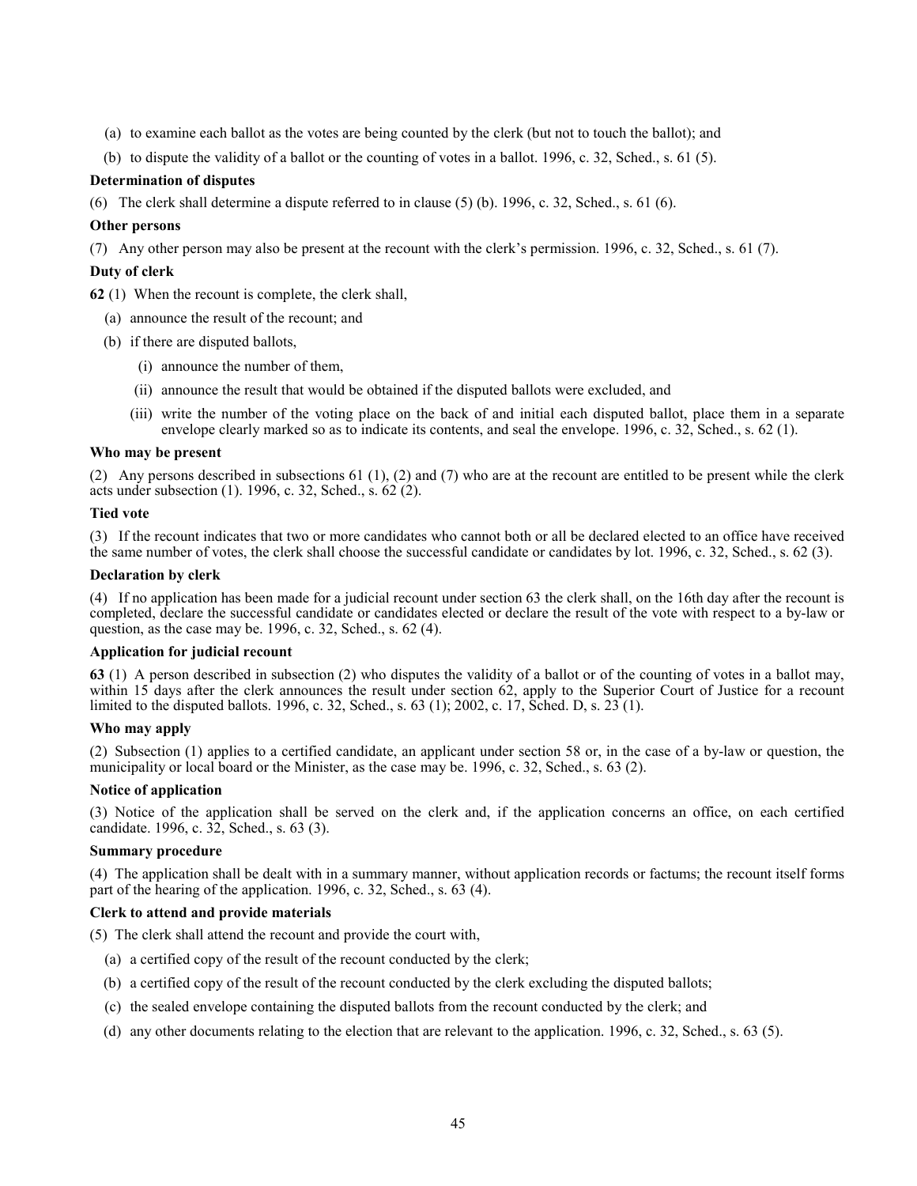(a) to examine each ballot as the votes are being counted by the clerk (but not to touch the ballot); and

(b) to dispute the validity of a ballot or the counting of votes in a ballot. 1996, c. 32, Sched., s. 61 (5).

**Determination of disputes**

(6) The clerk shall determine a dispute referred to in clause (5) (b). 1996, c. 32, Sched., s. 61 (6).

**Other persons**

(7) Any other person may also be present at the recount with the clerk's permission. 1996, c. 32, Sched., s. 61 (7).

**Duty of clerk**

**62** (1) When the recount is complete, the clerk shall,

(a) announce the result of the recount; and

(b) if there are disputed ballots,

(i) announce the number of them,

(ii) announce the result that would be obtained if the disputed ballots were excluded, and

(iii) write the number of the voting place on the back of and initial each disputed ballot, place them in a separate envelope clearly marked so as to indicate its contents, and seal the envelope. 1996, c. 32, Sched., s. 62 (1).

**Who may be present**

(2) Any persons described in subsections 61 (1), (2) and (7) who are at the recount are entitled to be present while the clerk acts under subsection (1). 1996, c. 32, Sched., s. 62 (2).

**Tied vote**

(3) If the recount indicates that two or more candidates who cannot both or all be declared elected to an office have received the same number of votes, the clerk shall choose the successful candidate or candidates by lot. 1996, c. 32, Sched., s. 62 (3).

**Declaration by clerk**

(4) If no application has been made for a judicial recount under section 63 the clerk shall, on the 16th day after the recount is completed, declare the successful candidate or candidates elected or declare the result of the vote with respect to a by-law or question, as the case may be. 1996, c. 32, Sched., s. 62 (4).

**Application for judicial recount**

**63** (1) A person described in subsection (2) who disputes the validity of a ballot or of the counting of votes in a ballot may, within 15 days after the clerk announces the result under section 62, apply to the Superior Court of Justice for a recount limited to the disputed ballots. 1996, c. 32, Sched., s. 63 (1); 2002, c. 17, Sched. D, s. 23 (1).

**Who may apply**

(2) Subsection (1) applies to a certified candidate, an applicant under section 58 or, in the case of a by-law or question, the municipality or local board or the Minister, as the case may be. 1996, c. 32, Sched., s. 63 (2).

**Notice of application**

(3) Notice of the application shall be served on the clerk and, if the application concerns an office, on each certified candidate. 1996, c. 32, Sched., s. 63 (3).

**Summary procedure**

(4) The application shall be dealt with in a summary manner, without application records or factums; the recount itself forms part of the hearing of the application. 1996, c. 32, Sched., s. 63 (4).

**Clerk to attend and provide materials**

(5) The clerk shall attend the recount and provide the court with,

(a) a certified copy of the result of the recount conducted by the clerk;

(b) a certified copy of the result of the recount conducted by the clerk excluding the disputed ballots;

(c) the sealed envelope containing the disputed ballots from the recount conducted by the clerk; and

(d) any other documents relating to the election that are relevant to the application. 1996, c. 32, Sched., s. 63 (5).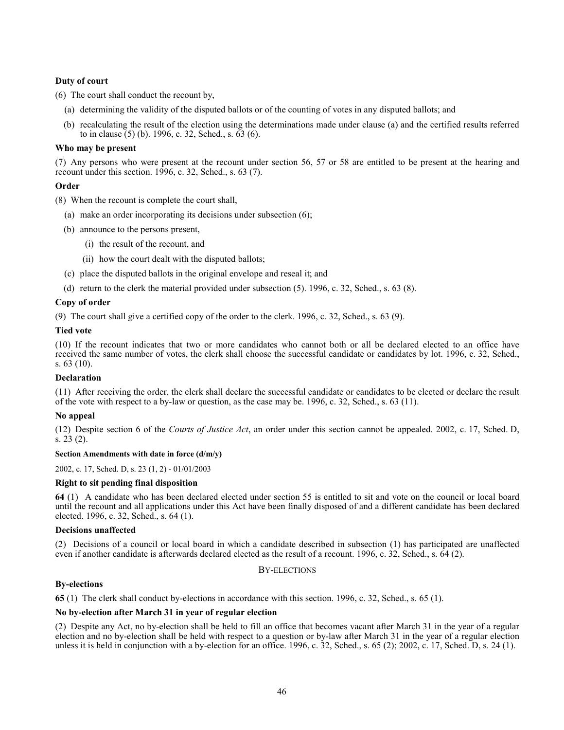**Duty of court**

(6) The court shall conduct the recount by,

(a) determining the validity of the disputed ballots or of the counting of votes in any disputed ballots; and

(b) recalculating the result of the election using the determinations made under clause (a) and the certified results referred to in clause (5) (b). 1996, c. 32, Sched., s. 63 (6).

**Who may be present**

(7) Any persons who were present at the recount under section 56, 57 or 58 are entitled to be present at the hearing and recount under this section. 1996, c. 32, Sched., s. 63 (7).

**Order**

(8) When the recount is complete the court shall,

(a) make an order incorporating its decisions under subsection (6);

(b) announce to the persons present,

(i) the result of the recount, and

(ii) how the court dealt with the disputed ballots;

(c) place the disputed ballots in the original envelope and reseal it; and

(d) return to the clerk the material provided under subsection (5). 1996, c. 32, Sched., s. 63 (8).

**Copy of order**

(9) The court shall give a certified copy of the order to the clerk. 1996, c. 32, Sched., s. 63 (9).

**Tied vote**

(10) If the recount indicates that two or more candidates who cannot both or all be declared elected to an office have received the same number of votes, the clerk shall choose the successful candidate or candidates by lot. 1996, c. 32, Sched., s. 63 (10).

**Declaration**

(11) After receiving the order, the clerk shall declare the successful candidate or candidates to be elected or declare the result of the vote with respect to a by-law or question, as the case may be. 1996, c. 32, Sched., s. 63 (11).

**No appeal**

(12) Despite section 6 of the *Courts of Justice Act*, an order under this section cannot be appealed. 2002, c. 17, Sched. D, s. 23 (2).

**Section Amendments with date in force (d/m/y)**

2002, c. 17, Sched. D, s. 23 (1, 2) - 01/01/2003

**Right to sit pending final disposition**

**64** (1) A candidate who has been declared elected under section 55 is entitled to sit and vote on the council or local board until the recount and all applications under this Act have been finally disposed of and a different candidate has been declared elected. 1996, c. 32, Sched., s. 64 (1).

**Decisions unaffected**

(2) Decisions of a council or local board in which a candidate described in subsection (1) has participated are unaffected even if another candidate is afterwards declared elected as the result of a recount. 1996, c. 32, Sched., s. 64 (2).

BY-ELECTIONS

**By-elections**

**65** (1) The clerk shall conduct by-elections in accordance with this section. 1996, c. 32, Sched., s. 65 (1).

**No by-election after March 31 in year of regular election**

(2) Despite any Act, no by-election shall be held to fill an office that becomes vacant after March 31 in the year of a regular election and no by-election shall be held with respect to a question or by-law after March 31 in the year of a regular election unless it is held in conjunction with a by-election for an office. 1996, c. 32, Sched., s. 65 (2); 2002, c. 17, Sched. D, s. 24 (1).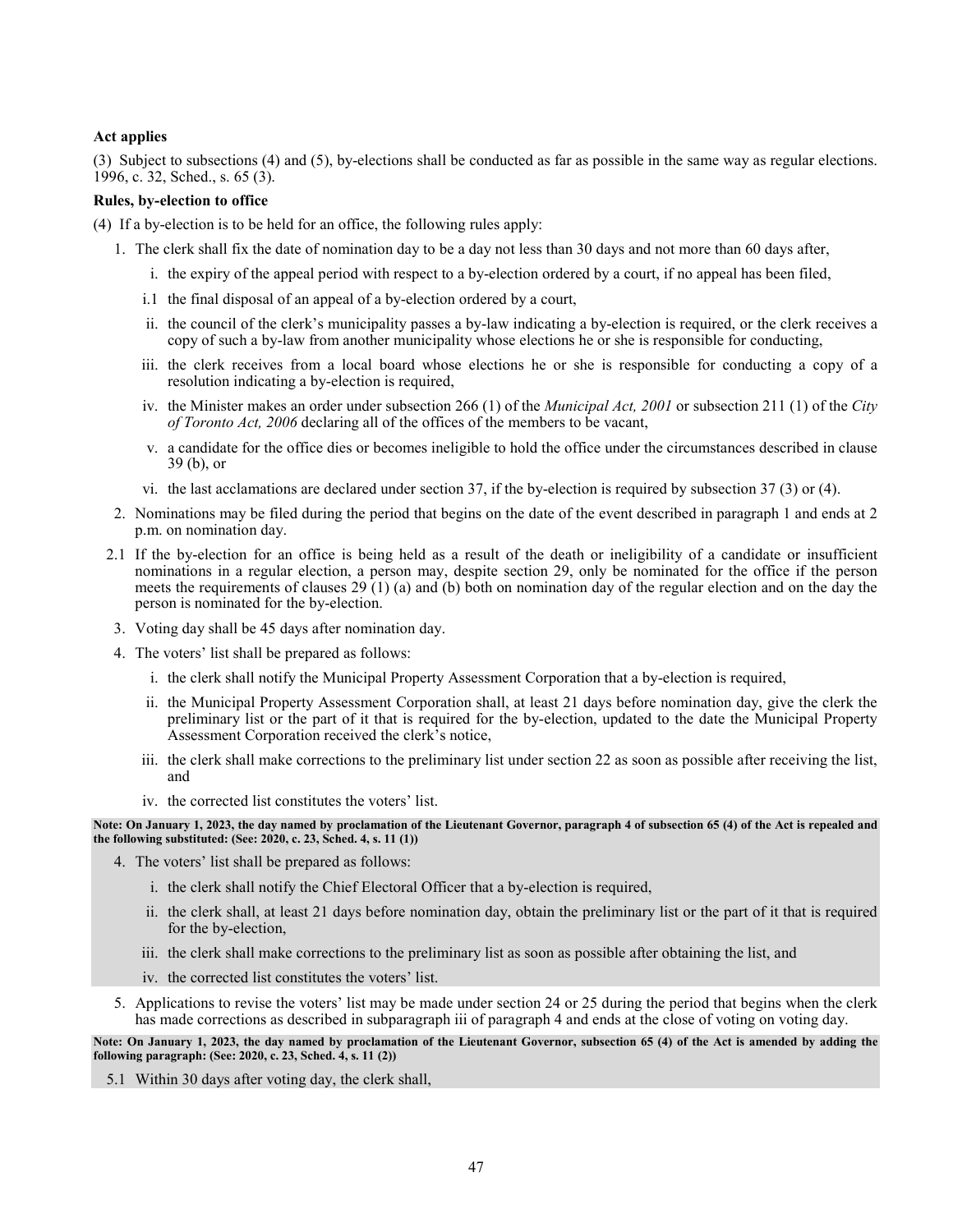**Act applies**

(3) Subject to subsections (4) and (5), by-elections shall be conducted as far as possible in the same way as regular elections. 1996, c. 32, Sched., s. 65 (3).

**Rules, by-election to office**

(4) If a by-election is to be held for an office, the following rules apply:

1. The clerk shall fix the date of nomination day to be a day not less than 30 days and not more than 60 days after,
   - i. the expiry of the appeal period with respect to a by-election ordered by a court, if no appeal has been filed,
   - i.1 the final disposal of an appeal of a by-election ordered by a court,
   - ii. the council of the clerk's municipality passes a by-law indicating a by-election is required, or the clerk receives a copy of such a by-law from another municipality whose elections he or she is responsible for conducting,
   - iii. the clerk receives from a local board whose elections he or she is responsible for conducting a copy of a resolution indicating a by-election is required,
   - iv. the Minister makes an order under subsection 266 (1) of the *Municipal Act, 2001* or subsection 211 (1) of the *City of Toronto Act, 2006* declaring all of the offices of the members to be vacant,
   - v. a candidate for the office dies or becomes ineligible to hold the office under the circumstances described in clause 39 (b), or
   - vi. the last acclamations are declared under section 37, if the by-election is required by subsection 37 (3) or (4).
2. Nominations may be filed during the period that begins on the date of the event described in paragraph 1 and ends at 2 p.m. on nomination day.

2.1 If the by-election for an office is being held as a result of the death or ineligibility of a candidate or insufficient nominations in a regular election, a person may, despite section 29, only be nominated for the office if the person meets the requirements of clauses 29 (1) (a) and (b) both on nomination day of the regular election and on the day the person is nominated for the by-election.

3. Voting day shall be 45 days after nomination day.
4. The voters' list shall be prepared as follows:
   - i. the clerk shall notify the Municipal Property Assessment Corporation that a by-election is required,
   - ii. the Municipal Property Assessment Corporation shall, at least 21 days before nomination day, give the clerk the preliminary list or the part of it that is required for the by-election, updated to the date the Municipal Property Assessment Corporation received the clerk's notice,
   - iii. the clerk shall make corrections to the preliminary list under section 22 as soon as possible after receiving the list, and
   - iv. the corrected list constitutes the voters' list.

**Note: On January 1, 2023, the day named by proclamation of the Lieutenant Governor, paragraph 4 of subsection 65 (4) of the Act is repealed and the following substituted: (See: 2020, c. 23, Sched. 4, s. 11 (1))**

4. The voters' list shall be prepared as follows:
   - i. the clerk shall notify the Chief Electoral Officer that a by-election is required,
   - ii. the clerk shall, at least 21 days before nomination day, obtain the preliminary list or the part of it that is required for the by-election,
   - iii. the clerk shall make corrections to the preliminary list as soon as possible after obtaining the list, and
   - iv. the corrected list constitutes the voters' list.

5. Applications to revise the voters' list may be made under section 24 or 25 during the period that begins when the clerk has made corrections as described in subparagraph iii of paragraph 4 and ends at the close of voting on voting day.

**Note: On January 1, 2023, the day named by proclamation of the Lieutenant Governor, subsection 65 (4) of the Act is amended by adding the following paragraph: (See: 2020, c. 23, Sched. 4, s. 11 (2))**

5.1 Within 30 days after voting day, the clerk shall,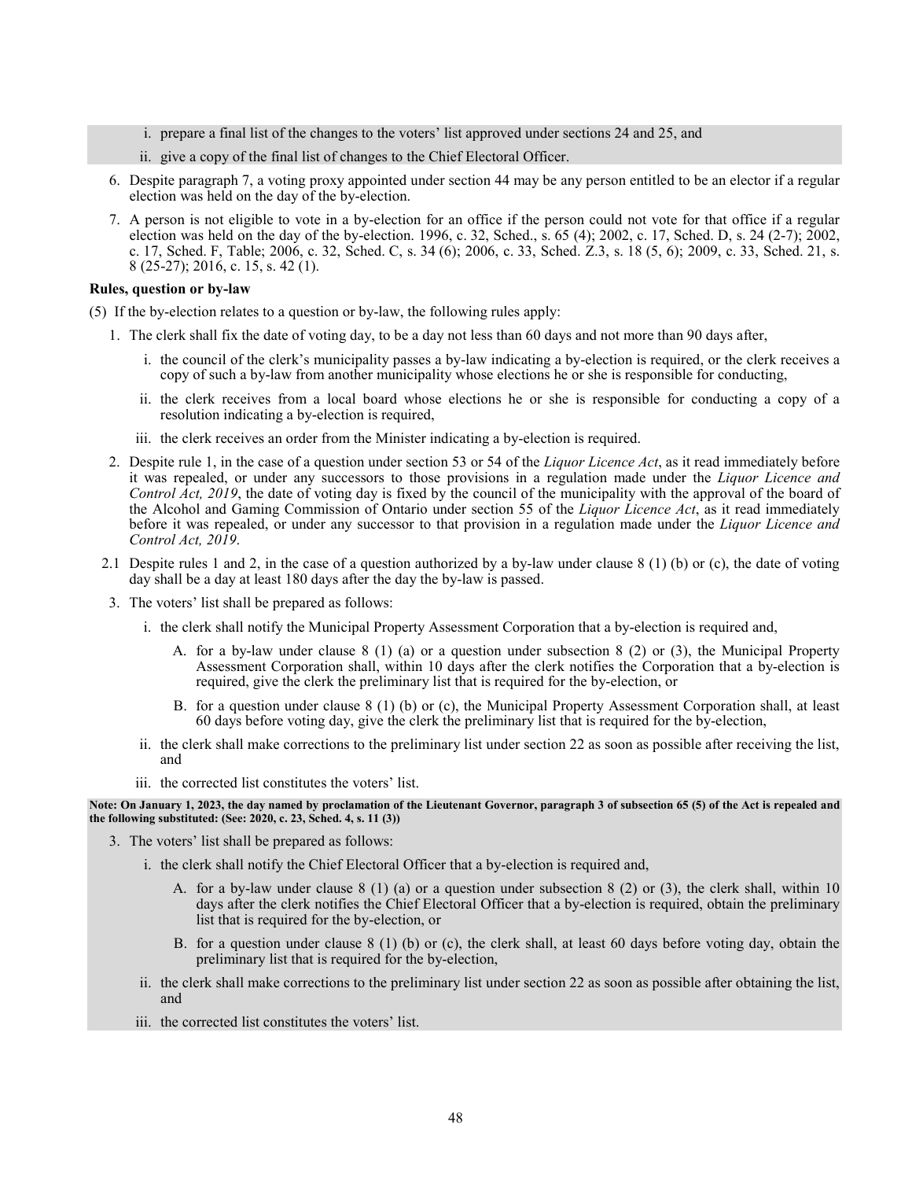i. prepare a final list of the changes to the voters' list approved under sections 24 and 25, and

ii. give a copy of the final list of changes to the Chief Electoral Officer.

6. Despite paragraph 7, a voting proxy appointed under section 44 may be any person entitled to be an elector if a regular election was held on the day of the by-election.

7. A person is not eligible to vote in a by-election for an office if the person could not vote for that office if a regular election was held on the day of the by-election. 1996, c. 32, Sched., s. 65 (4); 2002, c. 17, Sched. D, s. 24 (2-7); 2002, c. 17, Sched. F, Table; 2006, c. 32, Sched. C, s. 34 (6); 2006, c. 33, Sched. Z.3, s. 18 (5, 6); 2009, c. 33, Sched. 21, s. 8 (25-27); 2016, c. 15, s. 42 (1).

**Rules, question or by-law**

(5) If the by-election relates to a question or by-law, the following rules apply:

1. The clerk shall fix the date of voting day, to be a day not less than 60 days and not more than 90 days after,

   i. the council of the clerk's municipality passes a by-law indicating a by-election is required, or the clerk receives a copy of such a by-law from another municipality whose elections he or she is responsible for conducting,

   ii. the clerk receives from a local board whose elections he or she is responsible for conducting a copy of a resolution indicating a by-election is required,

   iii. the clerk receives an order from the Minister indicating a by-election is required.

2. Despite rule 1, in the case of a question under section 53 or 54 of the *Liquor Licence Act*, as it read immediately before it was repealed, or under any successors to those provisions in a regulation made under the *Liquor Licence and Control Act, 2019*, the date of voting day is fixed by the council of the municipality with the approval of the board of the Alcohol and Gaming Commission of Ontario under section 55 of the *Liquor Licence Act*, as it read immediately before it was repealed, or under any successor to that provision in a regulation made under the *Liquor Licence and Control Act, 2019*.

2.1 Despite rules 1 and 2, in the case of a question authorized by a by-law under clause 8 (1) (b) or (c), the date of voting day shall be a day at least 180 days after the day the by-law is passed.

3. The voters' list shall be prepared as follows:

   i. the clerk shall notify the Municipal Property Assessment Corporation that a by-election is required and,

      A. for a by-law under clause 8 (1) (a) or a question under subsection 8 (2) or (3), the Municipal Property Assessment Corporation shall, within 10 days after the clerk notifies the Corporation that a by-election is required, give the clerk the preliminary list that is required for the by-election, or

      B. for a question under clause 8 (1) (b) or (c), the Municipal Property Assessment Corporation shall, at least 60 days before voting day, give the clerk the preliminary list that is required for the by-election,

   ii. the clerk shall make corrections to the preliminary list under section 22 as soon as possible after receiving the list, and

   iii. the corrected list constitutes the voters' list.

**Note: On January 1, 2023, the day named by proclamation of the Lieutenant Governor, paragraph 3 of subsection 65 (5) of the Act is repealed and the following substituted: (See: 2020, c. 23, Sched. 4, s. 11 (3))**

3. The voters' list shall be prepared as follows:

   i. the clerk shall notify the Chief Electoral Officer that a by-election is required and,

      A. for a by-law under clause 8 (1) (a) or a question under subsection 8 (2) or (3), the clerk shall, within 10 days after the clerk notifies the Chief Electoral Officer that a by-election is required, obtain the preliminary list that is required for the by-election, or

      B. for a question under clause 8 (1) (b) or (c), the clerk shall, at least 60 days before voting day, obtain the preliminary list that is required for the by-election,

   ii. the clerk shall make corrections to the preliminary list under section 22 as soon as possible after obtaining the list, and

   iii. the corrected list constitutes the voters' list.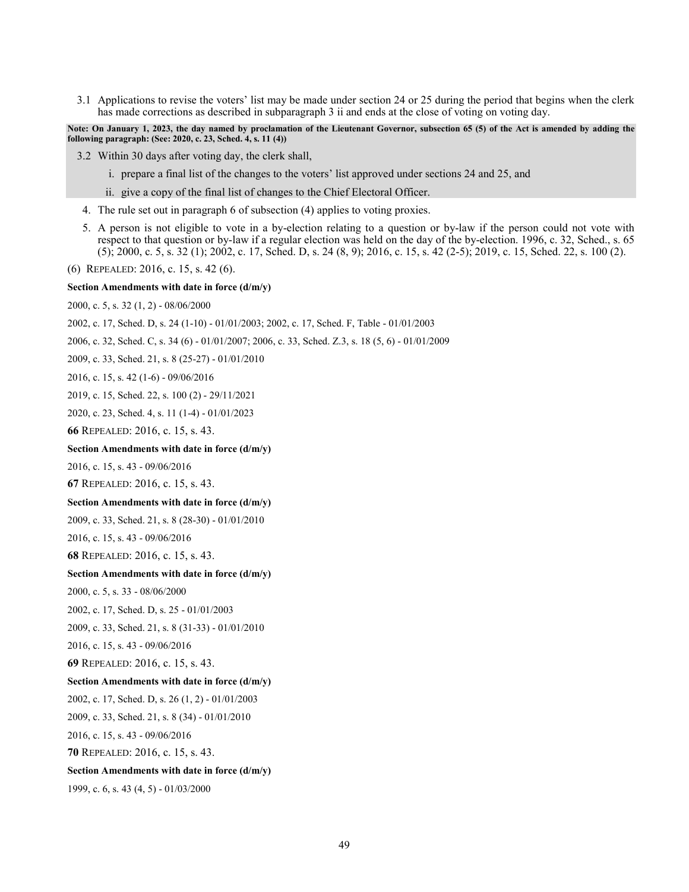3.1 Applications to revise the voters' list may be made under section 24 or 25 during the period that begins when the clerk has made corrections as described in subparagraph 3 ii and ends at the close of voting on voting day.

**Note: On January 1, 2023, the day named by proclamation of the Lieutenant Governor, subsection 65 (5) of the Act is amended by adding the following paragraph: (See: 2020, c. 23, Sched. 4, s. 11 (4))**

3.2 Within 30 days after voting day, the clerk shall,

i. prepare a final list of the changes to the voters' list approved under sections 24 and 25, and

ii. give a copy of the final list of changes to the Chief Electoral Officer.

4. The rule set out in paragraph 6 of subsection (4) applies to voting proxies.

5. A person is not eligible to vote in a by-election relating to a question or by-law if the person could not vote with respect to that question or by-law if a regular election was held on the day of the by-election. 1996, c. 32, Sched., s. 65 (5); 2000, c. 5, s. 32 (1); 2002, c. 17, Sched. D, s. 24 (8, 9); 2016, c. 15, s. 42 (2-5); 2019, c. 15, Sched. 22, s. 100 (2).

(6) REPEALED: 2016, c. 15, s. 42 (6).

**Section Amendments with date in force (d/m/y)**

2000, c. 5, s. 32 (1, 2) - 08/06/2000

2002, c. 17, Sched. D, s. 24 (1-10) - 01/01/2003; 2002, c. 17, Sched. F, Table - 01/01/2003

2006, c. 32, Sched. C, s. 34 (6) - 01/01/2007; 2006, c. 33, Sched. Z.3, s. 18 (5, 6) - 01/01/2009

2009, c. 33, Sched. 21, s. 8 (25-27) - 01/01/2010

2016, c. 15, s. 42 (1-6) - 09/06/2016

2019, c. 15, Sched. 22, s. 100 (2) - 29/11/2021

2020, c. 23, Sched. 4, s. 11 (1-4) - 01/01/2023

**66** REPEALED: 2016, c. 15, s. 43.

**Section Amendments with date in force (d/m/y)**

2016, c. 15, s. 43 - 09/06/2016

**67** REPEALED: 2016, c. 15, s. 43.

**Section Amendments with date in force (d/m/y)**

2009, c. 33, Sched. 21, s. 8 (28-30) - 01/01/2010

2016, c. 15, s. 43 - 09/06/2016

**68** REPEALED: 2016, c. 15, s. 43.

**Section Amendments with date in force (d/m/y)**

2000, c. 5, s. 33 - 08/06/2000

2002, c. 17, Sched. D, s. 25 - 01/01/2003

2009, c. 33, Sched. 21, s. 8 (31-33) - 01/01/2010

2016, c. 15, s. 43 - 09/06/2016

**69** REPEALED: 2016, c. 15, s. 43.

**Section Amendments with date in force (d/m/y)**

2002, c. 17, Sched. D, s. 26 (1, 2) - 01/01/2003

2009, c. 33, Sched. 21, s. 8 (34) - 01/01/2010

2016, c. 15, s. 43 - 09/06/2016

**70** REPEALED: 2016, c. 15, s. 43.

**Section Amendments with date in force (d/m/y)**

1999, c. 6, s. 43 (4, 5) - 01/03/2000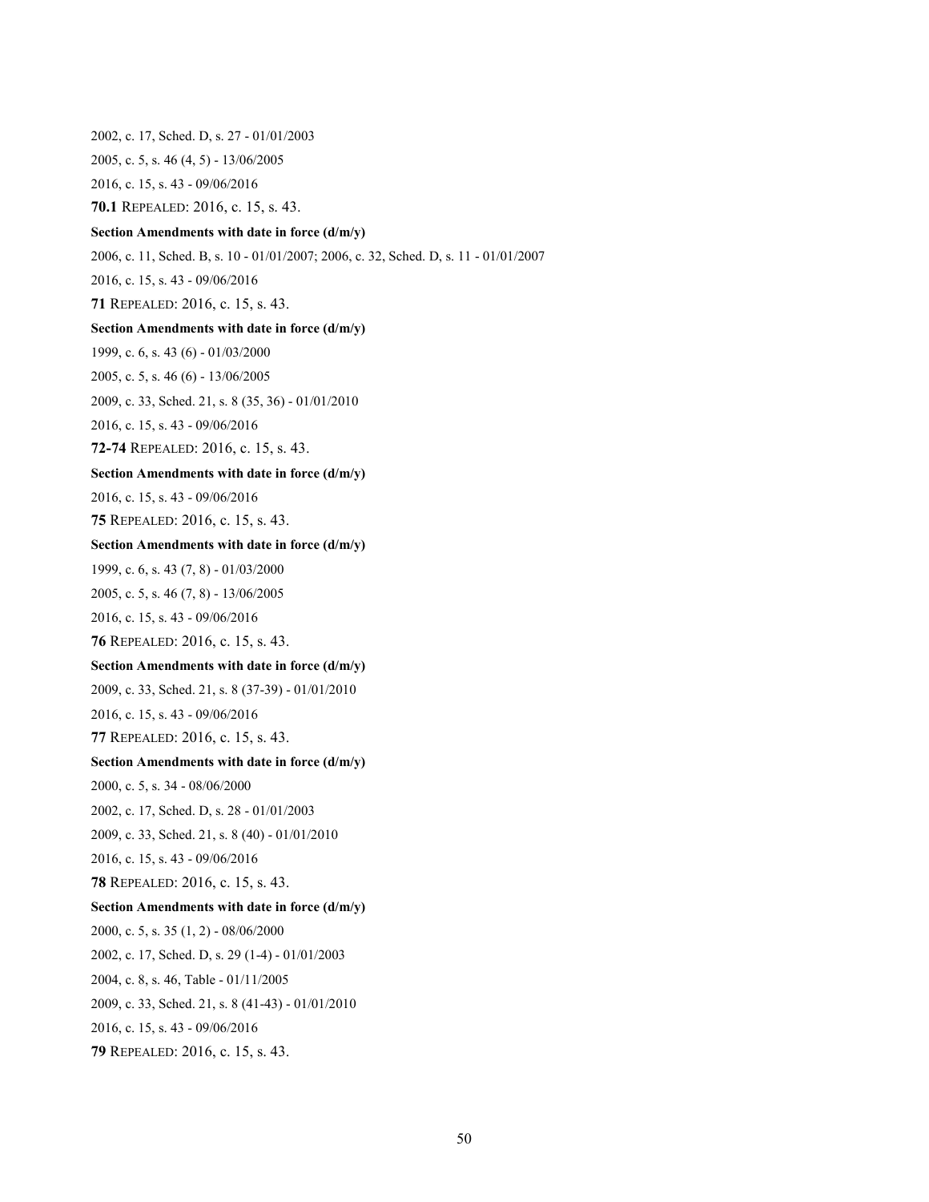2002, c. 17, Sched. D, s. 27 - 01/01/2003

2005, c. 5, s. 46 (4, 5) - 13/06/2005

2016, c. 15, s. 43 - 09/06/2016

**70.1** REPEALED: 2016, c. 15, s. 43.

**Section Amendments with date in force (d/m/y)**

2006, c. 11, Sched. B, s. 10 - 01/01/2007; 2006, c. 32, Sched. D, s. 11 - 01/01/2007

2016, c. 15, s. 43 - 09/06/2016

**71** REPEALED: 2016, c. 15, s. 43.

**Section Amendments with date in force (d/m/y)**

1999, c. 6, s. 43 (6) - 01/03/2000

2005, c. 5, s. 46 (6) - 13/06/2005

2009, c. 33, Sched. 21, s. 8 (35, 36) - 01/01/2010

2016, c. 15, s. 43 - 09/06/2016

**72-74** REPEALED: 2016, c. 15, s. 43.

**Section Amendments with date in force (d/m/y)**

2016, c. 15, s. 43 - 09/06/2016

**75** REPEALED: 2016, c. 15, s. 43.

**Section Amendments with date in force (d/m/y)**

1999, c. 6, s. 43 (7, 8) - 01/03/2000

2005, c. 5, s. 46 (7, 8) - 13/06/2005

2016, c. 15, s. 43 - 09/06/2016

**76** REPEALED: 2016, c. 15, s. 43.

**Section Amendments with date in force (d/m/y)**

2009, c. 33, Sched. 21, s. 8 (37-39) - 01/01/2010

2016, c. 15, s. 43 - 09/06/2016

**77** REPEALED: 2016, c. 15, s. 43.

**Section Amendments with date in force (d/m/y)**

2000, c. 5, s. 34 - 08/06/2000

2002, c. 17, Sched. D, s. 28 - 01/01/2003

2009, c. 33, Sched. 21, s. 8 (40) - 01/01/2010

2016, c. 15, s. 43 - 09/06/2016

**78** REPEALED: 2016, c. 15, s. 43.

**Section Amendments with date in force (d/m/y)**

2000, c. 5, s. 35 (1, 2) - 08/06/2000

2002, c. 17, Sched. D, s. 29 (1-4) - 01/01/2003

2004, c. 8, s. 46, Table - 01/11/2005

2009, c. 33, Sched. 21, s. 8 (41-43) - 01/01/2010

2016, c. 15, s. 43 - 09/06/2016

**79** REPEALED: 2016, c. 15, s. 43.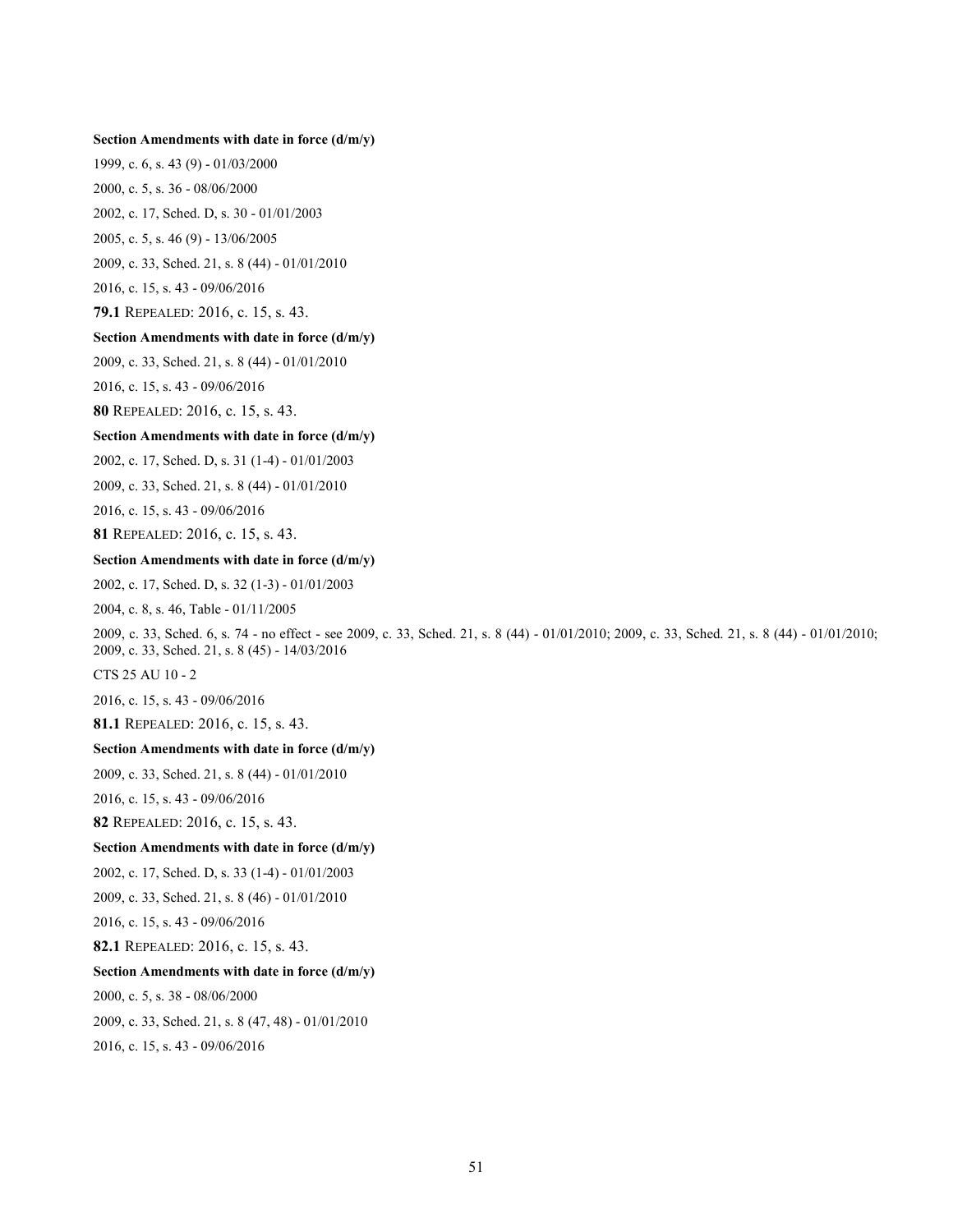**Section Amendments with date in force (d/m/y)**

1999, c. 6, s. 43 (9) - 01/03/2000

2000, c. 5, s. 36 - 08/06/2000

2002, c. 17, Sched. D, s. 30 - 01/01/2003

2005, c. 5, s. 46 (9) - 13/06/2005

2009, c. 33, Sched. 21, s. 8 (44) - 01/01/2010

2016, c. 15, s. 43 - 09/06/2016

**79.1** REPEALED: 2016, c. 15, s. 43.

**Section Amendments with date in force (d/m/y)**

2009, c. 33, Sched. 21, s. 8 (44) - 01/01/2010

2016, c. 15, s. 43 - 09/06/2016

**80** REPEALED: 2016, c. 15, s. 43.

**Section Amendments with date in force (d/m/y)**

2002, c. 17, Sched. D, s. 31 (1-4) - 01/01/2003

2009, c. 33, Sched. 21, s. 8 (44) - 01/01/2010

2016, c. 15, s. 43 - 09/06/2016

**81** REPEALED: 2016, c. 15, s. 43.

**Section Amendments with date in force (d/m/y)**

2002, c. 17, Sched. D, s. 32 (1-3) - 01/01/2003

2004, c. 8, s. 46, Table - 01/11/2005

2009, c. 33, Sched. 6, s. 74 - no effect - see 2009, c. 33, Sched. 21, s. 8 (44) - 01/01/2010; 2009, c. 33, Sched. 21, s. 8 (44) - 01/01/2010; 2009, c. 33, Sched. 21, s. 8 (45) - 14/03/2016

CTS 25 AU 10 - 2

2016, c. 15, s. 43 - 09/06/2016

**81.1** REPEALED: 2016, c. 15, s. 43.

**Section Amendments with date in force (d/m/y)**

2009, c. 33, Sched. 21, s. 8 (44) - 01/01/2010

2016, c. 15, s. 43 - 09/06/2016

**82** REPEALED: 2016, c. 15, s. 43.

**Section Amendments with date in force (d/m/y)**

2002, c. 17, Sched. D, s. 33 (1-4) - 01/01/2003

2009, c. 33, Sched. 21, s. 8 (46) - 01/01/2010

2016, c. 15, s. 43 - 09/06/2016

**82.1** REPEALED: 2016, c. 15, s. 43.

**Section Amendments with date in force (d/m/y)**

2000, c. 5, s. 38 - 08/06/2000

2009, c. 33, Sched. 21, s. 8 (47, 48) - 01/01/2010

2016, c. 15, s. 43 - 09/06/2016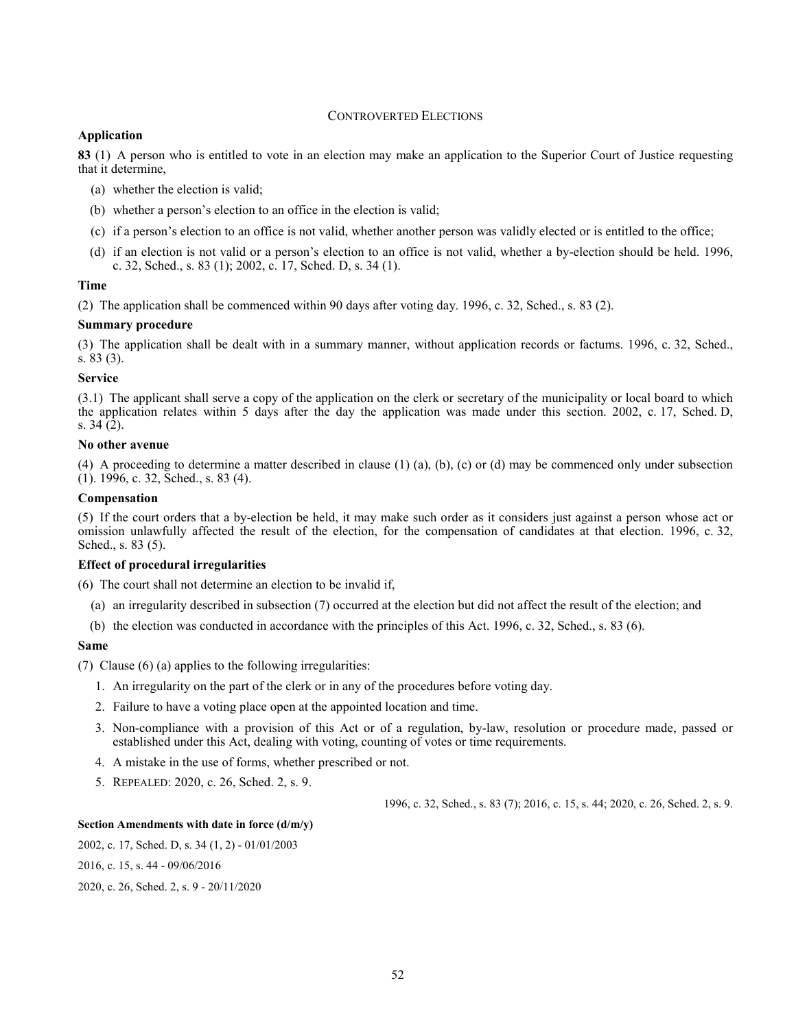## Controverted Elections

**Application**

**83** (1) A person who is entitled to vote in an election may make an application to the Superior Court of Justice requesting that it determine,

(a) whether the election is valid;

(b) whether a person's election to an office in the election is valid;

(c) if a person's election to an office is not valid, whether another person was validly elected or is entitled to the office;

(d) if an election is not valid or a person's election to an office is not valid, whether a by-election should be held. 1996, c. 32, Sched., s. 83 (1); 2002, c. 17, Sched. D, s. 34 (1).

**Time**

(2) The application shall be commenced within 90 days after voting day. 1996, c. 32, Sched., s. 83 (2).

**Summary procedure**

(3) The application shall be dealt with in a summary manner, without application records or factums. 1996, c. 32, Sched., s. 83 (3).

**Service**

(3.1) The applicant shall serve a copy of the application on the clerk or secretary of the municipality or local board to which the application relates within 5 days after the day the application was made under this section. 2002, c. 17, Sched. D, s. 34 (2).

**No other avenue**

(4) A proceeding to determine a matter described in clause (1) (a), (b), (c) or (d) may be commenced only under subsection (1). 1996, c. 32, Sched., s. 83 (4).

**Compensation**

(5) If the court orders that a by-election be held, it may make such order as it considers just against a person whose act or omission unlawfully affected the result of the election, for the compensation of candidates at that election. 1996, c. 32, Sched., s. 83 (5).

**Effect of procedural irregularities**

(6) The court shall not determine an election to be invalid if,

(a) an irregularity described in subsection (7) occurred at the election but did not affect the result of the election; and

(b) the election was conducted in accordance with the principles of this Act. 1996, c. 32, Sched., s. 83 (6).

**Same**

(7) Clause (6) (a) applies to the following irregularities:

1. An irregularity on the part of the clerk or in any of the procedures before voting day.
2. Failure to have a voting place open at the appointed location and time.
3. Non-compliance with a provision of this Act or of a regulation, by-law, resolution or procedure made, passed or established under this Act, dealing with voting, counting of votes or time requirements.
4. A mistake in the use of forms, whether prescribed or not.
5. REPEALED: 2020, c. 26, Sched. 2, s. 9.

1996, c. 32, Sched., s. 83 (7); 2016, c. 15, s. 44; 2020, c. 26, Sched. 2, s. 9.

**Section Amendments with date in force (d/m/y)**

2002, c. 17, Sched. D, s. 34 (1, 2) - 01/01/2003

2016, c. 15, s. 44 - 09/06/2016

2020, c. 26, Sched. 2, s. 9 - 20/11/2020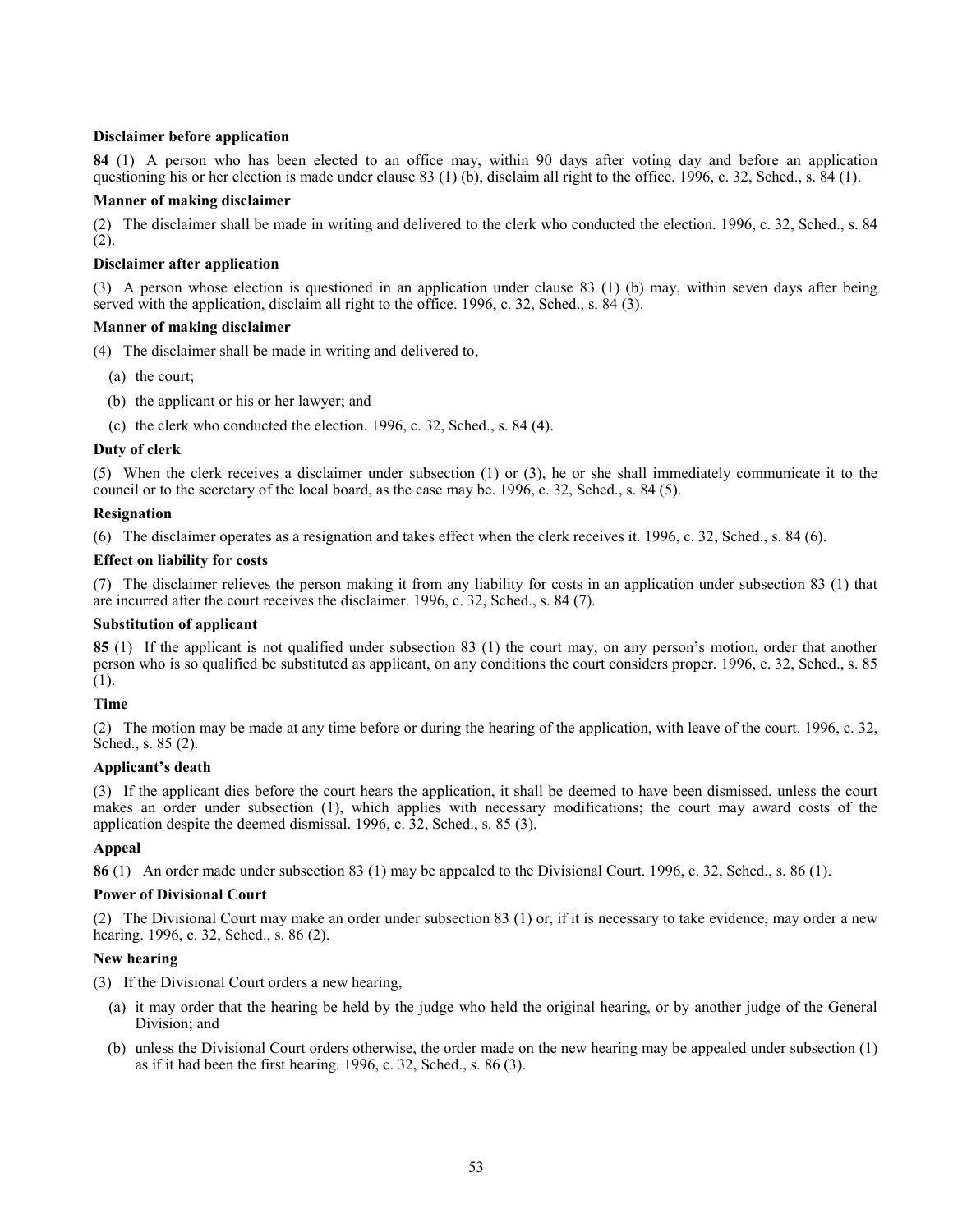**Disclaimer before application**

**84** (1) A person who has been elected to an office may, within 90 days after voting day and before an application questioning his or her election is made under clause 83 (1) (b), disclaim all right to the office. 1996, c. 32, Sched., s. 84 (1).

**Manner of making disclaimer**

(2) The disclaimer shall be made in writing and delivered to the clerk who conducted the election. 1996, c. 32, Sched., s. 84 (2).

**Disclaimer after application**

(3) A person whose election is questioned in an application under clause 83 (1) (b) may, within seven days after being served with the application, disclaim all right to the office. 1996, c. 32, Sched., s. 84 (3).

**Manner of making disclaimer**

(4) The disclaimer shall be made in writing and delivered to,

(a) the court;

(b) the applicant or his or her lawyer; and

(c) the clerk who conducted the election. 1996, c. 32, Sched., s. 84 (4).

**Duty of clerk**

(5) When the clerk receives a disclaimer under subsection (1) or (3), he or she shall immediately communicate it to the council or to the secretary of the local board, as the case may be. 1996, c. 32, Sched., s. 84 (5).

**Resignation**

(6) The disclaimer operates as a resignation and takes effect when the clerk receives it. 1996, c. 32, Sched., s. 84 (6).

**Effect on liability for costs**

(7) The disclaimer relieves the person making it from any liability for costs in an application under subsection 83 (1) that are incurred after the court receives the disclaimer. 1996, c. 32, Sched., s. 84 (7).

**Substitution of applicant**

**85** (1) If the applicant is not qualified under subsection 83 (1) the court may, on any person's motion, order that another person who is so qualified be substituted as applicant, on any conditions the court considers proper. 1996, c. 32, Sched., s. 85 (1).

**Time**

(2) The motion may be made at any time before or during the hearing of the application, with leave of the court. 1996, c. 32, Sched., s. 85 (2).

**Applicant's death**

(3) If the applicant dies before the court hears the application, it shall be deemed to have been dismissed, unless the court makes an order under subsection (1), which applies with necessary modifications; the court may award costs of the application despite the deemed dismissal. 1996, c. 32, Sched., s. 85 (3).

**Appeal**

**86** (1) An order made under subsection 83 (1) may be appealed to the Divisional Court. 1996, c. 32, Sched., s. 86 (1).

**Power of Divisional Court**

(2) The Divisional Court may make an order under subsection 83 (1) or, if it is necessary to take evidence, may order a new hearing. 1996, c. 32, Sched., s. 86 (2).

**New hearing**

(3) If the Divisional Court orders a new hearing,

(a) it may order that the hearing be held by the judge who held the original hearing, or by another judge of the General Division; and

(b) unless the Divisional Court orders otherwise, the order made on the new hearing may be appealed under subsection (1) as if it had been the first hearing. 1996, c. 32, Sched., s. 86 (3).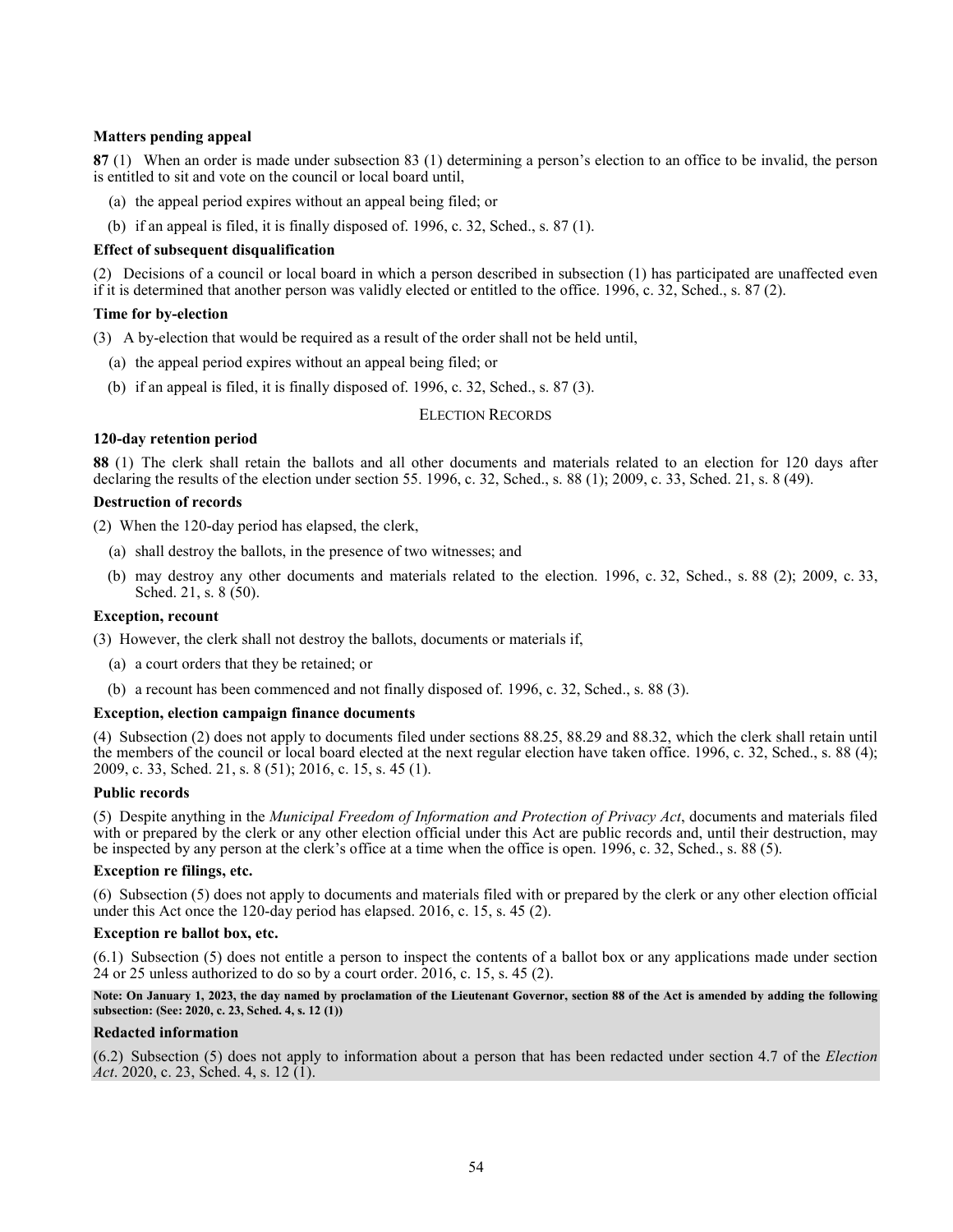**Matters pending appeal**

**87** (1) When an order is made under subsection 83 (1) determining a person's election to an office to be invalid, the person is entitled to sit and vote on the council or local board until,

(a) the appeal period expires without an appeal being filed; or

(b) if an appeal is filed, it is finally disposed of. 1996, c. 32, Sched., s. 87 (1).

**Effect of subsequent disqualification**

(2) Decisions of a council or local board in which a person described in subsection (1) has participated are unaffected even if it is determined that another person was validly elected or entitled to the office. 1996, c. 32, Sched., s. 87 (2).

**Time for by-election**

(3) A by-election that would be required as a result of the order shall not be held until,

(a) the appeal period expires without an appeal being filed; or

(b) if an appeal is filed, it is finally disposed of. 1996, c. 32, Sched., s. 87 (3).

ELECTION RECORDS

**120-day retention period**

**88** (1) The clerk shall retain the ballots and all other documents and materials related to an election for 120 days after declaring the results of the election under section 55. 1996, c. 32, Sched., s. 88 (1); 2009, c. 33, Sched. 21, s. 8 (49).

**Destruction of records**

(2) When the 120-day period has elapsed, the clerk,

(a) shall destroy the ballots, in the presence of two witnesses; and

(b) may destroy any other documents and materials related to the election. 1996, c. 32, Sched., s. 88 (2); 2009, c. 33, Sched. 21, s. 8 (50).

**Exception, recount**

(3) However, the clerk shall not destroy the ballots, documents or materials if,

(a) a court orders that they be retained; or

(b) a recount has been commenced and not finally disposed of. 1996, c. 32, Sched., s. 88 (3).

**Exception, election campaign finance documents**

(4) Subsection (2) does not apply to documents filed under sections 88.25, 88.29 and 88.32, which the clerk shall retain until the members of the council or local board elected at the next regular election have taken office. 1996, c. 32, Sched., s. 88 (4); 2009, c. 33, Sched. 21, s. 8 (51); 2016, c. 15, s. 45 (1).

**Public records**

(5) Despite anything in the *Municipal Freedom of Information and Protection of Privacy Act*, documents and materials filed with or prepared by the clerk or any other election official under this Act are public records and, until their destruction, may be inspected by any person at the clerk's office at a time when the office is open. 1996, c. 32, Sched., s. 88 (5).

**Exception re filings, etc.**

(6) Subsection (5) does not apply to documents and materials filed with or prepared by the clerk or any other election official under this Act once the 120-day period has elapsed. 2016, c. 15, s. 45 (2).

**Exception re ballot box, etc.**

(6.1) Subsection (5) does not entitle a person to inspect the contents of a ballot box or any applications made under section 24 or 25 unless authorized to do so by a court order. 2016, c. 15, s. 45 (2).

**Note: On January 1, 2023, the day named by proclamation of the Lieutenant Governor, section 88 of the Act is amended by adding the following subsection: (See: 2020, c. 23, Sched. 4, s. 12 (1))**

**Redacted information**

(6.2) Subsection (5) does not apply to information about a person that has been redacted under section 4.7 of the *Election Act*. 2020, c. 23, Sched. 4, s. 12 (1).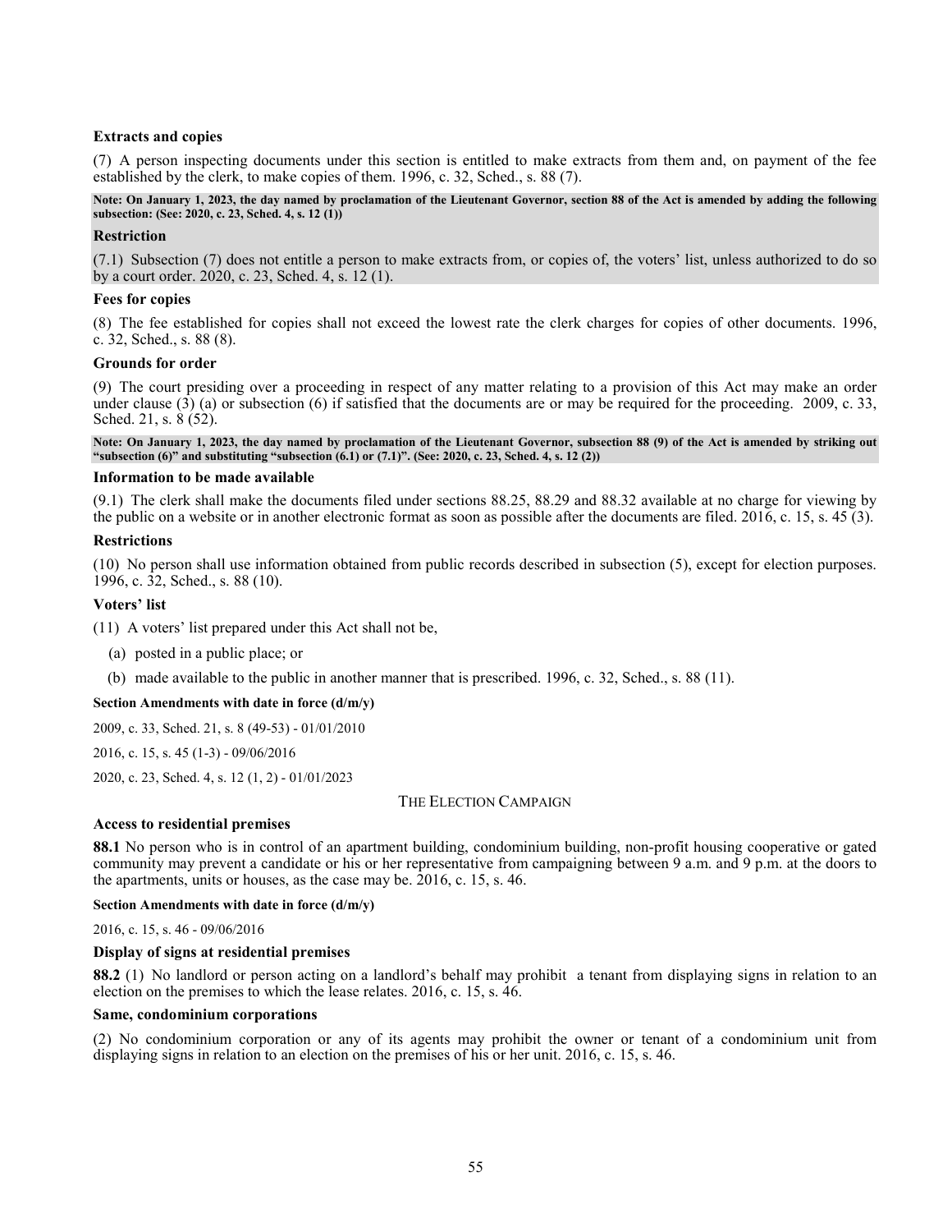**Extracts and copies**

(7) A person inspecting documents under this section is entitled to make extracts from them and, on payment of the fee established by the clerk, to make copies of them. 1996, c. 32, Sched., s. 88 (7).

**Note: On January 1, 2023, the day named by proclamation of the Lieutenant Governor, section 88 of the Act is amended by adding the following subsection: (See: 2020, c. 23, Sched. 4, s. 12 (1))**

**Restriction**

(7.1) Subsection (7) does not entitle a person to make extracts from, or copies of, the voters' list, unless authorized to do so by a court order. 2020, c. 23, Sched. 4, s. 12 (1).

**Fees for copies**

(8) The fee established for copies shall not exceed the lowest rate the clerk charges for copies of other documents. 1996, c. 32, Sched., s. 88 (8).

**Grounds for order**

(9) The court presiding over a proceeding in respect of any matter relating to a provision of this Act may make an order under clause (3) (a) or subsection (6) if satisfied that the documents are or may be required for the proceeding. 2009, c. 33, Sched. 21, s. 8 (52).

**Note: On January 1, 2023, the day named by proclamation of the Lieutenant Governor, subsection 88 (9) of the Act is amended by striking out "subsection (6)" and substituting "subsection (6.1) or (7.1)". (See: 2020, c. 23, Sched. 4, s. 12 (2))**

**Information to be made available**

(9.1) The clerk shall make the documents filed under sections 88.25, 88.29 and 88.32 available at no charge for viewing by the public on a website or in another electronic format as soon as possible after the documents are filed. 2016, c. 15, s. 45 (3).

**Restrictions**

(10) No person shall use information obtained from public records described in subsection (5), except for election purposes. 1996, c. 32, Sched., s. 88 (10).

**Voters' list**

(11) A voters' list prepared under this Act shall not be,

(a) posted in a public place; or

(b) made available to the public in another manner that is prescribed. 1996, c. 32, Sched., s. 88 (11).

**Section Amendments with date in force (d/m/y)**

2009, c. 33, Sched. 21, s. 8 (49-53) - 01/01/2010

2016, c. 15, s. 45 (1-3) - 09/06/2016

2020, c. 23, Sched. 4, s. 12 (1, 2) - 01/01/2023

## THE ELECTION CAMPAIGN

**Access to residential premises**

**88.1** No person who is in control of an apartment building, condominium building, non-profit housing cooperative or gated community may prevent a candidate or his or her representative from campaigning between 9 a.m. and 9 p.m. at the doors to the apartments, units or houses, as the case may be. 2016, c. 15, s. 46.

**Section Amendments with date in force (d/m/y)**

2016, c. 15, s. 46 - 09/06/2016

**Display of signs at residential premises**

**88.2** (1) No landlord or person acting on a landlord's behalf may prohibit a tenant from displaying signs in relation to an election on the premises to which the lease relates. 2016, c. 15, s. 46.

**Same, condominium corporations**

(2) No condominium corporation or any of its agents may prohibit the owner or tenant of a condominium unit from displaying signs in relation to an election on the premises of his or her unit. 2016, c. 15, s. 46.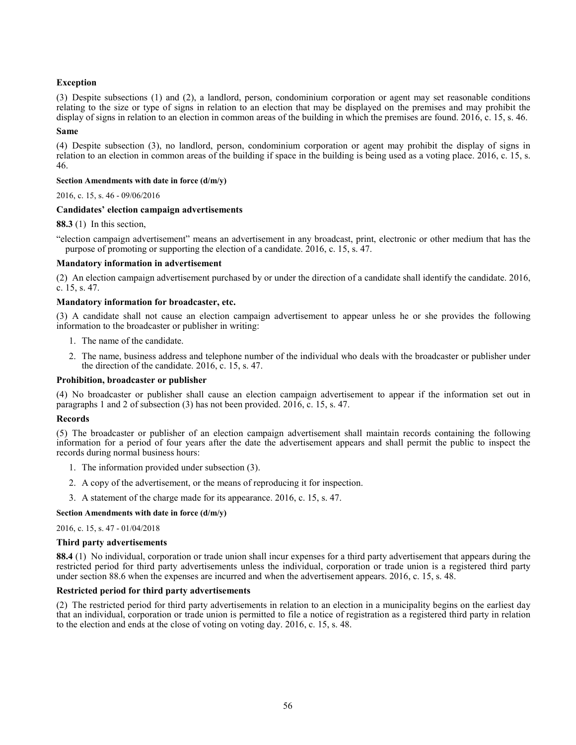**Exception**

(3) Despite subsections (1) and (2), a landlord, person, condominium corporation or agent may set reasonable conditions relating to the size or type of signs in relation to an election that may be displayed on the premises and may prohibit the display of signs in relation to an election in common areas of the building in which the premises are found. 2016, c. 15, s. 46.

**Same**

(4) Despite subsection (3), no landlord, person, condominium corporation or agent may prohibit the display of signs in relation to an election in common areas of the building if space in the building is being used as a voting place. 2016, c. 15, s. 46.

**Section Amendments with date in force (d/m/y)**

2016, c. 15, s. 46 - 09/06/2016

**Candidates' election campaign advertisements**

**88.3** (1) In this section,

"election campaign advertisement" means an advertisement in any broadcast, print, electronic or other medium that has the purpose of promoting or supporting the election of a candidate. 2016, c. 15, s. 47.

**Mandatory information in advertisement**

(2) An election campaign advertisement purchased by or under the direction of a candidate shall identify the candidate. 2016, c. 15, s. 47.

**Mandatory information for broadcaster, etc.**

(3) A candidate shall not cause an election campaign advertisement to appear unless he or she provides the following information to the broadcaster or publisher in writing:

1. The name of the candidate.
2. The name, business address and telephone number of the individual who deals with the broadcaster or publisher under the direction of the candidate. 2016, c. 15, s. 47.

**Prohibition, broadcaster or publisher**

(4) No broadcaster or publisher shall cause an election campaign advertisement to appear if the information set out in paragraphs 1 and 2 of subsection (3) has not been provided. 2016, c. 15, s. 47.

**Records**

(5) The broadcaster or publisher of an election campaign advertisement shall maintain records containing the following information for a period of four years after the date the advertisement appears and shall permit the public to inspect the records during normal business hours:

1. The information provided under subsection (3).
2. A copy of the advertisement, or the means of reproducing it for inspection.
3. A statement of the charge made for its appearance. 2016, c. 15, s. 47.

**Section Amendments with date in force (d/m/y)**

2016, c. 15, s. 47 - 01/04/2018

**Third party advertisements**

**88.4** (1) No individual, corporation or trade union shall incur expenses for a third party advertisement that appears during the restricted period for third party advertisements unless the individual, corporation or trade union is a registered third party under section 88.6 when the expenses are incurred and when the advertisement appears. 2016, c. 15, s. 48.

**Restricted period for third party advertisements**

(2) The restricted period for third party advertisements in relation to an election in a municipality begins on the earliest day that an individual, corporation or trade union is permitted to file a notice of registration as a registered third party in relation to the election and ends at the close of voting on voting day. 2016, c. 15, s. 48.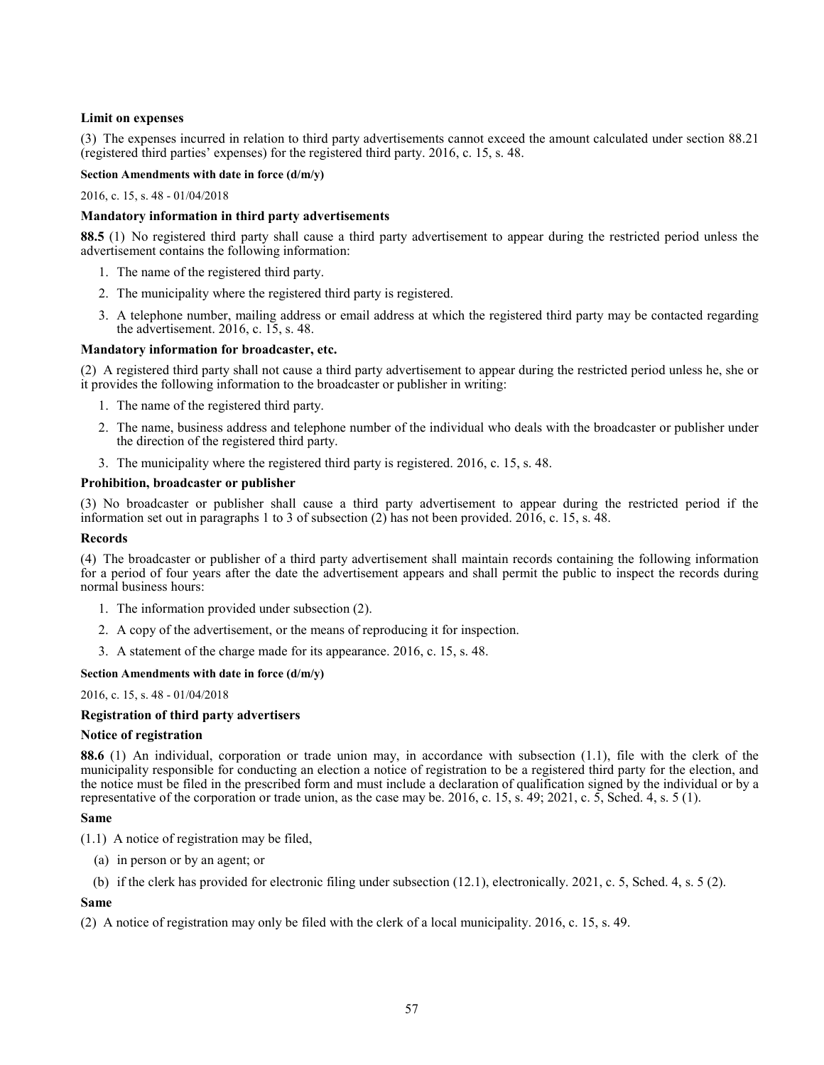**Limit on expenses**

(3) The expenses incurred in relation to third party advertisements cannot exceed the amount calculated under section 88.21 (registered third parties' expenses) for the registered third party. 2016, c. 15, s. 48.

**Section Amendments with date in force (d/m/y)**

2016, c. 15, s. 48 - 01/04/2018

**Mandatory information in third party advertisements**

**88.5** (1) No registered third party shall cause a third party advertisement to appear during the restricted period unless the advertisement contains the following information:

1. The name of the registered third party.
2. The municipality where the registered third party is registered.
3. A telephone number, mailing address or email address at which the registered third party may be contacted regarding the advertisement. 2016, c. 15, s. 48.

**Mandatory information for broadcaster, etc.**

(2) A registered third party shall not cause a third party advertisement to appear during the restricted period unless he, she or it provides the following information to the broadcaster or publisher in writing:

1. The name of the registered third party.
2. The name, business address and telephone number of the individual who deals with the broadcaster or publisher under the direction of the registered third party.
3. The municipality where the registered third party is registered. 2016, c. 15, s. 48.

**Prohibition, broadcaster or publisher**

(3) No broadcaster or publisher shall cause a third party advertisement to appear during the restricted period if the information set out in paragraphs 1 to 3 of subsection (2) has not been provided. 2016, c. 15, s. 48.

**Records**

(4) The broadcaster or publisher of a third party advertisement shall maintain records containing the following information for a period of four years after the date the advertisement appears and shall permit the public to inspect the records during normal business hours:

1. The information provided under subsection (2).
2. A copy of the advertisement, or the means of reproducing it for inspection.
3. A statement of the charge made for its appearance. 2016, c. 15, s. 48.

**Section Amendments with date in force (d/m/y)**

2016, c. 15, s. 48 - 01/04/2018

**Registration of third party advertisers**

**Notice of registration**

**88.6** (1) An individual, corporation or trade union may, in accordance with subsection (1.1), file with the clerk of the municipality responsible for conducting an election a notice of registration to be a registered third party for the election, and the notice must be filed in the prescribed form and must include a declaration of qualification signed by the individual or by a representative of the corporation or trade union, as the case may be. 2016, c. 15, s. 49; 2021, c. 5, Sched. 4, s. 5 (1).

**Same**

(1.1) A notice of registration may be filed,

(a) in person or by an agent; or

(b) if the clerk has provided for electronic filing under subsection (12.1), electronically. 2021, c. 5, Sched. 4, s. 5 (2).

**Same**

(2) A notice of registration may only be filed with the clerk of a local municipality. 2016, c. 15, s. 49.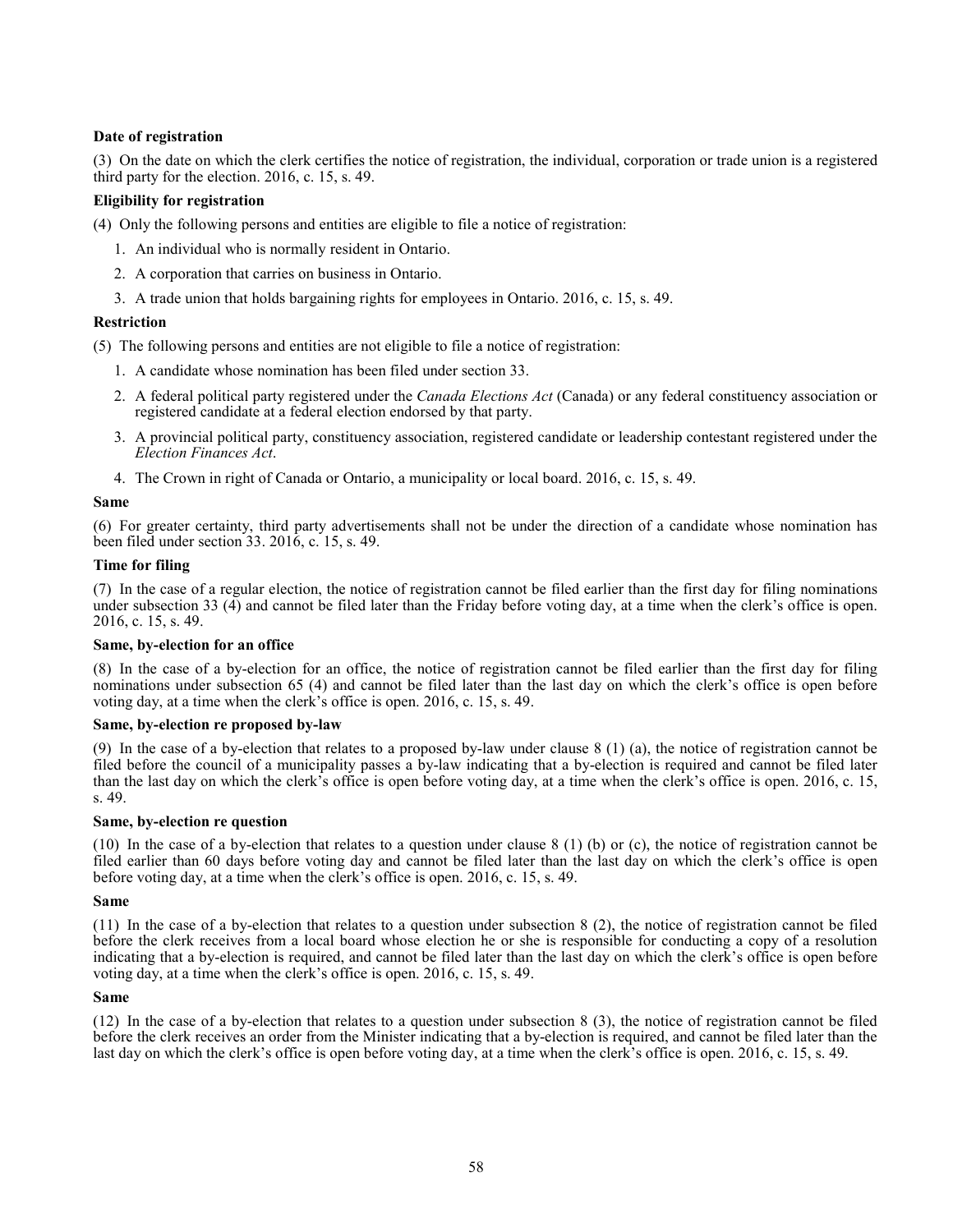**Date of registration**

(3) On the date on which the clerk certifies the notice of registration, the individual, corporation or trade union is a registered third party for the election. 2016, c. 15, s. 49.

**Eligibility for registration**

(4) Only the following persons and entities are eligible to file a notice of registration:

1. An individual who is normally resident in Ontario.
2. A corporation that carries on business in Ontario.
3. A trade union that holds bargaining rights for employees in Ontario. 2016, c. 15, s. 49.

**Restriction**

(5) The following persons and entities are not eligible to file a notice of registration:

1. A candidate whose nomination has been filed under section 33.
2. A federal political party registered under the *Canada Elections Act* (Canada) or any federal constituency association or registered candidate at a federal election endorsed by that party.
3. A provincial political party, constituency association, registered candidate or leadership contestant registered under the *Election Finances Act*.
4. The Crown in right of Canada or Ontario, a municipality or local board. 2016, c. 15, s. 49.

**Same**

(6) For greater certainty, third party advertisements shall not be under the direction of a candidate whose nomination has been filed under section 33. 2016, c. 15, s. 49.

**Time for filing**

(7) In the case of a regular election, the notice of registration cannot be filed earlier than the first day for filing nominations under subsection 33 (4) and cannot be filed later than the Friday before voting day, at a time when the clerk's office is open. 2016, c. 15, s. 49.

**Same, by-election for an office**

(8) In the case of a by-election for an office, the notice of registration cannot be filed earlier than the first day for filing nominations under subsection 65 (4) and cannot be filed later than the last day on which the clerk's office is open before voting day, at a time when the clerk's office is open. 2016, c. 15, s. 49.

**Same, by-election re proposed by-law**

(9) In the case of a by-election that relates to a proposed by-law under clause 8 (1) (a), the notice of registration cannot be filed before the council of a municipality passes a by-law indicating that a by-election is required and cannot be filed later than the last day on which the clerk's office is open before voting day, at a time when the clerk's office is open. 2016, c. 15, s. 49.

**Same, by-election re question**

(10) In the case of a by-election that relates to a question under clause 8 (1) (b) or (c), the notice of registration cannot be filed earlier than 60 days before voting day and cannot be filed later than the last day on which the clerk's office is open before voting day, at a time when the clerk's office is open. 2016, c. 15, s. 49.

**Same**

(11) In the case of a by-election that relates to a question under subsection 8 (2), the notice of registration cannot be filed before the clerk receives from a local board whose election he or she is responsible for conducting a copy of a resolution indicating that a by-election is required, and cannot be filed later than the last day on which the clerk's office is open before voting day, at a time when the clerk's office is open. 2016, c. 15, s. 49.

**Same**

(12) In the case of a by-election that relates to a question under subsection 8 (3), the notice of registration cannot be filed before the clerk receives an order from the Minister indicating that a by-election is required, and cannot be filed later than the last day on which the clerk's office is open before voting day, at a time when the clerk's office is open. 2016, c. 15, s. 49.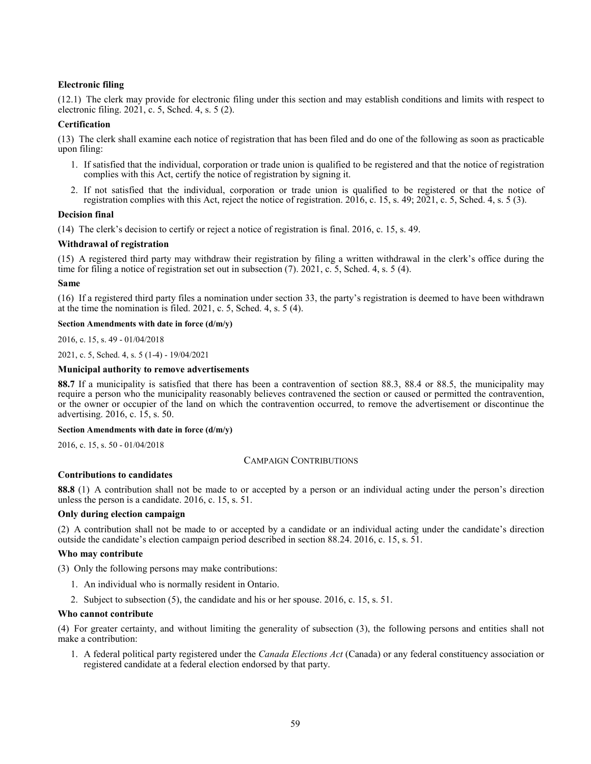**Electronic filing**

(12.1) The clerk may provide for electronic filing under this section and may establish conditions and limits with respect to electronic filing. 2021, c. 5, Sched. 4, s. 5 (2).

**Certification**

(13) The clerk shall examine each notice of registration that has been filed and do one of the following as soon as practicable upon filing:

1. If satisfied that the individual, corporation or trade union is qualified to be registered and that the notice of registration complies with this Act, certify the notice of registration by signing it.
2. If not satisfied that the individual, corporation or trade union is qualified to be registered or that the notice of registration complies with this Act, reject the notice of registration. 2016, c. 15, s. 49; 2021, c. 5, Sched. 4, s. 5 (3).

**Decision final**

(14) The clerk's decision to certify or reject a notice of registration is final. 2016, c. 15, s. 49.

**Withdrawal of registration**

(15) A registered third party may withdraw their registration by filing a written withdrawal in the clerk's office during the time for filing a notice of registration set out in subsection (7). 2021, c. 5, Sched. 4, s. 5 (4).

**Same**

(16) If a registered third party files a nomination under section 33, the party's registration is deemed to have been withdrawn at the time the nomination is filed. 2021, c. 5, Sched. 4, s. 5 (4).

**Section Amendments with date in force (d/m/y)**

2016, c. 15, s. 49 - 01/04/2018

2021, c. 5, Sched. 4, s. 5 (1-4) - 19/04/2021

**Municipal authority to remove advertisements**

**88.7** If a municipality is satisfied that there has been a contravention of section 88.3, 88.4 or 88.5, the municipality may require a person who the municipality reasonably believes contravened the section or caused or permitted the contravention, or the owner or occupier of the land on which the contravention occurred, to remove the advertisement or discontinue the advertising. 2016, c. 15, s. 50.

**Section Amendments with date in force (d/m/y)**

2016, c. 15, s. 50 - 01/04/2018

CAMPAIGN CONTRIBUTIONS

**Contributions to candidates**

**88.8** (1) A contribution shall not be made to or accepted by a person or an individual acting under the person's direction unless the person is a candidate. 2016, c. 15, s. 51.

**Only during election campaign**

(2) A contribution shall not be made to or accepted by a candidate or an individual acting under the candidate's direction outside the candidate's election campaign period described in section 88.24. 2016, c. 15, s. 51.

**Who may contribute**

(3) Only the following persons may make contributions:

1. An individual who is normally resident in Ontario.
2. Subject to subsection (5), the candidate and his or her spouse. 2016, c. 15, s. 51.

**Who cannot contribute**

(4) For greater certainty, and without limiting the generality of subsection (3), the following persons and entities shall not make a contribution:

1. A federal political party registered under the *Canada Elections Act* (Canada) or any federal constituency association or registered candidate at a federal election endorsed by that party.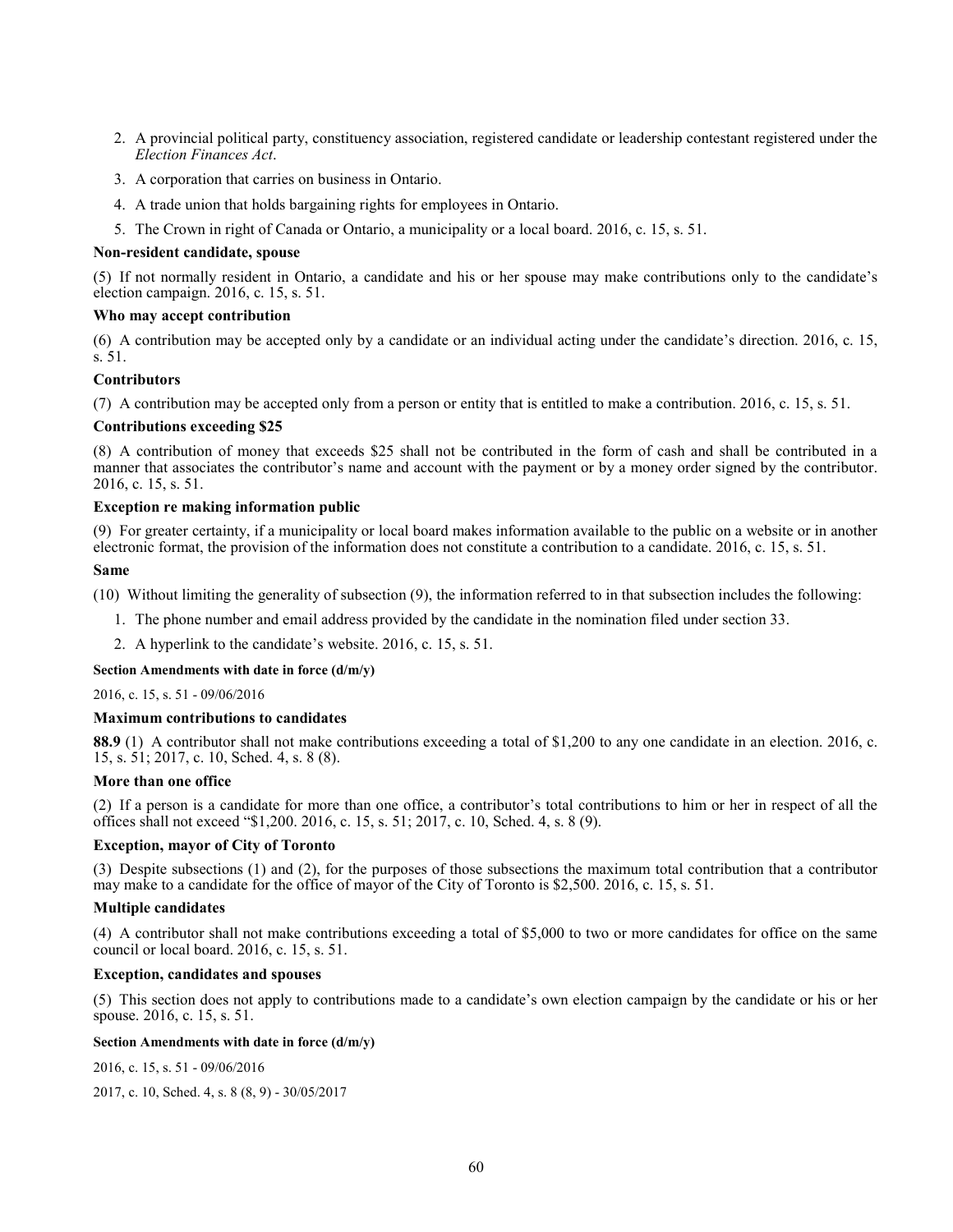2. A provincial political party, constituency association, registered candidate or leadership contestant registered under the *Election Finances Act*.
3. A corporation that carries on business in Ontario.
4. A trade union that holds bargaining rights for employees in Ontario.
5. The Crown in right of Canada or Ontario, a municipality or a local board. 2016, c. 15, s. 51.

**Non-resident candidate, spouse**

(5) If not normally resident in Ontario, a candidate and his or her spouse may make contributions only to the candidate's election campaign. 2016, c. 15, s. 51.

**Who may accept contribution**

(6) A contribution may be accepted only by a candidate or an individual acting under the candidate's direction. 2016, c. 15, s. 51.

**Contributors**

(7) A contribution may be accepted only from a person or entity that is entitled to make a contribution. 2016, c. 15, s. 51.

**Contributions exceeding $25**

(8) A contribution of money that exceeds $25 shall not be contributed in the form of cash and shall be contributed in a manner that associates the contributor's name and account with the payment or by a money order signed by the contributor. 2016, c. 15, s. 51.

**Exception re making information public**

(9) For greater certainty, if a municipality or local board makes information available to the public on a website or in another electronic format, the provision of the information does not constitute a contribution to a candidate. 2016, c. 15, s. 51.

**Same**

(10) Without limiting the generality of subsection (9), the information referred to in that subsection includes the following:

1. The phone number and email address provided by the candidate in the nomination filed under section 33.
2. A hyperlink to the candidate's website. 2016, c. 15, s. 51.

**Section Amendments with date in force (d/m/y)**

2016, c. 15, s. 51 - 09/06/2016

**Maximum contributions to candidates**

**88.9** (1) A contributor shall not make contributions exceeding a total of $1,200 to any one candidate in an election. 2016, c. 15, s. 51; 2017, c. 10, Sched. 4, s. 8 (8).

**More than one office**

(2) If a person is a candidate for more than one office, a contributor's total contributions to him or her in respect of all the offices shall not exceed "$1,200. 2016, c. 15, s. 51; 2017, c. 10, Sched. 4, s. 8 (9).

**Exception, mayor of City of Toronto**

(3) Despite subsections (1) and (2), for the purposes of those subsections the maximum total contribution that a contributor may make to a candidate for the office of mayor of the City of Toronto is $2,500. 2016, c. 15, s. 51.

**Multiple candidates**

(4) A contributor shall not make contributions exceeding a total of $5,000 to two or more candidates for office on the same council or local board. 2016, c. 15, s. 51.

**Exception, candidates and spouses**

(5) This section does not apply to contributions made to a candidate's own election campaign by the candidate or his or her spouse. 2016, c. 15, s. 51.

**Section Amendments with date in force (d/m/y)**

2016, c. 15, s. 51 - 09/06/2016

2017, c. 10, Sched. 4, s. 8 (8, 9) - 30/05/2017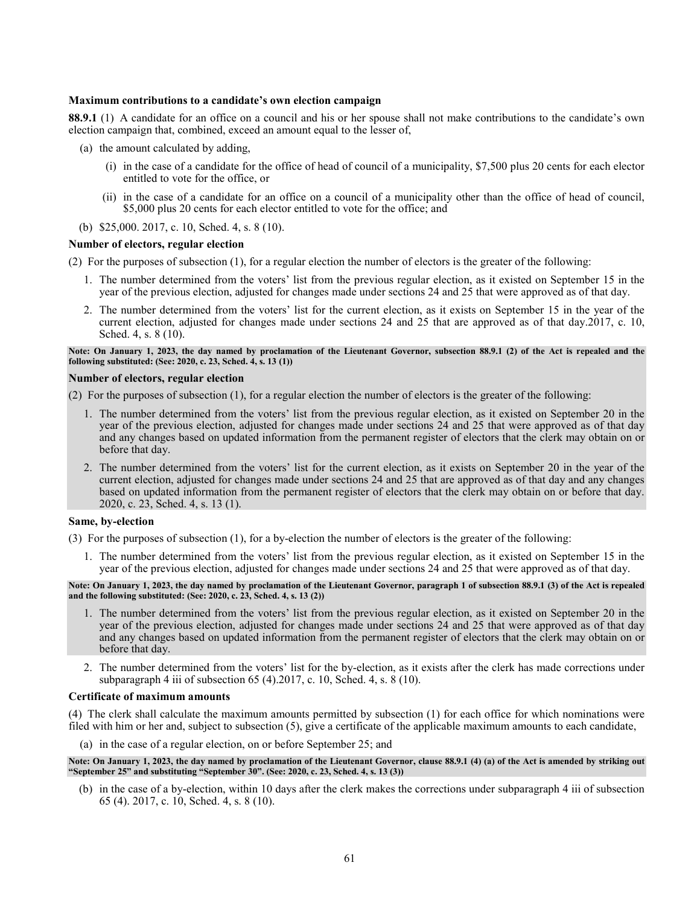**Maximum contributions to a candidate's own election campaign**

**88.9.1** (1) A candidate for an office on a council and his or her spouse shall not make contributions to the candidate's own election campaign that, combined, exceed an amount equal to the lesser of,

(a) the amount calculated by adding,

(i) in the case of a candidate for the office of head of council of a municipality, $7,500 plus 20 cents for each elector entitled to vote for the office, or

(ii) in the case of a candidate for an office on a council of a municipality other than the office of head of council, $5,000 plus 20 cents for each elector entitled to vote for the office; and

(b) $25,000. 2017, c. 10, Sched. 4, s. 8 (10).

**Number of electors, regular election**

(2) For the purposes of subsection (1), for a regular election the number of electors is the greater of the following:

1. The number determined from the voters' list from the previous regular election, as it existed on September 15 in the year of the previous election, adjusted for changes made under sections 24 and 25 that were approved as of that day.
2. The number determined from the voters' list for the current election, as it exists on September 15 in the year of the current election, adjusted for changes made under sections 24 and 25 that are approved as of that day.2017, c. 10, Sched. 4, s. 8 (10).

**Note: On January 1, 2023, the day named by proclamation of the Lieutenant Governor, subsection 88.9.1 (2) of the Act is repealed and the following substituted: (See: 2020, c. 23, Sched. 4, s. 13 (1))**

**Number of electors, regular election**

(2) For the purposes of subsection (1), for a regular election the number of electors is the greater of the following:

1. The number determined from the voters' list from the previous regular election, as it existed on September 20 in the year of the previous election, adjusted for changes made under sections 24 and 25 that were approved as of that day and any changes based on updated information from the permanent register of electors that the clerk may obtain on or before that day.
2. The number determined from the voters' list for the current election, as it exists on September 20 in the year of the current election, adjusted for changes made under sections 24 and 25 that are approved as of that day and any changes based on updated information from the permanent register of electors that the clerk may obtain on or before that day. 2020, c. 23, Sched. 4, s. 13 (1).

**Same, by-election**

(3) For the purposes of subsection (1), for a by-election the number of electors is the greater of the following:

1. The number determined from the voters' list from the previous regular election, as it existed on September 15 in the year of the previous election, adjusted for changes made under sections 24 and 25 that were approved as of that day.

**Note: On January 1, 2023, the day named by proclamation of the Lieutenant Governor, paragraph 1 of subsection 88.9.1 (3) of the Act is repealed and the following substituted: (See: 2020, c. 23, Sched. 4, s. 13 (2))**

1. The number determined from the voters' list from the previous regular election, as it existed on September 20 in the year of the previous election, adjusted for changes made under sections 24 and 25 that were approved as of that day and any changes based on updated information from the permanent register of electors that the clerk may obtain on or before that day.

2. The number determined from the voters' list for the by-election, as it exists after the clerk has made corrections under subparagraph 4 iii of subsection 65 (4).2017, c. 10, Sched. 4, s. 8 (10).

**Certificate of maximum amounts**

(4) The clerk shall calculate the maximum amounts permitted by subsection (1) for each office for which nominations were filed with him or her and, subject to subsection (5), give a certificate of the applicable maximum amounts to each candidate,

(a) in the case of a regular election, on or before September 25; and

**Note: On January 1, 2023, the day named by proclamation of the Lieutenant Governor, clause 88.9.1 (4) (a) of the Act is amended by striking out "September 25" and substituting "September 30". (See: 2020, c. 23, Sched. 4, s. 13 (3))**

(b) in the case of a by-election, within 10 days after the clerk makes the corrections under subparagraph 4 iii of subsection 65 (4). 2017, c. 10, Sched. 4, s. 8 (10).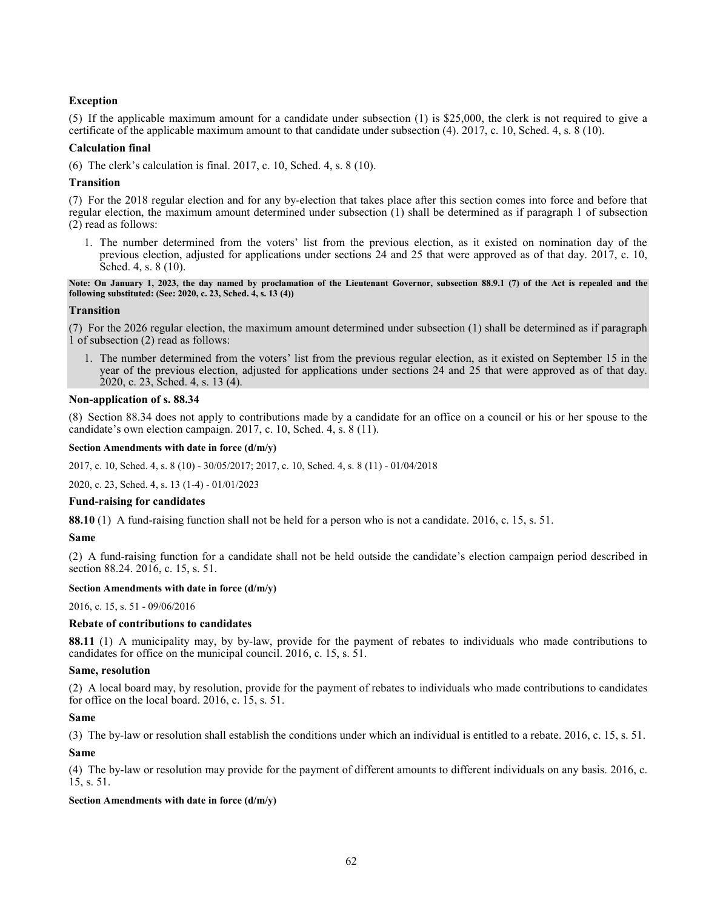**Exception**

(5) If the applicable maximum amount for a candidate under subsection (1) is $25,000, the clerk is not required to give a certificate of the applicable maximum amount to that candidate under subsection (4). 2017, c. 10, Sched. 4, s. 8 (10).

**Calculation final**

(6) The clerk's calculation is final. 2017, c. 10, Sched. 4, s. 8 (10).

**Transition**

(7) For the 2018 regular election and for any by-election that takes place after this section comes into force and before that regular election, the maximum amount determined under subsection (1) shall be determined as if paragraph 1 of subsection (2) read as follows:

1. The number determined from the voters' list from the previous election, as it existed on nomination day of the previous election, adjusted for applications under sections 24 and 25 that were approved as of that day. 2017, c. 10, Sched. 4, s. 8 (10).

**Note: On January 1, 2023, the day named by proclamation of the Lieutenant Governor, subsection 88.9.1 (7) of the Act is repealed and the following substituted: (See: 2020, c. 23, Sched. 4, s. 13 (4))**

**Transition**

(7) For the 2026 regular election, the maximum amount determined under subsection (1) shall be determined as if paragraph 1 of subsection (2) read as follows:

1. The number determined from the voters' list from the previous regular election, as it existed on September 15 in the year of the previous election, adjusted for applications under sections 24 and 25 that were approved as of that day. 2020, c. 23, Sched. 4, s. 13 (4).

**Non-application of s. 88.34**

(8) Section 88.34 does not apply to contributions made by a candidate for an office on a council or his or her spouse to the candidate's own election campaign. 2017, c. 10, Sched. 4, s. 8 (11).

**Section Amendments with date in force (d/m/y)**

2017, c. 10, Sched. 4, s. 8 (10) - 30/05/2017; 2017, c. 10, Sched. 4, s. 8 (11) - 01/04/2018

2020, c. 23, Sched. 4, s. 13 (1-4) - 01/01/2023

**Fund-raising for candidates**

**88.10** (1) A fund-raising function shall not be held for a person who is not a candidate. 2016, c. 15, s. 51.

**Same**

(2) A fund-raising function for a candidate shall not be held outside the candidate's election campaign period described in section 88.24. 2016, c. 15, s. 51.

**Section Amendments with date in force (d/m/y)**

2016, c. 15, s. 51 - 09/06/2016

**Rebate of contributions to candidates**

**88.11** (1) A municipality may, by by-law, provide for the payment of rebates to individuals who made contributions to candidates for office on the municipal council. 2016, c. 15, s. 51.

**Same, resolution**

(2) A local board may, by resolution, provide for the payment of rebates to individuals who made contributions to candidates for office on the local board. 2016, c. 15, s. 51.

**Same**

(3) The by-law or resolution shall establish the conditions under which an individual is entitled to a rebate. 2016, c. 15, s. 51.

**Same**

(4) The by-law or resolution may provide for the payment of different amounts to different individuals on any basis. 2016, c. 15, s. 51.

**Section Amendments with date in force (d/m/y)**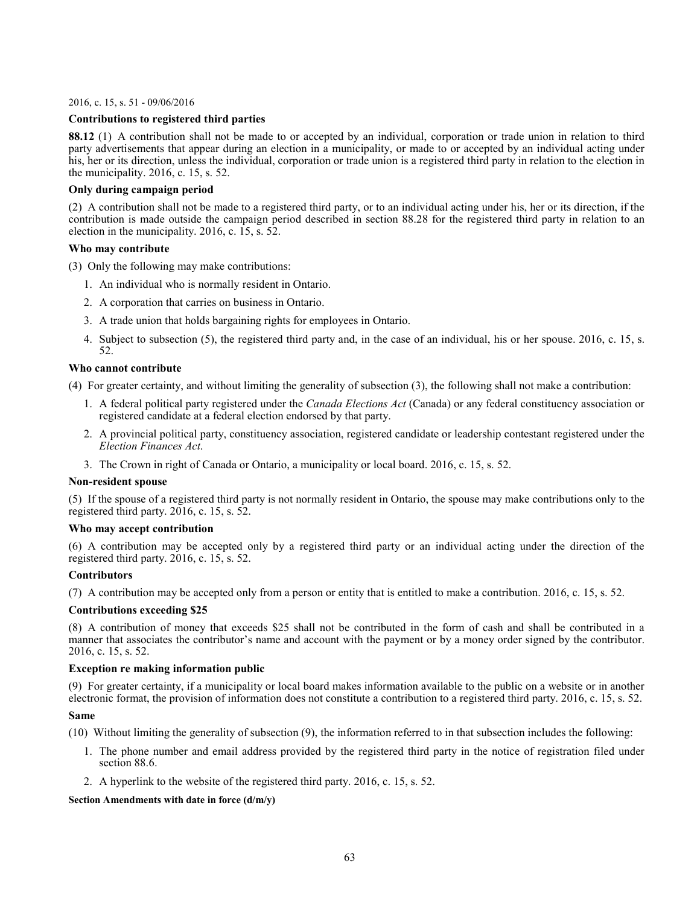2016, c. 15, s. 51 - 09/06/2016

**Contributions to registered third parties**

**88.12** (1) A contribution shall not be made to or accepted by an individual, corporation or trade union in relation to third party advertisements that appear during an election in a municipality, or made to or accepted by an individual acting under his, her or its direction, unless the individual, corporation or trade union is a registered third party in relation to the election in the municipality. 2016, c. 15, s. 52.

**Only during campaign period**

(2) A contribution shall not be made to a registered third party, or to an individual acting under his, her or its direction, if the contribution is made outside the campaign period described in section 88.28 for the registered third party in relation to an election in the municipality. 2016, c. 15, s. 52.

**Who may contribute**

(3) Only the following may make contributions:

1. An individual who is normally resident in Ontario.
2. A corporation that carries on business in Ontario.
3. A trade union that holds bargaining rights for employees in Ontario.
4. Subject to subsection (5), the registered third party and, in the case of an individual, his or her spouse. 2016, c. 15, s. 52.

**Who cannot contribute**

(4) For greater certainty, and without limiting the generality of subsection (3), the following shall not make a contribution:

1. A federal political party registered under the *Canada Elections Act* (Canada) or any federal constituency association or registered candidate at a federal election endorsed by that party.
2. A provincial political party, constituency association, registered candidate or leadership contestant registered under the *Election Finances Act*.
3. The Crown in right of Canada or Ontario, a municipality or local board. 2016, c. 15, s. 52.

**Non-resident spouse**

(5) If the spouse of a registered third party is not normally resident in Ontario, the spouse may make contributions only to the registered third party. 2016, c. 15, s. 52.

**Who may accept contribution**

(6) A contribution may be accepted only by a registered third party or an individual acting under the direction of the registered third party. 2016, c. 15, s. 52.

**Contributors**

(7) A contribution may be accepted only from a person or entity that is entitled to make a contribution. 2016, c. 15, s. 52.

**Contributions exceeding $25**

(8) A contribution of money that exceeds $25 shall not be contributed in the form of cash and shall be contributed in a manner that associates the contributor's name and account with the payment or by a money order signed by the contributor. 2016, c. 15, s. 52.

**Exception re making information public**

(9) For greater certainty, if a municipality or local board makes information available to the public on a website or in another electronic format, the provision of information does not constitute a contribution to a registered third party. 2016, c. 15, s. 52.

**Same**

(10) Without limiting the generality of subsection (9), the information referred to in that subsection includes the following:

1. The phone number and email address provided by the registered third party in the notice of registration filed under section 88.6.
2. A hyperlink to the website of the registered third party. 2016, c. 15, s. 52.

**Section Amendments with date in force (d/m/y)**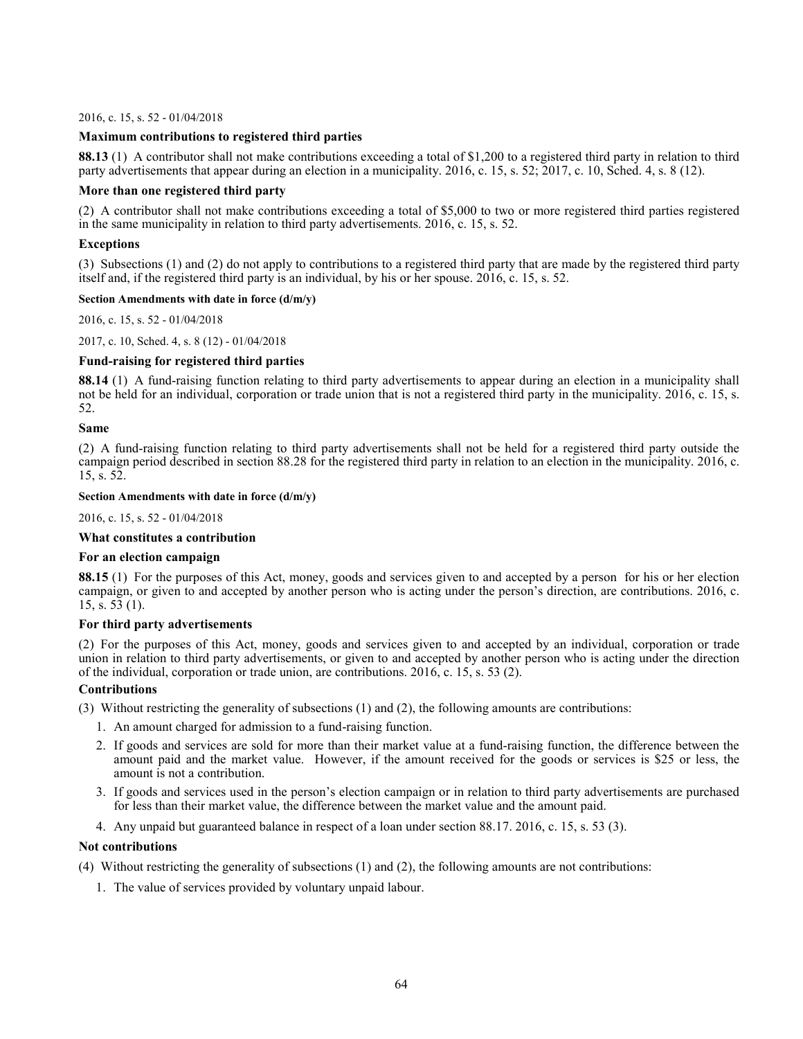2016, c. 15, s. 52 - 01/04/2018

**Maximum contributions to registered third parties**

**88.13** (1) A contributor shall not make contributions exceeding a total of $1,200 to a registered third party in relation to third party advertisements that appear during an election in a municipality. 2016, c. 15, s. 52; 2017, c. 10, Sched. 4, s. 8 (12).

**More than one registered third party**

(2) A contributor shall not make contributions exceeding a total of $5,000 to two or more registered third parties registered in the same municipality in relation to third party advertisements. 2016, c. 15, s. 52.

**Exceptions**

(3) Subsections (1) and (2) do not apply to contributions to a registered third party that are made by the registered third party itself and, if the registered third party is an individual, by his or her spouse. 2016, c. 15, s. 52.

**Section Amendments with date in force (d/m/y)**

2016, c. 15, s. 52 - 01/04/2018

2017, c. 10, Sched. 4, s. 8 (12) - 01/04/2018

**Fund-raising for registered third parties**

**88.14** (1) A fund-raising function relating to third party advertisements to appear during an election in a municipality shall not be held for an individual, corporation or trade union that is not a registered third party in the municipality. 2016, c. 15, s. 52.

**Same**

(2) A fund-raising function relating to third party advertisements shall not be held for a registered third party outside the campaign period described in section 88.28 for the registered third party in relation to an election in the municipality. 2016, c. 15, s. 52.

**Section Amendments with date in force (d/m/y)**

2016, c. 15, s. 52 - 01/04/2018

**What constitutes a contribution**

**For an election campaign**

**88.15** (1) For the purposes of this Act, money, goods and services given to and accepted by a person for his or her election campaign, or given to and accepted by another person who is acting under the person's direction, are contributions. 2016, c. 15, s. 53 (1).

**For third party advertisements**

(2) For the purposes of this Act, money, goods and services given to and accepted by an individual, corporation or trade union in relation to third party advertisements, or given to and accepted by another person who is acting under the direction of the individual, corporation or trade union, are contributions. 2016, c. 15, s. 53 (2).

**Contributions**

(3) Without restricting the generality of subsections (1) and (2), the following amounts are contributions:

1. An amount charged for admission to a fund-raising function.
2. If goods and services are sold for more than their market value at a fund-raising function, the difference between the amount paid and the market value. However, if the amount received for the goods or services is $25 or less, the amount is not a contribution.
3. If goods and services used in the person's election campaign or in relation to third party advertisements are purchased for less than their market value, the difference between the market value and the amount paid.
4. Any unpaid but guaranteed balance in respect of a loan under section 88.17. 2016, c. 15, s. 53 (3).

**Not contributions**

(4) Without restricting the generality of subsections (1) and (2), the following amounts are not contributions:

1. The value of services provided by voluntary unpaid labour.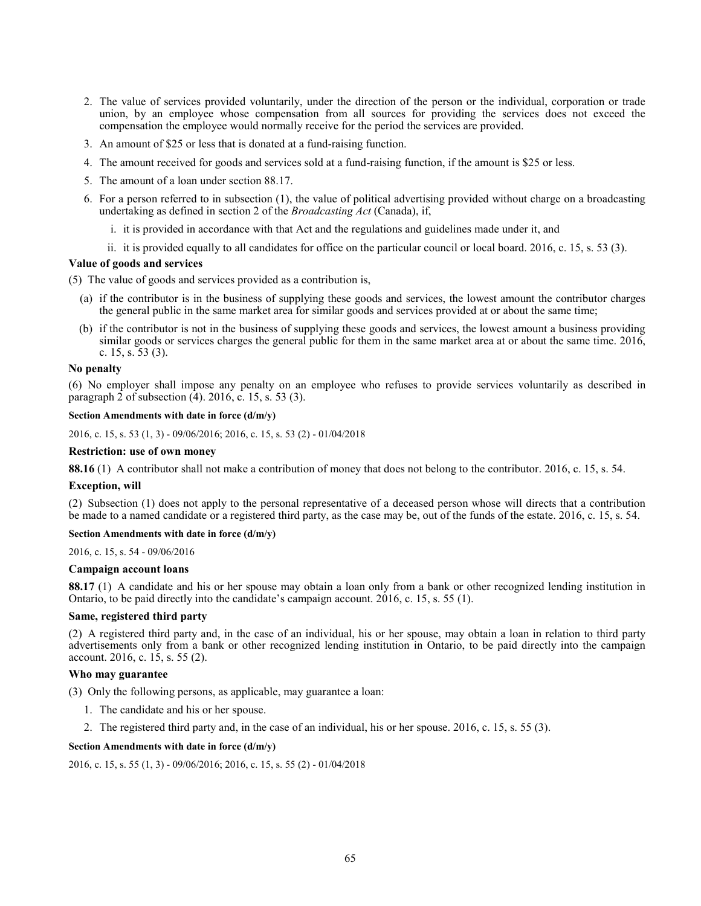2. The value of services provided voluntarily, under the direction of the person or the individual, corporation or trade union, by an employee whose compensation from all sources for providing the services does not exceed the compensation the employee would normally receive for the period the services are provided.
3. An amount of $25 or less that is donated at a fund-raising function.
4. The amount received for goods and services sold at a fund-raising function, if the amount is $25 or less.
5. The amount of a loan under section 88.17.
6. For a person referred to in subsection (1), the value of political advertising provided without charge on a broadcasting undertaking as defined in section 2 of the *Broadcasting Act* (Canada), if,
   i. it is provided in accordance with that Act and the regulations and guidelines made under it, and
   ii. it is provided equally to all candidates for office on the particular council or local board. 2016, c. 15, s. 53 (3).

**Value of goods and services**

(5) The value of goods and services provided as a contribution is,

(a) if the contributor is in the business of supplying these goods and services, the lowest amount the contributor charges the general public in the same market area for similar goods and services provided at or about the same time;

(b) if the contributor is not in the business of supplying these goods and services, the lowest amount a business providing similar goods or services charges the general public for them in the same market area at or about the same time. 2016, c. 15, s. 53 (3).

**No penalty**

(6) No employer shall impose any penalty on an employee who refuses to provide services voluntarily as described in paragraph 2 of subsection (4). 2016, c. 15, s. 53 (3).

**Section Amendments with date in force (d/m/y)**

2016, c. 15, s. 53 (1, 3) - 09/06/2016; 2016, c. 15, s. 53 (2) - 01/04/2018

**Restriction: use of own money**

**88.16** (1) A contributor shall not make a contribution of money that does not belong to the contributor. 2016, c. 15, s. 54.

**Exception, will**

(2) Subsection (1) does not apply to the personal representative of a deceased person whose will directs that a contribution be made to a named candidate or a registered third party, as the case may be, out of the funds of the estate. 2016, c. 15, s. 54.

**Section Amendments with date in force (d/m/y)**

2016, c. 15, s. 54 - 09/06/2016

**Campaign account loans**

**88.17** (1) A candidate and his or her spouse may obtain a loan only from a bank or other recognized lending institution in Ontario, to be paid directly into the candidate's campaign account. 2016, c. 15, s. 55 (1).

**Same, registered third party**

(2) A registered third party and, in the case of an individual, his or her spouse, may obtain a loan in relation to third party advertisements only from a bank or other recognized lending institution in Ontario, to be paid directly into the campaign account. 2016, c. 15, s. 55 (2).

**Who may guarantee**

(3) Only the following persons, as applicable, may guarantee a loan:

1. The candidate and his or her spouse.
2. The registered third party and, in the case of an individual, his or her spouse. 2016, c. 15, s. 55 (3).

**Section Amendments with date in force (d/m/y)**

2016, c. 15, s. 55 (1, 3) - 09/06/2016; 2016, c. 15, s. 55 (2) - 01/04/2018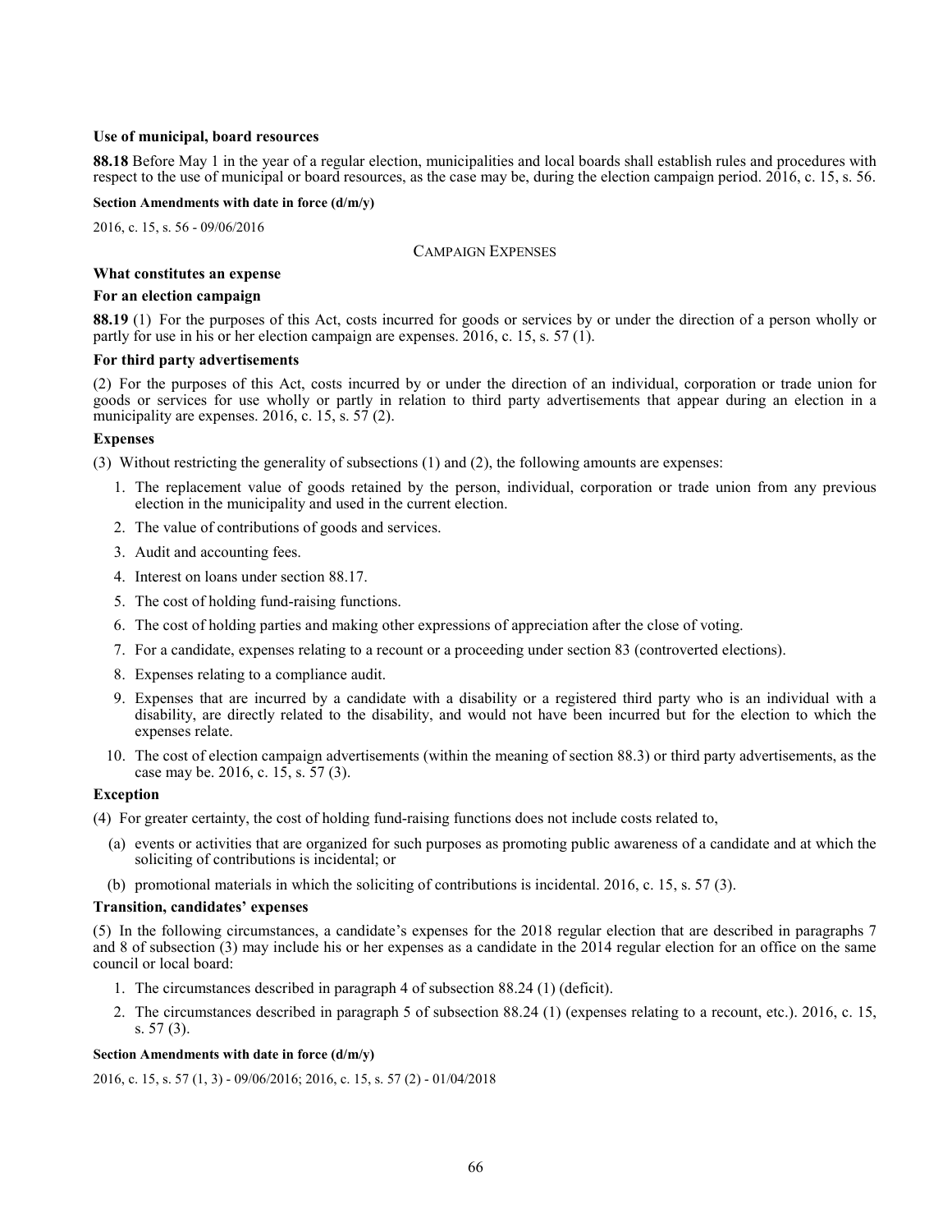**Use of municipal, board resources**

**88.18** Before May 1 in the year of a regular election, municipalities and local boards shall establish rules and procedures with respect to the use of municipal or board resources, as the case may be, during the election campaign period. 2016, c. 15, s. 56.

**Section Amendments with date in force (d/m/y)**

2016, c. 15, s. 56 - 09/06/2016

CAMPAIGN EXPENSES

**What constitutes an expense**

**For an election campaign**

**88.19** (1) For the purposes of this Act, costs incurred for goods or services by or under the direction of a person wholly or partly for use in his or her election campaign are expenses. 2016, c. 15, s. 57 (1).

**For third party advertisements**

(2) For the purposes of this Act, costs incurred by or under the direction of an individual, corporation or trade union for goods or services for use wholly or partly in relation to third party advertisements that appear during an election in a municipality are expenses. 2016, c. 15, s. 57 (2).

**Expenses**

(3) Without restricting the generality of subsections (1) and (2), the following amounts are expenses:

1. The replacement value of goods retained by the person, individual, corporation or trade union from any previous election in the municipality and used in the current election.
2. The value of contributions of goods and services.
3. Audit and accounting fees.
4. Interest on loans under section 88.17.
5. The cost of holding fund-raising functions.
6. The cost of holding parties and making other expressions of appreciation after the close of voting.
7. For a candidate, expenses relating to a recount or a proceeding under section 83 (controverted elections).
8. Expenses relating to a compliance audit.
9. Expenses that are incurred by a candidate with a disability or a registered third party who is an individual with a disability, are directly related to the disability, and would not have been incurred but for the election to which the expenses relate.
10. The cost of election campaign advertisements (within the meaning of section 88.3) or third party advertisements, as the case may be. 2016, c. 15, s. 57 (3).

**Exception**

(4) For greater certainty, the cost of holding fund-raising functions does not include costs related to,

(a) events or activities that are organized for such purposes as promoting public awareness of a candidate and at which the soliciting of contributions is incidental; or

(b) promotional materials in which the soliciting of contributions is incidental. 2016, c. 15, s. 57 (3).

**Transition, candidates' expenses**

(5) In the following circumstances, a candidate's expenses for the 2018 regular election that are described in paragraphs 7 and 8 of subsection (3) may include his or her expenses as a candidate in the 2014 regular election for an office on the same council or local board:

1. The circumstances described in paragraph 4 of subsection 88.24 (1) (deficit).
2. The circumstances described in paragraph 5 of subsection 88.24 (1) (expenses relating to a recount, etc.). 2016, c. 15, s. 57 (3).

**Section Amendments with date in force (d/m/y)**

2016, c. 15, s. 57 (1, 3) - 09/06/2016; 2016, c. 15, s. 57 (2) - 01/04/2018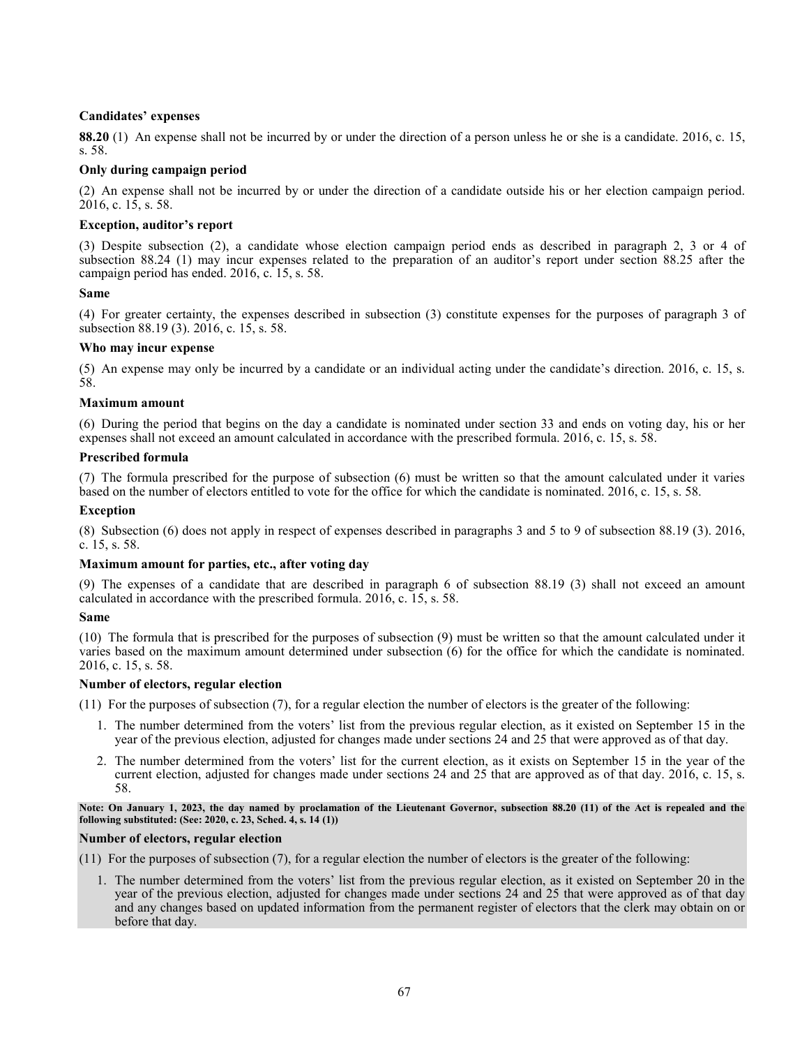**Candidates' expenses**

**88.20** (1) An expense shall not be incurred by or under the direction of a person unless he or she is a candidate. 2016, c. 15, s. 58.

**Only during campaign period**

(2) An expense shall not be incurred by or under the direction of a candidate outside his or her election campaign period. 2016, c. 15, s. 58.

**Exception, auditor's report**

(3) Despite subsection (2), a candidate whose election campaign period ends as described in paragraph 2, 3 or 4 of subsection 88.24 (1) may incur expenses related to the preparation of an auditor's report under section 88.25 after the campaign period has ended. 2016, c. 15, s. 58.

**Same**

(4) For greater certainty, the expenses described in subsection (3) constitute expenses for the purposes of paragraph 3 of subsection 88.19 (3). 2016, c. 15, s. 58.

**Who may incur expense**

(5) An expense may only be incurred by a candidate or an individual acting under the candidate's direction. 2016, c. 15, s. 58.

**Maximum amount**

(6) During the period that begins on the day a candidate is nominated under section 33 and ends on voting day, his or her expenses shall not exceed an amount calculated in accordance with the prescribed formula. 2016, c. 15, s. 58.

**Prescribed formula**

(7) The formula prescribed for the purpose of subsection (6) must be written so that the amount calculated under it varies based on the number of electors entitled to vote for the office for which the candidate is nominated. 2016, c. 15, s. 58.

**Exception**

(8) Subsection (6) does not apply in respect of expenses described in paragraphs 3 and 5 to 9 of subsection 88.19 (3). 2016, c. 15, s. 58.

**Maximum amount for parties, etc., after voting day**

(9) The expenses of a candidate that are described in paragraph 6 of subsection 88.19 (3) shall not exceed an amount calculated in accordance with the prescribed formula. 2016, c. 15, s. 58.

**Same**

(10) The formula that is prescribed for the purposes of subsection (9) must be written so that the amount calculated under it varies based on the maximum amount determined under subsection (6) for the office for which the candidate is nominated. 2016, c. 15, s. 58.

**Number of electors, regular election**

(11) For the purposes of subsection (7), for a regular election the number of electors is the greater of the following:

1. The number determined from the voters' list from the previous regular election, as it existed on September 15 in the year of the previous election, adjusted for changes made under sections 24 and 25 that were approved as of that day.
2. The number determined from the voters' list for the current election, as it exists on September 15 in the year of the current election, adjusted for changes made under sections 24 and 25 that are approved as of that day. 2016, c. 15, s. 58.

**Note: On January 1, 2023, the day named by proclamation of the Lieutenant Governor, subsection 88.20 (11) of the Act is repealed and the following substituted: (See: 2020, c. 23, Sched. 4, s. 14 (1))**

**Number of electors, regular election**

(11) For the purposes of subsection (7), for a regular election the number of electors is the greater of the following:

1. The number determined from the voters' list from the previous regular election, as it existed on September 20 in the year of the previous election, adjusted for changes made under sections 24 and 25 that were approved as of that day and any changes based on updated information from the permanent register of electors that the clerk may obtain on or before that day.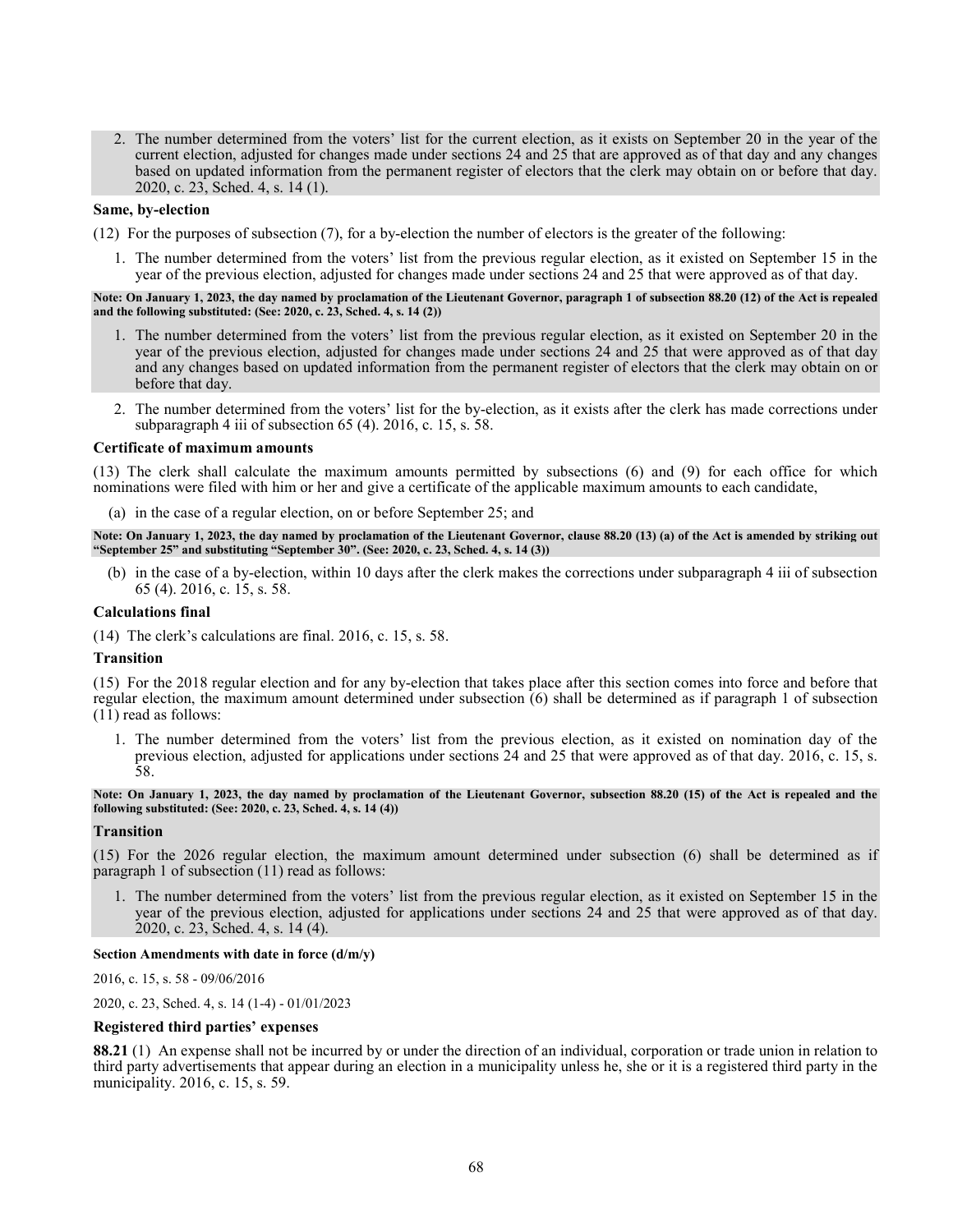2. The number determined from the voters' list for the current election, as it exists on September 20 in the year of the current election, adjusted for changes made under sections 24 and 25 that are approved as of that day and any changes based on updated information from the permanent register of electors that the clerk may obtain on or before that day. 2020, c. 23, Sched. 4, s. 14 (1).

**Same, by-election**

(12) For the purposes of subsection (7), for a by-election the number of electors is the greater of the following:

1. The number determined from the voters' list from the previous regular election, as it existed on September 15 in the year of the previous election, adjusted for changes made under sections 24 and 25 that were approved as of that day.

**Note: On January 1, 2023, the day named by proclamation of the Lieutenant Governor, paragraph 1 of subsection 88.20 (12) of the Act is repealed and the following substituted: (See: 2020, c. 23, Sched. 4, s. 14 (2))**

1. The number determined from the voters' list from the previous regular election, as it existed on September 20 in the year of the previous election, adjusted for changes made under sections 24 and 25 that were approved as of that day and any changes based on updated information from the permanent register of electors that the clerk may obtain on or before that day.

2. The number determined from the voters' list for the by-election, as it exists after the clerk has made corrections under subparagraph 4 iii of subsection 65 (4). 2016, c. 15, s. 58.

**Certificate of maximum amounts**

(13) The clerk shall calculate the maximum amounts permitted by subsections (6) and (9) for each office for which nominations were filed with him or her and give a certificate of the applicable maximum amounts to each candidate,

(a) in the case of a regular election, on or before September 25; and

**Note: On January 1, 2023, the day named by proclamation of the Lieutenant Governor, clause 88.20 (13) (a) of the Act is amended by striking out "September 25" and substituting "September 30". (See: 2020, c. 23, Sched. 4, s. 14 (3))**

(b) in the case of a by-election, within 10 days after the clerk makes the corrections under subparagraph 4 iii of subsection 65 (4). 2016, c. 15, s. 58.

**Calculations final**

(14) The clerk's calculations are final. 2016, c. 15, s. 58.

**Transition**

(15) For the 2018 regular election and for any by-election that takes place after this section comes into force and before that regular election, the maximum amount determined under subsection (6) shall be determined as if paragraph 1 of subsection (11) read as follows:

1. The number determined from the voters' list from the previous election, as it existed on nomination day of the previous election, adjusted for applications under sections 24 and 25 that were approved as of that day. 2016, c. 15, s. 58.

**Note: On January 1, 2023, the day named by proclamation of the Lieutenant Governor, subsection 88.20 (15) of the Act is repealed and the following substituted: (See: 2020, c. 23, Sched. 4, s. 14 (4))**

**Transition**

(15) For the 2026 regular election, the maximum amount determined under subsection (6) shall be determined as if paragraph 1 of subsection (11) read as follows:

1. The number determined from the voters' list from the previous regular election, as it existed on September 15 in the year of the previous election, adjusted for applications under sections 24 and 25 that were approved as of that day. 2020, c. 23, Sched. 4, s. 14 (4).

**Section Amendments with date in force (d/m/y)**

2016, c. 15, s. 58 - 09/06/2016

2020, c. 23, Sched. 4, s. 14 (1-4) - 01/01/2023

**Registered third parties' expenses**

**88.21** (1) An expense shall not be incurred by or under the direction of an individual, corporation or trade union in relation to third party advertisements that appear during an election in a municipality unless he, she or it is a registered third party in the municipality. 2016, c. 15, s. 59.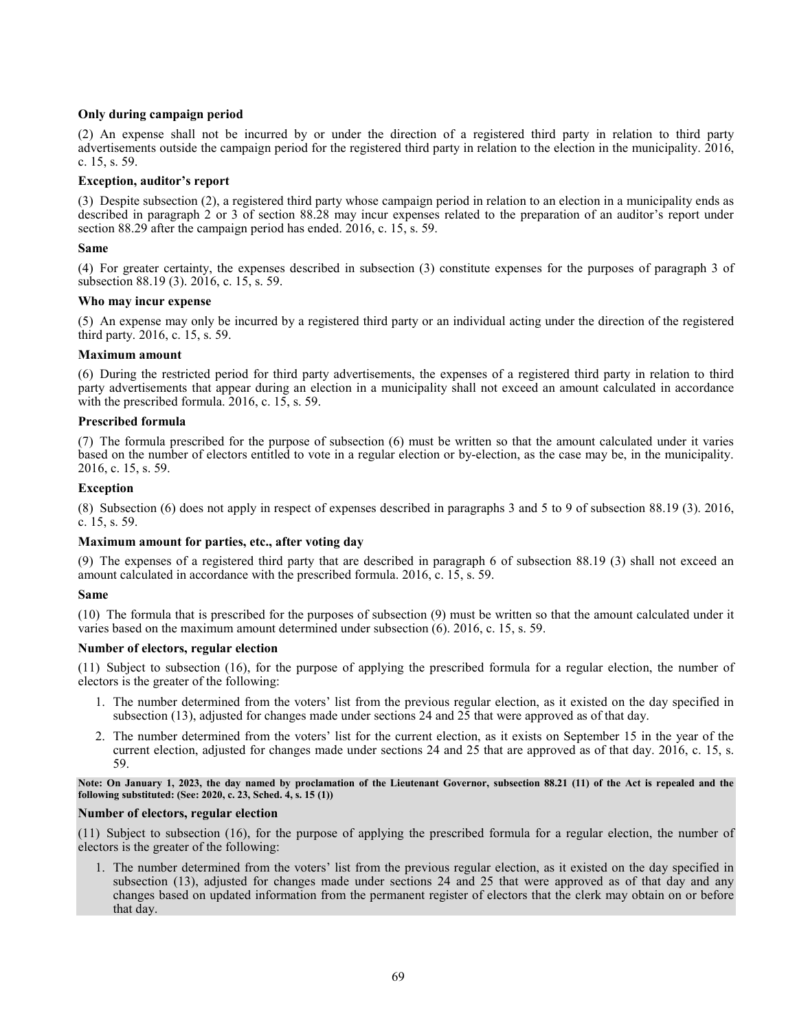**Only during campaign period**

(2) An expense shall not be incurred by or under the direction of a registered third party in relation to third party advertisements outside the campaign period for the registered third party in relation to the election in the municipality. 2016, c. 15, s. 59.

**Exception, auditor's report**

(3) Despite subsection (2), a registered third party whose campaign period in relation to an election in a municipality ends as described in paragraph 2 or 3 of section 88.28 may incur expenses related to the preparation of an auditor's report under section 88.29 after the campaign period has ended. 2016, c. 15, s. 59.

**Same**

(4) For greater certainty, the expenses described in subsection (3) constitute expenses for the purposes of paragraph 3 of subsection 88.19 (3). 2016, c. 15, s. 59.

**Who may incur expense**

(5) An expense may only be incurred by a registered third party or an individual acting under the direction of the registered third party. 2016, c. 15, s. 59.

**Maximum amount**

(6) During the restricted period for third party advertisements, the expenses of a registered third party in relation to third party advertisements that appear during an election in a municipality shall not exceed an amount calculated in accordance with the prescribed formula. 2016, c. 15, s. 59.

**Prescribed formula**

(7) The formula prescribed for the purpose of subsection (6) must be written so that the amount calculated under it varies based on the number of electors entitled to vote in a regular election or by-election, as the case may be, in the municipality. 2016, c. 15, s. 59.

**Exception**

(8) Subsection (6) does not apply in respect of expenses described in paragraphs 3 and 5 to 9 of subsection 88.19 (3). 2016, c. 15, s. 59.

**Maximum amount for parties, etc., after voting day**

(9) The expenses of a registered third party that are described in paragraph 6 of subsection 88.19 (3) shall not exceed an amount calculated in accordance with the prescribed formula. 2016, c. 15, s. 59.

**Same**

(10) The formula that is prescribed for the purposes of subsection (9) must be written so that the amount calculated under it varies based on the maximum amount determined under subsection (6). 2016, c. 15, s. 59.

**Number of electors, regular election**

(11) Subject to subsection (16), for the purpose of applying the prescribed formula for a regular election, the number of electors is the greater of the following:

1. The number determined from the voters' list from the previous regular election, as it existed on the day specified in subsection (13), adjusted for changes made under sections 24 and 25 that were approved as of that day.
2. The number determined from the voters' list for the current election, as it exists on September 15 in the year of the current election, adjusted for changes made under sections 24 and 25 that are approved as of that day. 2016, c. 15, s. 59.

**Note: On January 1, 2023, the day named by proclamation of the Lieutenant Governor, subsection 88.21 (11) of the Act is repealed and the following substituted: (See: 2020, c. 23, Sched. 4, s. 15 (1))**

**Number of electors, regular election**

(11) Subject to subsection (16), for the purpose of applying the prescribed formula for a regular election, the number of electors is the greater of the following:

1. The number determined from the voters' list from the previous regular election, as it existed on the day specified in subsection (13), adjusted for changes made under sections 24 and 25 that were approved as of that day and any changes based on updated information from the permanent register of electors that the clerk may obtain on or before that day.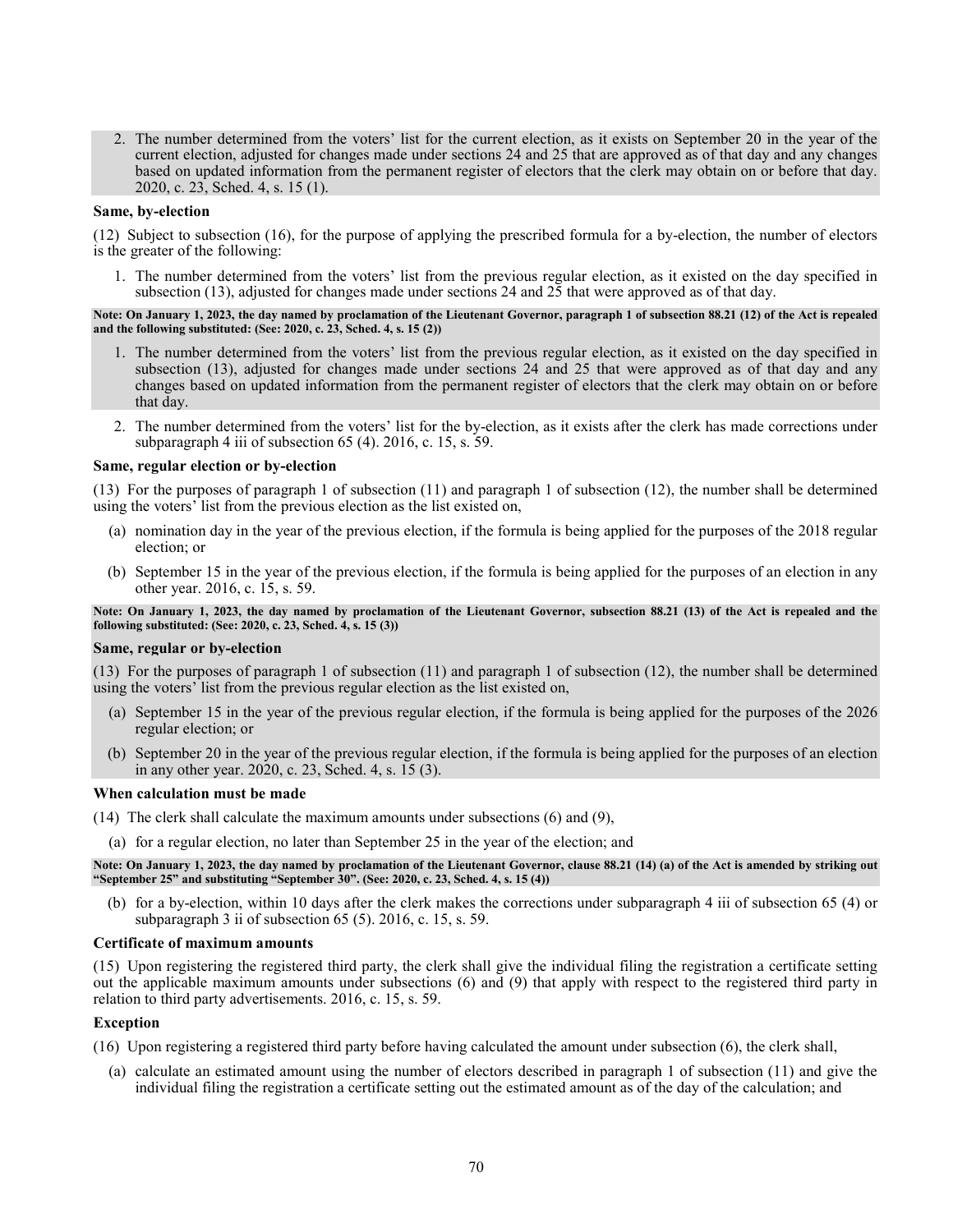2. The number determined from the voters' list for the current election, as it exists on September 20 in the year of the current election, adjusted for changes made under sections 24 and 25 that are approved as of that day and any changes based on updated information from the permanent register of electors that the clerk may obtain on or before that day. 2020, c. 23, Sched. 4, s. 15 (1).

**Same, by-election**

(12) Subject to subsection (16), for the purpose of applying the prescribed formula for a by-election, the number of electors is the greater of the following:

1. The number determined from the voters' list from the previous regular election, as it existed on the day specified in subsection (13), adjusted for changes made under sections 24 and 25 that were approved as of that day.

**Note: On January 1, 2023, the day named by proclamation of the Lieutenant Governor, paragraph 1 of subsection 88.21 (12) of the Act is repealed and the following substituted: (See: 2020, c. 23, Sched. 4, s. 15 (2))**

1. The number determined from the voters' list from the previous regular election, as it existed on the day specified in subsection (13), adjusted for changes made under sections 24 and 25 that were approved as of that day and any changes based on updated information from the permanent register of electors that the clerk may obtain on or before that day.
2. The number determined from the voters' list for the by-election, as it exists after the clerk has made corrections under subparagraph 4 iii of subsection 65 (4). 2016, c. 15, s. 59.

**Same, regular election or by-election**

(13) For the purposes of paragraph 1 of subsection (11) and paragraph 1 of subsection (12), the number shall be determined using the voters' list from the previous election as the list existed on,

(a) nomination day in the year of the previous election, if the formula is being applied for the purposes of the 2018 regular election; or

(b) September 15 in the year of the previous election, if the formula is being applied for the purposes of an election in any other year. 2016, c. 15, s. 59.

**Note: On January 1, 2023, the day named by proclamation of the Lieutenant Governor, subsection 88.21 (13) of the Act is repealed and the following substituted: (See: 2020, c. 23, Sched. 4, s. 15 (3))**

**Same, regular or by-election**

(13) For the purposes of paragraph 1 of subsection (11) and paragraph 1 of subsection (12), the number shall be determined using the voters' list from the previous regular election as the list existed on,

(a) September 15 in the year of the previous regular election, if the formula is being applied for the purposes of the 2026 regular election; or

(b) September 20 in the year of the previous regular election, if the formula is being applied for the purposes of an election in any other year. 2020, c. 23, Sched. 4, s. 15 (3).

**When calculation must be made**

(14) The clerk shall calculate the maximum amounts under subsections (6) and (9),

(a) for a regular election, no later than September 25 in the year of the election; and

**Note: On January 1, 2023, the day named by proclamation of the Lieutenant Governor, clause 88.21 (14) (a) of the Act is amended by striking out "September 25" and substituting "September 30". (See: 2020, c. 23, Sched. 4, s. 15 (4))**

(b) for a by-election, within 10 days after the clerk makes the corrections under subparagraph 4 iii of subsection 65 (4) or subparagraph 3 ii of subsection 65 (5). 2016, c. 15, s. 59.

**Certificate of maximum amounts**

(15) Upon registering the registered third party, the clerk shall give the individual filing the registration a certificate setting out the applicable maximum amounts under subsections (6) and (9) that apply with respect to the registered third party in relation to third party advertisements. 2016, c. 15, s. 59.

**Exception**

(16) Upon registering a registered third party before having calculated the amount under subsection (6), the clerk shall,

(a) calculate an estimated amount using the number of electors described in paragraph 1 of subsection (11) and give the individual filing the registration a certificate setting out the estimated amount as of the day of the calculation; and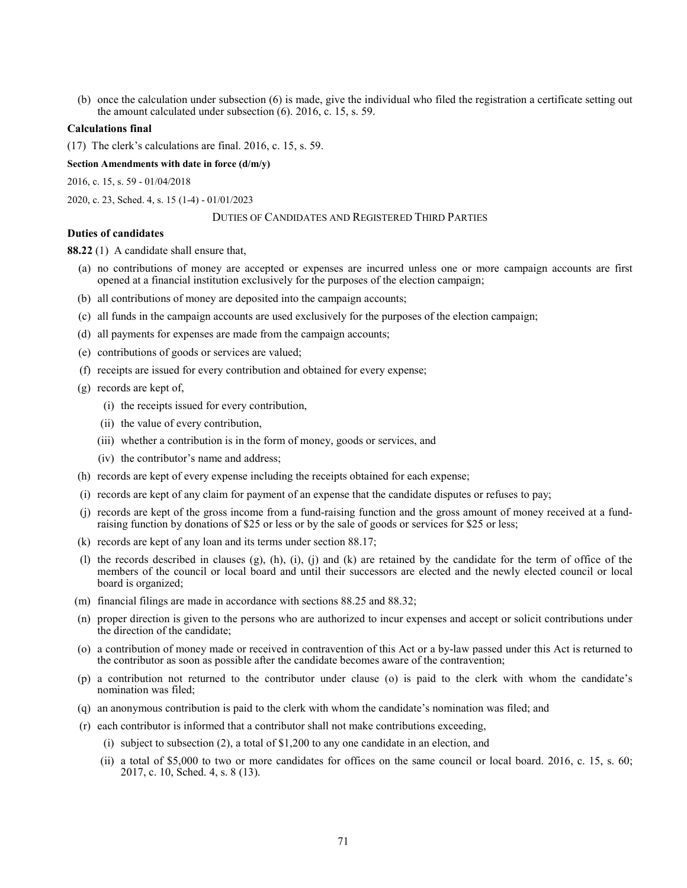(b) once the calculation under subsection (6) is made, give the individual who filed the registration a certificate setting out the amount calculated under subsection (6). 2016, c. 15, s. 59.

**Calculations final**

(17) The clerk's calculations are final. 2016, c. 15, s. 59.

**Section Amendments with date in force (d/m/y)**

2016, c. 15, s. 59 - 01/04/2018

2020, c. 23, Sched. 4, s. 15 (1-4) - 01/01/2023

DUTIES OF CANDIDATES AND REGISTERED THIRD PARTIES

**Duties of candidates**

**88.22** (1) A candidate shall ensure that,

(a) no contributions of money are accepted or expenses are incurred unless one or more campaign accounts are first opened at a financial institution exclusively for the purposes of the election campaign;

(b) all contributions of money are deposited into the campaign accounts;

(c) all funds in the campaign accounts are used exclusively for the purposes of the election campaign;

(d) all payments for expenses are made from the campaign accounts;

(e) contributions of goods or services are valued;

(f) receipts are issued for every contribution and obtained for every expense;

(g) records are kept of,

(i) the receipts issued for every contribution,

(ii) the value of every contribution,

(iii) whether a contribution is in the form of money, goods or services, and

(iv) the contributor's name and address;

(h) records are kept of every expense including the receipts obtained for each expense;

(i) records are kept of any claim for payment of an expense that the candidate disputes or refuses to pay;

(j) records are kept of the gross income from a fund-raising function and the gross amount of money received at a fund-raising function by donations of $25 or less or by the sale of goods or services for $25 or less;

(k) records are kept of any loan and its terms under section 88.17;

(l) the records described in clauses (g), (h), (i), (j) and (k) are retained by the candidate for the term of office of the members of the council or local board and until their successors are elected and the newly elected council or local board is organized;

(m) financial filings are made in accordance with sections 88.25 and 88.32;

(n) proper direction is given to the persons who are authorized to incur expenses and accept or solicit contributions under the direction of the candidate;

(o) a contribution of money made or received in contravention of this Act or a by-law passed under this Act is returned to the contributor as soon as possible after the candidate becomes aware of the contravention;

(p) a contribution not returned to the contributor under clause (o) is paid to the clerk with whom the candidate's nomination was filed;

(q) an anonymous contribution is paid to the clerk with whom the candidate's nomination was filed; and

(r) each contributor is informed that a contributor shall not make contributions exceeding,

(i) subject to subsection (2), a total of $1,200 to any one candidate in an election, and

(ii) a total of $5,000 to two or more candidates for offices on the same council or local board. 2016, c. 15, s. 60; 2017, c. 10, Sched. 4, s. 8 (13).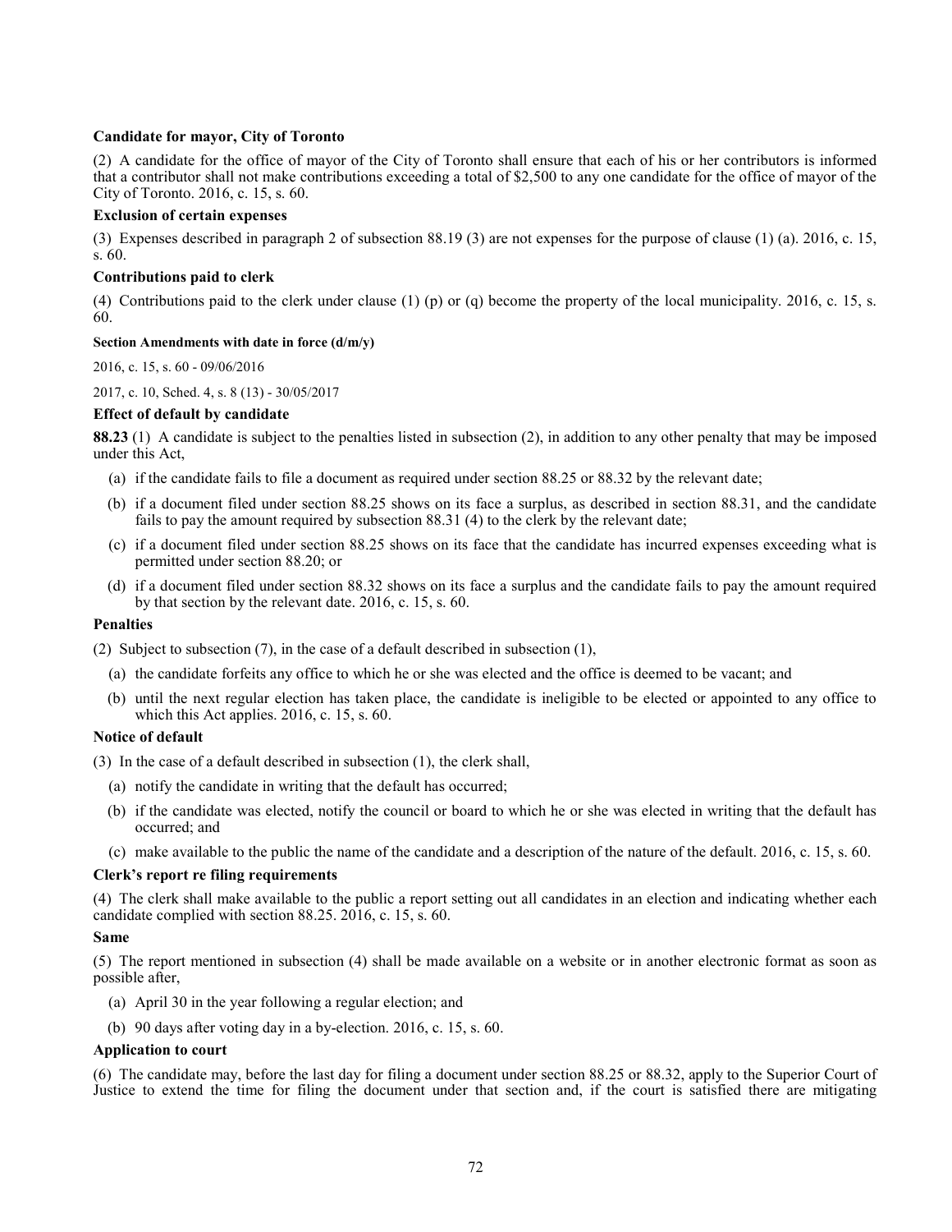**Candidate for mayor, City of Toronto**

(2) A candidate for the office of mayor of the City of Toronto shall ensure that each of his or her contributors is informed that a contributor shall not make contributions exceeding a total of $2,500 to any one candidate for the office of mayor of the City of Toronto. 2016, c. 15, s. 60.

**Exclusion of certain expenses**

(3) Expenses described in paragraph 2 of subsection 88.19 (3) are not expenses for the purpose of clause (1) (a). 2016, c. 15, s. 60.

**Contributions paid to clerk**

(4) Contributions paid to the clerk under clause (1) (p) or (q) become the property of the local municipality. 2016, c. 15, s. 60.

**Section Amendments with date in force (d/m/y)**

2016, c. 15, s. 60 - 09/06/2016

2017, c. 10, Sched. 4, s. 8 (13) - 30/05/2017

**Effect of default by candidate**

**88.23** (1) A candidate is subject to the penalties listed in subsection (2), in addition to any other penalty that may be imposed under this Act,

(a) if the candidate fails to file a document as required under section 88.25 or 88.32 by the relevant date;

(b) if a document filed under section 88.25 shows on its face a surplus, as described in section 88.31, and the candidate fails to pay the amount required by subsection 88.31 (4) to the clerk by the relevant date;

(c) if a document filed under section 88.25 shows on its face that the candidate has incurred expenses exceeding what is permitted under section 88.20; or

(d) if a document filed under section 88.32 shows on its face a surplus and the candidate fails to pay the amount required by that section by the relevant date. 2016, c. 15, s. 60.

**Penalties**

(2) Subject to subsection (7), in the case of a default described in subsection (1),

(a) the candidate forfeits any office to which he or she was elected and the office is deemed to be vacant; and

(b) until the next regular election has taken place, the candidate is ineligible to be elected or appointed to any office to which this Act applies. 2016, c. 15, s. 60.

**Notice of default**

(3) In the case of a default described in subsection (1), the clerk shall,

(a) notify the candidate in writing that the default has occurred;

(b) if the candidate was elected, notify the council or board to which he or she was elected in writing that the default has occurred; and

(c) make available to the public the name of the candidate and a description of the nature of the default. 2016, c. 15, s. 60.

**Clerk's report re filing requirements**

(4) The clerk shall make available to the public a report setting out all candidates in an election and indicating whether each candidate complied with section 88.25. 2016, c. 15, s. 60.

**Same**

(5) The report mentioned in subsection (4) shall be made available on a website or in another electronic format as soon as possible after,

(a) April 30 in the year following a regular election; and

(b) 90 days after voting day in a by-election. 2016, c. 15, s. 60.

**Application to court**

(6) The candidate may, before the last day for filing a document under section 88.25 or 88.32, apply to the Superior Court of Justice to extend the time for filing the document under that section and, if the court is satisfied there are mitigating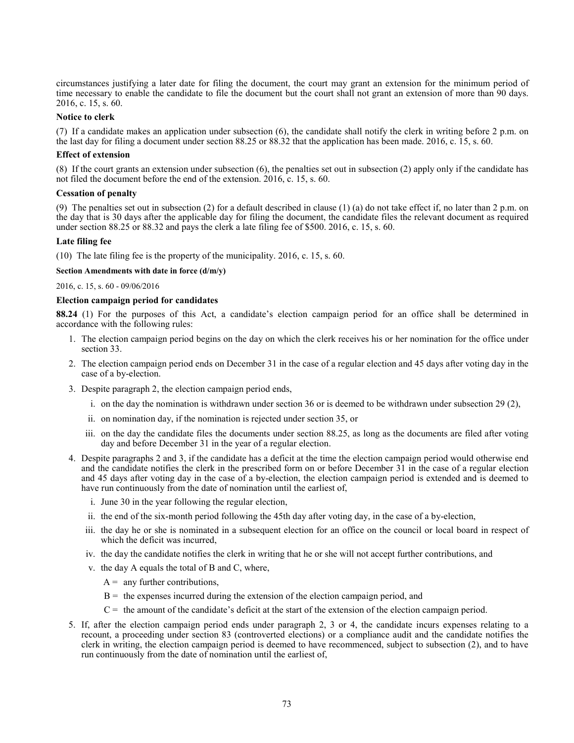circumstances justifying a later date for filing the document, the court may grant an extension for the minimum period of time necessary to enable the candidate to file the document but the court shall not grant an extension of more than 90 days. 2016, c. 15, s. 60.

**Notice to clerk**

(7) If a candidate makes an application under subsection (6), the candidate shall notify the clerk in writing before 2 p.m. on the last day for filing a document under section 88.25 or 88.32 that the application has been made. 2016, c. 15, s. 60.

**Effect of extension**

(8) If the court grants an extension under subsection (6), the penalties set out in subsection (2) apply only if the candidate has not filed the document before the end of the extension. 2016, c. 15, s. 60.

**Cessation of penalty**

(9) The penalties set out in subsection (2) for a default described in clause (1) (a) do not take effect if, no later than 2 p.m. on the day that is 30 days after the applicable day for filing the document, the candidate files the relevant document as required under section 88.25 or 88.32 and pays the clerk a late filing fee of $500. 2016, c. 15, s. 60.

**Late filing fee**

(10) The late filing fee is the property of the municipality. 2016, c. 15, s. 60.

**Section Amendments with date in force (d/m/y)**

2016, c. 15, s. 60 - 09/06/2016

**Election campaign period for candidates**

**88.24** (1) For the purposes of this Act, a candidate's election campaign period for an office shall be determined in accordance with the following rules:

1. The election campaign period begins on the day on which the clerk receives his or her nomination for the office under section 33.
2. The election campaign period ends on December 31 in the case of a regular election and 45 days after voting day in the case of a by-election.
3. Despite paragraph 2, the election campaign period ends,
   i. on the day the nomination is withdrawn under section 36 or is deemed to be withdrawn under subsection 29 (2),
   ii. on nomination day, if the nomination is rejected under section 35, or
   iii. on the day the candidate files the documents under section 88.25, as long as the documents are filed after voting day and before December 31 in the year of a regular election.
4. Despite paragraphs 2 and 3, if the candidate has a deficit at the time the election campaign period would otherwise end and the candidate notifies the clerk in the prescribed form on or before December 31 in the case of a regular election and 45 days after voting day in the case of a by-election, the election campaign period is extended and is deemed to have run continuously from the date of nomination until the earliest of,
   i. June 30 in the year following the regular election,
   ii. the end of the six-month period following the 45th day after voting day, in the case of a by-election,
   iii. the day he or she is nominated in a subsequent election for an office on the council or local board in respect of which the deficit was incurred,
   iv. the day the candidate notifies the clerk in writing that he or she will not accept further contributions, and
   v. the day A equals the total of B and C, where,

      A = any further contributions,

      B = the expenses incurred during the extension of the election campaign period, and

      C = the amount of the candidate's deficit at the start of the extension of the election campaign period.
5. If, after the election campaign period ends under paragraph 2, 3 or 4, the candidate incurs expenses relating to a recount, a proceeding under section 83 (controverted elections) or a compliance audit and the candidate notifies the clerk in writing, the election campaign period is deemed to have recommenced, subject to subsection (2), and to have run continuously from the date of nomination until the earliest of,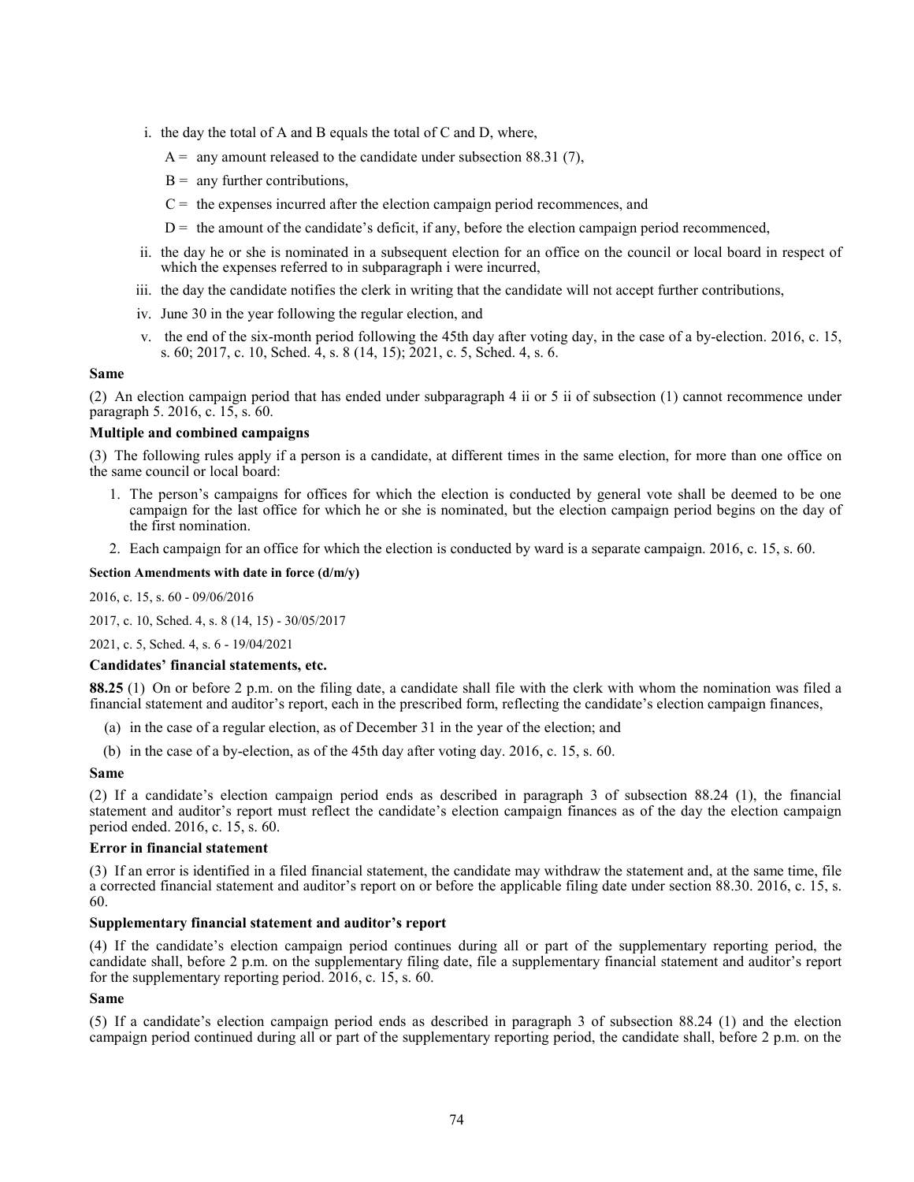i. the day the total of A and B equals the total of C and D, where,

   A = any amount released to the candidate under subsection 88.31 (7),

   B = any further contributions,

   C = the expenses incurred after the election campaign period recommences, and

   D = the amount of the candidate's deficit, if any, before the election campaign period recommenced,

ii. the day he or she is nominated in a subsequent election for an office on the council or local board in respect of which the expenses referred to in subparagraph i were incurred,

iii. the day the candidate notifies the clerk in writing that the candidate will not accept further contributions,

iv. June 30 in the year following the regular election, and

v. the end of the six-month period following the 45th day after voting day, in the case of a by-election. 2016, c. 15, s. 60; 2017, c. 10, Sched. 4, s. 8 (14, 15); 2021, c. 5, Sched. 4, s. 6.

**Same**

(2) An election campaign period that has ended under subparagraph 4 ii or 5 ii of subsection (1) cannot recommence under paragraph 5. 2016, c. 15, s. 60.

**Multiple and combined campaigns**

(3) The following rules apply if a person is a candidate, at different times in the same election, for more than one office on the same council or local board:

1. The person's campaigns for offices for which the election is conducted by general vote shall be deemed to be one campaign for the last office for which he or she is nominated, but the election campaign period begins on the day of the first nomination.
2. Each campaign for an office for which the election is conducted by ward is a separate campaign. 2016, c. 15, s. 60.

**Section Amendments with date in force (d/m/y)**

2016, c. 15, s. 60 - 09/06/2016

2017, c. 10, Sched. 4, s. 8 (14, 15) - 30/05/2017

2021, c. 5, Sched. 4, s. 6 - 19/04/2021

**Candidates' financial statements, etc.**

**88.25** (1) On or before 2 p.m. on the filing date, a candidate shall file with the clerk with whom the nomination was filed a financial statement and auditor's report, each in the prescribed form, reflecting the candidate's election campaign finances,

(a) in the case of a regular election, as of December 31 in the year of the election; and

(b) in the case of a by-election, as of the 45th day after voting day. 2016, c. 15, s. 60.

**Same**

(2) If a candidate's election campaign period ends as described in paragraph 3 of subsection 88.24 (1), the financial statement and auditor's report must reflect the candidate's election campaign finances as of the day the election campaign period ended. 2016, c. 15, s. 60.

**Error in financial statement**

(3) If an error is identified in a filed financial statement, the candidate may withdraw the statement and, at the same time, file a corrected financial statement and auditor's report on or before the applicable filing date under section 88.30. 2016, c. 15, s. 60.

**Supplementary financial statement and auditor's report**

(4) If the candidate's election campaign period continues during all or part of the supplementary reporting period, the candidate shall, before 2 p.m. on the supplementary filing date, file a supplementary financial statement and auditor's report for the supplementary reporting period. 2016, c. 15, s. 60.

**Same**

(5) If a candidate's election campaign period ends as described in paragraph 3 of subsection 88.24 (1) and the election campaign period continued during all or part of the supplementary reporting period, the candidate shall, before 2 p.m. on the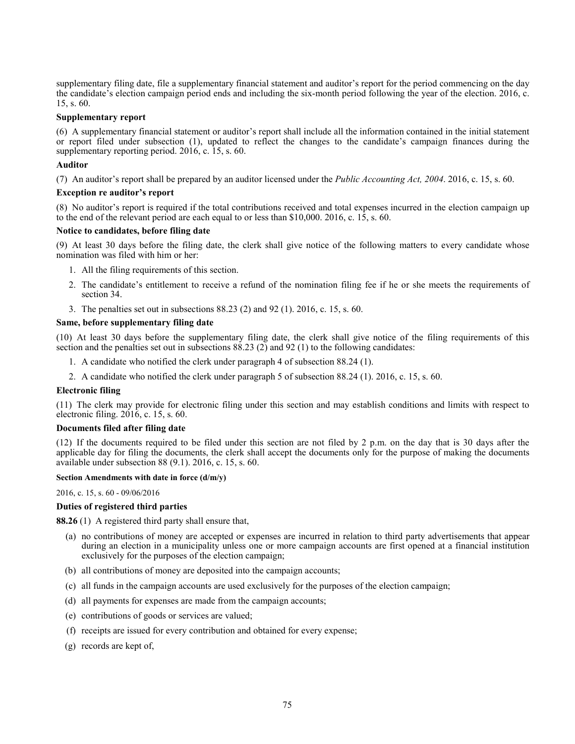supplementary filing date, file a supplementary financial statement and auditor's report for the period commencing on the day the candidate's election campaign period ends and including the six-month period following the year of the election. 2016, c. 15, s. 60.

**Supplementary report**

(6) A supplementary financial statement or auditor's report shall include all the information contained in the initial statement or report filed under subsection (1), updated to reflect the changes to the candidate's campaign finances during the supplementary reporting period. 2016, c. 15, s. 60.

**Auditor**

(7) An auditor's report shall be prepared by an auditor licensed under the *Public Accounting Act, 2004*. 2016, c. 15, s. 60.

**Exception re auditor's report**

(8) No auditor's report is required if the total contributions received and total expenses incurred in the election campaign up to the end of the relevant period are each equal to or less than $10,000. 2016, c. 15, s. 60.

**Notice to candidates, before filing date**

(9) At least 30 days before the filing date, the clerk shall give notice of the following matters to every candidate whose nomination was filed with him or her:

1. All the filing requirements of this section.
2. The candidate's entitlement to receive a refund of the nomination filing fee if he or she meets the requirements of section 34.
3. The penalties set out in subsections 88.23 (2) and 92 (1). 2016, c. 15, s. 60.

**Same, before supplementary filing date**

(10) At least 30 days before the supplementary filing date, the clerk shall give notice of the filing requirements of this section and the penalties set out in subsections 88.23 (2) and 92 (1) to the following candidates:

1. A candidate who notified the clerk under paragraph 4 of subsection 88.24 (1).
2. A candidate who notified the clerk under paragraph 5 of subsection 88.24 (1). 2016, c. 15, s. 60.

**Electronic filing**

(11) The clerk may provide for electronic filing under this section and may establish conditions and limits with respect to electronic filing. 2016, c. 15, s. 60.

**Documents filed after filing date**

(12) If the documents required to be filed under this section are not filed by 2 p.m. on the day that is 30 days after the applicable day for filing the documents, the clerk shall accept the documents only for the purpose of making the documents available under subsection 88 (9.1). 2016, c. 15, s. 60.

**Section Amendments with date in force (d/m/y)**

2016, c. 15, s. 60 - 09/06/2016

**Duties of registered third parties**

**88.26** (1) A registered third party shall ensure that,

(a) no contributions of money are accepted or expenses are incurred in relation to third party advertisements that appear during an election in a municipality unless one or more campaign accounts are first opened at a financial institution exclusively for the purposes of the election campaign;

(b) all contributions of money are deposited into the campaign accounts;

(c) all funds in the campaign accounts are used exclusively for the purposes of the election campaign;

(d) all payments for expenses are made from the campaign accounts;

(e) contributions of goods or services are valued;

(f) receipts are issued for every contribution and obtained for every expense;

(g) records are kept of,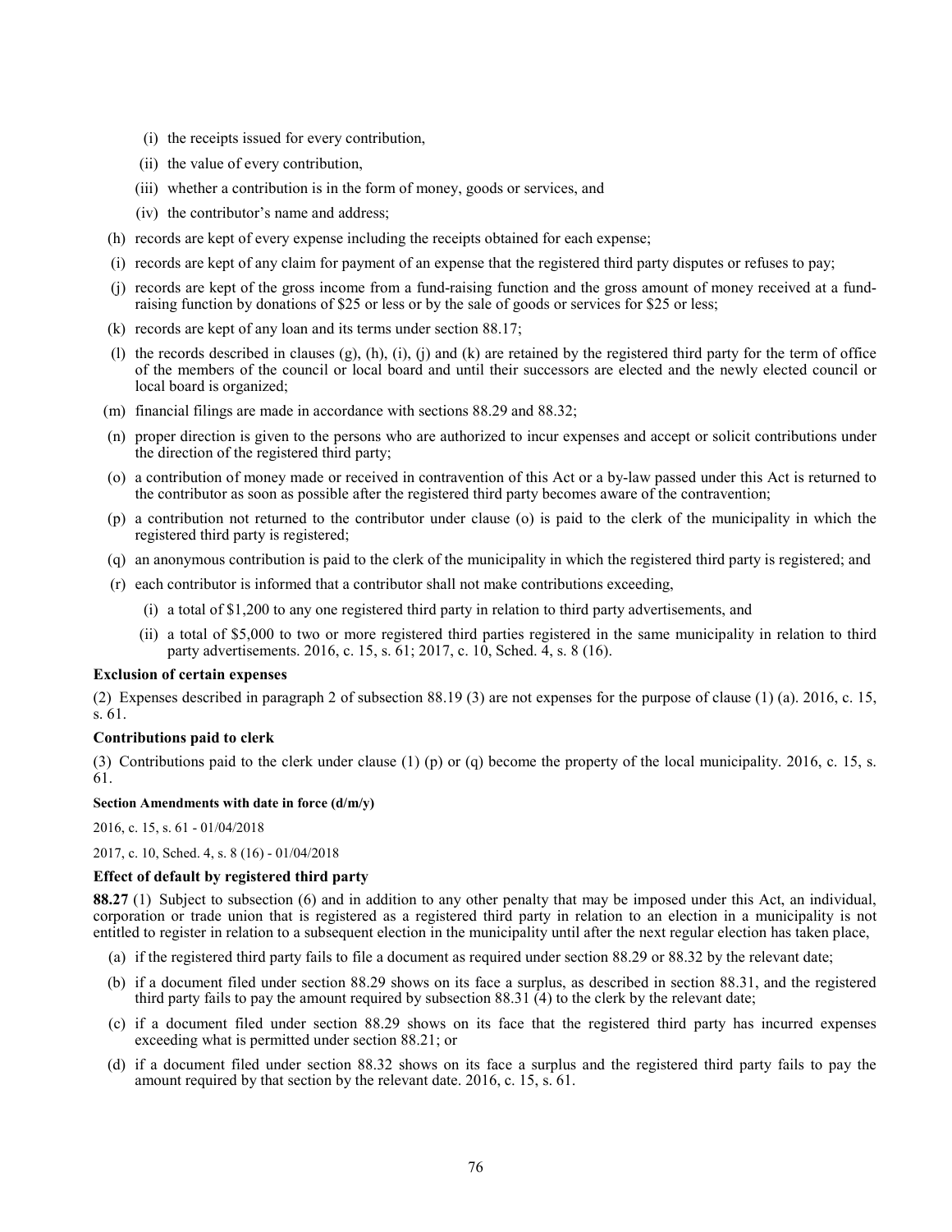(i) the receipts issued for every contribution,

(ii) the value of every contribution,

(iii) whether a contribution is in the form of money, goods or services, and

(iv) the contributor's name and address;

(h) records are kept of every expense including the receipts obtained for each expense;

(i) records are kept of any claim for payment of an expense that the registered third party disputes or refuses to pay;

(j) records are kept of the gross income from a fund-raising function and the gross amount of money received at a fund-raising function by donations of $25 or less or by the sale of goods or services for $25 or less;

(k) records are kept of any loan and its terms under section 88.17;

(l) the records described in clauses (g), (h), (i), (j) and (k) are retained by the registered third party for the term of office of the members of the council or local board and until their successors are elected and the newly elected council or local board is organized;

(m) financial filings are made in accordance with sections 88.29 and 88.32;

(n) proper direction is given to the persons who are authorized to incur expenses and accept or solicit contributions under the direction of the registered third party;

(o) a contribution of money made or received in contravention of this Act or a by-law passed under this Act is returned to the contributor as soon as possible after the registered third party becomes aware of the contravention;

(p) a contribution not returned to the contributor under clause (o) is paid to the clerk of the municipality in which the registered third party is registered;

(q) an anonymous contribution is paid to the clerk of the municipality in which the registered third party is registered; and

(r) each contributor is informed that a contributor shall not make contributions exceeding,

(i) a total of $1,200 to any one registered third party in relation to third party advertisements, and

(ii) a total of $5,000 to two or more registered third parties registered in the same municipality in relation to third party advertisements. 2016, c. 15, s. 61; 2017, c. 10, Sched. 4, s. 8 (16).

**Exclusion of certain expenses**

(2) Expenses described in paragraph 2 of subsection 88.19 (3) are not expenses for the purpose of clause (1) (a). 2016, c. 15, s. 61.

**Contributions paid to clerk**

(3) Contributions paid to the clerk under clause (1) (p) or (q) become the property of the local municipality. 2016, c. 15, s. 61.

**Section Amendments with date in force (d/m/y)**

2016, c. 15, s. 61 - 01/04/2018

2017, c. 10, Sched. 4, s. 8 (16) - 01/04/2018

**Effect of default by registered third party**

**88.27** (1) Subject to subsection (6) and in addition to any other penalty that may be imposed under this Act, an individual, corporation or trade union that is registered as a registered third party in relation to an election in a municipality is not entitled to register in relation to a subsequent election in the municipality until after the next regular election has taken place,

(a) if the registered third party fails to file a document as required under section 88.29 or 88.32 by the relevant date;

(b) if a document filed under section 88.29 shows on its face a surplus, as described in section 88.31, and the registered third party fails to pay the amount required by subsection 88.31 (4) to the clerk by the relevant date;

(c) if a document filed under section 88.29 shows on its face that the registered third party has incurred expenses exceeding what is permitted under section 88.21; or

(d) if a document filed under section 88.32 shows on its face a surplus and the registered third party fails to pay the amount required by that section by the relevant date. 2016, c. 15, s. 61.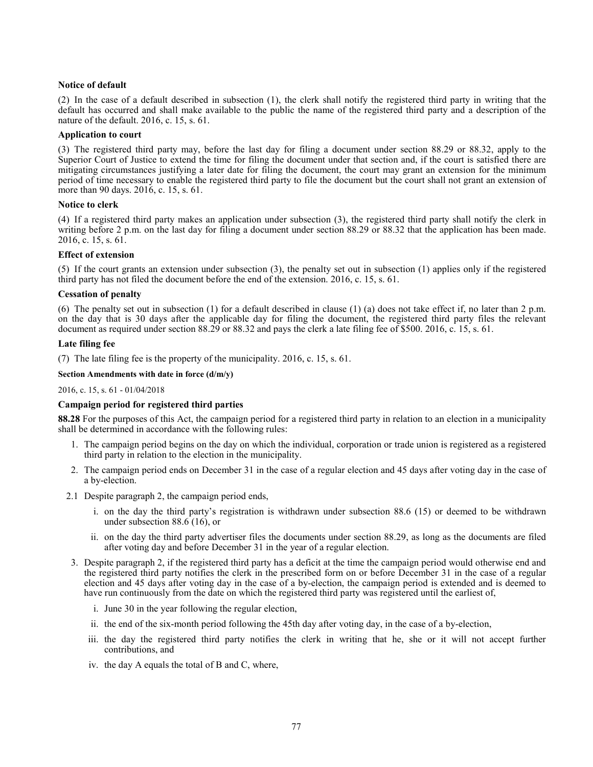**Notice of default**

(2) In the case of a default described in subsection (1), the clerk shall notify the registered third party in writing that the default has occurred and shall make available to the public the name of the registered third party and a description of the nature of the default. 2016, c. 15, s. 61.

**Application to court**

(3) The registered third party may, before the last day for filing a document under section 88.29 or 88.32, apply to the Superior Court of Justice to extend the time for filing the document under that section and, if the court is satisfied there are mitigating circumstances justifying a later date for filing the document, the court may grant an extension for the minimum period of time necessary to enable the registered third party to file the document but the court shall not grant an extension of more than 90 days. 2016, c. 15, s. 61.

**Notice to clerk**

(4) If a registered third party makes an application under subsection (3), the registered third party shall notify the clerk in writing before 2 p.m. on the last day for filing a document under section 88.29 or 88.32 that the application has been made. 2016, c. 15, s. 61.

**Effect of extension**

(5) If the court grants an extension under subsection (3), the penalty set out in subsection (1) applies only if the registered third party has not filed the document before the end of the extension. 2016, c. 15, s. 61.

**Cessation of penalty**

(6) The penalty set out in subsection (1) for a default described in clause (1) (a) does not take effect if, no later than 2 p.m. on the day that is 30 days after the applicable day for filing the document, the registered third party files the relevant document as required under section 88.29 or 88.32 and pays the clerk a late filing fee of $500. 2016, c. 15, s. 61.

**Late filing fee**

(7) The late filing fee is the property of the municipality. 2016, c. 15, s. 61.

**Section Amendments with date in force (d/m/y)**

2016, c. 15, s. 61 - 01/04/2018

**Campaign period for registered third parties**

**88.28** For the purposes of this Act, the campaign period for a registered third party in relation to an election in a municipality shall be determined in accordance with the following rules:

1. The campaign period begins on the day on which the individual, corporation or trade union is registered as a registered third party in relation to the election in the municipality.
2. The campaign period ends on December 31 in the case of a regular election and 45 days after voting day in the case of a by-election.

2.1 Despite paragraph 2, the campaign period ends,

   i. on the day the third party's registration is withdrawn under subsection 88.6 (15) or deemed to be withdrawn under subsection 88.6 (16), or

   ii. on the day the third party advertiser files the documents under section 88.29, as long as the documents are filed after voting day and before December 31 in the year of a regular election.

3. Despite paragraph 2, if the registered third party has a deficit at the time the campaign period would otherwise end and the registered third party notifies the clerk in the prescribed form on or before December 31 in the case of a regular election and 45 days after voting day in the case of a by-election, the campaign period is extended and is deemed to have run continuously from the date on which the registered third party was registered until the earliest of,

   i. June 30 in the year following the regular election,

   ii. the end of the six-month period following the 45th day after voting day, in the case of a by-election,

   iii. the day the registered third party notifies the clerk in writing that he, she or it will not accept further contributions, and

   iv. the day A equals the total of B and C, where,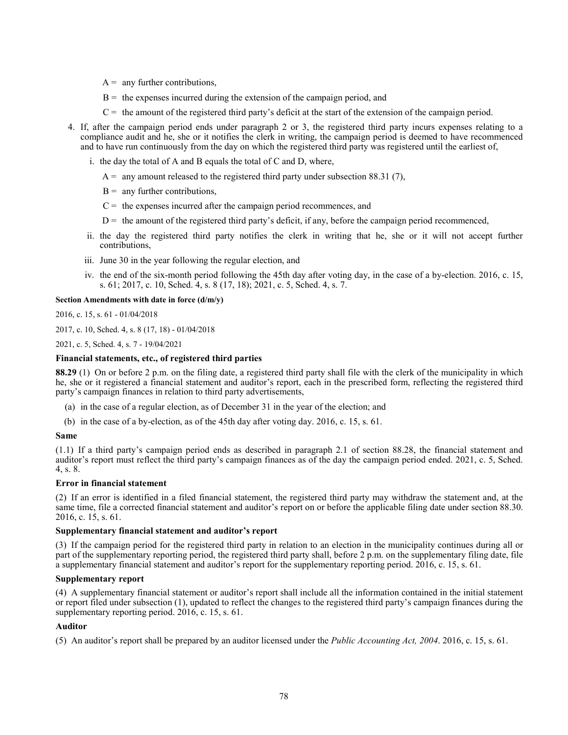A = any further contributions,

B = the expenses incurred during the extension of the campaign period, and

C = the amount of the registered third party's deficit at the start of the extension of the campaign period.

4. If, after the campaign period ends under paragraph 2 or 3, the registered third party incurs expenses relating to a compliance audit and he, she or it notifies the clerk in writing, the campaign period is deemed to have recommenced and to have run continuously from the day on which the registered third party was registered until the earliest of,

   i. the day the total of A and B equals the total of C and D, where,

      A = any amount released to the registered third party under subsection 88.31 (7),

      B = any further contributions,

      C = the expenses incurred after the campaign period recommences, and

      D = the amount of the registered third party's deficit, if any, before the campaign period recommenced,

   ii. the day the registered third party notifies the clerk in writing that he, she or it will not accept further contributions,

   iii. June 30 in the year following the regular election, and

   iv. the end of the six-month period following the 45th day after voting day, in the case of a by-election. 2016, c. 15, s. 61; 2017, c. 10, Sched. 4, s. 8 (17, 18); 2021, c. 5, Sched. 4, s. 7.

**Section Amendments with date in force (d/m/y)**

2016, c. 15, s. 61 - 01/04/2018

2017, c. 10, Sched. 4, s. 8 (17, 18) - 01/04/2018

2021, c. 5, Sched. 4, s. 7 - 19/04/2021

**Financial statements, etc., of registered third parties**

**88.29** (1) On or before 2 p.m. on the filing date, a registered third party shall file with the clerk of the municipality in which he, she or it registered a financial statement and auditor's report, each in the prescribed form, reflecting the registered third party's campaign finances in relation to third party advertisements,

(a) in the case of a regular election, as of December 31 in the year of the election; and

(b) in the case of a by-election, as of the 45th day after voting day. 2016, c. 15, s. 61.

**Same**

(1.1) If a third party's campaign period ends as described in paragraph 2.1 of section 88.28, the financial statement and auditor's report must reflect the third party's campaign finances as of the day the campaign period ended. 2021, c. 5, Sched. 4, s. 8.

**Error in financial statement**

(2) If an error is identified in a filed financial statement, the registered third party may withdraw the statement and, at the same time, file a corrected financial statement and auditor's report on or before the applicable filing date under section 88.30. 2016, c. 15, s. 61.

**Supplementary financial statement and auditor's report**

(3) If the campaign period for the registered third party in relation to an election in the municipality continues during all or part of the supplementary reporting period, the registered third party shall, before 2 p.m. on the supplementary filing date, file a supplementary financial statement and auditor's report for the supplementary reporting period. 2016, c. 15, s. 61.

**Supplementary report**

(4) A supplementary financial statement or auditor's report shall include all the information contained in the initial statement or report filed under subsection (1), updated to reflect the changes to the registered third party's campaign finances during the supplementary reporting period. 2016, c. 15, s. 61.

**Auditor**

(5) An auditor's report shall be prepared by an auditor licensed under the *Public Accounting Act, 2004*. 2016, c. 15, s. 61.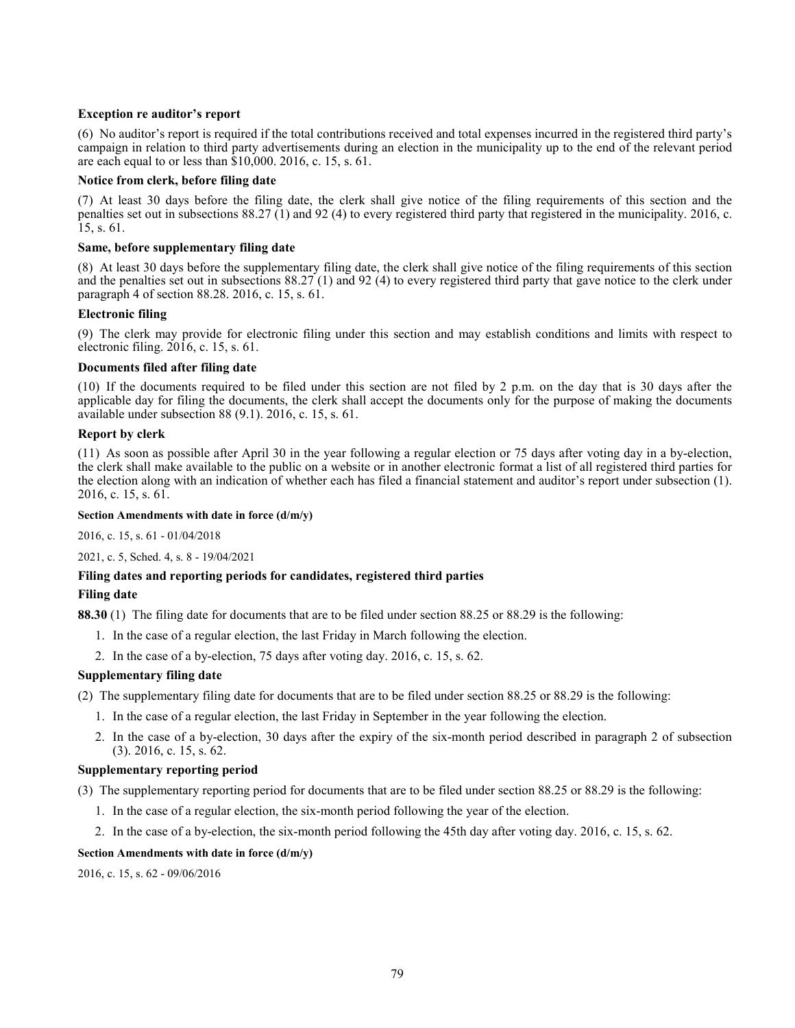**Exception re auditor's report**

(6) No auditor's report is required if the total contributions received and total expenses incurred in the registered third party's campaign in relation to third party advertisements during an election in the municipality up to the end of the relevant period are each equal to or less than $10,000. 2016, c. 15, s. 61.

**Notice from clerk, before filing date**

(7) At least 30 days before the filing date, the clerk shall give notice of the filing requirements of this section and the penalties set out in subsections 88.27 (1) and 92 (4) to every registered third party that registered in the municipality. 2016, c. 15, s. 61.

**Same, before supplementary filing date**

(8) At least 30 days before the supplementary filing date, the clerk shall give notice of the filing requirements of this section and the penalties set out in subsections 88.27 (1) and 92 (4) to every registered third party that gave notice to the clerk under paragraph 4 of section 88.28. 2016, c. 15, s. 61.

**Electronic filing**

(9) The clerk may provide for electronic filing under this section and may establish conditions and limits with respect to electronic filing. 2016, c. 15, s. 61.

**Documents filed after filing date**

(10) If the documents required to be filed under this section are not filed by 2 p.m. on the day that is 30 days after the applicable day for filing the documents, the clerk shall accept the documents only for the purpose of making the documents available under subsection 88 (9.1). 2016, c. 15, s. 61.

**Report by clerk**

(11) As soon as possible after April 30 in the year following a regular election or 75 days after voting day in a by-election, the clerk shall make available to the public on a website or in another electronic format a list of all registered third parties for the election along with an indication of whether each has filed a financial statement and auditor's report under subsection (1). 2016, c. 15, s. 61.

**Section Amendments with date in force (d/m/y)**

2016, c. 15, s. 61 - 01/04/2018

2021, c. 5, Sched. 4, s. 8 - 19/04/2021

**Filing dates and reporting periods for candidates, registered third parties**

**Filing date**

**88.30** (1) The filing date for documents that are to be filed under section 88.25 or 88.29 is the following:

1. In the case of a regular election, the last Friday in March following the election.
2. In the case of a by-election, 75 days after voting day. 2016, c. 15, s. 62.

**Supplementary filing date**

(2) The supplementary filing date for documents that are to be filed under section 88.25 or 88.29 is the following:

1. In the case of a regular election, the last Friday in September in the year following the election.
2. In the case of a by-election, 30 days after the expiry of the six-month period described in paragraph 2 of subsection (3). 2016, c. 15, s. 62.

**Supplementary reporting period**

(3) The supplementary reporting period for documents that are to be filed under section 88.25 or 88.29 is the following:

1. In the case of a regular election, the six-month period following the year of the election.
2. In the case of a by-election, the six-month period following the 45th day after voting day. 2016, c. 15, s. 62.

**Section Amendments with date in force (d/m/y)**

2016, c. 15, s. 62 - 09/06/2016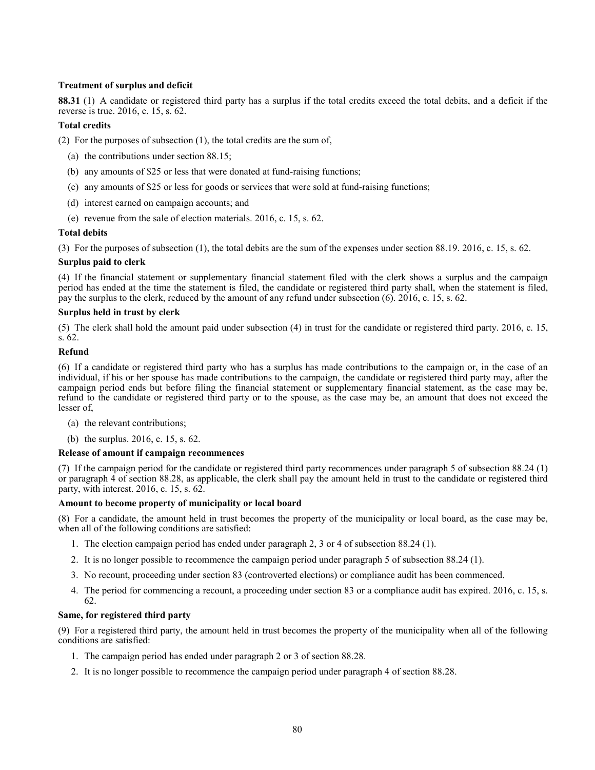**Treatment of surplus and deficit**

**88.31** (1) A candidate or registered third party has a surplus if the total credits exceed the total debits, and a deficit if the reverse is true. 2016, c. 15, s. 62.

**Total credits**

(2) For the purposes of subsection (1), the total credits are the sum of,

(a) the contributions under section 88.15;

(b) any amounts of $25 or less that were donated at fund-raising functions;

(c) any amounts of $25 or less for goods or services that were sold at fund-raising functions;

(d) interest earned on campaign accounts; and

(e) revenue from the sale of election materials. 2016, c. 15, s. 62.

**Total debits**

(3) For the purposes of subsection (1), the total debits are the sum of the expenses under section 88.19. 2016, c. 15, s. 62.

**Surplus paid to clerk**

(4) If the financial statement or supplementary financial statement filed with the clerk shows a surplus and the campaign period has ended at the time the statement is filed, the candidate or registered third party shall, when the statement is filed, pay the surplus to the clerk, reduced by the amount of any refund under subsection (6). 2016, c. 15, s. 62.

**Surplus held in trust by clerk**

(5) The clerk shall hold the amount paid under subsection (4) in trust for the candidate or registered third party. 2016, c. 15, s. 62.

**Refund**

(6) If a candidate or registered third party who has a surplus has made contributions to the campaign or, in the case of an individual, if his or her spouse has made contributions to the campaign, the candidate or registered third party may, after the campaign period ends but before filing the financial statement or supplementary financial statement, as the case may be, refund to the candidate or registered third party or to the spouse, as the case may be, an amount that does not exceed the lesser of,

(a) the relevant contributions;

(b) the surplus. 2016, c. 15, s. 62.

**Release of amount if campaign recommences**

(7) If the campaign period for the candidate or registered third party recommences under paragraph 5 of subsection 88.24 (1) or paragraph 4 of section 88.28, as applicable, the clerk shall pay the amount held in trust to the candidate or registered third party, with interest. 2016, c. 15, s. 62.

**Amount to become property of municipality or local board**

(8) For a candidate, the amount held in trust becomes the property of the municipality or local board, as the case may be, when all of the following conditions are satisfied:

1. The election campaign period has ended under paragraph 2, 3 or 4 of subsection 88.24 (1).
2. It is no longer possible to recommence the campaign period under paragraph 5 of subsection 88.24 (1).
3. No recount, proceeding under section 83 (controverted elections) or compliance audit has been commenced.
4. The period for commencing a recount, a proceeding under section 83 or a compliance audit has expired. 2016, c. 15, s. 62.

**Same, for registered third party**

(9) For a registered third party, the amount held in trust becomes the property of the municipality when all of the following conditions are satisfied:

1. The campaign period has ended under paragraph 2 or 3 of section 88.28.
2. It is no longer possible to recommence the campaign period under paragraph 4 of section 88.28.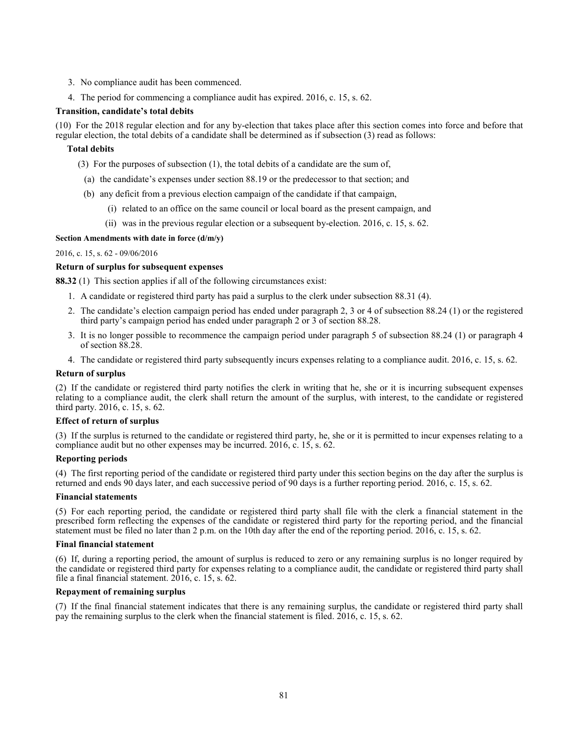3. No compliance audit has been commenced.
4. The period for commencing a compliance audit has expired. 2016, c. 15, s. 62.

**Transition, candidate's total debits**

(10) For the 2018 regular election and for any by-election that takes place after this section comes into force and before that regular election, the total debits of a candidate shall be determined as if subsection (3) read as follows:

**Total debits**

(3) For the purposes of subsection (1), the total debits of a candidate are the sum of,

(a) the candidate's expenses under section 88.19 or the predecessor to that section; and

(b) any deficit from a previous election campaign of the candidate if that campaign,

(i) related to an office on the same council or local board as the present campaign, and

(ii) was in the previous regular election or a subsequent by-election. 2016, c. 15, s. 62.

**Section Amendments with date in force (d/m/y)**

2016, c. 15, s. 62 - 09/06/2016

**Return of surplus for subsequent expenses**

**88.32** (1) This section applies if all of the following circumstances exist:

1. A candidate or registered third party has paid a surplus to the clerk under subsection 88.31 (4).
2. The candidate's election campaign period has ended under paragraph 2, 3 or 4 of subsection 88.24 (1) or the registered third party's campaign period has ended under paragraph 2 or 3 of section 88.28.
3. It is no longer possible to recommence the campaign period under paragraph 5 of subsection 88.24 (1) or paragraph 4 of section 88.28.
4. The candidate or registered third party subsequently incurs expenses relating to a compliance audit. 2016, c. 15, s. 62.

**Return of surplus**

(2) If the candidate or registered third party notifies the clerk in writing that he, she or it is incurring subsequent expenses relating to a compliance audit, the clerk shall return the amount of the surplus, with interest, to the candidate or registered third party. 2016, c. 15, s. 62.

**Effect of return of surplus**

(3) If the surplus is returned to the candidate or registered third party, he, she or it is permitted to incur expenses relating to a compliance audit but no other expenses may be incurred. 2016, c. 15, s. 62.

**Reporting periods**

(4) The first reporting period of the candidate or registered third party under this section begins on the day after the surplus is returned and ends 90 days later, and each successive period of 90 days is a further reporting period. 2016, c. 15, s. 62.

**Financial statements**

(5) For each reporting period, the candidate or registered third party shall file with the clerk a financial statement in the prescribed form reflecting the expenses of the candidate or registered third party for the reporting period, and the financial statement must be filed no later than 2 p.m. on the 10th day after the end of the reporting period. 2016, c. 15, s. 62.

**Final financial statement**

(6) If, during a reporting period, the amount of surplus is reduced to zero or any remaining surplus is no longer required by the candidate or registered third party for expenses relating to a compliance audit, the candidate or registered third party shall file a final financial statement. 2016, c. 15, s. 62.

**Repayment of remaining surplus**

(7) If the final financial statement indicates that there is any remaining surplus, the candidate or registered third party shall pay the remaining surplus to the clerk when the financial statement is filed. 2016, c. 15, s. 62.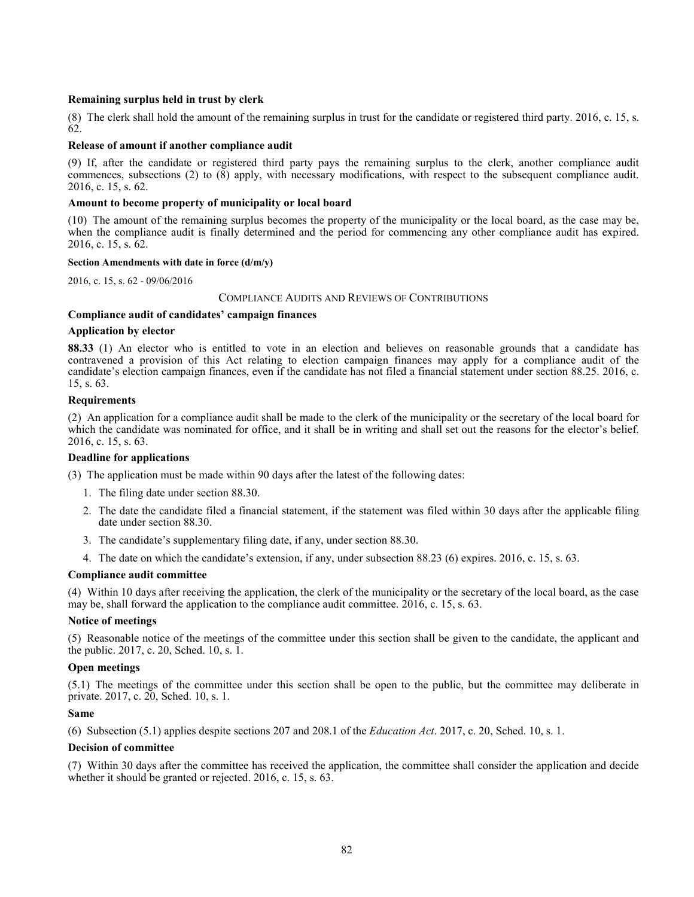**Remaining surplus held in trust by clerk**

(8) The clerk shall hold the amount of the remaining surplus in trust for the candidate or registered third party. 2016, c. 15, s. 62.

**Release of amount if another compliance audit**

(9) If, after the candidate or registered third party pays the remaining surplus to the clerk, another compliance audit commences, subsections (2) to (8) apply, with necessary modifications, with respect to the subsequent compliance audit. 2016, c. 15, s. 62.

**Amount to become property of municipality or local board**

(10) The amount of the remaining surplus becomes the property of the municipality or the local board, as the case may be, when the compliance audit is finally determined and the period for commencing any other compliance audit has expired. 2016, c. 15, s. 62.

**Section Amendments with date in force (d/m/y)**

2016, c. 15, s. 62 - 09/06/2016

COMPLIANCE AUDITS AND REVIEWS OF CONTRIBUTIONS

**Compliance audit of candidates' campaign finances**

**Application by elector**

**88.33** (1) An elector who is entitled to vote in an election and believes on reasonable grounds that a candidate has contravened a provision of this Act relating to election campaign finances may apply for a compliance audit of the candidate's election campaign finances, even if the candidate has not filed a financial statement under section 88.25. 2016, c. 15, s. 63.

**Requirements**

(2) An application for a compliance audit shall be made to the clerk of the municipality or the secretary of the local board for which the candidate was nominated for office, and it shall be in writing and shall set out the reasons for the elector's belief. 2016, c. 15, s. 63.

**Deadline for applications**

(3) The application must be made within 90 days after the latest of the following dates:

1. The filing date under section 88.30.
2. The date the candidate filed a financial statement, if the statement was filed within 30 days after the applicable filing date under section 88.30.
3. The candidate's supplementary filing date, if any, under section 88.30.
4. The date on which the candidate's extension, if any, under subsection 88.23 (6) expires. 2016, c. 15, s. 63.

**Compliance audit committee**

(4) Within 10 days after receiving the application, the clerk of the municipality or the secretary of the local board, as the case may be, shall forward the application to the compliance audit committee. 2016, c. 15, s. 63.

**Notice of meetings**

(5) Reasonable notice of the meetings of the committee under this section shall be given to the candidate, the applicant and the public. 2017, c. 20, Sched. 10, s. 1.

**Open meetings**

(5.1) The meetings of the committee under this section shall be open to the public, but the committee may deliberate in private. 2017, c. 20, Sched. 10, s. 1.

**Same**

(6) Subsection (5.1) applies despite sections 207 and 208.1 of the *Education Act*. 2017, c. 20, Sched. 10, s. 1.

**Decision of committee**

(7) Within 30 days after the committee has received the application, the committee shall consider the application and decide whether it should be granted or rejected. 2016, c. 15, s. 63.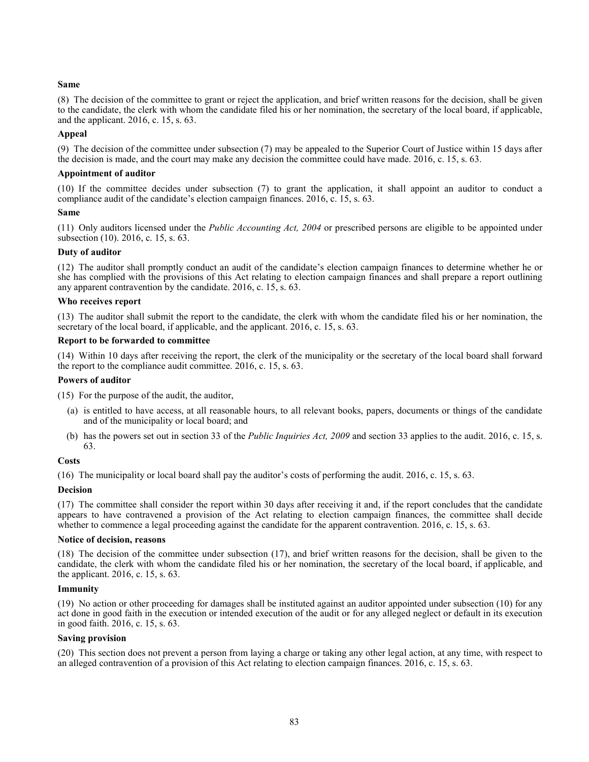**Same**

(8) The decision of the committee to grant or reject the application, and brief written reasons for the decision, shall be given to the candidate, the clerk with whom the candidate filed his or her nomination, the secretary of the local board, if applicable, and the applicant. 2016, c. 15, s. 63.

**Appeal**

(9) The decision of the committee under subsection (7) may be appealed to the Superior Court of Justice within 15 days after the decision is made, and the court may make any decision the committee could have made. 2016, c. 15, s. 63.

**Appointment of auditor**

(10) If the committee decides under subsection (7) to grant the application, it shall appoint an auditor to conduct a compliance audit of the candidate's election campaign finances. 2016, c. 15, s. 63.

**Same**

(11) Only auditors licensed under the *Public Accounting Act, 2004* or prescribed persons are eligible to be appointed under subsection (10). 2016, c. 15, s. 63.

**Duty of auditor**

(12) The auditor shall promptly conduct an audit of the candidate's election campaign finances to determine whether he or she has complied with the provisions of this Act relating to election campaign finances and shall prepare a report outlining any apparent contravention by the candidate. 2016, c. 15, s. 63.

**Who receives report**

(13) The auditor shall submit the report to the candidate, the clerk with whom the candidate filed his or her nomination, the secretary of the local board, if applicable, and the applicant. 2016, c. 15, s. 63.

**Report to be forwarded to committee**

(14) Within 10 days after receiving the report, the clerk of the municipality or the secretary of the local board shall forward the report to the compliance audit committee. 2016, c. 15, s. 63.

**Powers of auditor**

(15) For the purpose of the audit, the auditor,

(a) is entitled to have access, at all reasonable hours, to all relevant books, papers, documents or things of the candidate and of the municipality or local board; and

(b) has the powers set out in section 33 of the *Public Inquiries Act, 2009* and section 33 applies to the audit. 2016, c. 15, s. 63.

**Costs**

(16) The municipality or local board shall pay the auditor's costs of performing the audit. 2016, c. 15, s. 63.

**Decision**

(17) The committee shall consider the report within 30 days after receiving it and, if the report concludes that the candidate appears to have contravened a provision of the Act relating to election campaign finances, the committee shall decide whether to commence a legal proceeding against the candidate for the apparent contravention. 2016, c. 15, s. 63.

**Notice of decision, reasons**

(18) The decision of the committee under subsection (17), and brief written reasons for the decision, shall be given to the candidate, the clerk with whom the candidate filed his or her nomination, the secretary of the local board, if applicable, and the applicant. 2016, c. 15, s. 63.

**Immunity**

(19) No action or other proceeding for damages shall be instituted against an auditor appointed under subsection (10) for any act done in good faith in the execution or intended execution of the audit or for any alleged neglect or default in its execution in good faith. 2016, c. 15, s. 63.

**Saving provision**

(20) This section does not prevent a person from laying a charge or taking any other legal action, at any time, with respect to an alleged contravention of a provision of this Act relating to election campaign finances. 2016, c. 15, s. 63.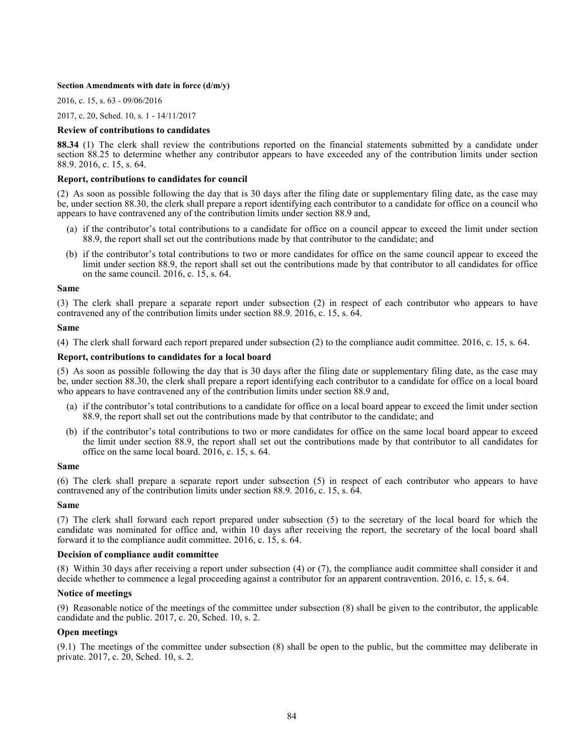**Section Amendments with date in force (d/m/y)**

2016, c. 15, s. 63 - 09/06/2016

2017, c. 20, Sched. 10, s. 1 - 14/11/2017

**Review of contributions to candidates**

**88.34** (1) The clerk shall review the contributions reported on the financial statements submitted by a candidate under section 88.25 to determine whether any contributor appears to have exceeded any of the contribution limits under section 88.9. 2016, c. 15, s. 64.

**Report, contributions to candidates for council**

(2) As soon as possible following the day that is 30 days after the filing date or supplementary filing date, as the case may be, under section 88.30, the clerk shall prepare a report identifying each contributor to a candidate for office on a council who appears to have contravened any of the contribution limits under section 88.9 and,

- (a) if the contributor's total contributions to a candidate for office on a council appear to exceed the limit under section 88.9, the report shall set out the contributions made by that contributor to the candidate; and
- (b) if the contributor's total contributions to two or more candidates for office on the same council appear to exceed the limit under section 88.9, the report shall set out the contributions made by that contributor to all candidates for office on the same council. 2016, c. 15, s. 64.

**Same**

(3) The clerk shall prepare a separate report under subsection (2) in respect of each contributor who appears to have contravened any of the contribution limits under section 88.9. 2016, c. 15, s. 64.

**Same**

(4) The clerk shall forward each report prepared under subsection (2) to the compliance audit committee. 2016, c. 15, s. 64.

**Report, contributions to candidates for a local board**

(5) As soon as possible following the day that is 30 days after the filing date or supplementary filing date, as the case may be, under section 88.30, the clerk shall prepare a report identifying each contributor to a candidate for office on a local board who appears to have contravened any of the contribution limits under section 88.9 and,

- (a) if the contributor's total contributions to a candidate for office on a local board appear to exceed the limit under section 88.9, the report shall set out the contributions made by that contributor to the candidate; and
- (b) if the contributor's total contributions to two or more candidates for office on the same local board appear to exceed the limit under section 88.9, the report shall set out the contributions made by that contributor to all candidates for office on the same local board. 2016, c. 15, s. 64.

**Same**

(6) The clerk shall prepare a separate report under subsection (5) in respect of each contributor who appears to have contravened any of the contribution limits under section 88.9. 2016, c. 15, s. 64.

**Same**

(7) The clerk shall forward each report prepared under subsection (5) to the secretary of the local board for which the candidate was nominated for office and, within 10 days after receiving the report, the secretary of the local board shall forward it to the compliance audit committee. 2016, c. 15, s. 64.

**Decision of compliance audit committee**

(8) Within 30 days after receiving a report under subsection (4) or (7), the compliance audit committee shall consider it and decide whether to commence a legal proceeding against a contributor for an apparent contravention. 2016, c. 15, s. 64.

**Notice of meetings**

(9) Reasonable notice of the meetings of the committee under subsection (8) shall be given to the contributor, the applicable candidate and the public. 2017, c. 20, Sched. 10, s. 2.

**Open meetings**

(9.1) The meetings of the committee under subsection (8) shall be open to the public, but the committee may deliberate in private. 2017, c. 20, Sched. 10, s. 2.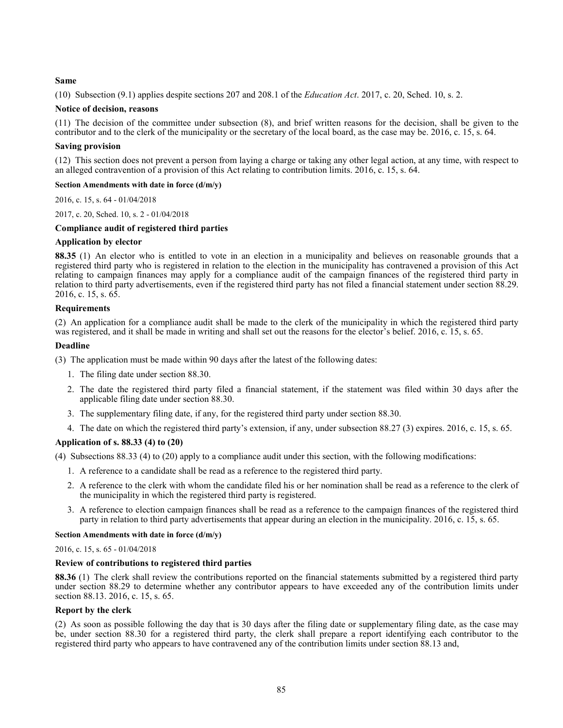**Same**

(10) Subsection (9.1) applies despite sections 207 and 208.1 of the *Education Act*. 2017, c. 20, Sched. 10, s. 2.

**Notice of decision, reasons**

(11) The decision of the committee under subsection (8), and brief written reasons for the decision, shall be given to the contributor and to the clerk of the municipality or the secretary of the local board, as the case may be. 2016, c. 15, s. 64.

**Saving provision**

(12) This section does not prevent a person from laying a charge or taking any other legal action, at any time, with respect to an alleged contravention of a provision of this Act relating to contribution limits. 2016, c. 15, s. 64.

**Section Amendments with date in force (d/m/y)**

2016, c. 15, s. 64 - 01/04/2018

2017, c. 20, Sched. 10, s. 2 - 01/04/2018

**Compliance audit of registered third parties**

**Application by elector**

**88.35** (1) An elector who is entitled to vote in an election in a municipality and believes on reasonable grounds that a registered third party who is registered in relation to the election in the municipality has contravened a provision of this Act relating to campaign finances may apply for a compliance audit of the campaign finances of the registered third party in relation to third party advertisements, even if the registered third party has not filed a financial statement under section 88.29. 2016, c. 15, s. 65.

**Requirements**

(2) An application for a compliance audit shall be made to the clerk of the municipality in which the registered third party was registered, and it shall be made in writing and shall set out the reasons for the elector's belief. 2016, c. 15, s. 65.

**Deadline**

(3) The application must be made within 90 days after the latest of the following dates:

1. The filing date under section 88.30.
2. The date the registered third party filed a financial statement, if the statement was filed within 30 days after the applicable filing date under section 88.30.
3. The supplementary filing date, if any, for the registered third party under section 88.30.
4. The date on which the registered third party's extension, if any, under subsection 88.27 (3) expires. 2016, c. 15, s. 65.

**Application of s. 88.33 (4) to (20)**

(4) Subsections 88.33 (4) to (20) apply to a compliance audit under this section, with the following modifications:

1. A reference to a candidate shall be read as a reference to the registered third party.
2. A reference to the clerk with whom the candidate filed his or her nomination shall be read as a reference to the clerk of the municipality in which the registered third party is registered.
3. A reference to election campaign finances shall be read as a reference to the campaign finances of the registered third party in relation to third party advertisements that appear during an election in the municipality. 2016, c. 15, s. 65.

**Section Amendments with date in force (d/m/y)**

2016, c. 15, s. 65 - 01/04/2018

**Review of contributions to registered third parties**

**88.36** (1) The clerk shall review the contributions reported on the financial statements submitted by a registered third party under section 88.29 to determine whether any contributor appears to have exceeded any of the contribution limits under section 88.13. 2016, c. 15, s. 65.

**Report by the clerk**

(2) As soon as possible following the day that is 30 days after the filing date or supplementary filing date, as the case may be, under section 88.30 for a registered third party, the clerk shall prepare a report identifying each contributor to the registered third party who appears to have contravened any of the contribution limits under section 88.13 and,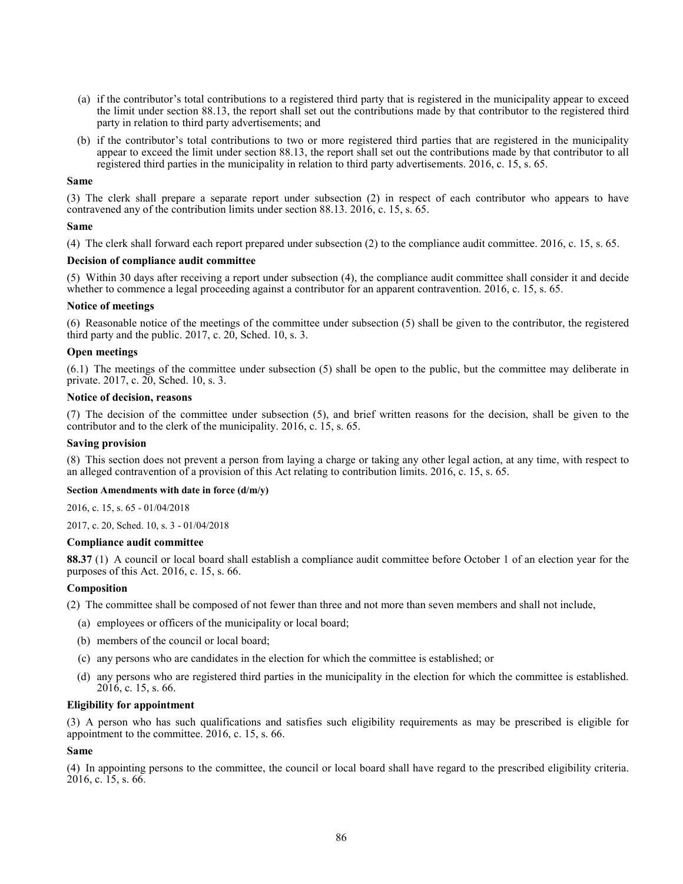(a) if the contributor's total contributions to a registered third party that is registered in the municipality appear to exceed the limit under section 88.13, the report shall set out the contributions made by that contributor to the registered third party in relation to third party advertisements; and

(b) if the contributor's total contributions to two or more registered third parties that are registered in the municipality appear to exceed the limit under section 88.13, the report shall set out the contributions made by that contributor to all registered third parties in the municipality in relation to third party advertisements. 2016, c. 15, s. 65.

**Same**

(3) The clerk shall prepare a separate report under subsection (2) in respect of each contributor who appears to have contravened any of the contribution limits under section 88.13. 2016, c. 15, s. 65.

**Same**

(4) The clerk shall forward each report prepared under subsection (2) to the compliance audit committee. 2016, c. 15, s. 65.

**Decision of compliance audit committee**

(5) Within 30 days after receiving a report under subsection (4), the compliance audit committee shall consider it and decide whether to commence a legal proceeding against a contributor for an apparent contravention. 2016, c. 15, s. 65.

**Notice of meetings**

(6) Reasonable notice of the meetings of the committee under subsection (5) shall be given to the contributor, the registered third party and the public. 2017, c. 20, Sched. 10, s. 3.

**Open meetings**

(6.1) The meetings of the committee under subsection (5) shall be open to the public, but the committee may deliberate in private. 2017, c. 20, Sched. 10, s. 3.

**Notice of decision, reasons**

(7) The decision of the committee under subsection (5), and brief written reasons for the decision, shall be given to the contributor and to the clerk of the municipality. 2016, c. 15, s. 65.

**Saving provision**

(8) This section does not prevent a person from laying a charge or taking any other legal action, at any time, with respect to an alleged contravention of a provision of this Act relating to contribution limits. 2016, c. 15, s. 65.

**Section Amendments with date in force (d/m/y)**

2016, c. 15, s. 65 - 01/04/2018

2017, c. 20, Sched. 10, s. 3 - 01/04/2018

**Compliance audit committee**

**88.37** (1) A council or local board shall establish a compliance audit committee before October 1 of an election year for the purposes of this Act. 2016, c. 15, s. 66.

**Composition**

(2) The committee shall be composed of not fewer than three and not more than seven members and shall not include,

(a) employees or officers of the municipality or local board;

(b) members of the council or local board;

(c) any persons who are candidates in the election for which the committee is established; or

(d) any persons who are registered third parties in the municipality in the election for which the committee is established. 2016, c. 15, s. 66.

**Eligibility for appointment**

(3) A person who has such qualifications and satisfies such eligibility requirements as may be prescribed is eligible for appointment to the committee. 2016, c. 15, s. 66.

**Same**

(4) In appointing persons to the committee, the council or local board shall have regard to the prescribed eligibility criteria. 2016, c. 15, s. 66.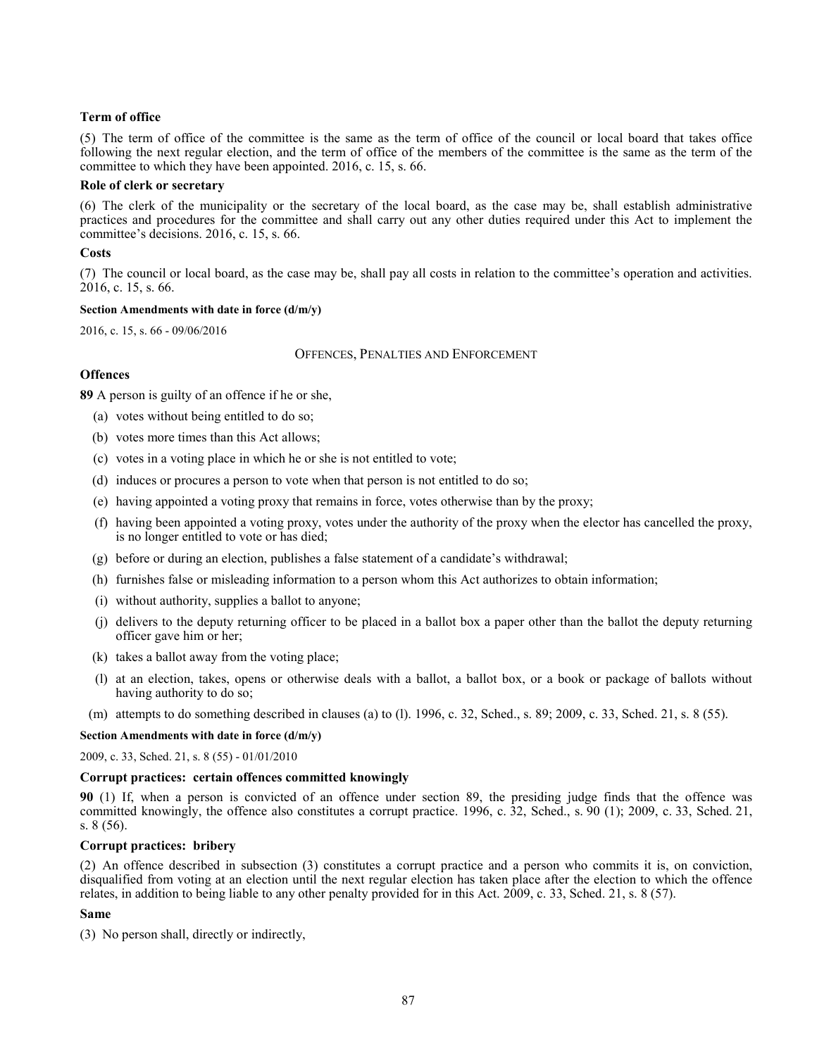**Term of office**

(5) The term of office of the committee is the same as the term of office of the council or local board that takes office following the next regular election, and the term of office of the members of the committee is the same as the term of the committee to which they have been appointed. 2016, c. 15, s. 66.

**Role of clerk or secretary**

(6) The clerk of the municipality or the secretary of the local board, as the case may be, shall establish administrative practices and procedures for the committee and shall carry out any other duties required under this Act to implement the committee's decisions. 2016, c. 15, s. 66.

**Costs**

(7) The council or local board, as the case may be, shall pay all costs in relation to the committee's operation and activities. 2016, c. 15, s. 66.

**Section Amendments with date in force (d/m/y)**

2016, c. 15, s. 66 - 09/06/2016

## OFFENCES, PENALTIES AND ENFORCEMENT

**Offences**

**89** A person is guilty of an offence if he or she,

(a) votes without being entitled to do so;

(b) votes more times than this Act allows;

(c) votes in a voting place in which he or she is not entitled to vote;

(d) induces or procures a person to vote when that person is not entitled to do so;

(e) having appointed a voting proxy that remains in force, votes otherwise than by the proxy;

(f) having been appointed a voting proxy, votes under the authority of the proxy when the elector has cancelled the proxy, is no longer entitled to vote or has died;

(g) before or during an election, publishes a false statement of a candidate's withdrawal;

(h) furnishes false or misleading information to a person whom this Act authorizes to obtain information;

(i) without authority, supplies a ballot to anyone;

(j) delivers to the deputy returning officer to be placed in a ballot box a paper other than the ballot the deputy returning officer gave him or her;

(k) takes a ballot away from the voting place;

(l) at an election, takes, opens or otherwise deals with a ballot, a ballot box, or a book or package of ballots without having authority to do so;

(m) attempts to do something described in clauses (a) to (l). 1996, c. 32, Sched., s. 89; 2009, c. 33, Sched. 21, s. 8 (55).

**Section Amendments with date in force (d/m/y)**

2009, c. 33, Sched. 21, s. 8 (55) - 01/01/2010

**Corrupt practices: certain offences committed knowingly**

**90** (1) If, when a person is convicted of an offence under section 89, the presiding judge finds that the offence was committed knowingly, the offence also constitutes a corrupt practice. 1996, c. 32, Sched., s. 90 (1); 2009, c. 33, Sched. 21, s. 8 (56).

**Corrupt practices: bribery**

(2) An offence described in subsection (3) constitutes a corrupt practice and a person who commits it is, on conviction, disqualified from voting at an election until the next regular election has taken place after the election to which the offence relates, in addition to being liable to any other penalty provided for in this Act. 2009, c. 33, Sched. 21, s. 8 (57).

**Same**

(3) No person shall, directly or indirectly,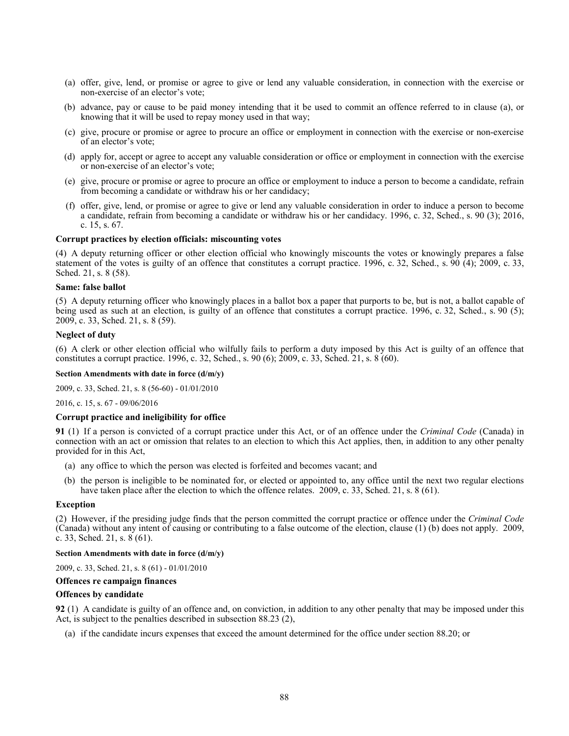(a) offer, give, lend, or promise or agree to give or lend any valuable consideration, in connection with the exercise or non-exercise of an elector's vote;

(b) advance, pay or cause to be paid money intending that it be used to commit an offence referred to in clause (a), or knowing that it will be used to repay money used in that way;

(c) give, procure or promise or agree to procure an office or employment in connection with the exercise or non-exercise of an elector's vote;

(d) apply for, accept or agree to accept any valuable consideration or office or employment in connection with the exercise or non-exercise of an elector's vote;

(e) give, procure or promise or agree to procure an office or employment to induce a person to become a candidate, refrain from becoming a candidate or withdraw his or her candidacy;

(f) offer, give, lend, or promise or agree to give or lend any valuable consideration in order to induce a person to become a candidate, refrain from becoming a candidate or withdraw his or her candidacy. 1996, c. 32, Sched., s. 90 (3); 2016, c. 15, s. 67.

**Corrupt practices by election officials: miscounting votes**

(4) A deputy returning officer or other election official who knowingly miscounts the votes or knowingly prepares a false statement of the votes is guilty of an offence that constitutes a corrupt practice. 1996, c. 32, Sched., s. 90 (4); 2009, c. 33, Sched. 21, s. 8 (58).

**Same: false ballot**

(5) A deputy returning officer who knowingly places in a ballot box a paper that purports to be, but is not, a ballot capable of being used as such at an election, is guilty of an offence that constitutes a corrupt practice. 1996, c. 32, Sched., s. 90 (5); 2009, c. 33, Sched. 21, s. 8 (59).

**Neglect of duty**

(6) A clerk or other election official who wilfully fails to perform a duty imposed by this Act is guilty of an offence that constitutes a corrupt practice. 1996, c. 32, Sched., s. 90 (6); 2009, c. 33, Sched. 21, s. 8 (60).

**Section Amendments with date in force (d/m/y)**

2009, c. 33, Sched. 21, s. 8 (56-60) - 01/01/2010

2016, c. 15, s. 67 - 09/06/2016

**Corrupt practice and ineligibility for office**

**91** (1) If a person is convicted of a corrupt practice under this Act, or of an offence under the *Criminal Code* (Canada) in connection with an act or omission that relates to an election to which this Act applies, then, in addition to any other penalty provided for in this Act,

(a) any office to which the person was elected is forfeited and becomes vacant; and

(b) the person is ineligible to be nominated for, or elected or appointed to, any office until the next two regular elections have taken place after the election to which the offence relates. 2009, c. 33, Sched. 21, s. 8 (61).

**Exception**

(2) However, if the presiding judge finds that the person committed the corrupt practice or offence under the *Criminal Code* (Canada) without any intent of causing or contributing to a false outcome of the election, clause (1) (b) does not apply. 2009, c. 33, Sched. 21, s. 8 (61).

**Section Amendments with date in force (d/m/y)**

2009, c. 33, Sched. 21, s. 8 (61) - 01/01/2010

**Offences re campaign finances**

**Offences by candidate**

**92** (1) A candidate is guilty of an offence and, on conviction, in addition to any other penalty that may be imposed under this Act, is subject to the penalties described in subsection 88.23 (2),

(a) if the candidate incurs expenses that exceed the amount determined for the office under section 88.20; or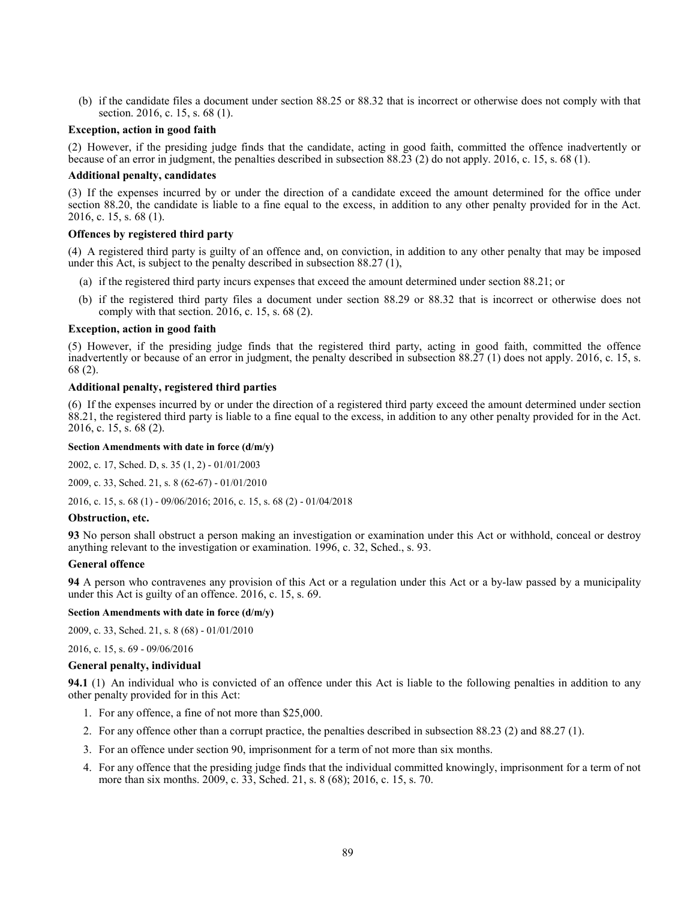(b) if the candidate files a document under section 88.25 or 88.32 that is incorrect or otherwise does not comply with that section. 2016, c. 15, s. 68 (1).

**Exception, action in good faith**

(2) However, if the presiding judge finds that the candidate, acting in good faith, committed the offence inadvertently or because of an error in judgment, the penalties described in subsection 88.23 (2) do not apply. 2016, c. 15, s. 68 (1).

**Additional penalty, candidates**

(3) If the expenses incurred by or under the direction of a candidate exceed the amount determined for the office under section 88.20, the candidate is liable to a fine equal to the excess, in addition to any other penalty provided for in the Act. 2016, c. 15, s. 68 (1).

**Offences by registered third party**

(4) A registered third party is guilty of an offence and, on conviction, in addition to any other penalty that may be imposed under this Act, is subject to the penalty described in subsection 88.27 (1),

(a) if the registered third party incurs expenses that exceed the amount determined under section 88.21; or

(b) if the registered third party files a document under section 88.29 or 88.32 that is incorrect or otherwise does not comply with that section. 2016, c. 15, s. 68 (2).

**Exception, action in good faith**

(5) However, if the presiding judge finds that the registered third party, acting in good faith, committed the offence inadvertently or because of an error in judgment, the penalty described in subsection 88.27 (1) does not apply. 2016, c. 15, s. 68 (2).

**Additional penalty, registered third parties**

(6) If the expenses incurred by or under the direction of a registered third party exceed the amount determined under section 88.21, the registered third party is liable to a fine equal to the excess, in addition to any other penalty provided for in the Act. 2016, c. 15, s. 68 (2).

**Section Amendments with date in force (d/m/y)**

2002, c. 17, Sched. D, s. 35 (1, 2) - 01/01/2003

2009, c. 33, Sched. 21, s. 8 (62-67) - 01/01/2010

2016, c. 15, s. 68 (1) - 09/06/2016; 2016, c. 15, s. 68 (2) - 01/04/2018

**Obstruction, etc.**

**93** No person shall obstruct a person making an investigation or examination under this Act or withhold, conceal or destroy anything relevant to the investigation or examination. 1996, c. 32, Sched., s. 93.

**General offence**

**94** A person who contravenes any provision of this Act or a regulation under this Act or a by-law passed by a municipality under this Act is guilty of an offence. 2016, c. 15, s. 69.

**Section Amendments with date in force (d/m/y)**

2009, c. 33, Sched. 21, s. 8 (68) - 01/01/2010

2016, c. 15, s. 69 - 09/06/2016

**General penalty, individual**

**94.1** (1) An individual who is convicted of an offence under this Act is liable to the following penalties in addition to any other penalty provided for in this Act:

1. For any offence, a fine of not more than $25,000.
2. For any offence other than a corrupt practice, the penalties described in subsection 88.23 (2) and 88.27 (1).
3. For an offence under section 90, imprisonment for a term of not more than six months.
4. For any offence that the presiding judge finds that the individual committed knowingly, imprisonment for a term of not more than six months. 2009, c. 33, Sched. 21, s. 8 (68); 2016, c. 15, s. 70.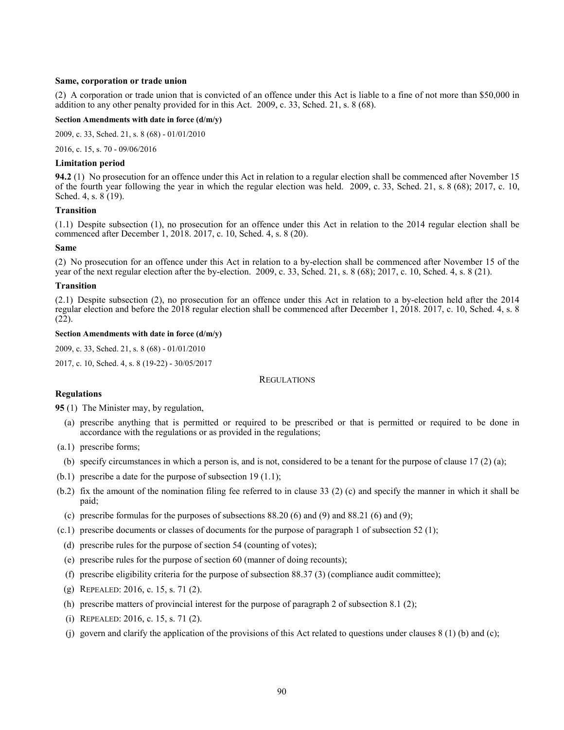#### Same, corporation or trade union

(2) A corporation or trade union that is convicted of an offence under this Act is liable to a fine of not more than $50,000 in addition to any other penalty provided for in this Act. 2009, c. 33, Sched. 21, s. 8 (68).

**Section Amendments with date in force (d/m/y)**

2009, c. 33, Sched. 21, s. 8 (68) - 01/01/2010

2016, c. 15, s. 70 - 09/06/2016

#### Limitation period

**94.2** (1) No prosecution for an offence under this Act in relation to a regular election shall be commenced after November 15 of the fourth year following the year in which the regular election was held. 2009, c. 33, Sched. 21, s. 8 (68); 2017, c. 10, Sched. 4, s. 8 (19).

#### Transition

(1.1) Despite subsection (1), no prosecution for an offence under this Act in relation to the 2014 regular election shall be commenced after December 1, 2018. 2017, c. 10, Sched. 4, s. 8 (20).

#### Same

(2) No prosecution for an offence under this Act in relation to a by-election shall be commenced after November 15 of the year of the next regular election after the by-election. 2009, c. 33, Sched. 21, s. 8 (68); 2017, c. 10, Sched. 4, s. 8 (21).

#### Transition

(2.1) Despite subsection (2), no prosecution for an offence under this Act in relation to a by-election held after the 2014 regular election and before the 2018 regular election shall be commenced after December 1, 2018. 2017, c. 10, Sched. 4, s. 8 (22).

**Section Amendments with date in force (d/m/y)**

2009, c. 33, Sched. 21, s. 8 (68) - 01/01/2010

2017, c. 10, Sched. 4, s. 8 (19-22) - 30/05/2017

### REGULATIONS

#### Regulations

**95** (1) The Minister may, by regulation,

(a) prescribe anything that is permitted or required to be prescribed or that is permitted or required to be done in accordance with the regulations or as provided in the regulations;

(a.1) prescribe forms;

(b) specify circumstances in which a person is, and is not, considered to be a tenant for the purpose of clause 17 (2) (a);

(b.1) prescribe a date for the purpose of subsection 19 (1.1);

(b.2) fix the amount of the nomination filing fee referred to in clause 33 (2) (c) and specify the manner in which it shall be paid;

(c) prescribe formulas for the purposes of subsections 88.20 (6) and (9) and 88.21 (6) and (9);

(c.1) prescribe documents or classes of documents for the purpose of paragraph 1 of subsection 52 (1);

(d) prescribe rules for the purpose of section 54 (counting of votes);

(e) prescribe rules for the purpose of section 60 (manner of doing recounts);

(f) prescribe eligibility criteria for the purpose of subsection 88.37 (3) (compliance audit committee);

(g) REPEALED: 2016, c. 15, s. 71 (2).

(h) prescribe matters of provincial interest for the purpose of paragraph 2 of subsection 8.1 (2);

(i) REPEALED: 2016, c. 15, s. 71 (2).

(j) govern and clarify the application of the provisions of this Act related to questions under clauses 8 (1) (b) and (c);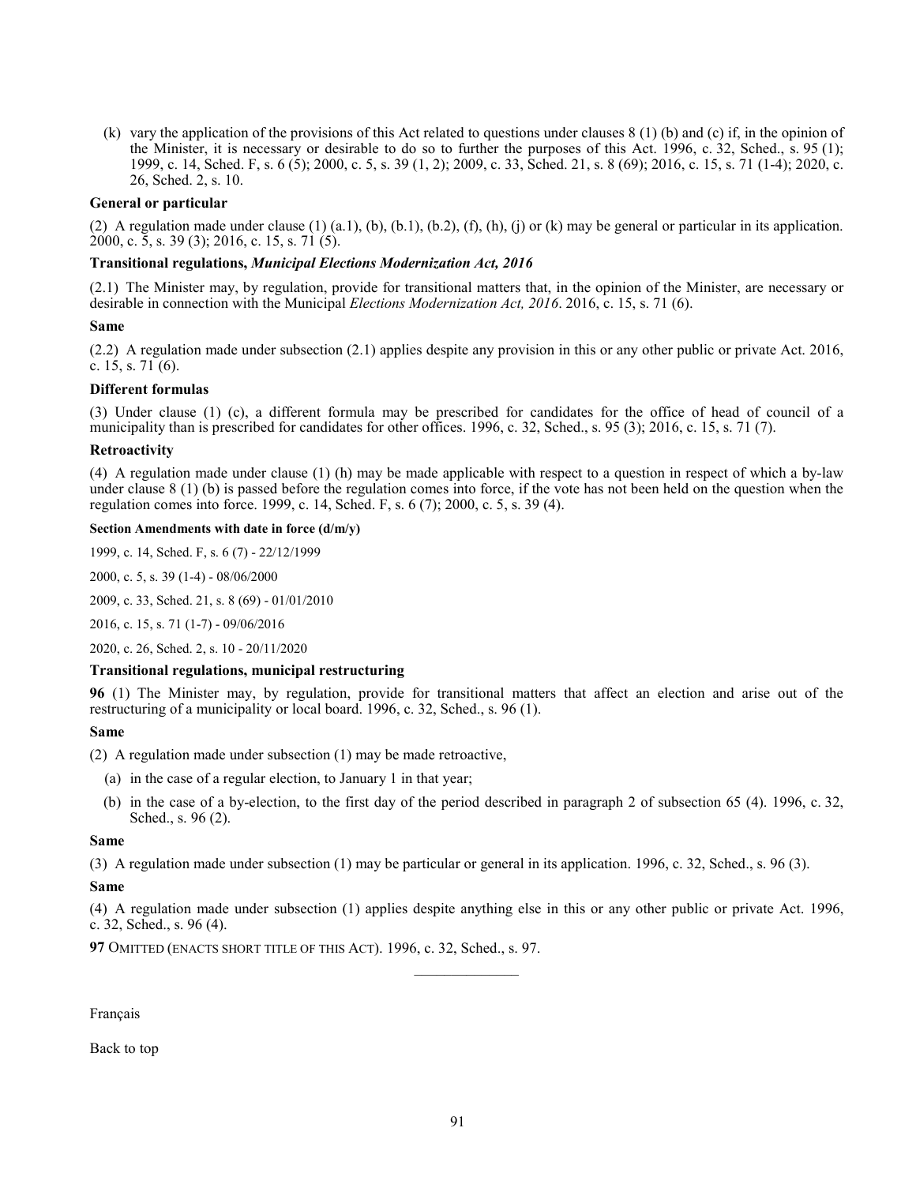(k) vary the application of the provisions of this Act related to questions under clauses 8 (1) (b) and (c) if, in the opinion of the Minister, it is necessary or desirable to do so to further the purposes of this Act. 1996, c. 32, Sched., s. 95 (1); 1999, c. 14, Sched. F, s. 6 (5); 2000, c. 5, s. 39 (1, 2); 2009, c. 33, Sched. 21, s. 8 (69); 2016, c. 15, s. 71 (1-4); 2020, c. 26, Sched. 2, s. 10.

**General or particular**

(2) A regulation made under clause (1) (a.1), (b), (b.1), (b.2), (f), (h), (j) or (k) may be general or particular in its application. 2000, c. 5, s. 39 (3); 2016, c. 15, s. 71 (5).

**Transitional regulations, *Municipal Elections Modernization Act, 2016***

(2.1) The Minister may, by regulation, provide for transitional matters that, in the opinion of the Minister, are necessary or desirable in connection with the Municipal *Elections Modernization Act, 2016*. 2016, c. 15, s. 71 (6).

**Same**

(2.2) A regulation made under subsection (2.1) applies despite any provision in this or any other public or private Act. 2016, c. 15, s. 71 (6).

**Different formulas**

(3) Under clause (1) (c), a different formula may be prescribed for candidates for the office of head of council of a municipality than is prescribed for candidates for other offices. 1996, c. 32, Sched., s. 95 (3); 2016, c. 15, s. 71 (7).

**Retroactivity**

(4) A regulation made under clause (1) (h) may be made applicable with respect to a question in respect of which a by-law under clause 8 (1) (b) is passed before the regulation comes into force, if the vote has not been held on the question when the regulation comes into force. 1999, c. 14, Sched. F, s. 6 (7); 2000, c. 5, s. 39 (4).

**Section Amendments with date in force (d/m/y)**

1999, c. 14, Sched. F, s. 6 (7) - 22/12/1999

2000, c. 5, s. 39 (1-4) - 08/06/2000

2009, c. 33, Sched. 21, s. 8 (69) - 01/01/2010

2016, c. 15, s. 71 (1-7) - 09/06/2016

2020, c. 26, Sched. 2, s. 10 - 20/11/2020

**Transitional regulations, municipal restructuring**

**96** (1) The Minister may, by regulation, provide for transitional matters that affect an election and arise out of the restructuring of a municipality or local board. 1996, c. 32, Sched., s. 96 (1).

**Same**

(2) A regulation made under subsection (1) may be made retroactive,

(a) in the case of a regular election, to January 1 in that year;

(b) in the case of a by-election, to the first day of the period described in paragraph 2 of subsection 65 (4). 1996, c. 32, Sched., s. 96 (2).

**Same**

(3) A regulation made under subsection (1) may be particular or general in its application. 1996, c. 32, Sched., s. 96 (3).

**Same**

(4) A regulation made under subsection (1) applies despite anything else in this or any other public or private Act. 1996, c. 32, Sched., s. 96 (4).

**97** OMITTED (ENACTS SHORT TITLE OF THIS ACT). 1996, c. 32, Sched., s. 97.

---

Français

Back to top